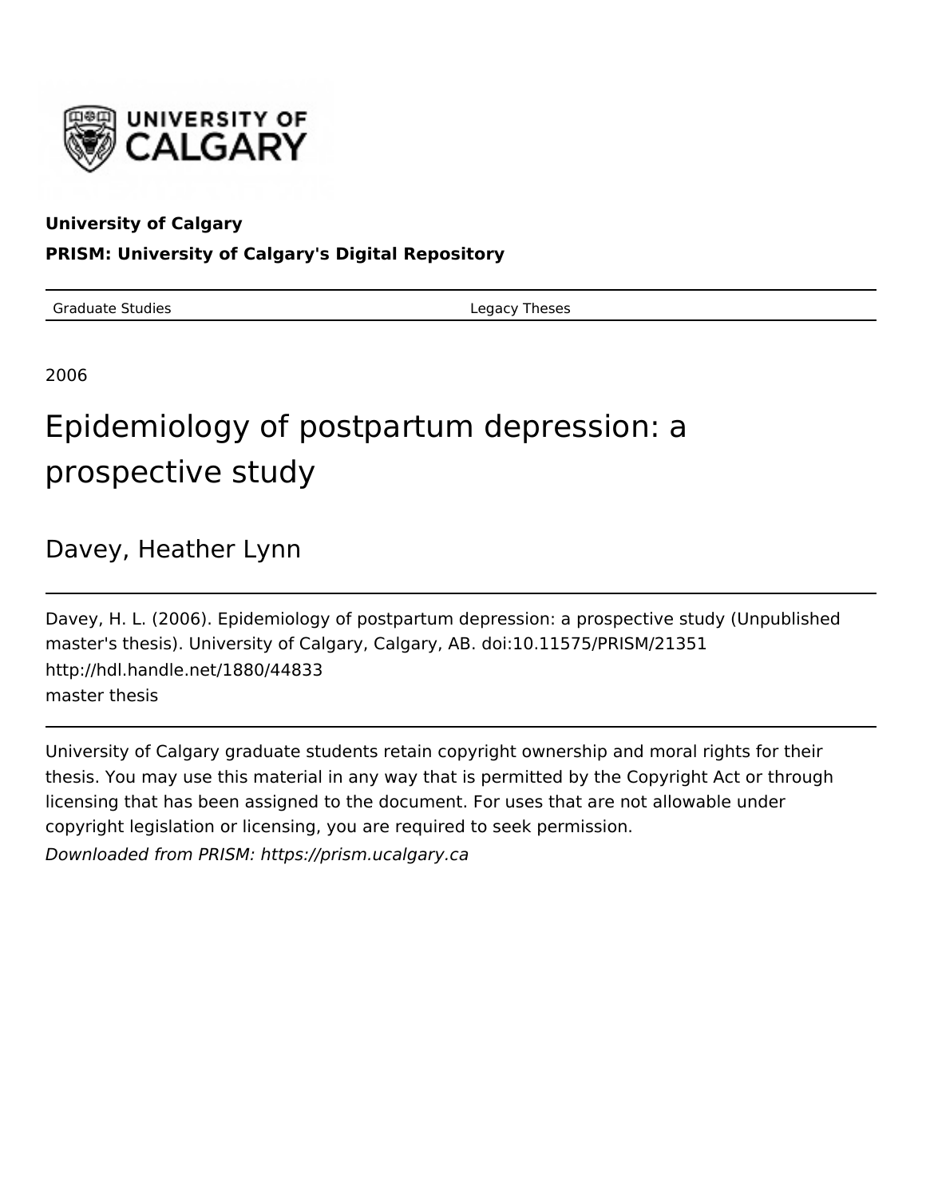University of Calgary

**PRISM: University of Calgary's Digital Repository**

| Graduate Studies | Legacy Theses |
|---|---|

2006

# Epidemiology of postpartum depression: a prospective study

## Davey, Heather Lynn

Davey, H. L. (2006). Epidemiology of postpartum depression: a prospective study (Unpublished master's thesis). University of Calgary, Calgary, AB. doi:10.11575/PRISM/21351
http://hdl.handle.net/1880/44833
master thesis

University of Calgary graduate students retain copyright ownership and moral rights for their thesis. You may use this material in any way that is permitted by the Copyright Act or through licensing that has been assigned to the document. For uses that are not allowable under copyright legislation or licensing, you are required to seek permission.

*Downloaded from PRISM: https://prism.ucalgary.ca*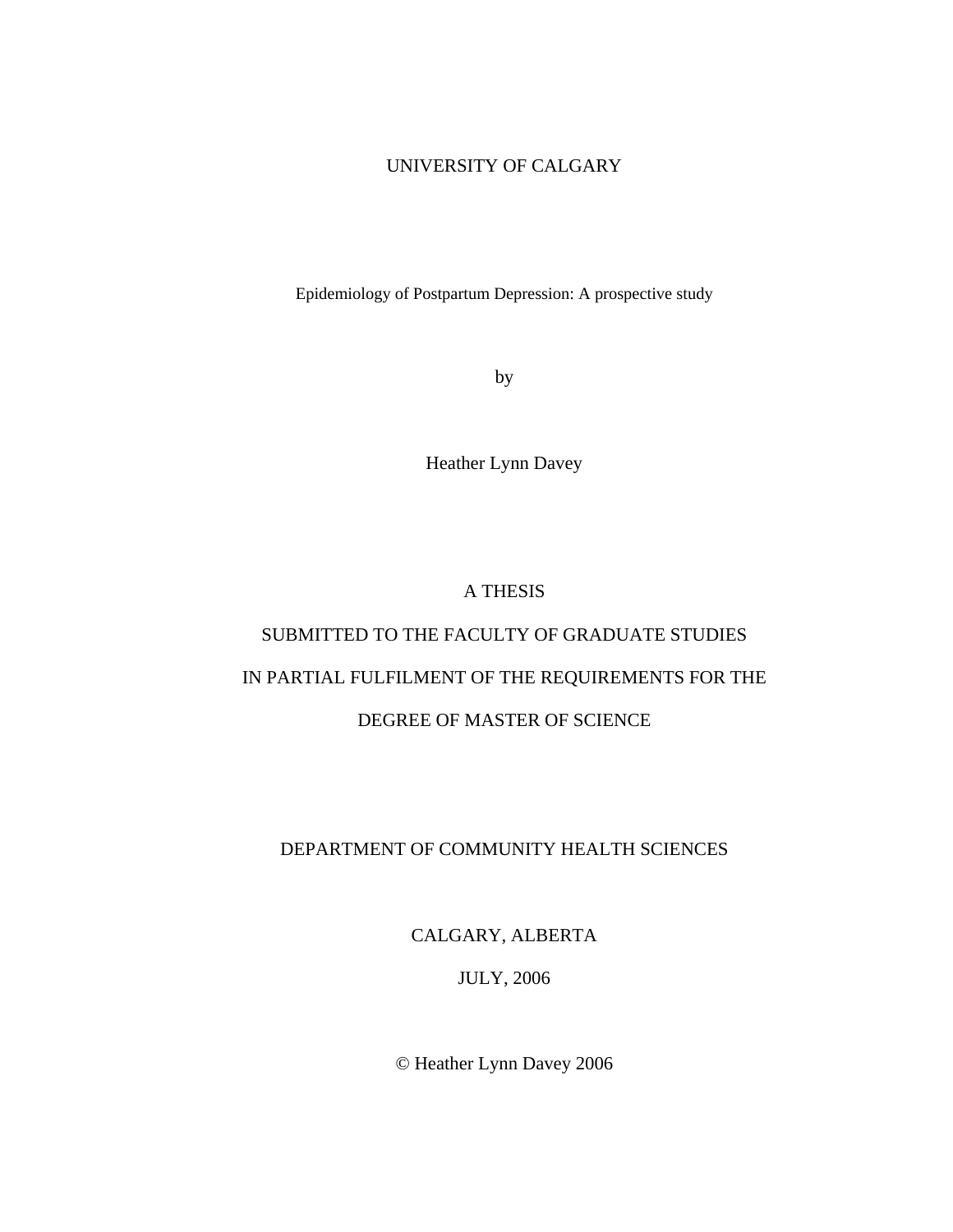UNIVERSITY OF CALGARY

Epidemiology of Postpartum Depression: A prospective study

by

Heather Lynn Davey

A THESIS

SUBMITTED TO THE FACULTY OF GRADUATE STUDIES

IN PARTIAL FULFILMENT OF THE REQUIREMENTS FOR THE

DEGREE OF MASTER OF SCIENCE

DEPARTMENT OF COMMUNITY HEALTH SCIENCES

CALGARY, ALBERTA

JULY, 2006

© Heather Lynn Davey 2006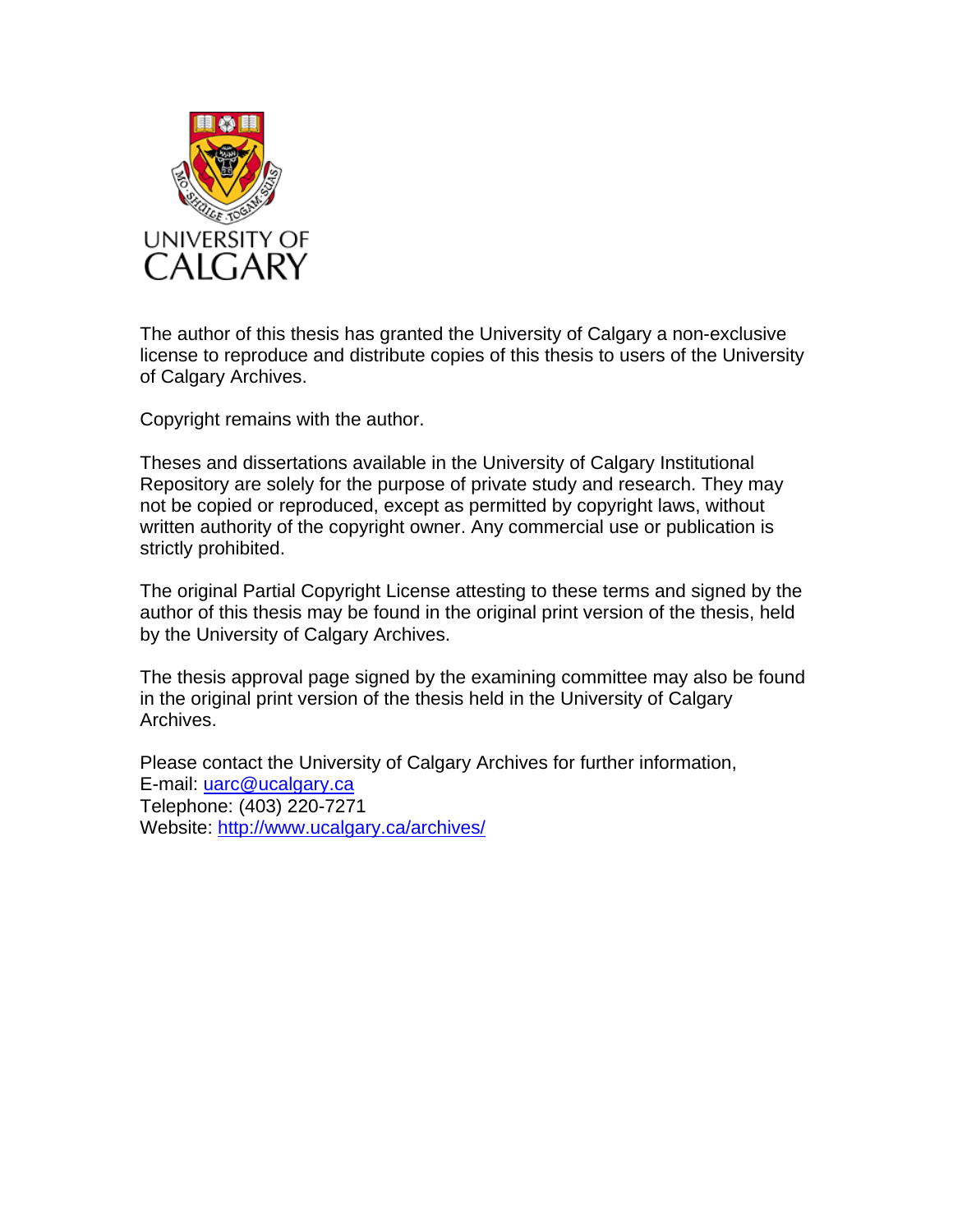UNIVERSITY OF CALGARY

The author of this thesis has granted the University of Calgary a non-exclusive license to reproduce and distribute copies of this thesis to users of the University of Calgary Archives.

Copyright remains with the author.

Theses and dissertations available in the University of Calgary Institutional Repository are solely for the purpose of private study and research. They may not be copied or reproduced, except as permitted by copyright laws, without written authority of the copyright owner. Any commercial use or publication is strictly prohibited.

The original Partial Copyright License attesting to these terms and signed by the author of this thesis may be found in the original print version of the thesis, held by the University of Calgary Archives.

The thesis approval page signed by the examining committee may also be found in the original print version of the thesis held in the University of Calgary Archives.

Please contact the University of Calgary Archives for further information,
E-mail: uarc@ucalgary.ca
Telephone: (403) 220-7271
Website: http://www.ucalgary.ca/archives/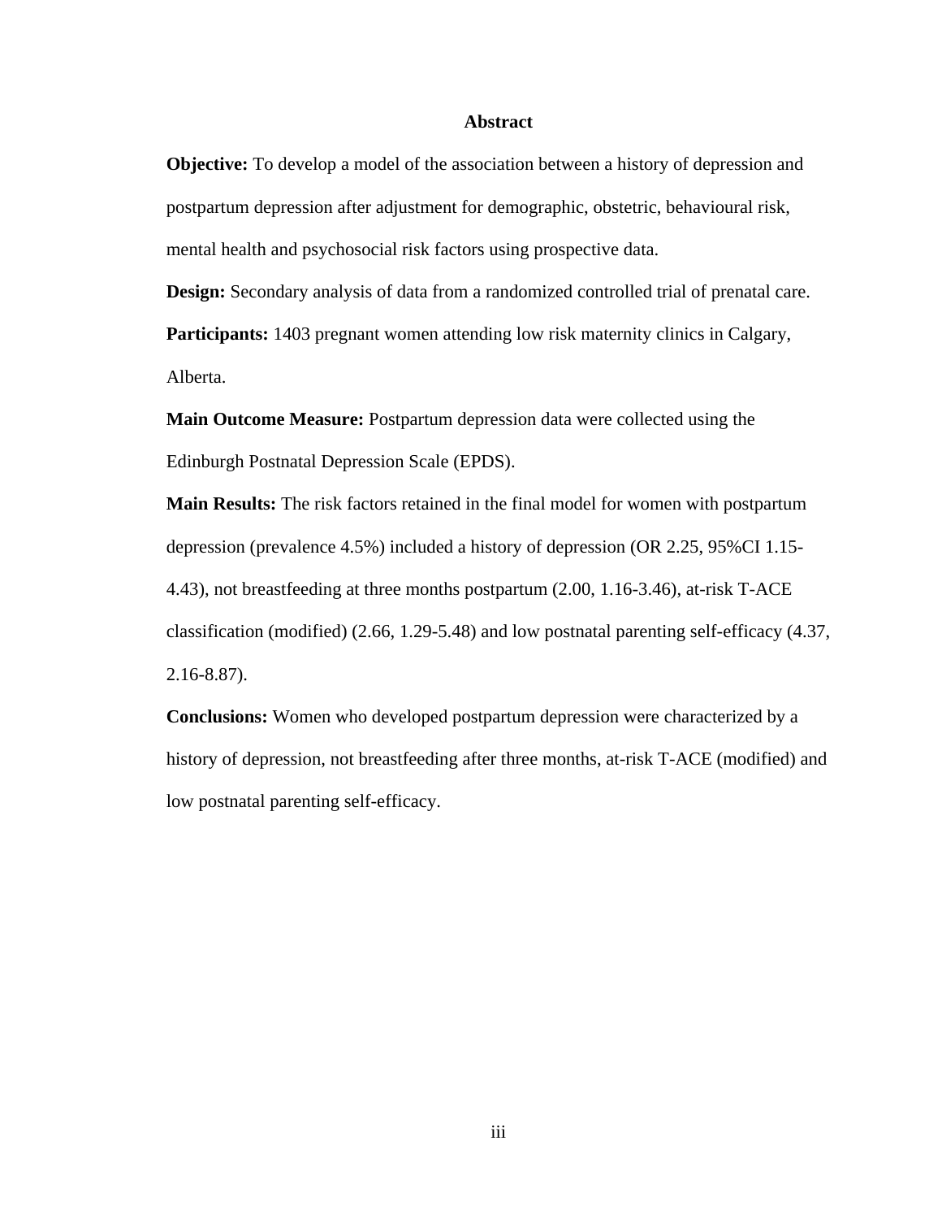# Abstract

**Objective:** To develop a model of the association between a history of depression and postpartum depression after adjustment for demographic, obstetric, behavioural risk, mental health and psychosocial risk factors using prospective data.

**Design:** Secondary analysis of data from a randomized controlled trial of prenatal care.

**Participants:** 1403 pregnant women attending low risk maternity clinics in Calgary, Alberta.

**Main Outcome Measure:** Postpartum depression data were collected using the Edinburgh Postnatal Depression Scale (EPDS).

**Main Results:** The risk factors retained in the final model for women with postpartum depression (prevalence 4.5%) included a history of depression (OR 2.25, 95%CI 1.15-4.43), not breastfeeding at three months postpartum (2.00, 1.16-3.46), at-risk T-ACE classification (modified) (2.66, 1.29-5.48) and low postnatal parenting self-efficacy (4.37, 2.16-8.87).

**Conclusions:** Women who developed postpartum depression were characterized by a history of depression, not breastfeeding after three months, at-risk T-ACE (modified) and low postnatal parenting self-efficacy.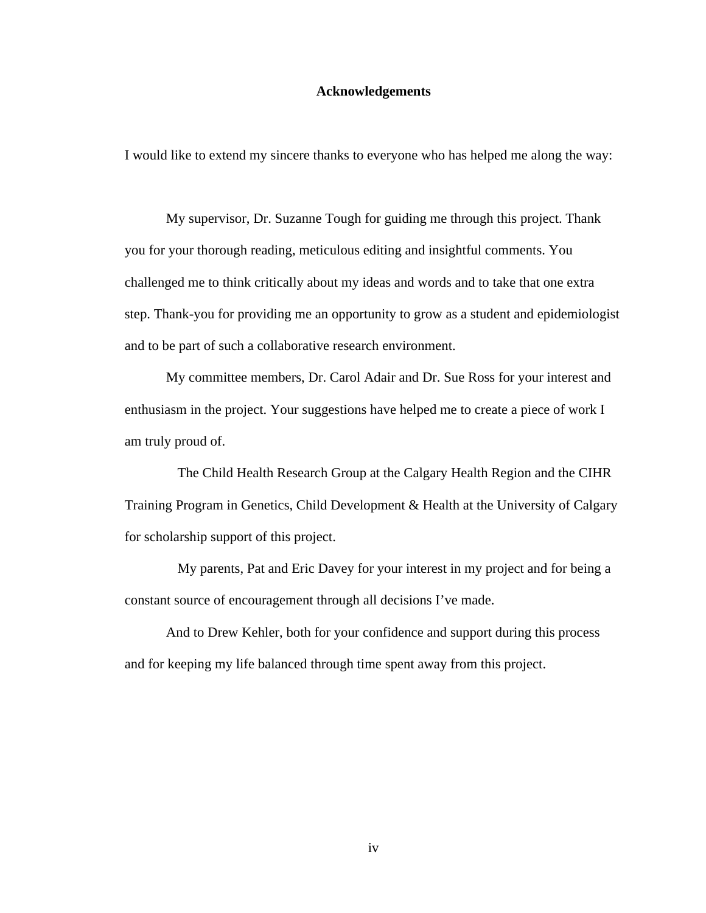# Acknowledgements

I would like to extend my sincere thanks to everyone who has helped me along the way:

My supervisor, Dr. Suzanne Tough for guiding me through this project. Thank you for your thorough reading, meticulous editing and insightful comments. You challenged me to think critically about my ideas and words and to take that one extra step. Thank-you for providing me an opportunity to grow as a student and epidemiologist and to be part of such a collaborative research environment.

My committee members, Dr. Carol Adair and Dr. Sue Ross for your interest and enthusiasm in the project. Your suggestions have helped me to create a piece of work I am truly proud of.

The Child Health Research Group at the Calgary Health Region and the CIHR Training Program in Genetics, Child Development & Health at the University of Calgary for scholarship support of this project.

My parents, Pat and Eric Davey for your interest in my project and for being a constant source of encouragement through all decisions I've made.

And to Drew Kehler, both for your confidence and support during this process and for keeping my life balanced through time spent away from this project.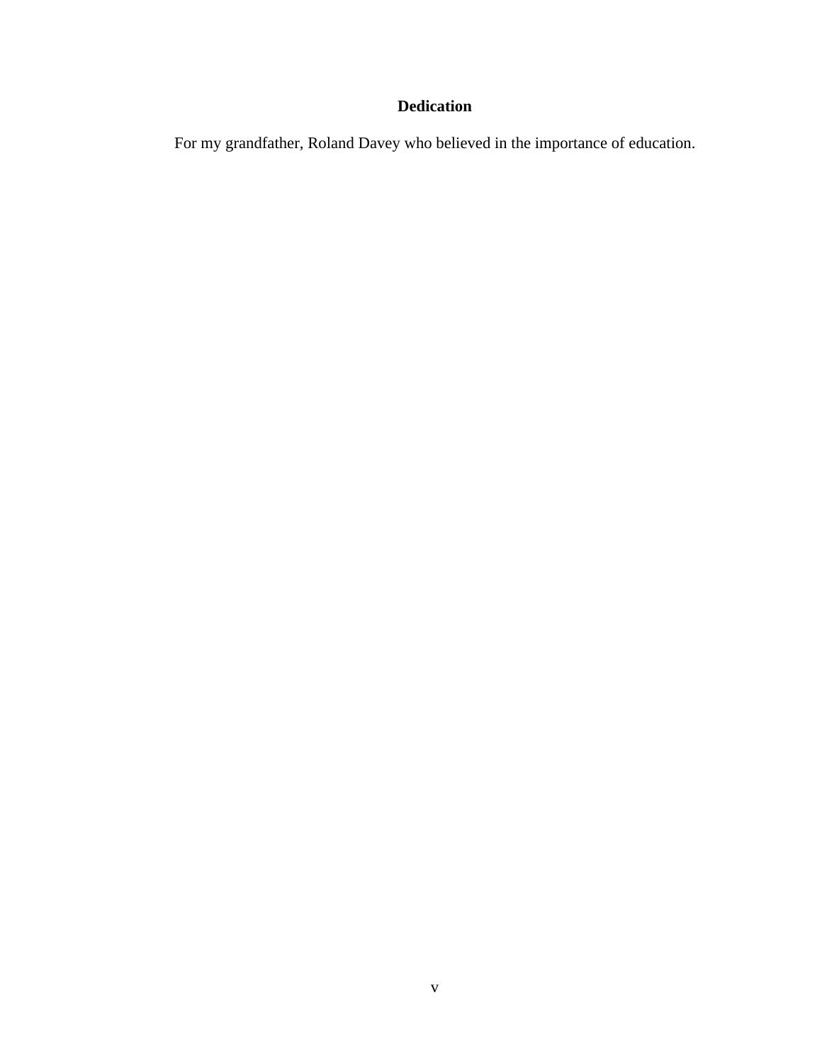# Dedication

For my grandfather, Roland Davey who believed in the importance of education.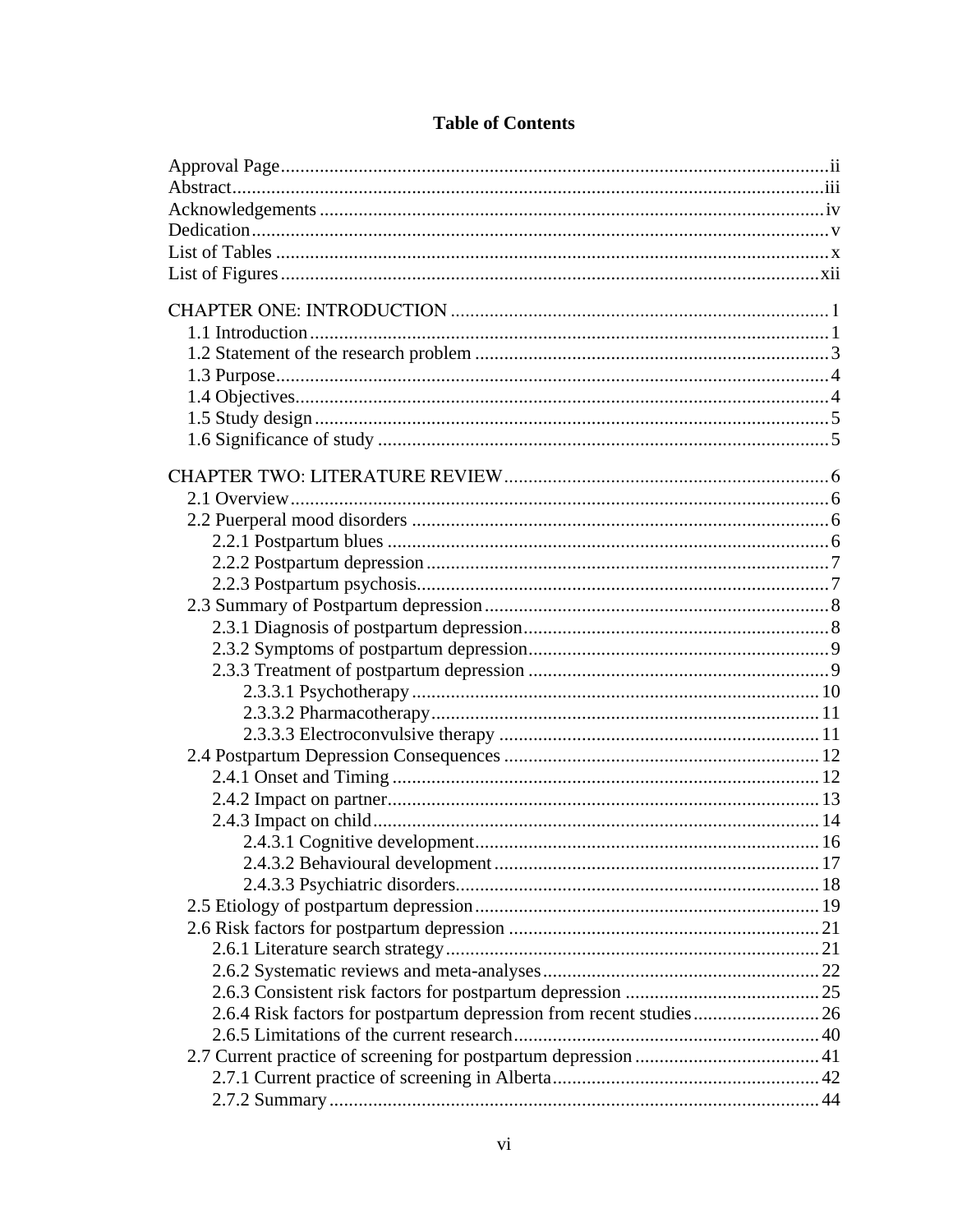# Table of Contents

Approval Page ..... ii
Abstract ..... iii
Acknowledgements ..... iv
Dedication ..... v
List of Tables ..... x
List of Figures ..... xii

CHAPTER ONE: INTRODUCTION ..... 1
- 1.1 Introduction ..... 1
- 1.2 Statement of the research problem ..... 3
- 1.3 Purpose ..... 4
- 1.4 Objectives ..... 4
- 1.5 Study design ..... 5
- 1.6 Significance of study ..... 5

CHAPTER TWO: LITERATURE REVIEW ..... 6
- 2.1 Overview ..... 6
- 2.2 Puerperal mood disorders ..... 6
  - 2.2.1 Postpartum blues ..... 6
  - 2.2.2 Postpartum depression ..... 7
  - 2.2.3 Postpartum psychosis ..... 7
- 2.3 Summary of Postpartum depression ..... 8
  - 2.3.1 Diagnosis of postpartum depression ..... 8
  - 2.3.2 Symptoms of postpartum depression ..... 9
  - 2.3.3 Treatment of postpartum depression ..... 9
    - 2.3.3.1 Psychotherapy ..... 10
    - 2.3.3.2 Pharmacotherapy ..... 11
    - 2.3.3.3 Electroconvulsive therapy ..... 11
- 2.4 Postpartum Depression Consequences ..... 12
  - 2.4.1 Onset and Timing ..... 12
  - 2.4.2 Impact on partner ..... 13
  - 2.4.3 Impact on child ..... 14
    - 2.4.3.1 Cognitive development ..... 16
    - 2.4.3.2 Behavioural development ..... 17
    - 2.4.3.3 Psychiatric disorders ..... 18
- 2.5 Etiology of postpartum depression ..... 19
- 2.6 Risk factors for postpartum depression ..... 21
  - 2.6.1 Literature search strategy ..... 21
  - 2.6.2 Systematic reviews and meta-analyses ..... 22
  - 2.6.3 Consistent risk factors for postpartum depression ..... 25
  - 2.6.4 Risk factors for postpartum depression from recent studies ..... 26
  - 2.6.5 Limitations of the current research ..... 40
- 2.7 Current practice of screening for postpartum depression ..... 41
  - 2.7.1 Current practice of screening in Alberta ..... 42
  - 2.7.2 Summary ..... 44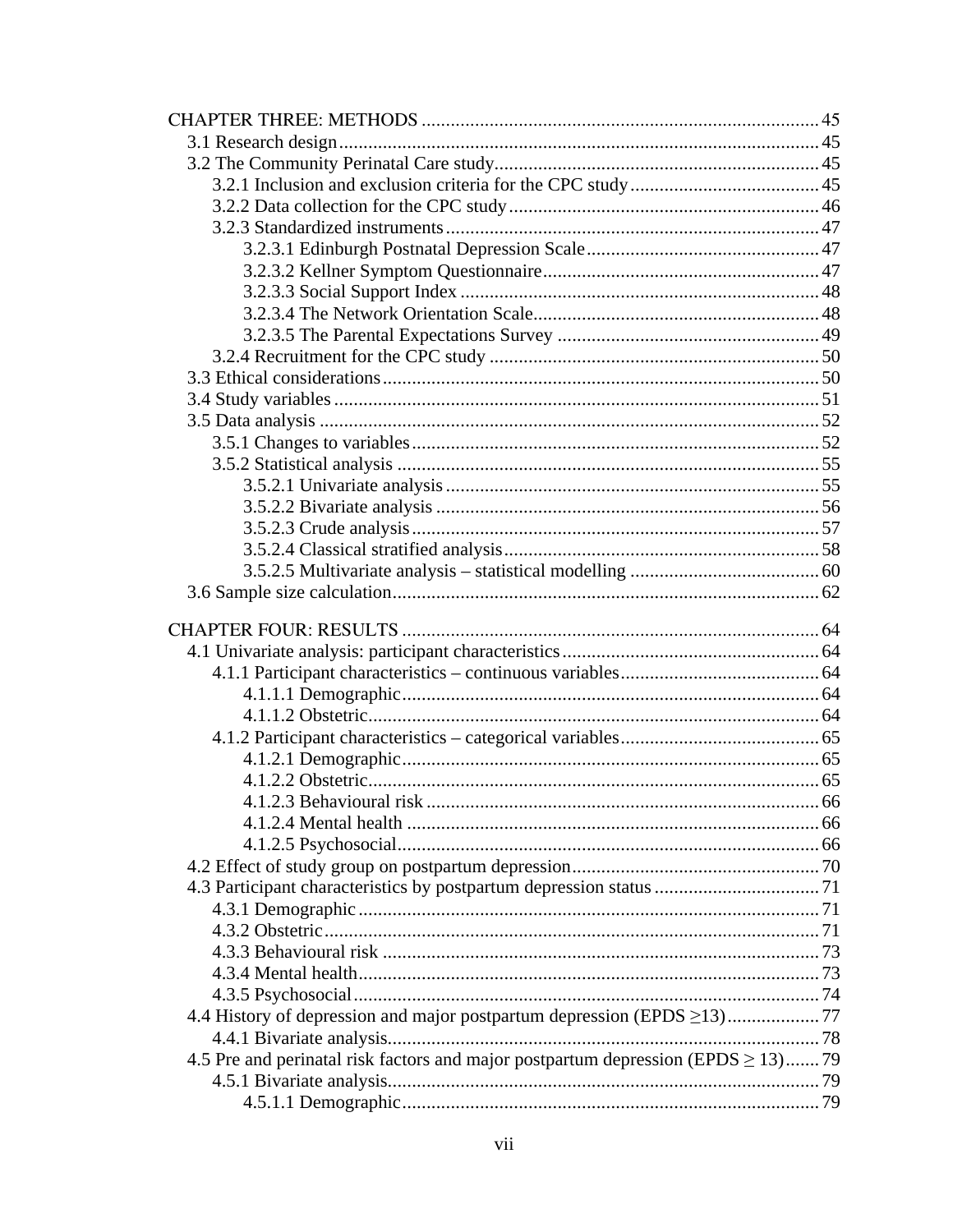CHAPTER THREE: METHODS ..... 45
- 3.1 Research design ..... 45
- 3.2 The Community Perinatal Care study ..... 45
  - 3.2.1 Inclusion and exclusion criteria for the CPC study ..... 45
  - 3.2.2 Data collection for the CPC study ..... 46
  - 3.2.3 Standardized instruments ..... 47
    - 3.2.3.1 Edinburgh Postnatal Depression Scale ..... 47
    - 3.2.3.2 Kellner Symptom Questionnaire ..... 47
    - 3.2.3.3 Social Support Index ..... 48
    - 3.2.3.4 The Network Orientation Scale ..... 48
    - 3.2.3.5 The Parental Expectations Survey ..... 49
  - 3.2.4 Recruitment for the CPC study ..... 50
- 3.3 Ethical considerations ..... 50
- 3.4 Study variables ..... 51
- 3.5 Data analysis ..... 52
  - 3.5.1 Changes to variables ..... 52
  - 3.5.2 Statistical analysis ..... 55
    - 3.5.2.1 Univariate analysis ..... 55
    - 3.5.2.2 Bivariate analysis ..... 56
    - 3.5.2.3 Crude analysis ..... 57
    - 3.5.2.4 Classical stratified analysis ..... 58
    - 3.5.2.5 Multivariate analysis – statistical modelling ..... 60
- 3.6 Sample size calculation ..... 62

CHAPTER FOUR: RESULTS ..... 64
- 4.1 Univariate analysis: participant characteristics ..... 64
  - 4.1.1 Participant characteristics – continuous variables ..... 64
    - 4.1.1.1 Demographic ..... 64
    - 4.1.1.2 Obstetric ..... 64
  - 4.1.2 Participant characteristics – categorical variables ..... 65
    - 4.1.2.1 Demographic ..... 65
    - 4.1.2.2 Obstetric ..... 65
    - 4.1.2.3 Behavioural risk ..... 66
    - 4.1.2.4 Mental health ..... 66
    - 4.1.2.5 Psychosocial ..... 66
- 4.2 Effect of study group on postpartum depression ..... 70
- 4.3 Participant characteristics by postpartum depression status ..... 71
  - 4.3.1 Demographic ..... 71
  - 4.3.2 Obstetric ..... 71
  - 4.3.3 Behavioural risk ..... 73
  - 4.3.4 Mental health ..... 73
  - 4.3.5 Psychosocial ..... 74
- 4.4 History of depression and major postpartum depression (EPDS ≥13) ..... 77
  - 4.4.1 Bivariate analysis ..... 78
- 4.5 Pre and perinatal risk factors and major postpartum depression (EPDS ≥ 13) ..... 79
  - 4.5.1 Bivariate analysis ..... 79
    - 4.5.1.1 Demographic ..... 79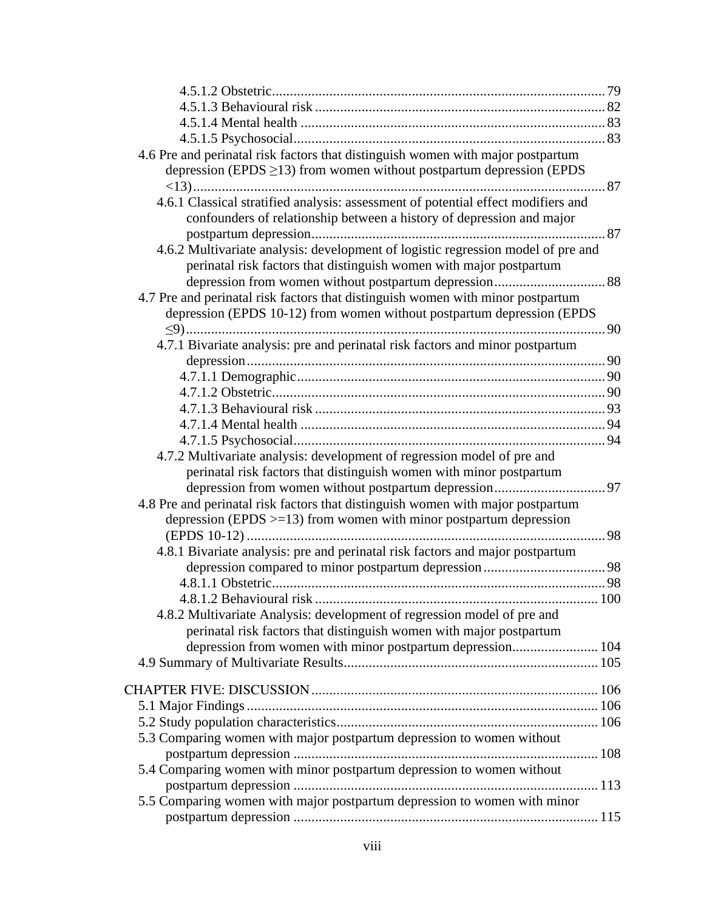4.5.1.2 Obstetric ........................................................................................ 79
4.5.1.3 Behavioural risk ............................................................................. 82
4.5.1.4 Mental health ................................................................................. 83
4.5.1.5 Psychosocial ................................................................................... 83

4.6 Pre and perinatal risk factors that distinguish women with major postpartum depression (EPDS ≥13) from women without postpartum depression (EPDS <13) ............................................................................................................. 87

4.6.1 Classical stratified analysis: assessment of potential effect modifiers and confounders of relationship between a history of depression and major postpartum depression .............................................................................. 87

4.6.2 Multivariate analysis: development of logistic regression model of pre and perinatal risk factors that distinguish women with major postpartum depression from women without postpartum depression .............................. 88

4.7 Pre and perinatal risk factors that distinguish women with minor postpartum depression (EPDS 10-12) from women without postpartum depression (EPDS ≤9) .............................................................................................................. 90

4.7.1 Bivariate analysis: pre and perinatal risk factors and minor postpartum depression ............................................................................................... 90
4.7.1.1 Demographic ................................................................................... 90
4.7.1.2 Obstetric ........................................................................................ 90
4.7.1.3 Behavioural risk ............................................................................. 93
4.7.1.4 Mental health ................................................................................. 94
4.7.1.5 Psychosocial ................................................................................... 94

4.7.2 Multivariate analysis: development of regression model of pre and perinatal risk factors that distinguish women with minor postpartum depression from women without postpartum depression .............................. 97

4.8 Pre and perinatal risk factors that distinguish women with major postpartum depression (EPDS >=13) from women with minor postpartum depression (EPDS 10-12) ................................................................................................. 98

4.8.1 Bivariate analysis: pre and perinatal risk factors and major postpartum depression compared to minor postpartum depression .................................. 98
4.8.1.1 Obstetric ........................................................................................ 98
4.8.1.2 Behavioural risk ........................................................................... 100

4.8.2 Multivariate Analysis: development of regression model of pre and perinatal risk factors that distinguish women with major postpartum depression from women with minor postpartum depression ....................... 104

4.9 Summary of Multivariate Results ....................................................................... 105

CHAPTER FIVE: DISCUSSION ............................................................................... 106

5.1 Major Findings .................................................................................................. 106
5.2 Study population characteristics ........................................................................ 106
5.3 Comparing women with major postpartum depression to women without postpartum depression ..................................................................................... 108
5.4 Comparing women with minor postpartum depression to women without postpartum depression ..................................................................................... 113
5.5 Comparing women with major postpartum depression to women with minor postpartum depression ..................................................................................... 115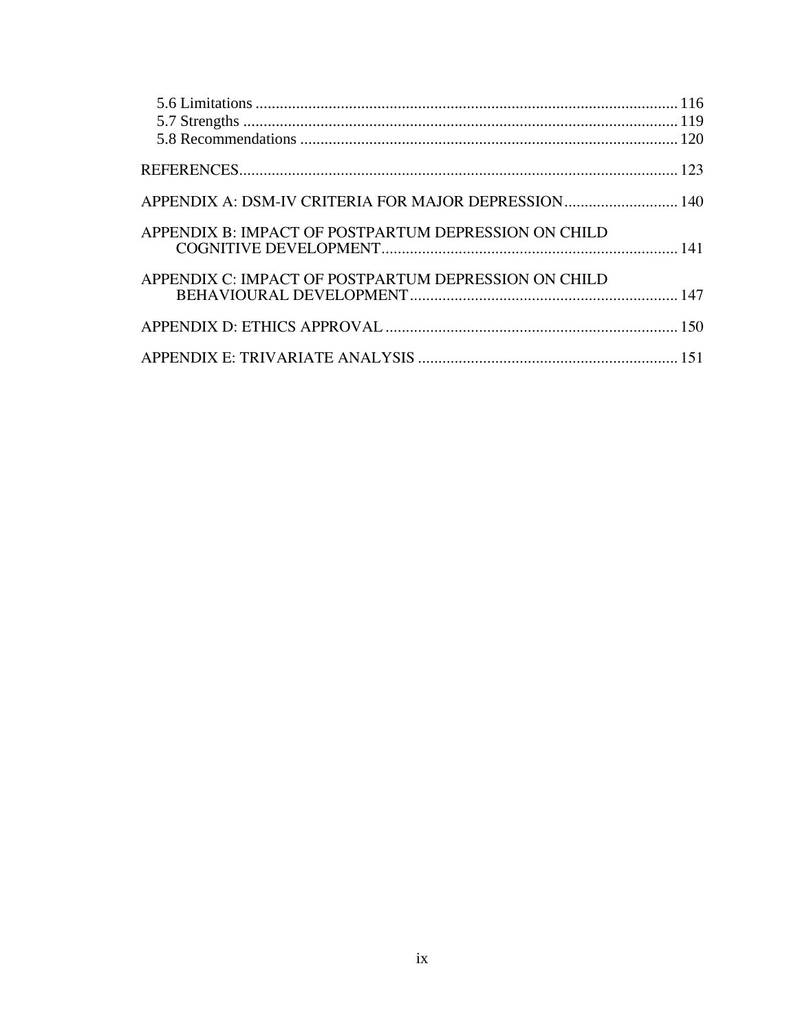5.6 Limitations ........................................................................................................ 116
5.7 Strengths ........................................................................................................... 119
5.8 Recommendations ............................................................................................ 120

REFERENCES............................................................................................................ 123

APPENDIX A: DSM-IV CRITERIA FOR MAJOR DEPRESSION............................ 140

APPENDIX B: IMPACT OF POSTPARTUM DEPRESSION ON CHILD COGNITIVE DEVELOPMENT......................................................................... 141

APPENDIX C: IMPACT OF POSTPARTUM DEPRESSION ON CHILD BEHAVIOURAL DEVELOPMENT.................................................................. 147

APPENDIX D: ETHICS APPROVAL ........................................................................ 150

APPENDIX E: TRIVARIATE ANALYSIS ................................................................ 151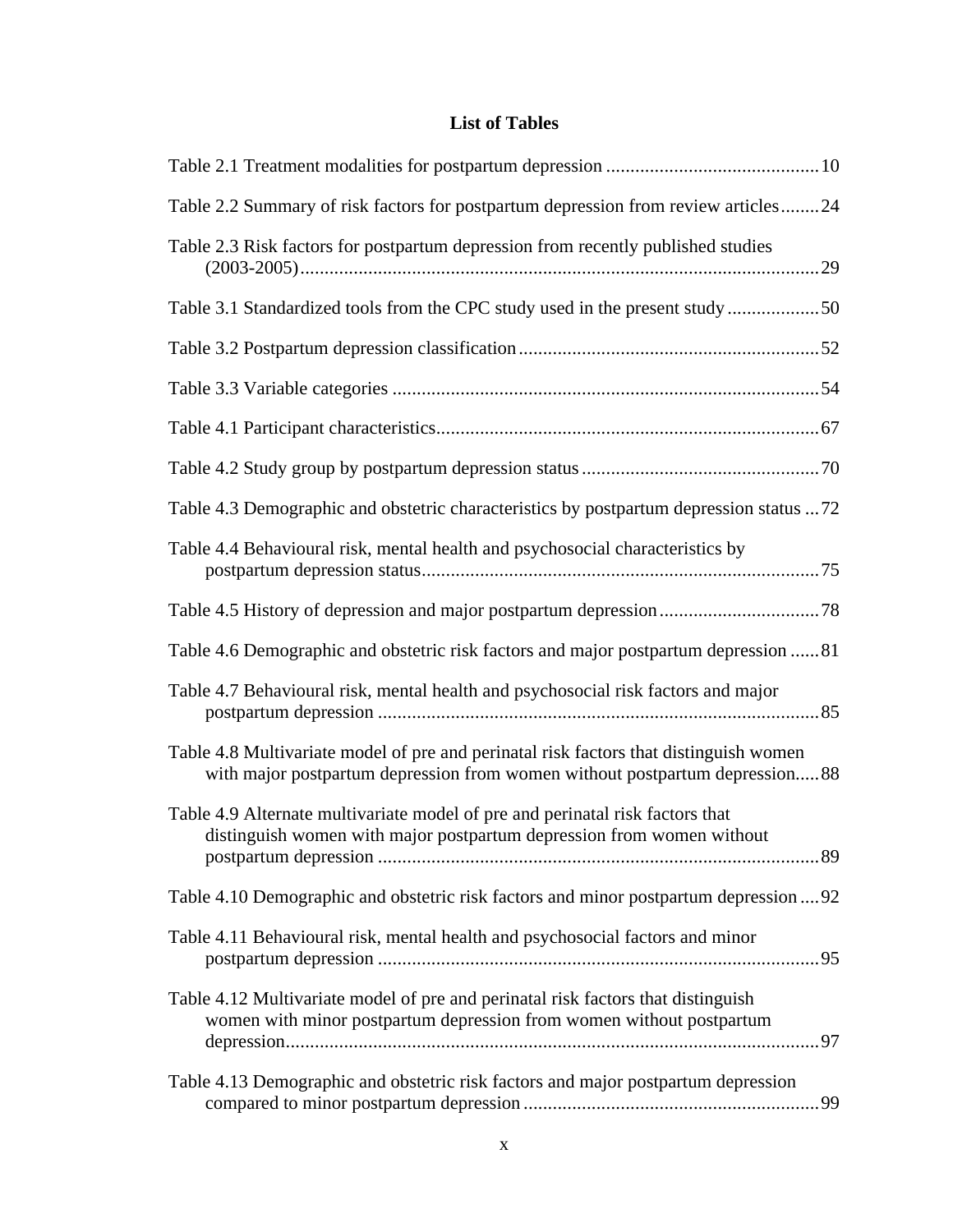# List of Tables

Table 2.1 Treatment modalities for postpartum depression ............................................ 10

Table 2.2 Summary of risk factors for postpartum depression from review articles ........ 24

Table 2.3 Risk factors for postpartum depression from recently published studies (2003-2005) .......................................................................................................... 29

Table 3.1 Standardized tools from the CPC study used in the present study ................... 50

Table 3.2 Postpartum depression classification ............................................................. 52

Table 3.3 Variable categories ....................................................................................... 54

Table 4.1 Participant characteristics .............................................................................. 67

Table 4.2 Study group by postpartum depression status ................................................ 70

Table 4.3 Demographic and obstetric characteristics by postpartum depression status ... 72

Table 4.4 Behavioural risk, mental health and psychosocial characteristics by postpartum depression status ................................................................................. 75

Table 4.5 History of depression and major postpartum depression ................................. 78

Table 4.6 Demographic and obstetric risk factors and major postpartum depression ...... 81

Table 4.7 Behavioural risk, mental health and psychosocial risk factors and major postpartum depression .......................................................................................... 85

Table 4.8 Multivariate model of pre and perinatal risk factors that distinguish women with major postpartum depression from women without postpartum depression ..... 88

Table 4.9 Alternate multivariate model of pre and perinatal risk factors that distinguish women with major postpartum depression from women without postpartum depression .......................................................................................... 89

Table 4.10 Demographic and obstetric risk factors and minor postpartum depression .... 92

Table 4.11 Behavioural risk, mental health and psychosocial factors and minor postpartum depression .......................................................................................... 95

Table 4.12 Multivariate model of pre and perinatal risk factors that distinguish women with minor postpartum depression from women without postpartum depression ............................................................................................................. 97

Table 4.13 Demographic and obstetric risk factors and major postpartum depression compared to minor postpartum depression ............................................................ 99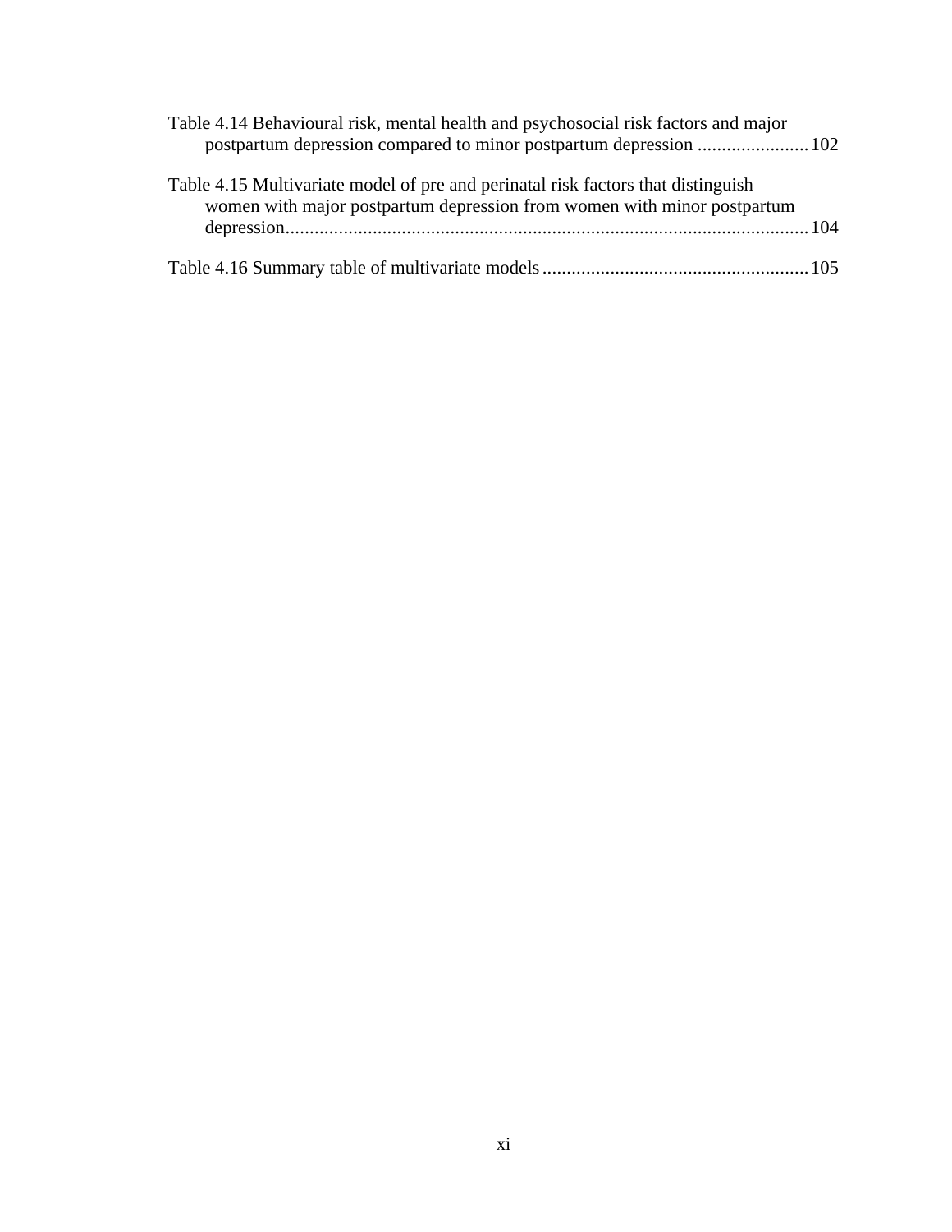Table 4.14 Behavioural risk, mental health and psychosocial risk factors and major postpartum depression compared to minor postpartum depression ....................... 102

Table 4.15 Multivariate model of pre and perinatal risk factors that distinguish women with major postpartum depression from women with minor postpartum depression ........................................................................................................ 104

Table 4.16 Summary table of multivariate models ...................................................... 105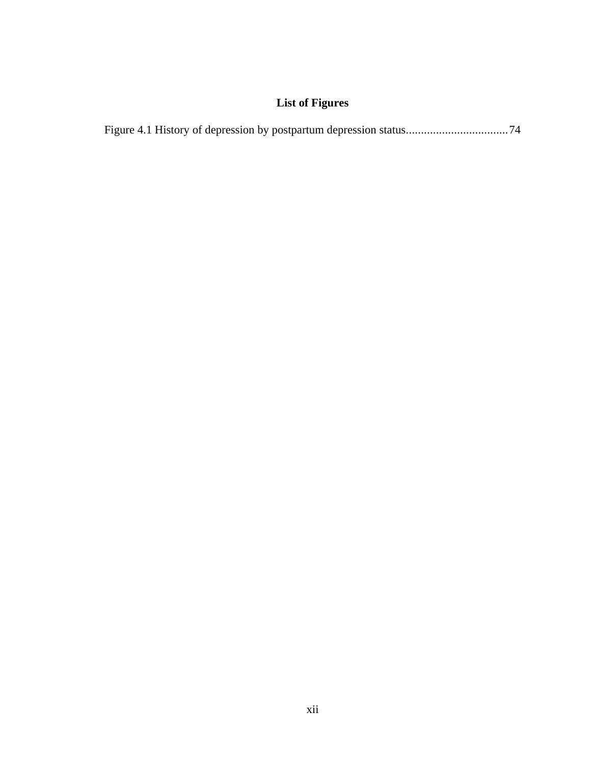# List of Figures

Figure 4.1 History of depression by postpartum depression status..................................74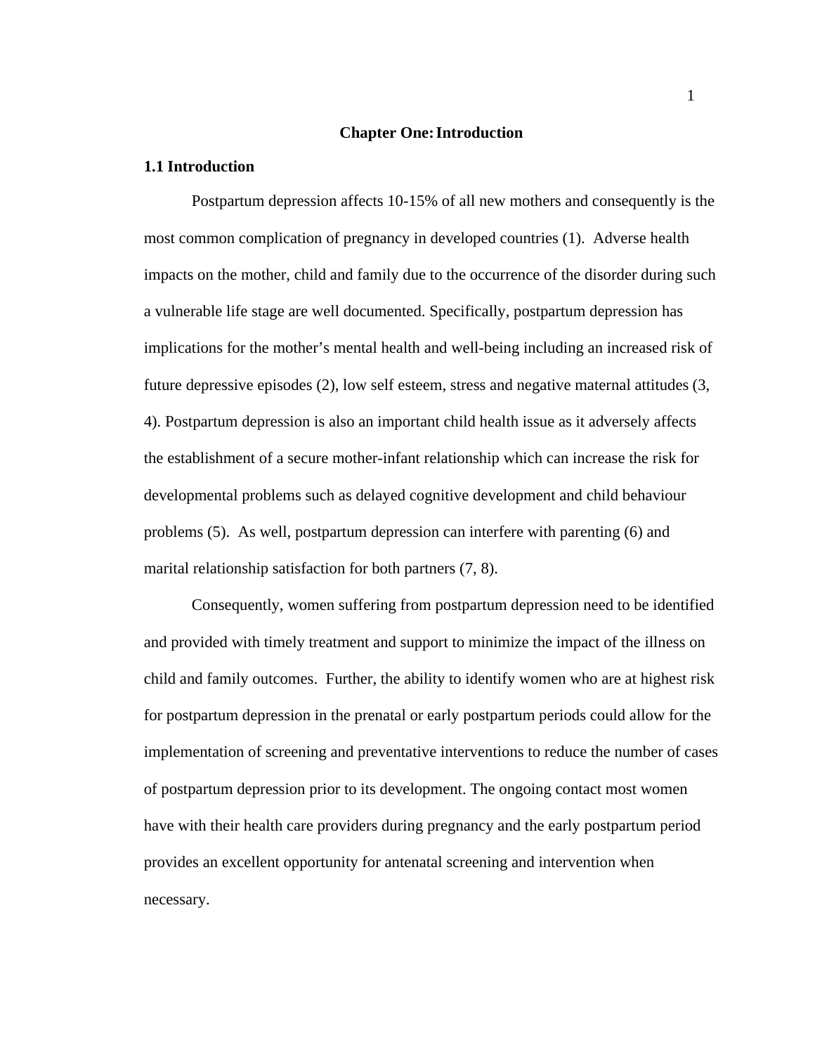# Chapter One: Introduction

## 1.1 Introduction

Postpartum depression affects 10-15% of all new mothers and consequently is the most common complication of pregnancy in developed countries (1). Adverse health impacts on the mother, child and family due to the occurrence of the disorder during such a vulnerable life stage are well documented. Specifically, postpartum depression has implications for the mother's mental health and well-being including an increased risk of future depressive episodes (2), low self esteem, stress and negative maternal attitudes (3, 4). Postpartum depression is also an important child health issue as it adversely affects the establishment of a secure mother-infant relationship which can increase the risk for developmental problems such as delayed cognitive development and child behaviour problems (5). As well, postpartum depression can interfere with parenting (6) and marital relationship satisfaction for both partners (7, 8).

Consequently, women suffering from postpartum depression need to be identified and provided with timely treatment and support to minimize the impact of the illness on child and family outcomes. Further, the ability to identify women who are at highest risk for postpartum depression in the prenatal or early postpartum periods could allow for the implementation of screening and preventative interventions to reduce the number of cases of postpartum depression prior to its development. The ongoing contact most women have with their health care providers during pregnancy and the early postpartum period provides an excellent opportunity for antenatal screening and intervention when necessary.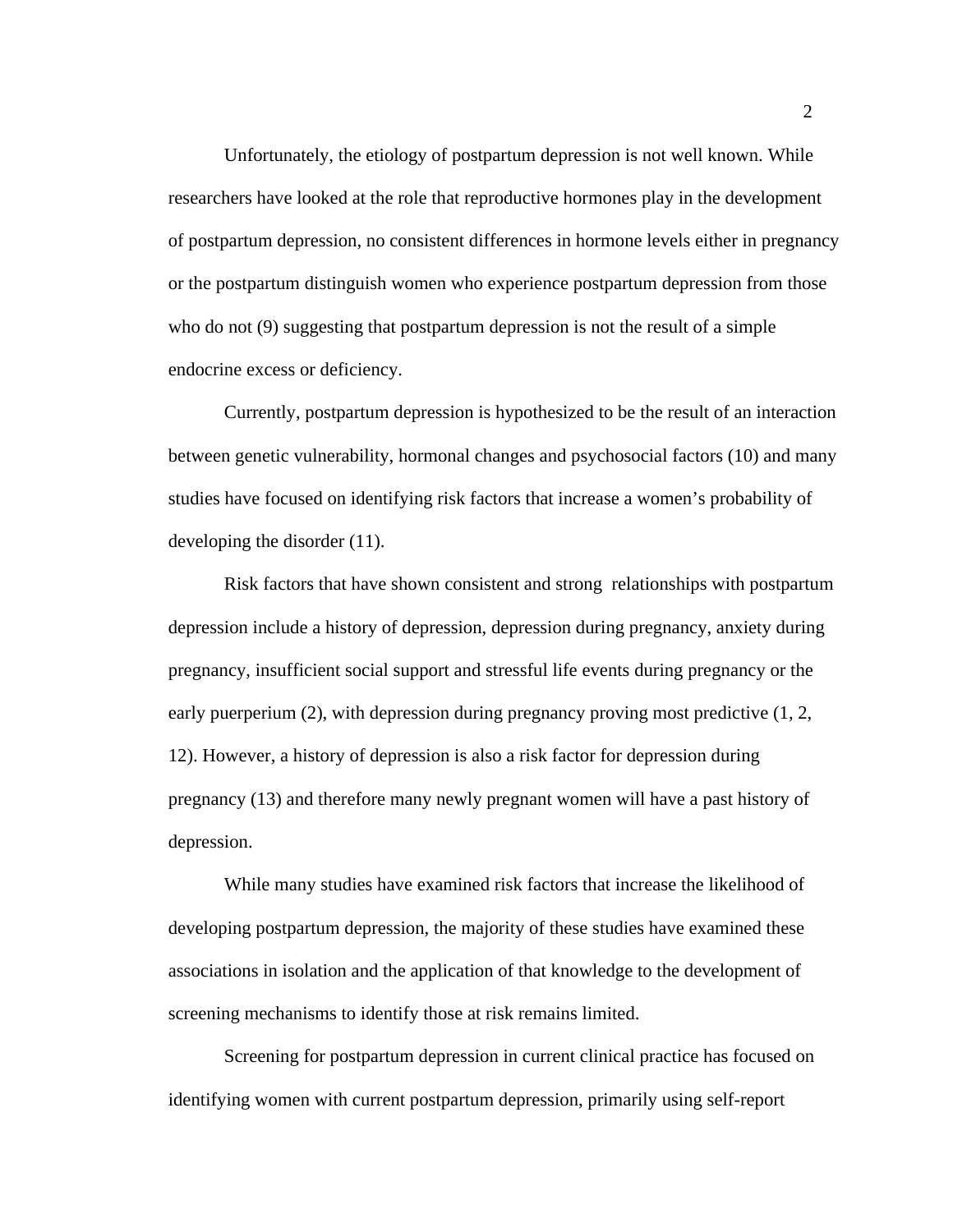Unfortunately, the etiology of postpartum depression is not well known. While researchers have looked at the role that reproductive hormones play in the development of postpartum depression, no consistent differences in hormone levels either in pregnancy or the postpartum distinguish women who experience postpartum depression from those who do not (9) suggesting that postpartum depression is not the result of a simple endocrine excess or deficiency.

Currently, postpartum depression is hypothesized to be the result of an interaction between genetic vulnerability, hormonal changes and psychosocial factors (10) and many studies have focused on identifying risk factors that increase a women's probability of developing the disorder (11).

Risk factors that have shown consistent and strong relationships with postpartum depression include a history of depression, depression during pregnancy, anxiety during pregnancy, insufficient social support and stressful life events during pregnancy or the early puerperium (2), with depression during pregnancy proving most predictive (1, 2, 12). However, a history of depression is also a risk factor for depression during pregnancy (13) and therefore many newly pregnant women will have a past history of depression.

While many studies have examined risk factors that increase the likelihood of developing postpartum depression, the majority of these studies have examined these associations in isolation and the application of that knowledge to the development of screening mechanisms to identify those at risk remains limited.

Screening for postpartum depression in current clinical practice has focused on identifying women with current postpartum depression, primarily using self-report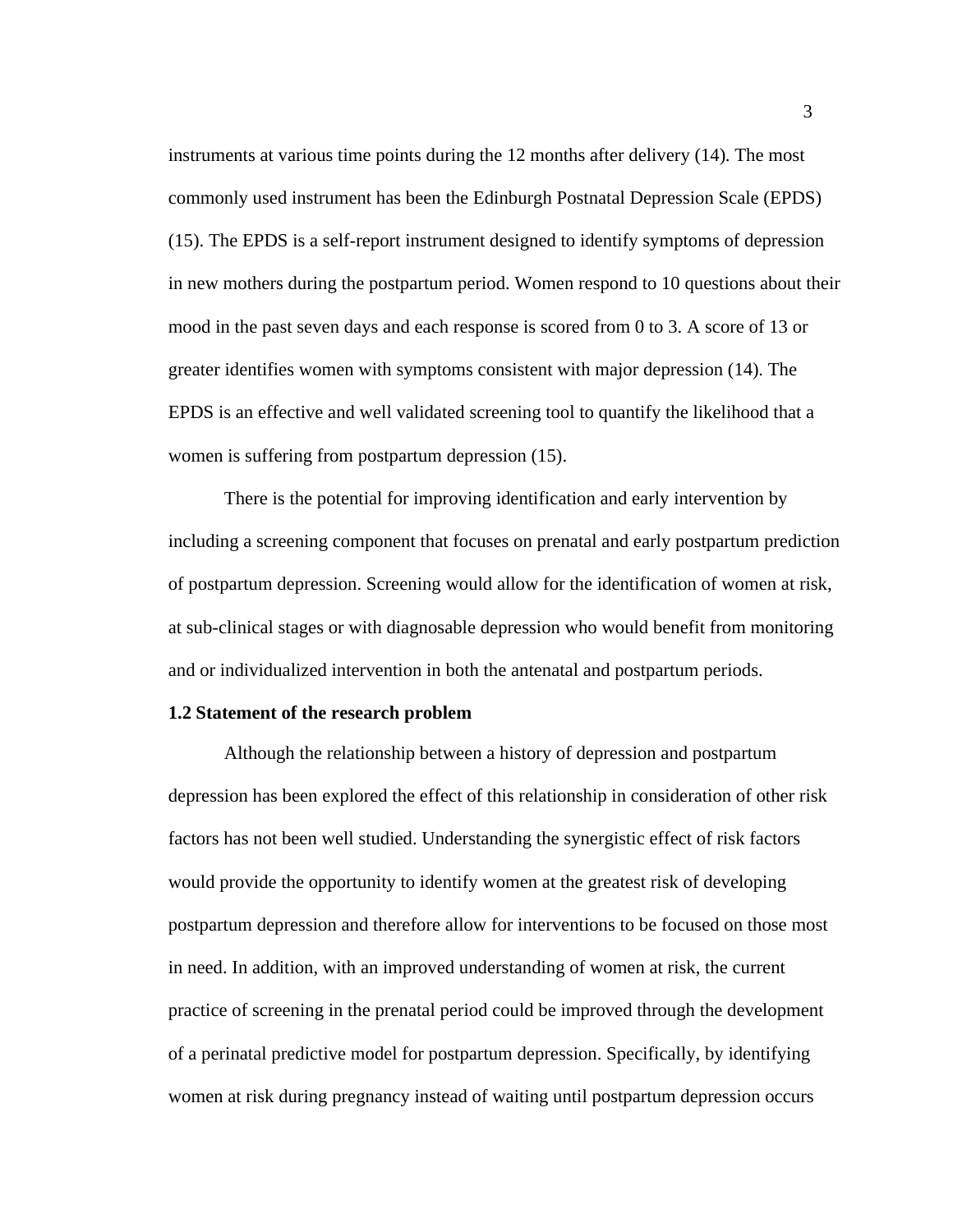instruments at various time points during the 12 months after delivery (14). The most commonly used instrument has been the Edinburgh Postnatal Depression Scale (EPDS) (15). The EPDS is a self-report instrument designed to identify symptoms of depression in new mothers during the postpartum period. Women respond to 10 questions about their mood in the past seven days and each response is scored from 0 to 3. A score of 13 or greater identifies women with symptoms consistent with major depression (14). The EPDS is an effective and well validated screening tool to quantify the likelihood that a women is suffering from postpartum depression (15).

There is the potential for improving identification and early intervention by including a screening component that focuses on prenatal and early postpartum prediction of postpartum depression. Screening would allow for the identification of women at risk, at sub-clinical stages or with diagnosable depression who would benefit from monitoring and or individualized intervention in both the antenatal and postpartum periods.

**1.2 Statement of the research problem**

Although the relationship between a history of depression and postpartum depression has been explored the effect of this relationship in consideration of other risk factors has not been well studied. Understanding the synergistic effect of risk factors would provide the opportunity to identify women at the greatest risk of developing postpartum depression and therefore allow for interventions to be focused on those most in need. In addition, with an improved understanding of women at risk, the current practice of screening in the prenatal period could be improved through the development of a perinatal predictive model for postpartum depression. Specifically, by identifying women at risk during pregnancy instead of waiting until postpartum depression occurs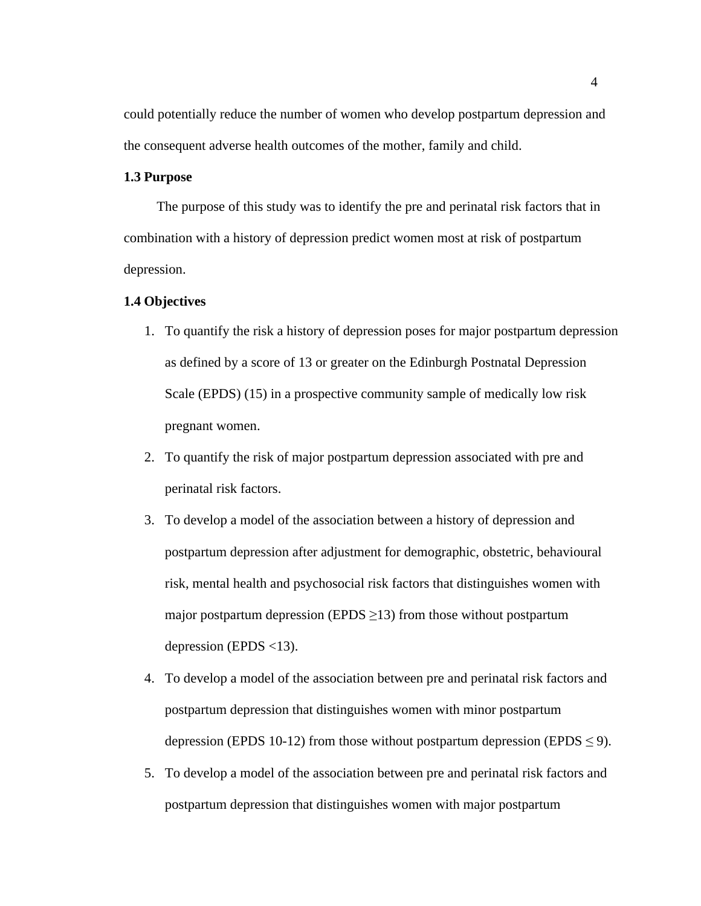could potentially reduce the number of women who develop postpartum depression and the consequent adverse health outcomes of the mother, family and child.

### 1.3 Purpose

The purpose of this study was to identify the pre and perinatal risk factors that in combination with a history of depression predict women most at risk of postpartum depression.

### 1.4 Objectives

1. To quantify the risk a history of depression poses for major postpartum depression as defined by a score of 13 or greater on the Edinburgh Postnatal Depression Scale (EPDS) (15) in a prospective community sample of medically low risk pregnant women.
2. To quantify the risk of major postpartum depression associated with pre and perinatal risk factors.
3. To develop a model of the association between a history of depression and postpartum depression after adjustment for demographic, obstetric, behavioural risk, mental health and psychosocial risk factors that distinguishes women with major postpartum depression (EPDS ≥13) from those without postpartum depression (EPDS <13).
4. To develop a model of the association between pre and perinatal risk factors and postpartum depression that distinguishes women with minor postpartum depression (EPDS 10-12) from those without postpartum depression (EPDS ≤ 9).
5. To develop a model of the association between pre and perinatal risk factors and postpartum depression that distinguishes women with major postpartum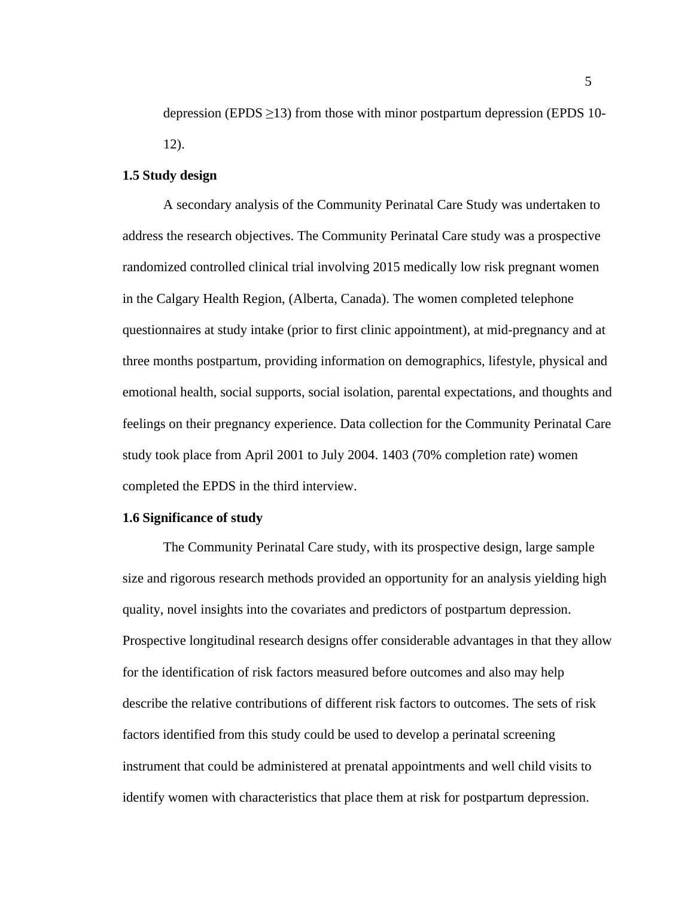depression (EPDS ≥13) from those with minor postpartum depression (EPDS 10-12).

### 1.5 Study design

A secondary analysis of the Community Perinatal Care Study was undertaken to address the research objectives. The Community Perinatal Care study was a prospective randomized controlled clinical trial involving 2015 medically low risk pregnant women in the Calgary Health Region, (Alberta, Canada). The women completed telephone questionnaires at study intake (prior to first clinic appointment), at mid-pregnancy and at three months postpartum, providing information on demographics, lifestyle, physical and emotional health, social supports, social isolation, parental expectations, and thoughts and feelings on their pregnancy experience. Data collection for the Community Perinatal Care study took place from April 2001 to July 2004. 1403 (70% completion rate) women completed the EPDS in the third interview.

### 1.6 Significance of study

The Community Perinatal Care study, with its prospective design, large sample size and rigorous research methods provided an opportunity for an analysis yielding high quality, novel insights into the covariates and predictors of postpartum depression. Prospective longitudinal research designs offer considerable advantages in that they allow for the identification of risk factors measured before outcomes and also may help describe the relative contributions of different risk factors to outcomes. The sets of risk factors identified from this study could be used to develop a perinatal screening instrument that could be administered at prenatal appointments and well child visits to identify women with characteristics that place them at risk for postpartum depression.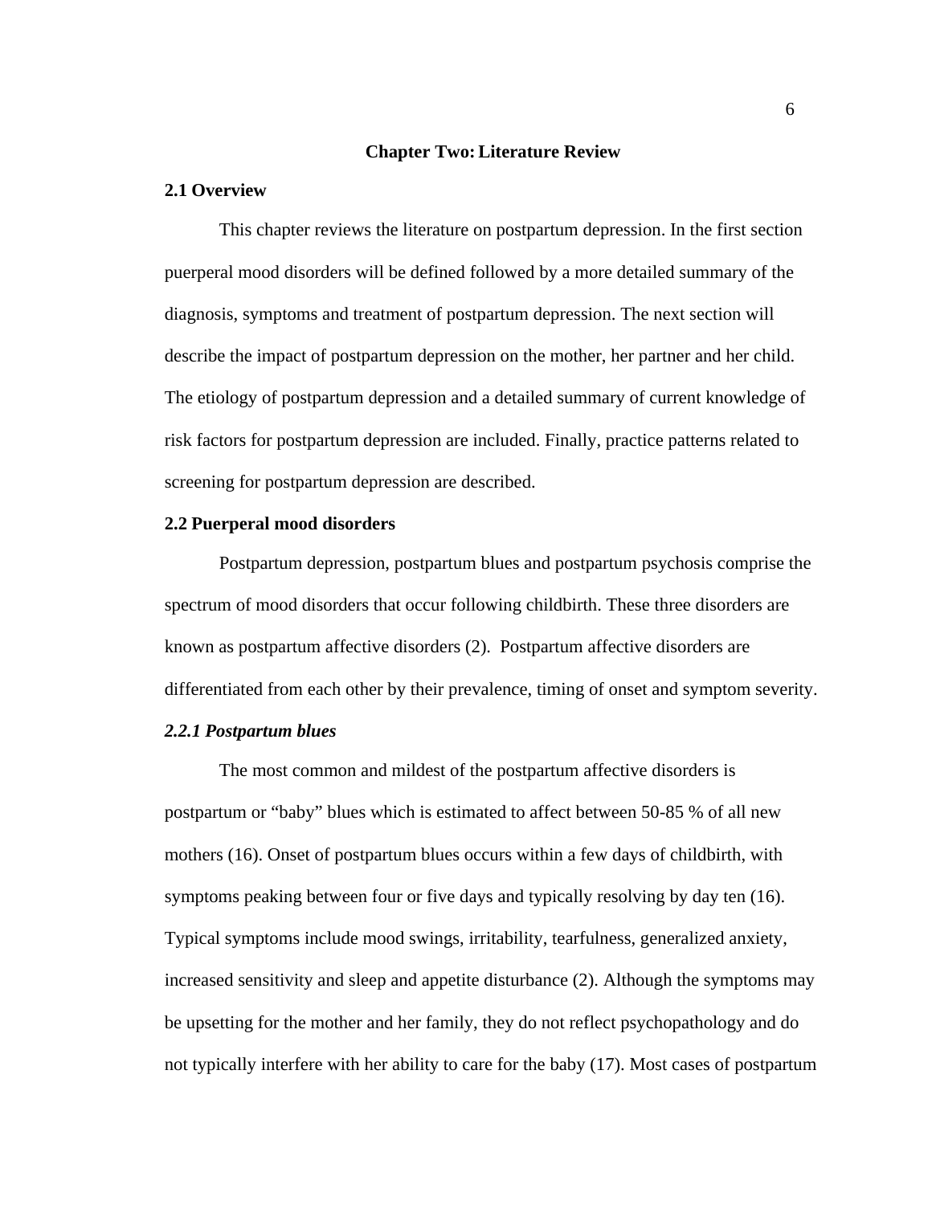# Chapter Two: Literature Review

## 2.1 Overview

This chapter reviews the literature on postpartum depression. In the first section puerperal mood disorders will be defined followed by a more detailed summary of the diagnosis, symptoms and treatment of postpartum depression. The next section will describe the impact of postpartum depression on the mother, her partner and her child. The etiology of postpartum depression and a detailed summary of current knowledge of risk factors for postpartum depression are included. Finally, practice patterns related to screening for postpartum depression are described.

## 2.2 Puerperal mood disorders

Postpartum depression, postpartum blues and postpartum psychosis comprise the spectrum of mood disorders that occur following childbirth. These three disorders are known as postpartum affective disorders (2). Postpartum affective disorders are differentiated from each other by their prevalence, timing of onset and symptom severity.

### *2.2.1 Postpartum blues*

The most common and mildest of the postpartum affective disorders is postpartum or "baby" blues which is estimated to affect between 50-85 % of all new mothers (16). Onset of postpartum blues occurs within a few days of childbirth, with symptoms peaking between four or five days and typically resolving by day ten (16). Typical symptoms include mood swings, irritability, tearfulness, generalized anxiety, increased sensitivity and sleep and appetite disturbance (2). Although the symptoms may be upsetting for the mother and her family, they do not reflect psychopathology and do not typically interfere with her ability to care for the baby (17). Most cases of postpartum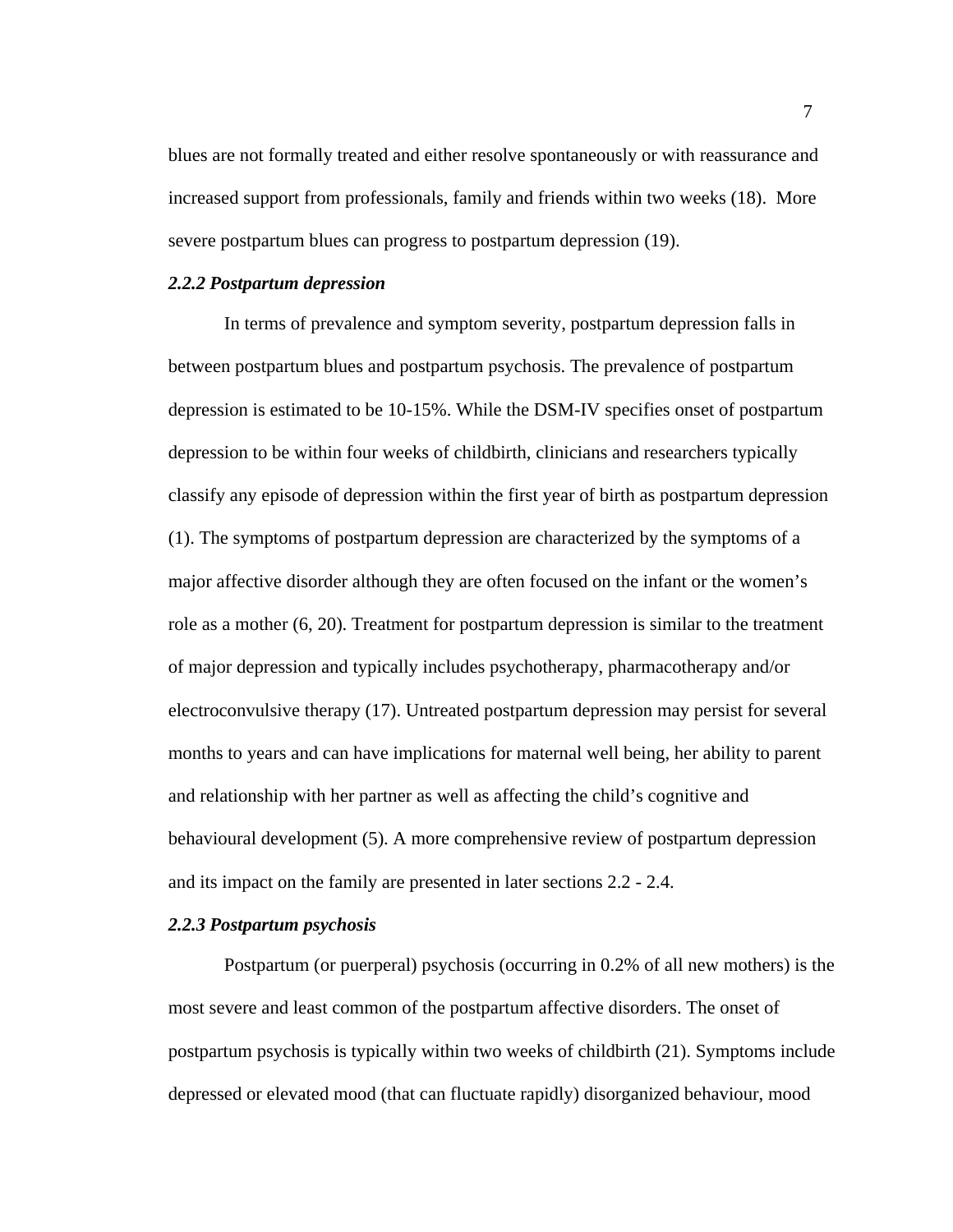blues are not formally treated and either resolve spontaneously or with reassurance and increased support from professionals, family and friends within two weeks (18). More severe postpartum blues can progress to postpartum depression (19).

### *2.2.2 Postpartum depression*

In terms of prevalence and symptom severity, postpartum depression falls in between postpartum blues and postpartum psychosis. The prevalence of postpartum depression is estimated to be 10-15%. While the DSM-IV specifies onset of postpartum depression to be within four weeks of childbirth, clinicians and researchers typically classify any episode of depression within the first year of birth as postpartum depression (1). The symptoms of postpartum depression are characterized by the symptoms of a major affective disorder although they are often focused on the infant or the women's role as a mother (6, 20). Treatment for postpartum depression is similar to the treatment of major depression and typically includes psychotherapy, pharmacotherapy and/or electroconvulsive therapy (17). Untreated postpartum depression may persist for several months to years and can have implications for maternal well being, her ability to parent and relationship with her partner as well as affecting the child's cognitive and behavioural development (5). A more comprehensive review of postpartum depression and its impact on the family are presented in later sections 2.2 - 2.4.

### *2.2.3 Postpartum psychosis*

Postpartum (or puerperal) psychosis (occurring in 0.2% of all new mothers) is the most severe and least common of the postpartum affective disorders. The onset of postpartum psychosis is typically within two weeks of childbirth (21). Symptoms include depressed or elevated mood (that can fluctuate rapidly) disorganized behaviour, mood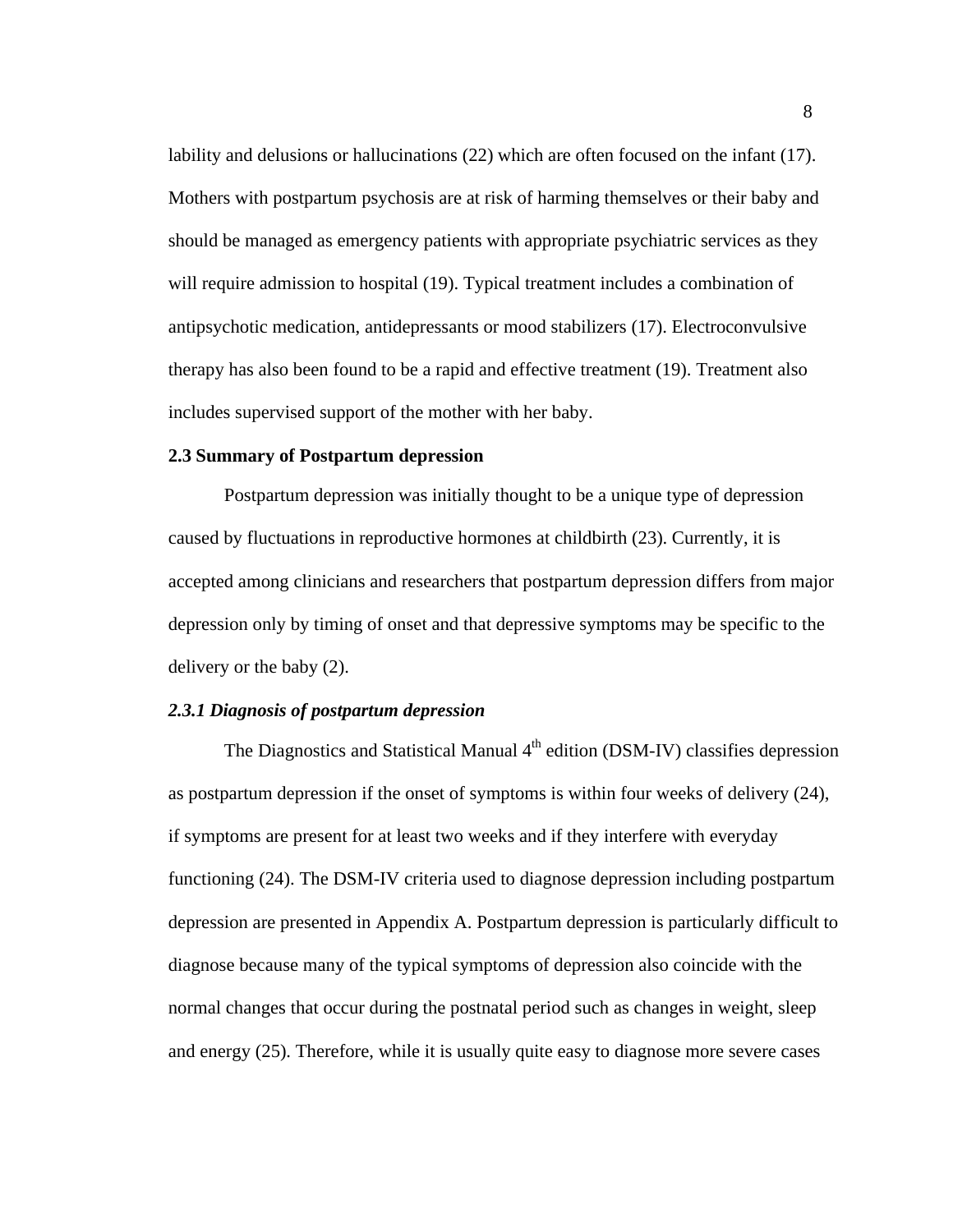lability and delusions or hallucinations (22) which are often focused on the infant (17). Mothers with postpartum psychosis are at risk of harming themselves or their baby and should be managed as emergency patients with appropriate psychiatric services as they will require admission to hospital (19). Typical treatment includes a combination of antipsychotic medication, antidepressants or mood stabilizers (17). Electroconvulsive therapy has also been found to be a rapid and effective treatment (19). Treatment also includes supervised support of the mother with her baby.

### 2.3 Summary of Postpartum depression

Postpartum depression was initially thought to be a unique type of depression caused by fluctuations in reproductive hormones at childbirth (23). Currently, it is accepted among clinicians and researchers that postpartum depression differs from major depression only by timing of onset and that depressive symptoms may be specific to the delivery or the baby (2).

#### *2.3.1 Diagnosis of postpartum depression*

The Diagnostics and Statistical Manual 4th edition (DSM-IV) classifies depression as postpartum depression if the onset of symptoms is within four weeks of delivery (24), if symptoms are present for at least two weeks and if they interfere with everyday functioning (24). The DSM-IV criteria used to diagnose depression including postpartum depression are presented in Appendix A. Postpartum depression is particularly difficult to diagnose because many of the typical symptoms of depression also coincide with the normal changes that occur during the postnatal period such as changes in weight, sleep and energy (25). Therefore, while it is usually quite easy to diagnose more severe cases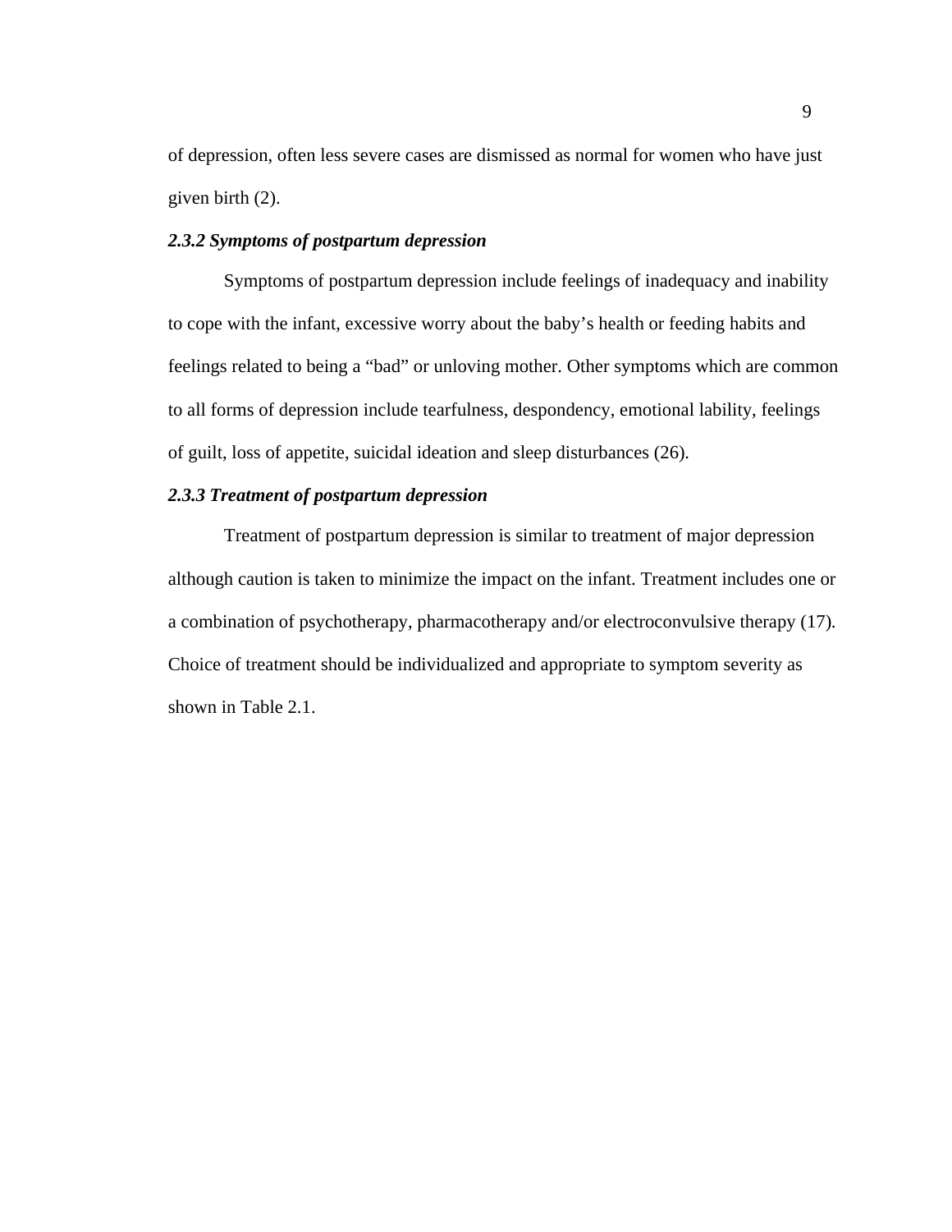of depression, often less severe cases are dismissed as normal for women who have just given birth (2).

***2.3.2 Symptoms of postpartum depression***

Symptoms of postpartum depression include feelings of inadequacy and inability to cope with the infant, excessive worry about the baby's health or feeding habits and feelings related to being a "bad" or unloving mother. Other symptoms which are common to all forms of depression include tearfulness, despondency, emotional lability, feelings of guilt, loss of appetite, suicidal ideation and sleep disturbances (26).

***2.3.3 Treatment of postpartum depression***

Treatment of postpartum depression is similar to treatment of major depression although caution is taken to minimize the impact on the infant. Treatment includes one or a combination of psychotherapy, pharmacotherapy and/or electroconvulsive therapy (17). Choice of treatment should be individualized and appropriate to symptom severity as shown in Table 2.1.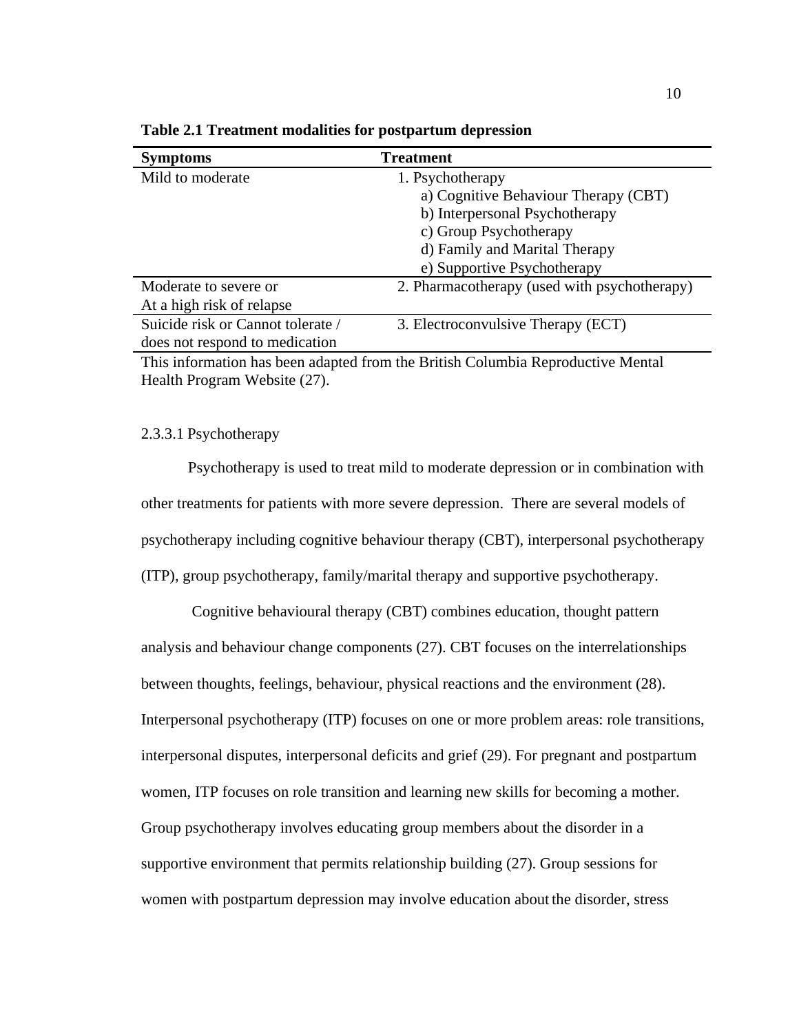**Table 2.1 Treatment modalities for postpartum depression**

| Symptoms | Treatment |
|---|---|
| Mild to moderate | 1. Psychotherapy<br>a) Cognitive Behaviour Therapy (CBT)<br>b) Interpersonal Psychotherapy<br>c) Group Psychotherapy<br>d) Family and Marital Therapy<br>e) Supportive Psychotherapy |
| Moderate to severe or At a high risk of relapse | 2. Pharmacotherapy (used with psychotherapy) |
| Suicide risk or Cannot tolerate / does not respond to medication | 3. Electroconvulsive Therapy (ECT) |

This information has been adapted from the British Columbia Reproductive Mental Health Program Website (27).

#### 2.3.3.1 Psychotherapy

Psychotherapy is used to treat mild to moderate depression or in combination with other treatments for patients with more severe depression. There are several models of psychotherapy including cognitive behaviour therapy (CBT), interpersonal psychotherapy (ITP), group psychotherapy, family/marital therapy and supportive psychotherapy.

Cognitive behavioural therapy (CBT) combines education, thought pattern analysis and behaviour change components (27). CBT focuses on the interrelationships between thoughts, feelings, behaviour, physical reactions and the environment (28). Interpersonal psychotherapy (ITP) focuses on one or more problem areas: role transitions, interpersonal disputes, interpersonal deficits and grief (29). For pregnant and postpartum women, ITP focuses on role transition and learning new skills for becoming a mother. Group psychotherapy involves educating group members about the disorder in a supportive environment that permits relationship building (27). Group sessions for women with postpartum depression may involve education about the disorder, stress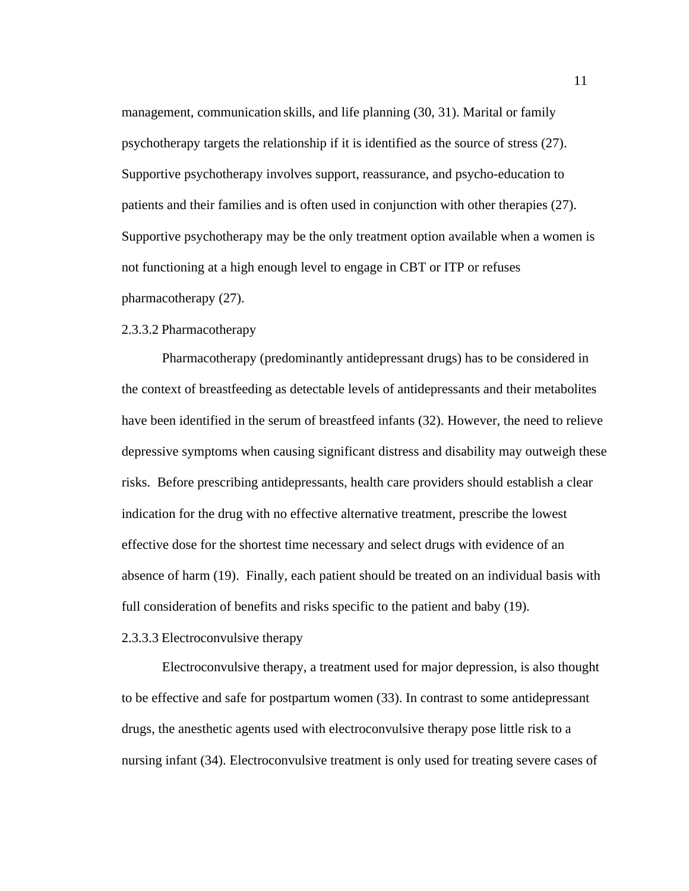management, communication skills, and life planning (30, 31). Marital or family psychotherapy targets the relationship if it is identified as the source of stress (27). Supportive psychotherapy involves support, reassurance, and psycho-education to patients and their families and is often used in conjunction with other therapies (27). Supportive psychotherapy may be the only treatment option available when a women is not functioning at a high enough level to engage in CBT or ITP or refuses pharmacotherapy (27).

#### 2.3.3.2 Pharmacotherapy

Pharmacotherapy (predominantly antidepressant drugs) has to be considered in the context of breastfeeding as detectable levels of antidepressants and their metabolites have been identified in the serum of breastfeed infants (32). However, the need to relieve depressive symptoms when causing significant distress and disability may outweigh these risks. Before prescribing antidepressants, health care providers should establish a clear indication for the drug with no effective alternative treatment, prescribe the lowest effective dose for the shortest time necessary and select drugs with evidence of an absence of harm (19). Finally, each patient should be treated on an individual basis with full consideration of benefits and risks specific to the patient and baby (19).

#### 2.3.3.3 Electroconvulsive therapy

Electroconvulsive therapy, a treatment used for major depression, is also thought to be effective and safe for postpartum women (33). In contrast to some antidepressant drugs, the anesthetic agents used with electroconvulsive therapy pose little risk to a nursing infant (34). Electroconvulsive treatment is only used for treating severe cases of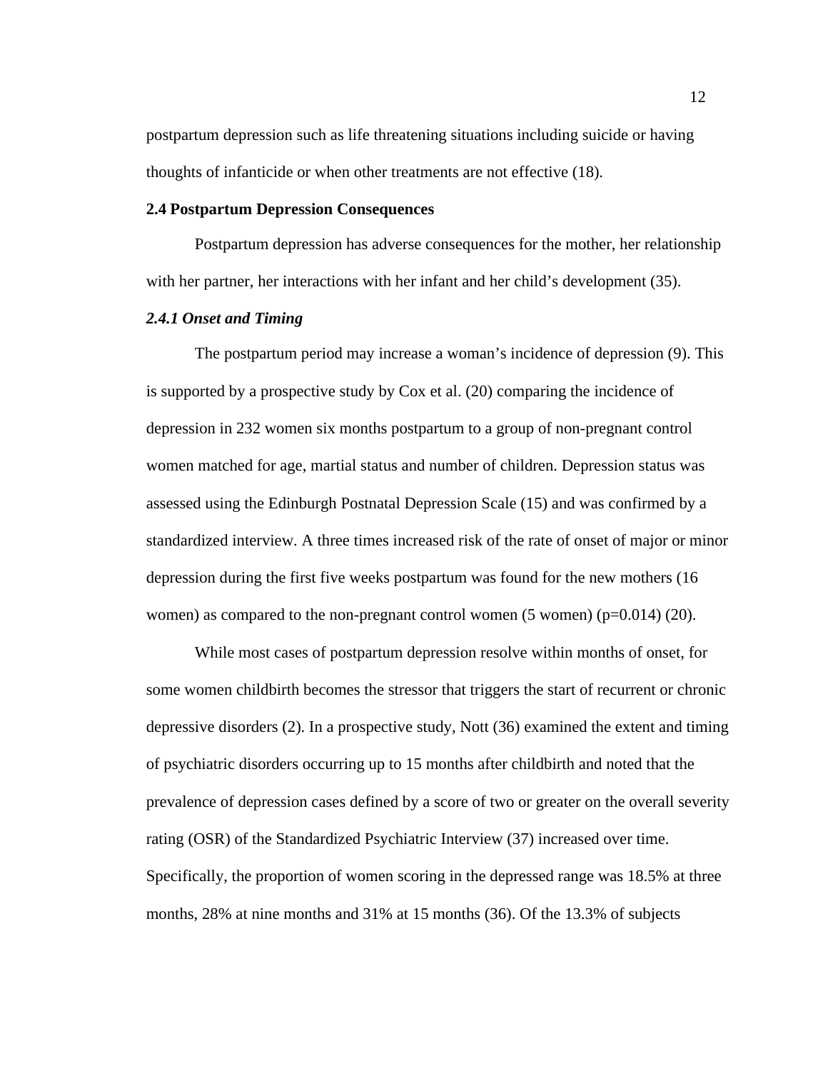postpartum depression such as life threatening situations including suicide or having thoughts of infanticide or when other treatments are not effective (18).

## 2.4 Postpartum Depression Consequences

Postpartum depression has adverse consequences for the mother, her relationship with her partner, her interactions with her infant and her child's development (35).

### *2.4.1 Onset and Timing*

The postpartum period may increase a woman's incidence of depression (9). This is supported by a prospective study by Cox et al. (20) comparing the incidence of depression in 232 women six months postpartum to a group of non-pregnant control women matched for age, martial status and number of children. Depression status was assessed using the Edinburgh Postnatal Depression Scale (15) and was confirmed by a standardized interview. A three times increased risk of the rate of onset of major or minor depression during the first five weeks postpartum was found for the new mothers (16 women) as compared to the non-pregnant control women (5 women) ($p=0.014$) (20).

While most cases of postpartum depression resolve within months of onset, for some women childbirth becomes the stressor that triggers the start of recurrent or chronic depressive disorders (2). In a prospective study, Nott (36) examined the extent and timing of psychiatric disorders occurring up to 15 months after childbirth and noted that the prevalence of depression cases defined by a score of two or greater on the overall severity rating (OSR) of the Standardized Psychiatric Interview (37) increased over time. Specifically, the proportion of women scoring in the depressed range was 18.5% at three months, 28% at nine months and 31% at 15 months (36). Of the 13.3% of subjects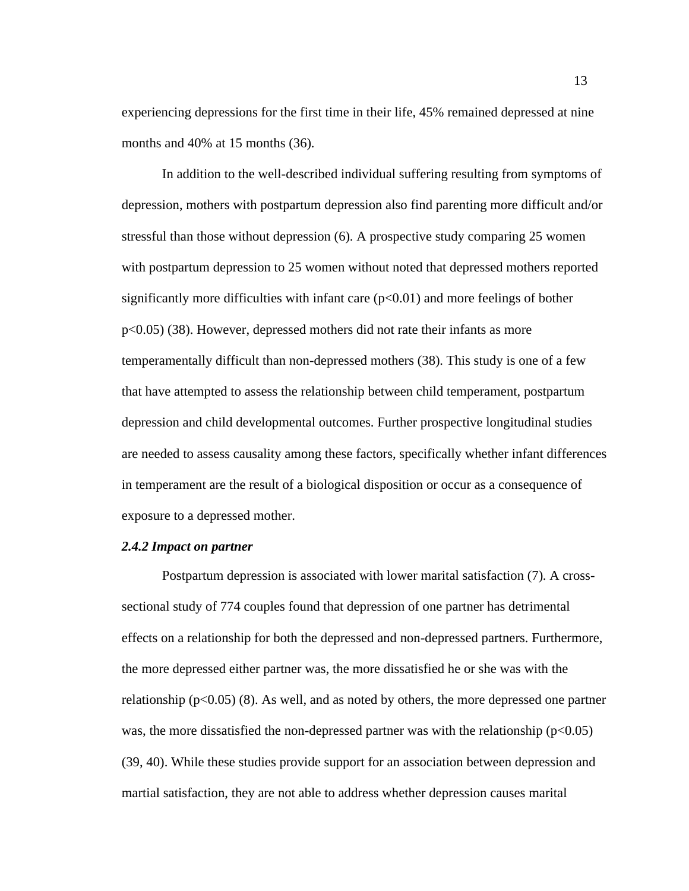experiencing depressions for the first time in their life, 45% remained depressed at nine months and 40% at 15 months (36).

In addition to the well-described individual suffering resulting from symptoms of depression, mothers with postpartum depression also find parenting more difficult and/or stressful than those without depression (6). A prospective study comparing 25 women with postpartum depression to 25 women without noted that depressed mothers reported significantly more difficulties with infant care ($p<0.01$) and more feelings of bother $p<0.05$) (38). However, depressed mothers did not rate their infants as more temperamentally difficult than non-depressed mothers (38). This study is one of a few that have attempted to assess the relationship between child temperament, postpartum depression and child developmental outcomes. Further prospective longitudinal studies are needed to assess causality among these factors, specifically whether infant differences in temperament are the result of a biological disposition or occur as a consequence of exposure to a depressed mother.

#### *2.4.2 Impact on partner*

Postpartum depression is associated with lower marital satisfaction (7). A cross-sectional study of 774 couples found that depression of one partner has detrimental effects on a relationship for both the depressed and non-depressed partners. Furthermore, the more depressed either partner was, the more dissatisfied he or she was with the relationship ($p<0.05$) (8). As well, and as noted by others, the more depressed one partner was, the more dissatisfied the non-depressed partner was with the relationship ($p<0.05$) (39, 40). While these studies provide support for an association between depression and martial satisfaction, they are not able to address whether depression causes marital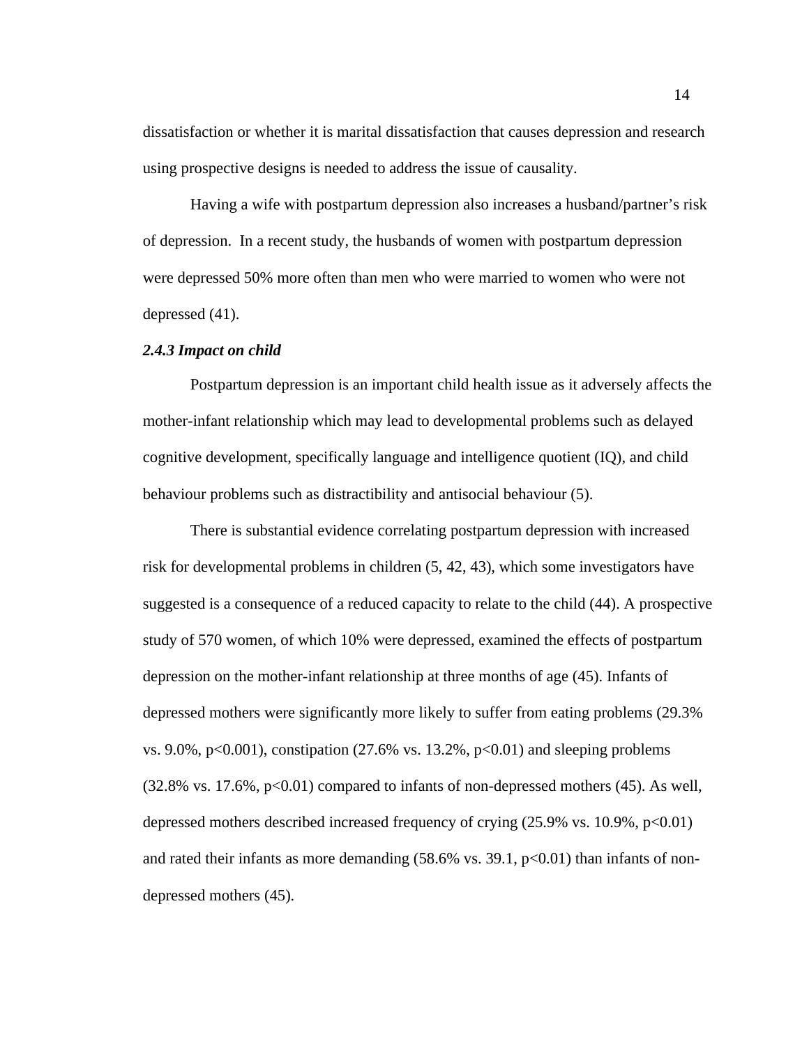dissatisfaction or whether it is marital dissatisfaction that causes depression and research using prospective designs is needed to address the issue of causality.

Having a wife with postpartum depression also increases a husband/partner's risk of depression. In a recent study, the husbands of women with postpartum depression were depressed 50% more often than men who were married to women who were not depressed (41).

### *2.4.3 Impact on child*

Postpartum depression is an important child health issue as it adversely affects the mother-infant relationship which may lead to developmental problems such as delayed cognitive development, specifically language and intelligence quotient (IQ), and child behaviour problems such as distractibility and antisocial behaviour (5).

There is substantial evidence correlating postpartum depression with increased risk for developmental problems in children (5, 42, 43), which some investigators have suggested is a consequence of a reduced capacity to relate to the child (44). A prospective study of 570 women, of which 10% were depressed, examined the effects of postpartum depression on the mother-infant relationship at three months of age (45). Infants of depressed mothers were significantly more likely to suffer from eating problems (29.3% vs. 9.0%, $p<0.001$), constipation (27.6% vs. 13.2%, $p<0.01$) and sleeping problems (32.8% vs. 17.6%, $p<0.01$) compared to infants of non-depressed mothers (45). As well, depressed mothers described increased frequency of crying (25.9% vs. 10.9%, $p<0.01$) and rated their infants as more demanding (58.6% vs. 39.1, $p<0.01$) than infants of non-depressed mothers (45).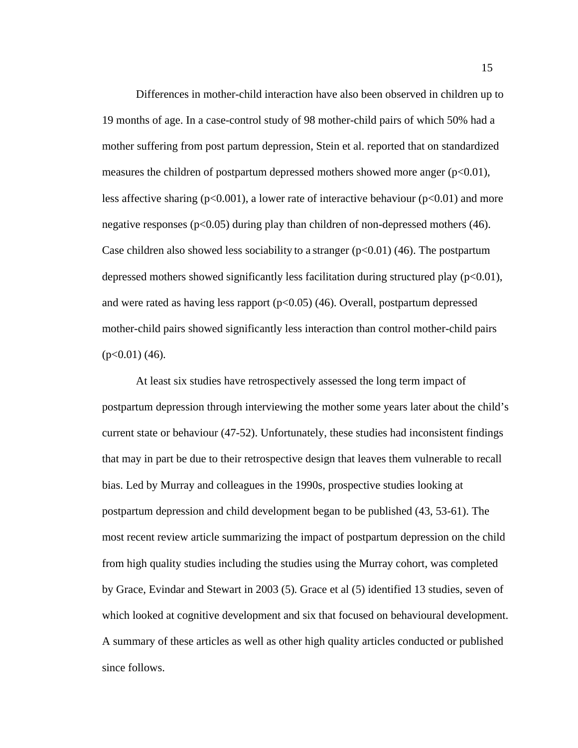Differences in mother-child interaction have also been observed in children up to 19 months of age. In a case-control study of 98 mother-child pairs of which 50% had a mother suffering from post partum depression, Stein et al. reported that on standardized measures the children of postpartum depressed mothers showed more anger ($p<0.01$), less affective sharing ($p<0.001$), a lower rate of interactive behaviour ($p<0.01$) and more negative responses ($p<0.05$) during play than children of non-depressed mothers (46). Case children also showed less sociability to a stranger ($p<0.01$) (46). The postpartum depressed mothers showed significantly less facilitation during structured play ($p<0.01$), and were rated as having less rapport ($p<0.05$) (46). Overall, postpartum depressed mother-child pairs showed significantly less interaction than control mother-child pairs ($p<0.01$) (46).

At least six studies have retrospectively assessed the long term impact of postpartum depression through interviewing the mother some years later about the child's current state or behaviour (47-52). Unfortunately, these studies had inconsistent findings that may in part be due to their retrospective design that leaves them vulnerable to recall bias. Led by Murray and colleagues in the 1990s, prospective studies looking at postpartum depression and child development began to be published (43, 53-61). The most recent review article summarizing the impact of postpartum depression on the child from high quality studies including the studies using the Murray cohort, was completed by Grace, Evindar and Stewart in 2003 (5). Grace et al (5) identified 13 studies, seven of which looked at cognitive development and six that focused on behavioural development. A summary of these articles as well as other high quality articles conducted or published since follows.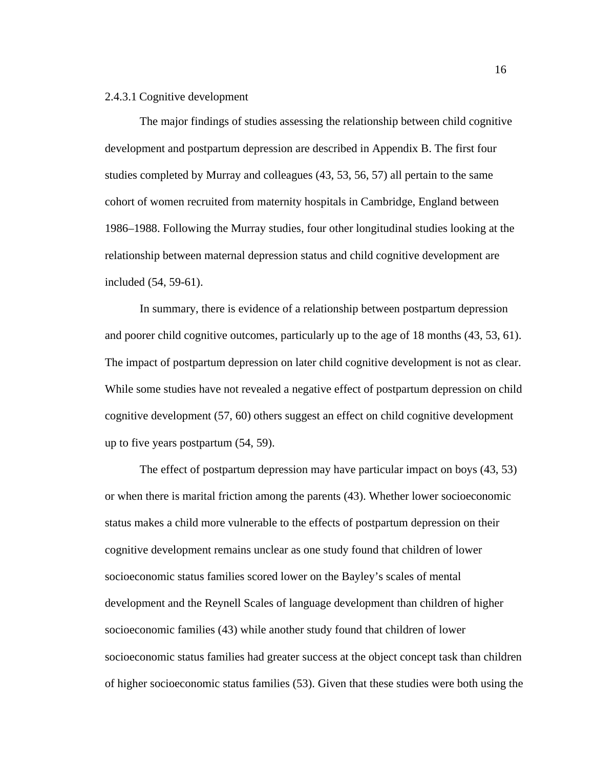#### 2.4.3.1 Cognitive development

The major findings of studies assessing the relationship between child cognitive development and postpartum depression are described in Appendix B. The first four studies completed by Murray and colleagues (43, 53, 56, 57) all pertain to the same cohort of women recruited from maternity hospitals in Cambridge, England between 1986–1988. Following the Murray studies, four other longitudinal studies looking at the relationship between maternal depression status and child cognitive development are included (54, 59-61).

In summary, there is evidence of a relationship between postpartum depression and poorer child cognitive outcomes, particularly up to the age of 18 months (43, 53, 61). The impact of postpartum depression on later child cognitive development is not as clear. While some studies have not revealed a negative effect of postpartum depression on child cognitive development (57, 60) others suggest an effect on child cognitive development up to five years postpartum (54, 59).

The effect of postpartum depression may have particular impact on boys (43, 53) or when there is marital friction among the parents (43). Whether lower socioeconomic status makes a child more vulnerable to the effects of postpartum depression on their cognitive development remains unclear as one study found that children of lower socioeconomic status families scored lower on the Bayley's scales of mental development and the Reynell Scales of language development than children of higher socioeconomic families (43) while another study found that children of lower socioeconomic status families had greater success at the object concept task than children of higher socioeconomic status families (53). Given that these studies were both using the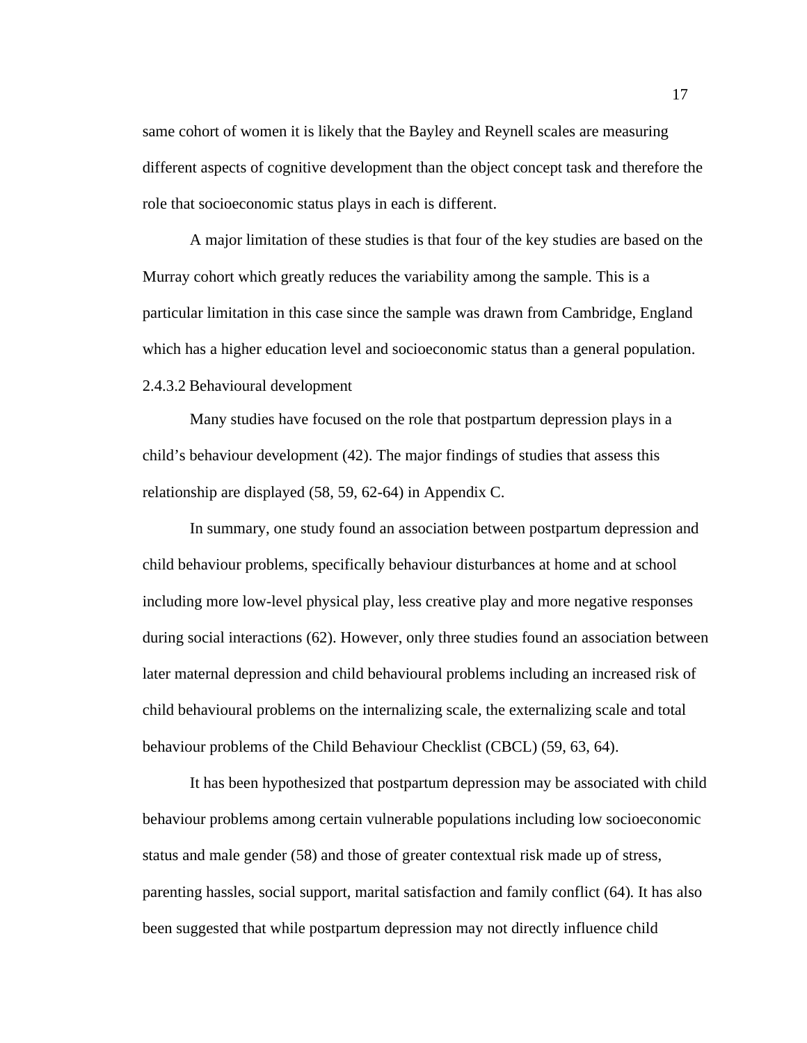same cohort of women it is likely that the Bayley and Reynell scales are measuring different aspects of cognitive development than the object concept task and therefore the role that socioeconomic status plays in each is different.

A major limitation of these studies is that four of the key studies are based on the Murray cohort which greatly reduces the variability among the sample. This is a particular limitation in this case since the sample was drawn from Cambridge, England which has a higher education level and socioeconomic status than a general population.

#### 2.4.3.2 Behavioural development

Many studies have focused on the role that postpartum depression plays in a child's behaviour development (42). The major findings of studies that assess this relationship are displayed (58, 59, 62-64) in Appendix C.

In summary, one study found an association between postpartum depression and child behaviour problems, specifically behaviour disturbances at home and at school including more low-level physical play, less creative play and more negative responses during social interactions (62). However, only three studies found an association between later maternal depression and child behavioural problems including an increased risk of child behavioural problems on the internalizing scale, the externalizing scale and total behaviour problems of the Child Behaviour Checklist (CBCL) (59, 63, 64).

It has been hypothesized that postpartum depression may be associated with child behaviour problems among certain vulnerable populations including low socioeconomic status and male gender (58) and those of greater contextual risk made up of stress, parenting hassles, social support, marital satisfaction and family conflict (64). It has also been suggested that while postpartum depression may not directly influence child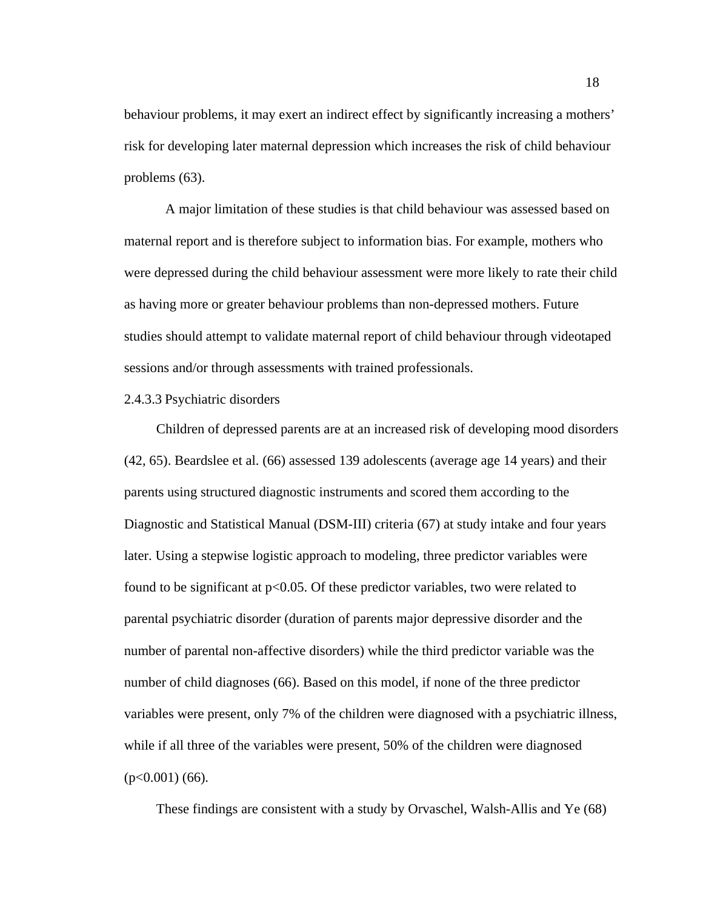behaviour problems, it may exert an indirect effect by significantly increasing a mothers' risk for developing later maternal depression which increases the risk of child behaviour problems (63).

A major limitation of these studies is that child behaviour was assessed based on maternal report and is therefore subject to information bias. For example, mothers who were depressed during the child behaviour assessment were more likely to rate their child as having more or greater behaviour problems than non-depressed mothers. Future studies should attempt to validate maternal report of child behaviour through videotaped sessions and/or through assessments with trained professionals.

#### 2.4.3.3 Psychiatric disorders

Children of depressed parents are at an increased risk of developing mood disorders (42, 65). Beardslee et al. (66) assessed 139 adolescents (average age 14 years) and their parents using structured diagnostic instruments and scored them according to the Diagnostic and Statistical Manual (DSM-III) criteria (67) at study intake and four years later. Using a stepwise logistic approach to modeling, three predictor variables were found to be significant at $p<0.05$. Of these predictor variables, two were related to parental psychiatric disorder (duration of parents major depressive disorder and the number of parental non-affective disorders) while the third predictor variable was the number of child diagnoses (66). Based on this model, if none of the three predictor variables were present, only 7% of the children were diagnosed with a psychiatric illness, while if all three of the variables were present, 50% of the children were diagnosed ($p<0.001$) (66).

These findings are consistent with a study by Orvaschel, Walsh-Allis and Ye (68)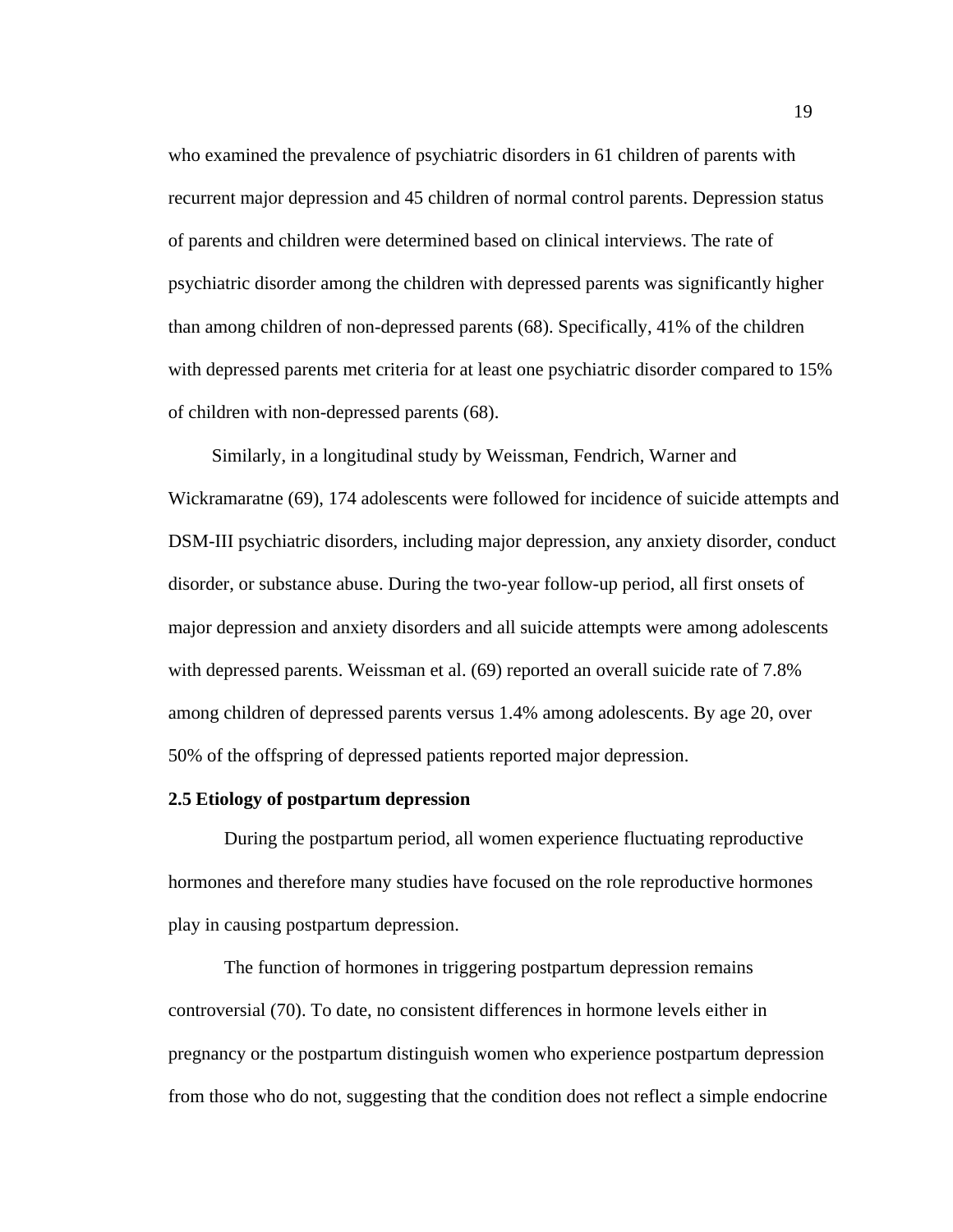who examined the prevalence of psychiatric disorders in 61 children of parents with recurrent major depression and 45 children of normal control parents. Depression status of parents and children were determined based on clinical interviews. The rate of psychiatric disorder among the children with depressed parents was significantly higher than among children of non-depressed parents (68). Specifically, 41% of the children with depressed parents met criteria for at least one psychiatric disorder compared to 15% of children with non-depressed parents (68).

Similarly, in a longitudinal study by Weissman, Fendrich, Warner and Wickramaratne (69), 174 adolescents were followed for incidence of suicide attempts and DSM-III psychiatric disorders, including major depression, any anxiety disorder, conduct disorder, or substance abuse. During the two-year follow-up period, all first onsets of major depression and anxiety disorders and all suicide attempts were among adolescents with depressed parents. Weissman et al. (69) reported an overall suicide rate of 7.8% among children of depressed parents versus 1.4% among adolescents. By age 20, over 50% of the offspring of depressed patients reported major depression.

### 2.5 Etiology of postpartum depression

During the postpartum period, all women experience fluctuating reproductive hormones and therefore many studies have focused on the role reproductive hormones play in causing postpartum depression.

The function of hormones in triggering postpartum depression remains controversial (70). To date, no consistent differences in hormone levels either in pregnancy or the postpartum distinguish women who experience postpartum depression from those who do not, suggesting that the condition does not reflect a simple endocrine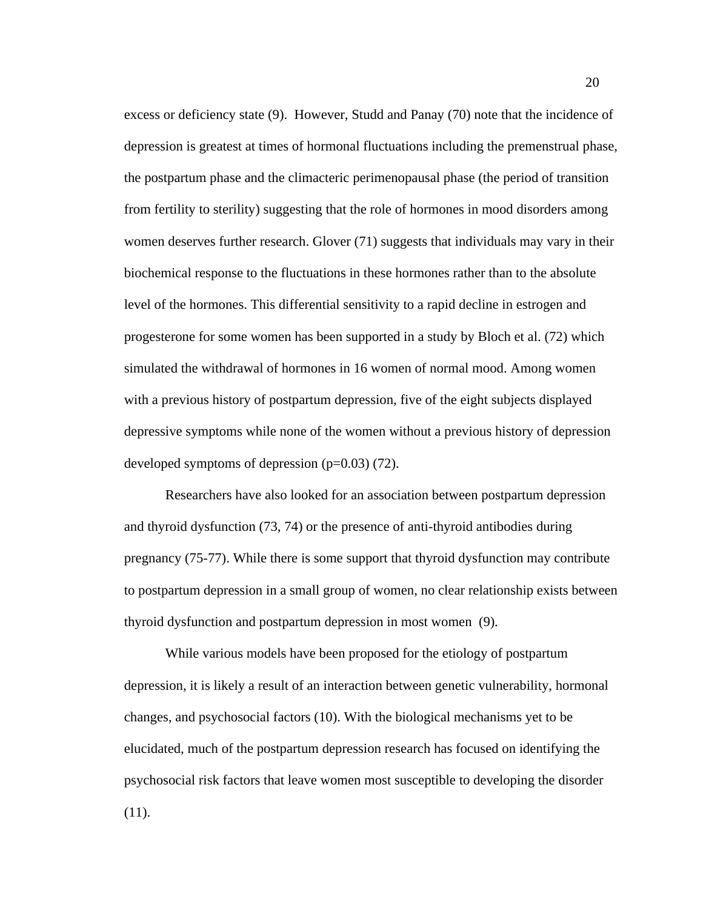excess or deficiency state (9). However, Studd and Panay (70) note that the incidence of depression is greatest at times of hormonal fluctuations including the premenstrual phase, the postpartum phase and the climacteric perimenopausal phase (the period of transition from fertility to sterility) suggesting that the role of hormones in mood disorders among women deserves further research. Glover (71) suggests that individuals may vary in their biochemical response to the fluctuations in these hormones rather than to the absolute level of the hormones. This differential sensitivity to a rapid decline in estrogen and progesterone for some women has been supported in a study by Bloch et al. (72) which simulated the withdrawal of hormones in 16 women of normal mood. Among women with a previous history of postpartum depression, five of the eight subjects displayed depressive symptoms while none of the women without a previous history of depression developed symptoms of depression ($p=0.03$) (72).

Researchers have also looked for an association between postpartum depression and thyroid dysfunction (73, 74) or the presence of anti-thyroid antibodies during pregnancy (75-77). While there is some support that thyroid dysfunction may contribute to postpartum depression in a small group of women, no clear relationship exists between thyroid dysfunction and postpartum depression in most women (9).

While various models have been proposed for the etiology of postpartum depression, it is likely a result of an interaction between genetic vulnerability, hormonal changes, and psychosocial factors (10). With the biological mechanisms yet to be elucidated, much of the postpartum depression research has focused on identifying the psychosocial risk factors that leave women most susceptible to developing the disorder (11).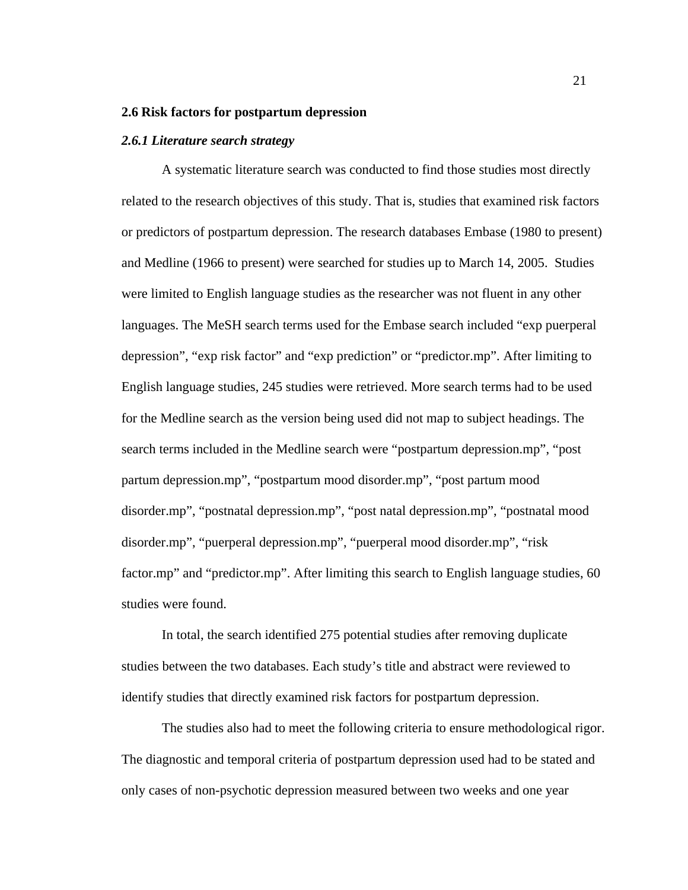## 2.6 Risk factors for postpartum depression

### *2.6.1 Literature search strategy*

A systematic literature search was conducted to find those studies most directly related to the research objectives of this study. That is, studies that examined risk factors or predictors of postpartum depression. The research databases Embase (1980 to present) and Medline (1966 to present) were searched for studies up to March 14, 2005. Studies were limited to English language studies as the researcher was not fluent in any other languages. The MeSH search terms used for the Embase search included "exp puerperal depression", "exp risk factor" and "exp prediction" or "predictor.mp". After limiting to English language studies, 245 studies were retrieved. More search terms had to be used for the Medline search as the version being used did not map to subject headings. The search terms included in the Medline search were "postpartum depression.mp", "post partum depression.mp", "postpartum mood disorder.mp", "post partum mood disorder.mp", "postnatal depression.mp", "post natal depression.mp", "postnatal mood disorder.mp", "puerperal depression.mp", "puerperal mood disorder.mp", "risk factor.mp" and "predictor.mp". After limiting this search to English language studies, 60 studies were found.

In total, the search identified 275 potential studies after removing duplicate studies between the two databases. Each study's title and abstract were reviewed to identify studies that directly examined risk factors for postpartum depression.

The studies also had to meet the following criteria to ensure methodological rigor. The diagnostic and temporal criteria of postpartum depression used had to be stated and only cases of non-psychotic depression measured between two weeks and one year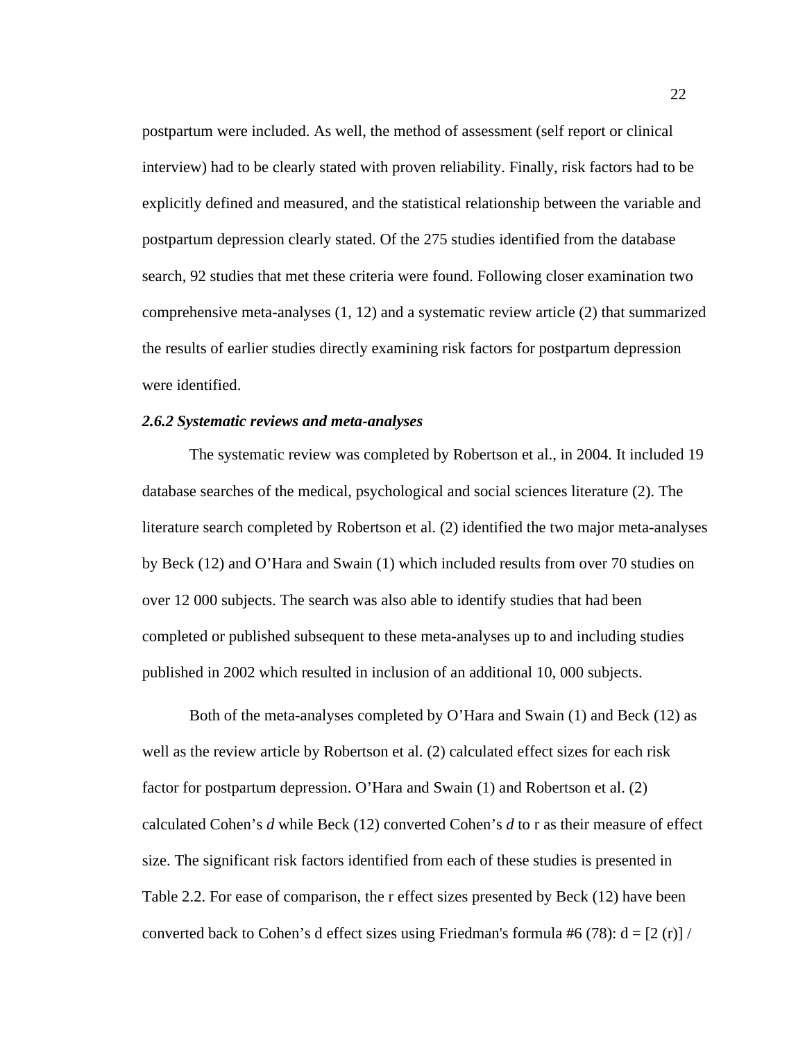postpartum were included. As well, the method of assessment (self report or clinical interview) had to be clearly stated with proven reliability. Finally, risk factors had to be explicitly defined and measured, and the statistical relationship between the variable and postpartum depression clearly stated. Of the 275 studies identified from the database search, 92 studies that met these criteria were found. Following closer examination two comprehensive meta-analyses (1, 12) and a systematic review article (2) that summarized the results of earlier studies directly examining risk factors for postpartum depression were identified.

#### *2.6.2 Systematic reviews and meta-analyses*

The systematic review was completed by Robertson et al., in 2004. It included 19 database searches of the medical, psychological and social sciences literature (2). The literature search completed by Robertson et al. (2) identified the two major meta-analyses by Beck (12) and O'Hara and Swain (1) which included results from over 70 studies on over 12 000 subjects. The search was also able to identify studies that had been completed or published subsequent to these meta-analyses up to and including studies published in 2002 which resulted in inclusion of an additional 10, 000 subjects.

Both of the meta-analyses completed by O'Hara and Swain (1) and Beck (12) as well as the review article by Robertson et al. (2) calculated effect sizes for each risk factor for postpartum depression. O'Hara and Swain (1) and Robertson et al. (2) calculated Cohen's *d* while Beck (12) converted Cohen's *d* to r as their measure of effect size. The significant risk factors identified from each of these studies is presented in Table 2.2. For ease of comparison, the r effect sizes presented by Beck (12) have been converted back to Cohen's d effect sizes using Friedman's formula #6 (78): d = [2 (r)] /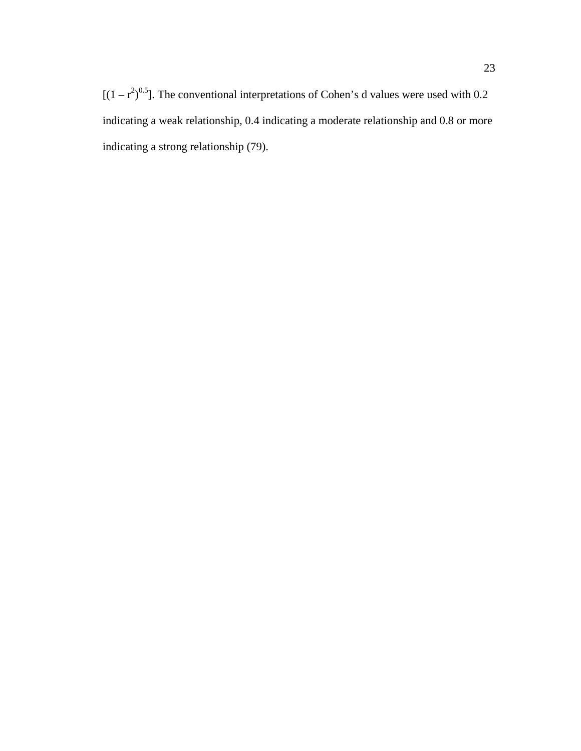$[(1 - r^2)^{0.5}]$. The conventional interpretations of Cohen's d values were used with 0.2 indicating a weak relationship, 0.4 indicating a moderate relationship and 0.8 or more indicating a strong relationship (79).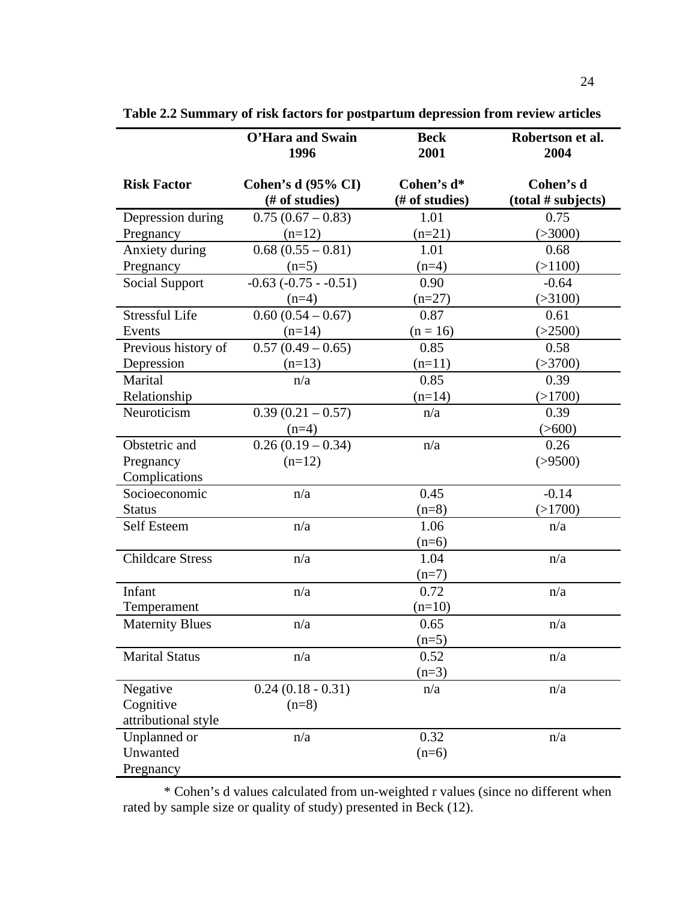**Table 2.2 Summary of risk factors for postpartum depression from review articles**

| Risk Factor | O'Hara and Swain 1996<br>Cohen's d (95% CI) (# of studies) | Beck 2001<br>Cohen's d* (# of studies) | Robertson et al. 2004<br>Cohen's d (total # subjects) |
|---|---|---|---|
| Depression during Pregnancy | 0.75 (0.67 – 0.83) (n=12) | 1.01 (n=21) | 0.75 (>3000) |
| Anxiety during Pregnancy | 0.68 (0.55 – 0.81) (n=5) | 1.01 (n=4) | 0.68 (>1100) |
| Social Support | -0.63 (-0.75 - -0.51) (n=4) | 0.90 (n=27) | -0.64 (>3100) |
| Stressful Life Events | 0.60 (0.54 – 0.67) (n=14) | 0.87 (n = 16) | 0.61 (>2500) |
| Previous history of Depression | 0.57 (0.49 – 0.65) (n=13) | 0.85 (n=11) | 0.58 (>3700) |
| Marital Relationship | n/a | 0.85 (n=14) | 0.39 (>1700) |
| Neuroticism | 0.39 (0.21 – 0.57) (n=4) | n/a | 0.39 (>600) |
| Obstetric and Pregnancy Complications | 0.26 (0.19 – 0.34) (n=12) | n/a | 0.26 (>9500) |
| Socioeconomic Status | n/a | 0.45 (n=8) | -0.14 (>1700) |
| Self Esteem | n/a | 1.06 (n=6) | n/a |
| Childcare Stress | n/a | 1.04 (n=7) | n/a |
| Infant Temperament | n/a | 0.72 (n=10) | n/a |
| Maternity Blues | n/a | 0.65 (n=5) | n/a |
| Marital Status | n/a | 0.52 (n=3) | n/a |
| Negative Cognitive attributional style | 0.24 (0.18 - 0.31) (n=8) | n/a | n/a |
| Unplanned or Unwanted Pregnancy | n/a | 0.32 (n=6) | n/a |

\* Cohen's d values calculated from un-weighted r values (since no different when rated by sample size or quality of study) presented in Beck (12).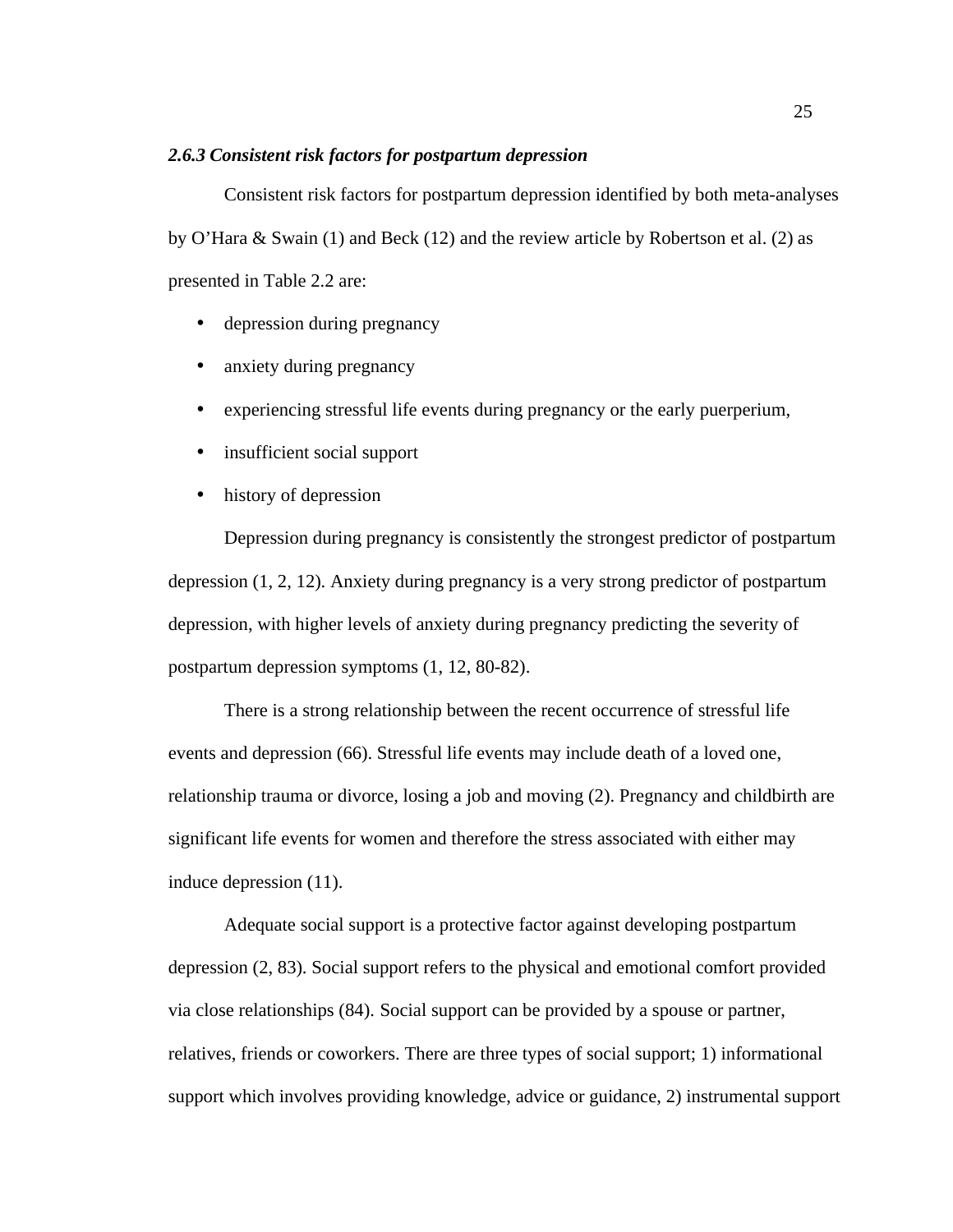### *2.6.3 Consistent risk factors for postpartum depression*

Consistent risk factors for postpartum depression identified by both meta-analyses by O'Hara & Swain (1) and Beck (12) and the review article by Robertson et al. (2) as presented in Table 2.2 are:

- depression during pregnancy
- anxiety during pregnancy
- experiencing stressful life events during pregnancy or the early puerperium,
- insufficient social support
- history of depression

Depression during pregnancy is consistently the strongest predictor of postpartum depression (1, 2, 12). Anxiety during pregnancy is a very strong predictor of postpartum depression, with higher levels of anxiety during pregnancy predicting the severity of postpartum depression symptoms (1, 12, 80-82).

There is a strong relationship between the recent occurrence of stressful life events and depression (66). Stressful life events may include death of a loved one, relationship trauma or divorce, losing a job and moving (2). Pregnancy and childbirth are significant life events for women and therefore the stress associated with either may induce depression (11).

Adequate social support is a protective factor against developing postpartum depression (2, 83). Social support refers to the physical and emotional comfort provided via close relationships (84). Social support can be provided by a spouse or partner, relatives, friends or coworkers. There are three types of social support; 1) informational support which involves providing knowledge, advice or guidance, 2) instrumental support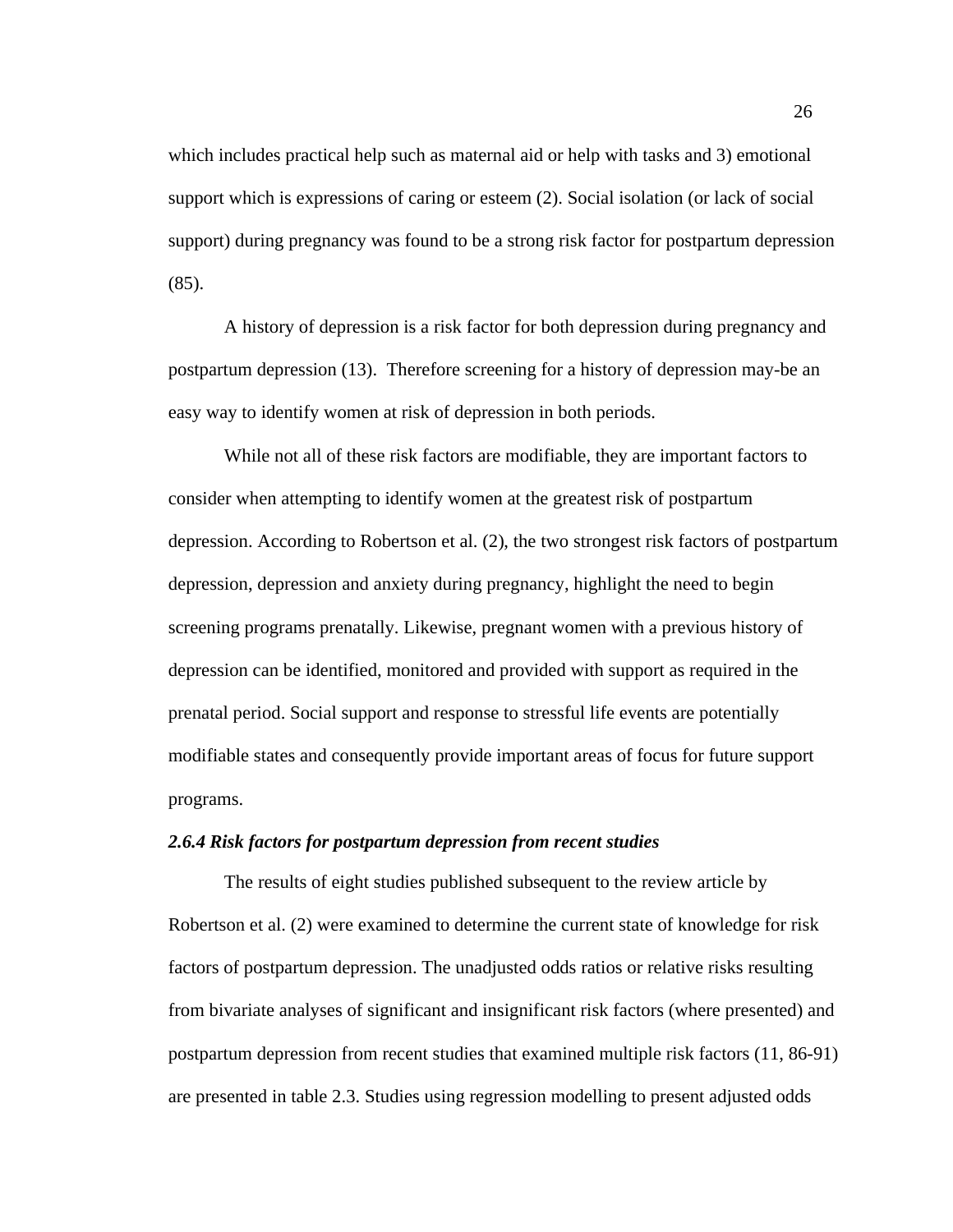which includes practical help such as maternal aid or help with tasks and 3) emotional support which is expressions of caring or esteem (2). Social isolation (or lack of social support) during pregnancy was found to be a strong risk factor for postpartum depression (85).

A history of depression is a risk factor for both depression during pregnancy and postpartum depression (13). Therefore screening for a history of depression may-be an easy way to identify women at risk of depression in both periods.

While not all of these risk factors are modifiable, they are important factors to consider when attempting to identify women at the greatest risk of postpartum depression. According to Robertson et al. (2), the two strongest risk factors of postpartum depression, depression and anxiety during pregnancy, highlight the need to begin screening programs prenatally. Likewise, pregnant women with a previous history of depression can be identified, monitored and provided with support as required in the prenatal period. Social support and response to stressful life events are potentially modifiable states and consequently provide important areas of focus for future support programs.

### *2.6.4 Risk factors for postpartum depression from recent studies*

The results of eight studies published subsequent to the review article by Robertson et al. (2) were examined to determine the current state of knowledge for risk factors of postpartum depression. The unadjusted odds ratios or relative risks resulting from bivariate analyses of significant and insignificant risk factors (where presented) and postpartum depression from recent studies that examined multiple risk factors (11, 86-91) are presented in table 2.3. Studies using regression modelling to present adjusted odds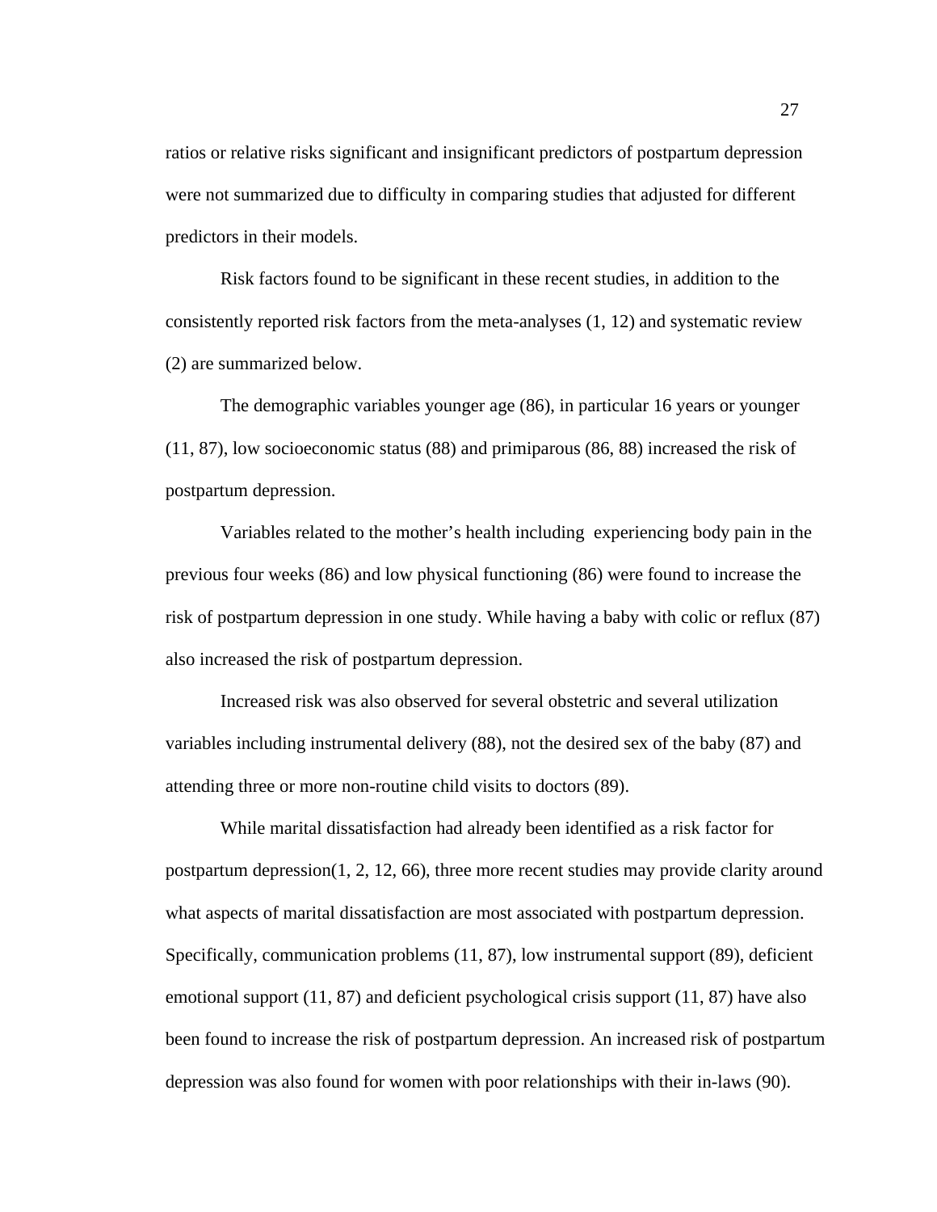ratios or relative risks significant and insignificant predictors of postpartum depression were not summarized due to difficulty in comparing studies that adjusted for different predictors in their models.

Risk factors found to be significant in these recent studies, in addition to the consistently reported risk factors from the meta-analyses (1, 12) and systematic review (2) are summarized below.

The demographic variables younger age (86), in particular 16 years or younger (11, 87), low socioeconomic status (88) and primiparous (86, 88) increased the risk of postpartum depression.

Variables related to the mother's health including experiencing body pain in the previous four weeks (86) and low physical functioning (86) were found to increase the risk of postpartum depression in one study. While having a baby with colic or reflux (87) also increased the risk of postpartum depression.

Increased risk was also observed for several obstetric and several utilization variables including instrumental delivery (88), not the desired sex of the baby (87) and attending three or more non-routine child visits to doctors (89).

While marital dissatisfaction had already been identified as a risk factor for postpartum depression(1, 2, 12, 66), three more recent studies may provide clarity around what aspects of marital dissatisfaction are most associated with postpartum depression. Specifically, communication problems (11, 87), low instrumental support (89), deficient emotional support (11, 87) and deficient psychological crisis support (11, 87) have also been found to increase the risk of postpartum depression. An increased risk of postpartum depression was also found for women with poor relationships with their in-laws (90).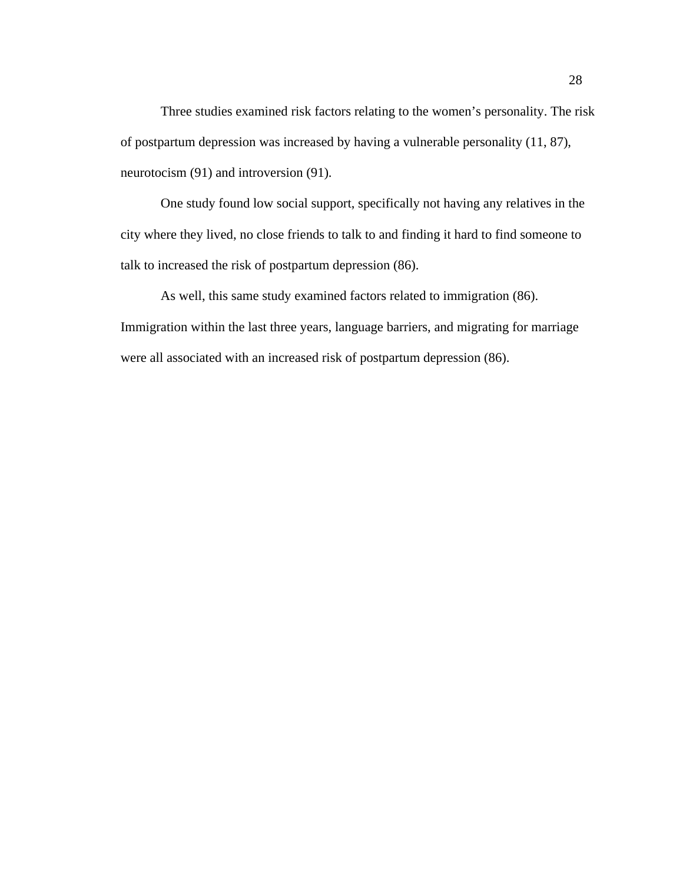Three studies examined risk factors relating to the women's personality. The risk of postpartum depression was increased by having a vulnerable personality (11, 87), neurotocism (91) and introversion (91).

One study found low social support, specifically not having any relatives in the city where they lived, no close friends to talk to and finding it hard to find someone to talk to increased the risk of postpartum depression (86).

As well, this same study examined factors related to immigration (86). Immigration within the last three years, language barriers, and migrating for marriage were all associated with an increased risk of postpartum depression (86).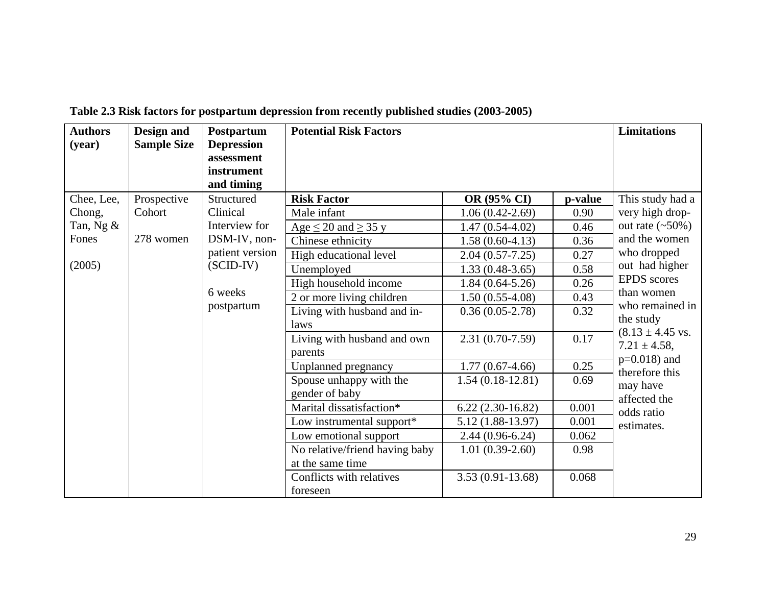**Table 2.3 Risk factors for postpartum depression from recently published studies (2003-2005)**

| Authors (year) | Design and Sample Size | Postpartum Depression assessment instrument and timing | Potential Risk Factors | | | Limitations |
|---|---|---|---|---|---|---|
| Chee, Lee, Chong, Tan, Ng & Fones (2005) | Prospective Cohort 278 women | Structured Clinical Interview for DSM-IV, non-patient version (SCID-IV) 6 weeks postpartum | **Risk Factor** | **OR (95% CI)** | **p-value** | This study had a very high drop-out rate (~50%) and the women who dropped out had higher EPDS scores than women who remained in the study ($8.13 \pm 4.45$ vs. $7.21 \pm 4.58$, p=0.018) and therefore this may have affected the odds ratio estimates. |
| | | | Male infant | 1.06 (0.42-2.69) | 0.90 | |
| | | | Age $\leq 20$ and $\geq 35$ y | 1.47 (0.54-4.02) | 0.46 | |
| | | | Chinese ethnicity | 1.58 (0.60-4.13) | 0.36 | |
| | | | High educational level | 2.04 (0.57-7.25) | 0.27 | |
| | | | Unemployed | 1.33 (0.48-3.65) | 0.58 | |
| | | | High household income | 1.84 (0.64-5.26) | 0.26 | |
| | | | 2 or more living children | 1.50 (0.55-4.08) | 0.43 | |
| | | | Living with husband and in-laws | 0.36 (0.05-2.78) | 0.32 | |
| | | | Living with husband and own parents | 2.31 (0.70-7.59) | 0.17 | |
| | | | Unplanned pregnancy | 1.77 (0.67-4.66) | 0.25 | |
| | | | Spouse unhappy with the gender of baby | 1.54 (0.18-12.81) | 0.69 | |
| | | | Marital dissatisfaction* | 6.22 (2.30-16.82) | 0.001 | |
| | | | Low instrumental support* | 5.12 (1.88-13.97) | 0.001 | |
| | | | Low emotional support | 2.44 (0.96-6.24) | 0.062 | |
| | | | No relative/friend having baby at the same time | 1.01 (0.39-2.60) | 0.98 | |
| | | | Conflicts with relatives foreseen | 3.53 (0.91-13.68) | 0.068 | |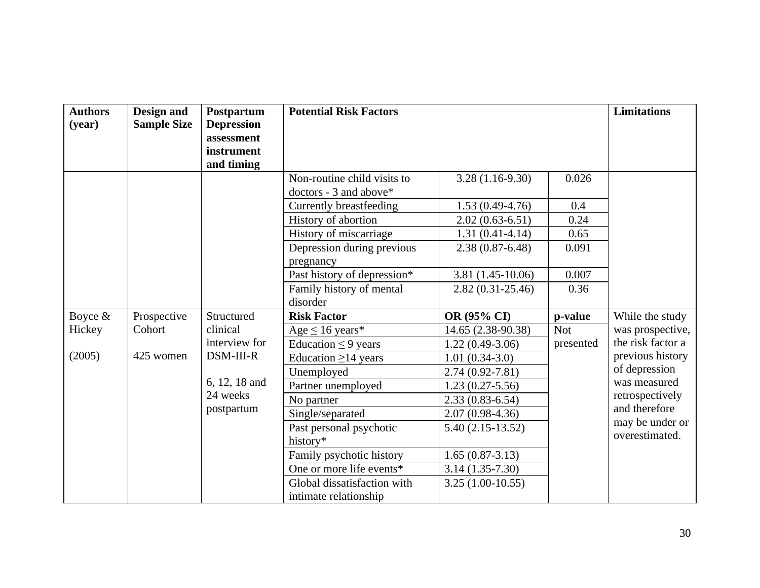| Authors (year) | Design and Sample Size | Postpartum Depression assessment instrument and timing | Potential Risk Factors | | | Limitations |
|---|---|---|---|---|---|---|
| | | | Non-routine child visits to doctors - 3 and above* | 3.28 (1.16-9.30) | 0.026 | |
| | | | Currently breastfeeding | 1.53 (0.49-4.76) | 0.4 | |
| | | | History of abortion | 2.02 (0.63-6.51) | 0.24 | |
| | | | History of miscarriage | 1.31 (0.41-4.14) | 0.65 | |
| | | | Depression during previous pregnancy | 2.38 (0.87-6.48) | 0.091 | |
| | | | Past history of depression* | 3.81 (1.45-10.06) | 0.007 | |
| | | | Family history of mental disorder | 2.82 (0.31-25.46) | 0.36 | |
| Boyce & Hickey (2005) | Prospective Cohort 425 women | Structured clinical interview for DSM-III-R 6, 12, 18 and 24 weeks postpartum | **Risk Factor** | **OR (95% CI)** | **p-value** | While the study was prospective, the risk factor a previous history of depression was measured retrospectively and therefore may be under or overestimated. |
| | | | Age ≤ 16 years* | 14.65 (2.38-90.38) | Not presented | |
| | | | Education ≤ 9 years | 1.22 (0.49-3.06) | | |
| | | | Education ≥14 years | 1.01 (0.34-3.0) | | |
| | | | Unemployed | 2.74 (0.92-7.81) | | |
| | | | Partner unemployed | 1.23 (0.27-5.56) | | |
| | | | No partner | 2.33 (0.83-6.54) | | |
| | | | Single/separated | 2.07 (0.98-4.36) | | |
| | | | Past personal psychotic history* | 5.40 (2.15-13.52) | | |
| | | | Family psychotic history | 1.65 (0.87-3.13) | | |
| | | | One or more life events* | 3.14 (1.35-7.30) | | |
| | | | Global dissatisfaction with intimate relationship | 3.25 (1.00-10.55) | | |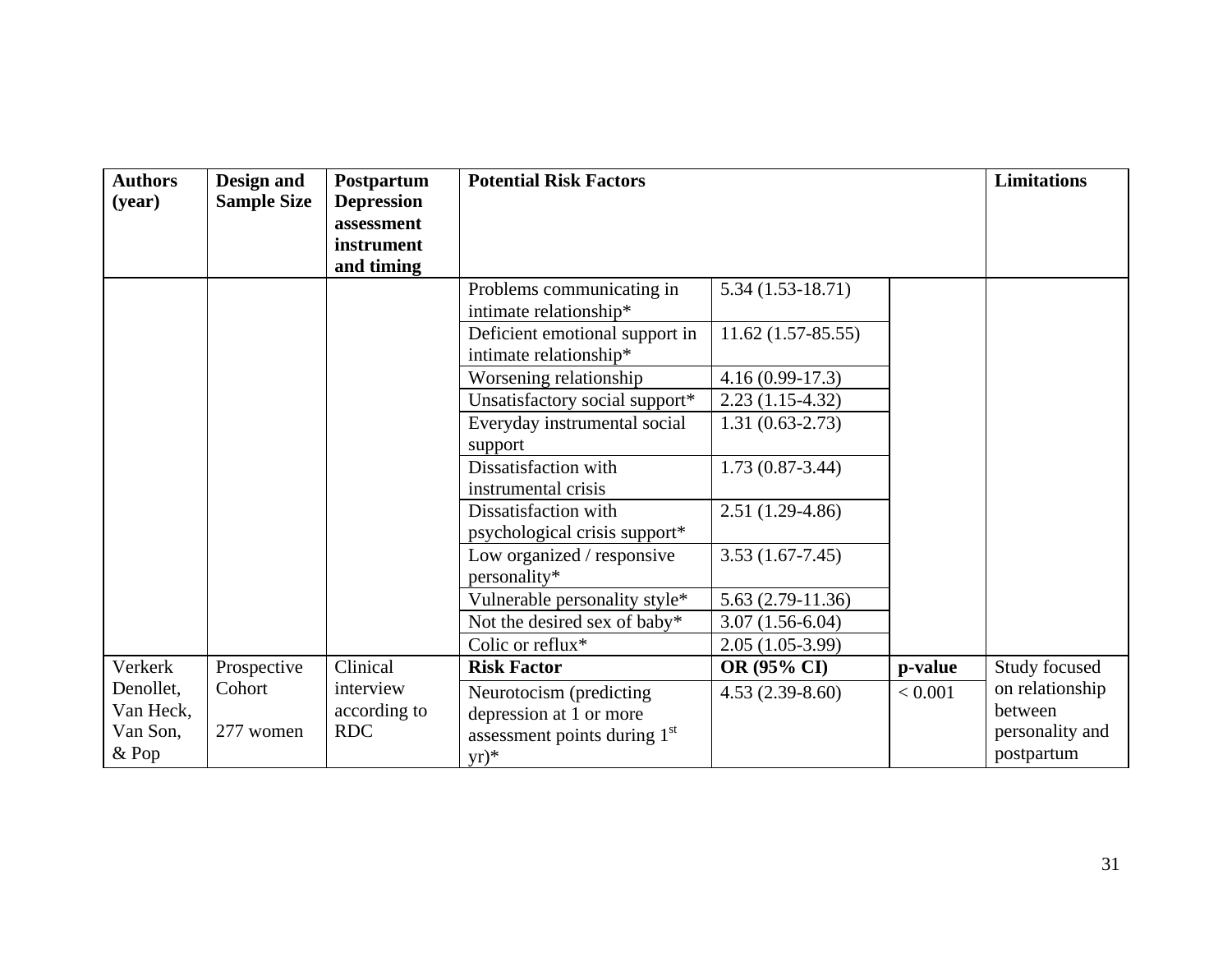| Authors (year) | Design and Sample Size | Postpartum Depression assessment instrument and timing | Potential Risk Factors | | | Limitations |
|---|---|---|---|---|---|---|
| | | | Problems communicating in intimate relationship* | 5.34 (1.53-18.71) | | |
| | | | Deficient emotional support in intimate relationship* | 11.62 (1.57-85.55) | | |
| | | | Worsening relationship | 4.16 (0.99-17.3) | | |
| | | | Unsatisfactory social support* | 2.23 (1.15-4.32) | | |
| | | | Everyday instrumental social support | 1.31 (0.63-2.73) | | |
| | | | Dissatisfaction with instrumental crisis | 1.73 (0.87-3.44) | | |
| | | | Dissatisfaction with psychological crisis support* | 2.51 (1.29-4.86) | | |
| | | | Low organized / responsive personality* | 3.53 (1.67-7.45) | | |
| | | | Vulnerable personality style* | 5.63 (2.79-11.36) | | |
| | | | Not the desired sex of baby* | 3.07 (1.56-6.04) | | |
| | | | Colic or reflux* | 2.05 (1.05-3.99) | | |
| Verkerk Denollet, Van Heck, Van Son, & Pop | Prospective Cohort<br><br>277 women | Clinical interview according to RDC | **Risk Factor** | **OR (95% CI)** | **p-value** | Study focused on relationship between personality and postpartum |
| | | | Neurotocism (predicting depression at 1 or more assessment points during 1st yr)* | 4.53 (2.39-8.60) | < 0.001 | |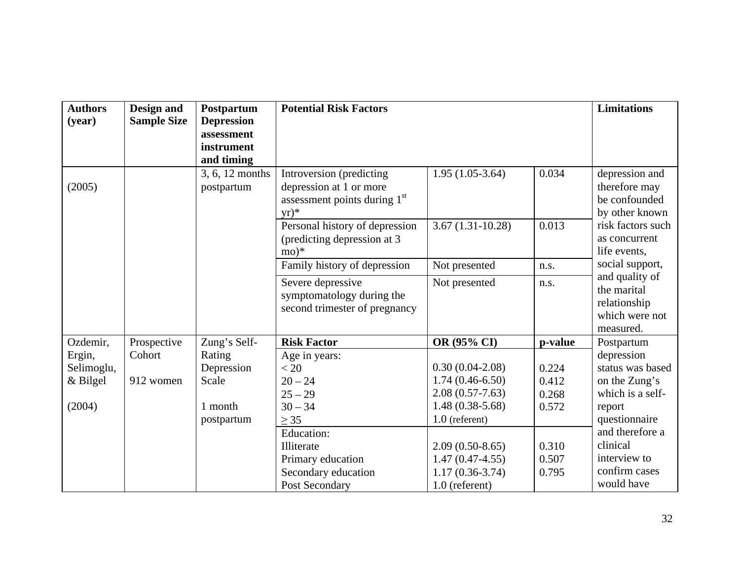| Authors (year) | Design and Sample Size | Postpartum Depression assessment instrument and timing | Potential Risk Factors | | | Limitations |
|---|---|---|---|---|---|---|
| (2005) | | 3, 6, 12 months postpartum | Introversion (predicting depression at 1 or more assessment points during 1st yr)* | 1.95 (1.05-3.64) | 0.034 | depression and therefore may be confounded by other known risk factors such as concurrent life events, social support, and quality of the marital relationship which were not measured. |
| | | | Personal history of depression (predicting depression at 3 mo)* | 3.67 (1.31-10.28) | 0.013 | |
| | | | Family history of depression | Not presented | n.s. | |
| | | | Severe depressive symptomatology during the second trimester of pregnancy | Not presented | n.s. | |
| Ozdemir, Ergin, Selimoglu, & Bilgel (2004) | Prospective Cohort 912 women | Zung's Self-Rating Depression Scale 1 month postpartum | **Risk Factor** | **OR (95% CI)** | **p-value** | Postpartum depression status was based on the Zung's which is a self-report questionnaire and therefore a clinical interview to confirm cases would have |
| | | | Age in years: | | | |
| | | | < 20 | 0.30 (0.04-2.08) | 0.224 | |
| | | | 20 – 24 | 1.74 (0.46-6.50) | 0.412 | |
| | | | 25 – 29 | 2.08 (0.57-7.63) | 0.268 | |
| | | | 30 – 34 | 1.48 (0.38-5.68) | 0.572 | |
| | | | ≥ 35 | 1.0 (referent) | | |
| | | | Education: | | | |
| | | | Illiterate | 2.09 (0.50-8.65) | 0.310 | |
| | | | Primary education | 1.47 (0.47-4.55) | 0.507 | |
| | | | Secondary education | 1.17 (0.36-3.74) | 0.795 | |
| | | | Post Secondary | 1.0 (referent) | | |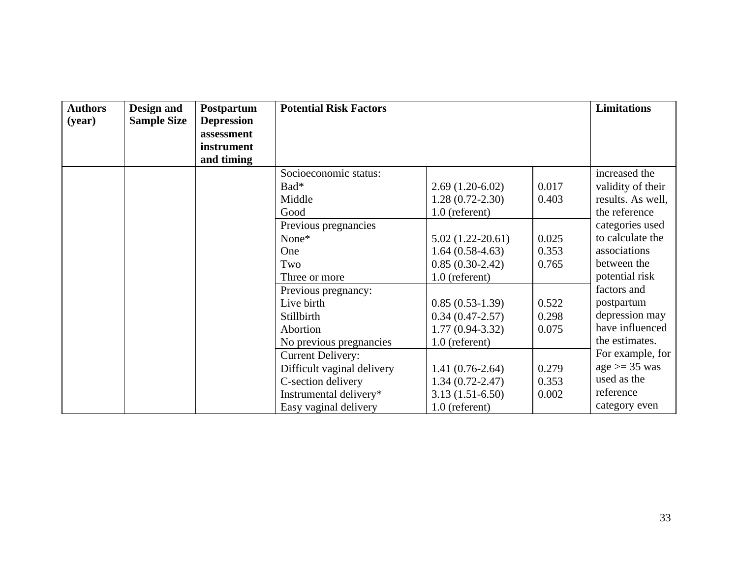| Authors (year) | Design and Sample Size | Postpartum Depression assessment instrument and timing | Potential Risk Factors | | | Limitations |
|---|---|---|---|---|---|---|
| | | | Socioeconomic status:<br>Bad*<br>Middle<br>Good | <br>2.69 (1.20-6.02)<br>1.28 (0.72-2.30)<br>1.0 (referent) | <br>0.017<br>0.403 | increased the validity of their results. As well, the reference categories used to calculate the associations between the potential risk factors and postpartum depression may have influenced the estimates. For example, for age >= 35 was used as the reference category even |
| | | | Previous pregnancies<br>None*<br>One<br>Two<br>Three or more | <br>5.02 (1.22-20.61)<br>1.64 (0.58-4.63)<br>0.85 (0.30-2.42)<br>1.0 (referent) | <br>0.025<br>0.353<br>0.765 | |
| | | | Previous pregnancy:<br>Live birth<br>Stillbirth<br>Abortion<br>No previous pregnancies | <br>0.85 (0.53-1.39)<br>0.34 (0.47-2.57)<br>1.77 (0.94-3.32)<br>1.0 (referent) | <br>0.522<br>0.298<br>0.075 | |
| | | | Current Delivery:<br>Difficult vaginal delivery<br>C-section delivery<br>Instrumental delivery*<br>Easy vaginal delivery | <br>1.41 (0.76-2.64)<br>1.34 (0.72-2.47)<br>3.13 (1.51-6.50)<br>1.0 (referent) | <br>0.279<br>0.353<br>0.002 | |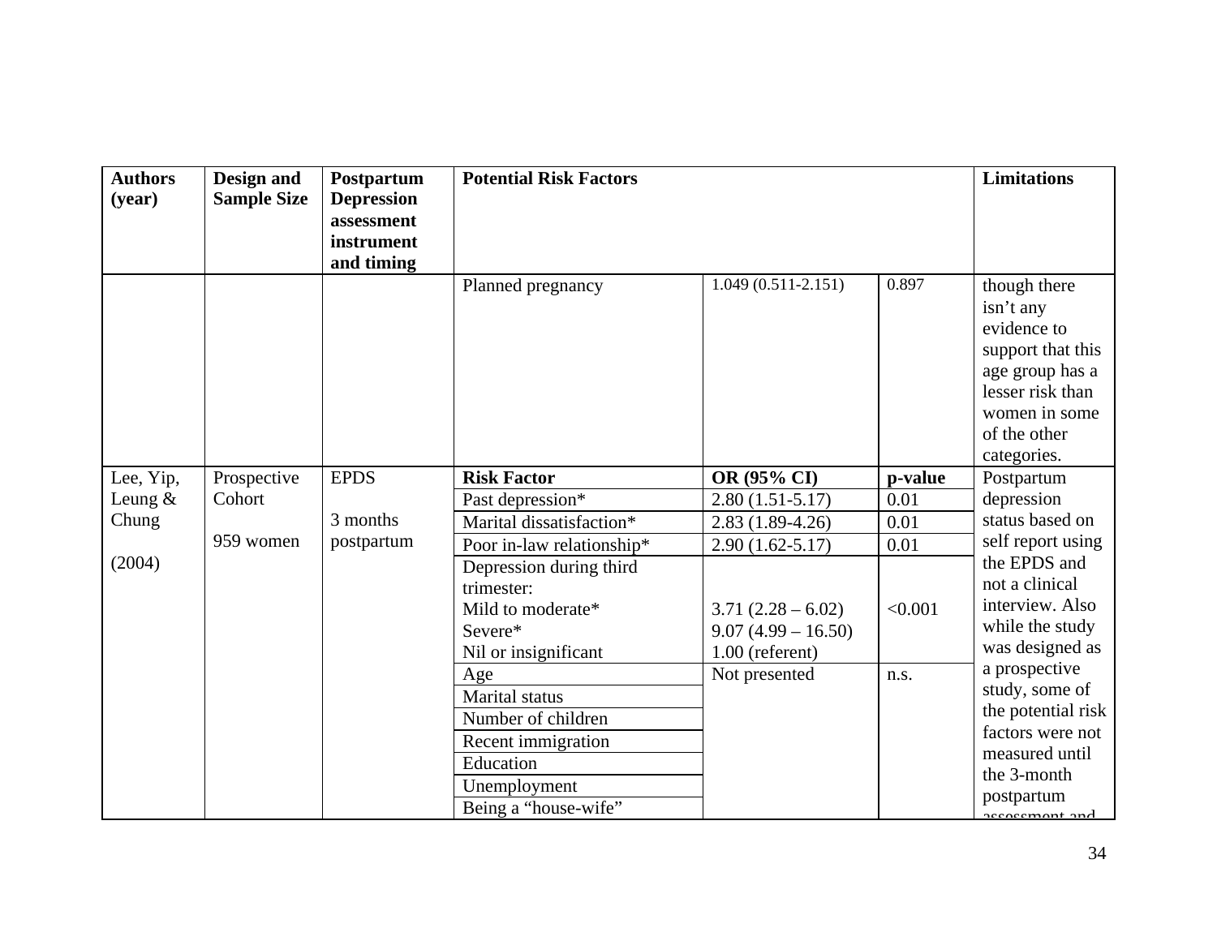| Authors (year) | Design and Sample Size | Postpartum Depression assessment instrument and timing | Potential Risk Factors | | | Limitations |
|---|---|---|---|---|---|---|
| | | | Planned pregnancy | 1.049 (0.511-2.151) | 0.897 | though there isn't any evidence to support that this age group has a lesser risk than women in some of the other categories. |
| Lee, Yip, Leung & Chung (2004) | Prospective Cohort 959 women | EPDS 3 months postpartum | **Risk Factor** | **OR (95% CI)** | **p-value** | Postpartum depression status based on self report using the EPDS and not a clinical interview. Also while the study was designed as a prospective study, some of the potential risk factors were not measured until the 3-month postpartum assessment and |
| | | | Past depression* | 2.80 (1.51-5.17) | 0.01 | |
| | | | Marital dissatisfaction* | 2.83 (1.89-4.26) | 0.01 | |
| | | | Poor in-law relationship* | 2.90 (1.62-5.17) | 0.01 | |
| | | | Depression during third trimester: Mild to moderate* Severe* Nil or insignificant | 3.71 (2.28 – 6.02) 9.07 (4.99 – 16.50) 1.00 (referent) | <0.001 | |
| | | | Age | Not presented | n.s. | |
| | | | Marital status | | | |
| | | | Number of children | | | |
| | | | Recent immigration | | | |
| | | | Education | | | |
| | | | Unemployment | | | |
| | | | Being a "house-wife" | | | |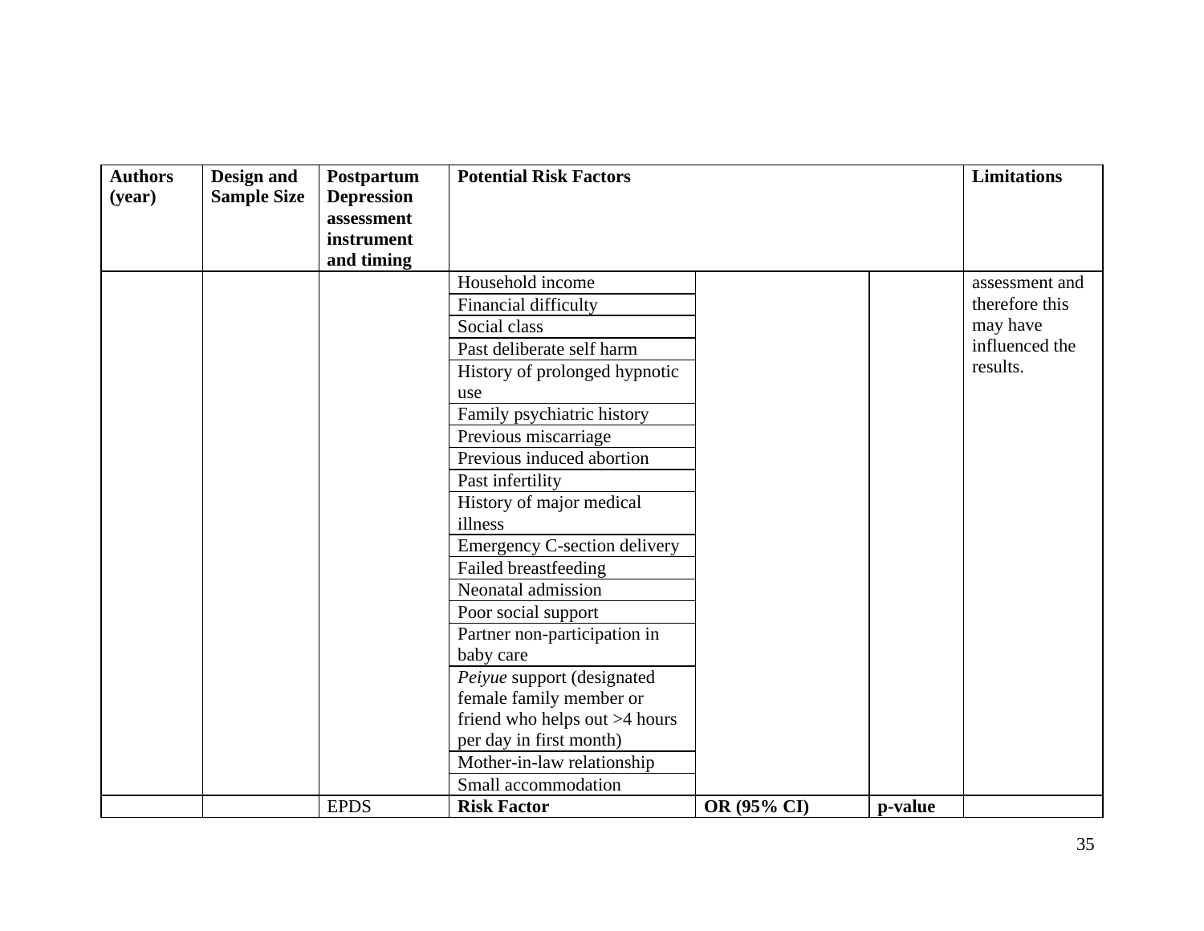| Authors (year) | Design and Sample Size | Postpartum Depression assessment instrument and timing | Potential Risk Factors | | | Limitations |
|---|---|---|---|---|---|---|
| | | | Household income | | | assessment and therefore this may have influenced the results. |
| | | | Financial difficulty | | | |
| | | | Social class | | | |
| | | | Past deliberate self harm | | | |
| | | | History of prolonged hypnotic use | | | |
| | | | Family psychiatric history | | | |
| | | | Previous miscarriage | | | |
| | | | Previous induced abortion | | | |
| | | | Past infertility | | | |
| | | | History of major medical illness | | | |
| | | | Emergency C-section delivery | | | |
| | | | Failed breastfeeding | | | |
| | | | Neonatal admission | | | |
| | | | Poor social support | | | |
| | | | Partner non-participation in baby care | | | |
| | | | *Peiyue* support (designated female family member or friend who helps out >4 hours per day in first month) | | | |
| | | | Mother-in-law relationship | | | |
| | | | Small accommodation | | | |
| | | EPDS | **Risk Factor** | **OR (95% CI)** | **p-value** | |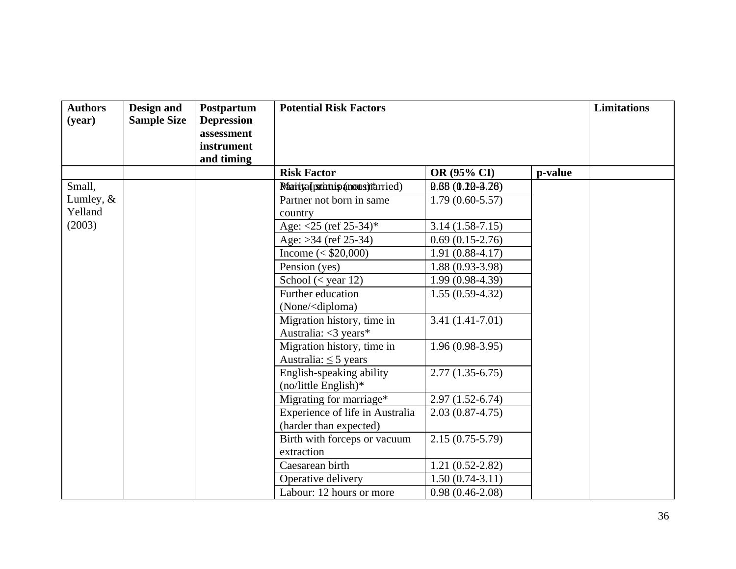| Authors (year) | Design and Sample Size | Postpartum Depression assessment instrument and timing | Potential Risk Factors | | | Limitations |
|---|---|---|---|---|---|---|
| | | | **Risk Factor** | **OR (95% CI)** | **p-value** | |
| Small, Lumley, & Yelland (2003) | | | Parity (primiparous)* / Marital status (not married) | 2.38 (1.20-4.28) / 0.68 (0.12-3.76) | | |
| | | | Partner not born in same country | 1.79 (0.60-5.57) | | |
| | | | Age: <25 (ref 25-34)* | 3.14 (1.58-7.15) | | |
| | | | Age: >34 (ref 25-34) | 0.69 (0.15-2.76) | | |
| | | | Income (< $20,000) | 1.91 (0.88-4.17) | | |
| | | | Pension (yes) | 1.88 (0.93-3.98) | | |
| | | | School (< year 12) | 1.99 (0.98-4.39) | | |
| | | | Further education (None/<diploma) | 1.55 (0.59-4.32) | | |
| | | | Migration history, time in Australia: <3 years* | 3.41 (1.41-7.01) | | |
| | | | Migration history, time in Australia: ≤ 5 years | 1.96 (0.98-3.95) | | |
| | | | English-speaking ability (no/little English)* | 2.77 (1.35-6.75) | | |
| | | | Migrating for marriage* | 2.97 (1.52-6.74) | | |
| | | | Experience of life in Australia (harder than expected) | 2.03 (0.87-4.75) | | |
| | | | Birth with forceps or vacuum extraction | 2.15 (0.75-5.79) | | |
| | | | Caesarean birth | 1.21 (0.52-2.82) | | |
| | | | Operative delivery | 1.50 (0.74-3.11) | | |
| | | | Labour: 12 hours or more | 0.98 (0.46-2.08) | | |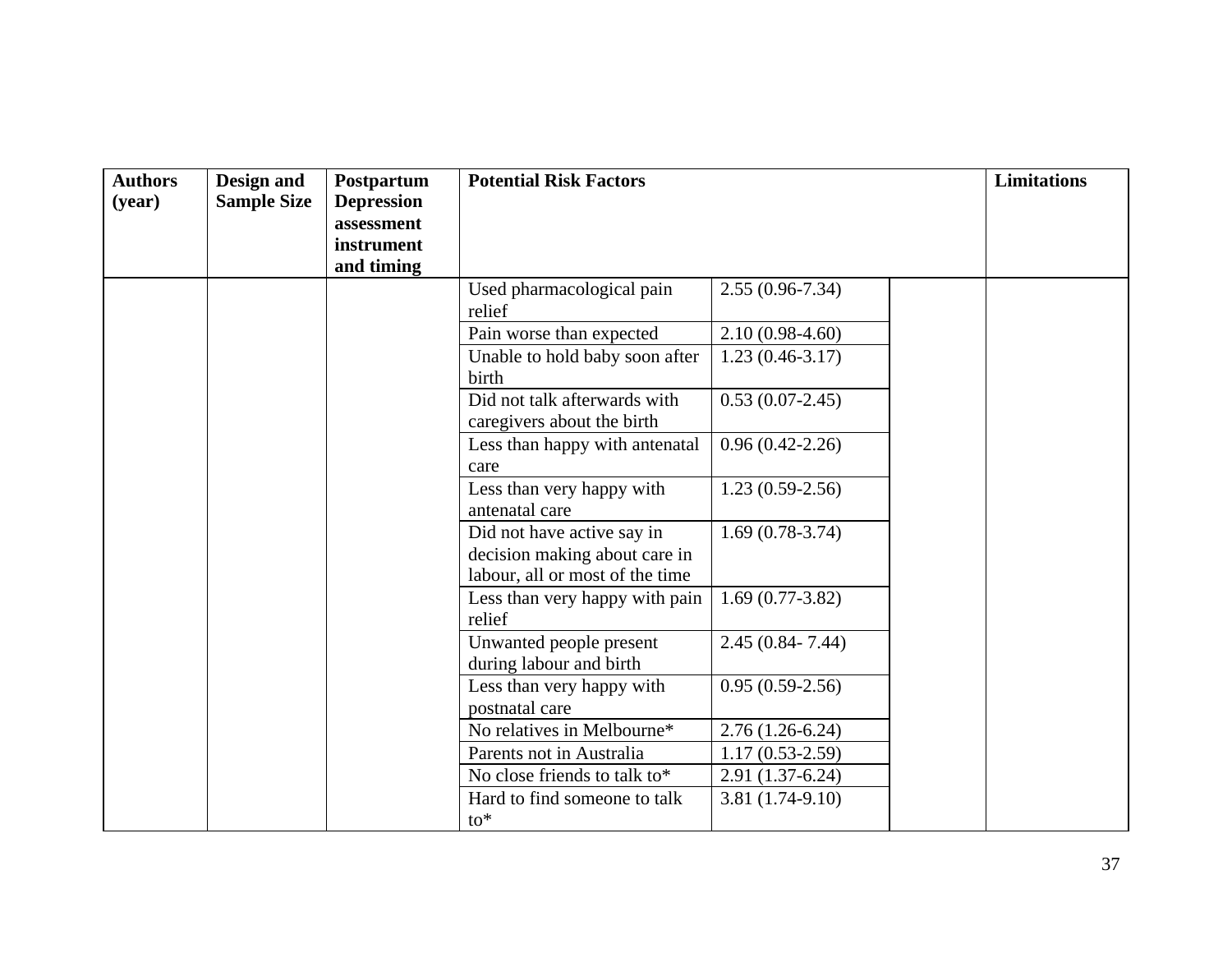| Authors (year) | Design and Sample Size | Postpartum Depression assessment instrument and timing | Potential Risk Factors | | | Limitations |
|---|---|---|---|---|---|---|
| | | | Used pharmacological pain relief | 2.55 (0.96-7.34) | | |
| | | | Pain worse than expected | 2.10 (0.98-4.60) | | |
| | | | Unable to hold baby soon after birth | 1.23 (0.46-3.17) | | |
| | | | Did not talk afterwards with caregivers about the birth | 0.53 (0.07-2.45) | | |
| | | | Less than happy with antenatal care | 0.96 (0.42-2.26) | | |
| | | | Less than very happy with antenatal care | 1.23 (0.59-2.56) | | |
| | | | Did not have active say in decision making about care in labour, all or most of the time | 1.69 (0.78-3.74) | | |
| | | | Less than very happy with pain relief | 1.69 (0.77-3.82) | | |
| | | | Unwanted people present during labour and birth | 2.45 (0.84- 7.44) | | |
| | | | Less than very happy with postnatal care | 0.95 (0.59-2.56) | | |
| | | | No relatives in Melbourne* | 2.76 (1.26-6.24) | | |
| | | | Parents not in Australia | 1.17 (0.53-2.59) | | |
| | | | No close friends to talk to* | 2.91 (1.37-6.24) | | |
| | | | Hard to find someone to talk to* | 3.81 (1.74-9.10) | | |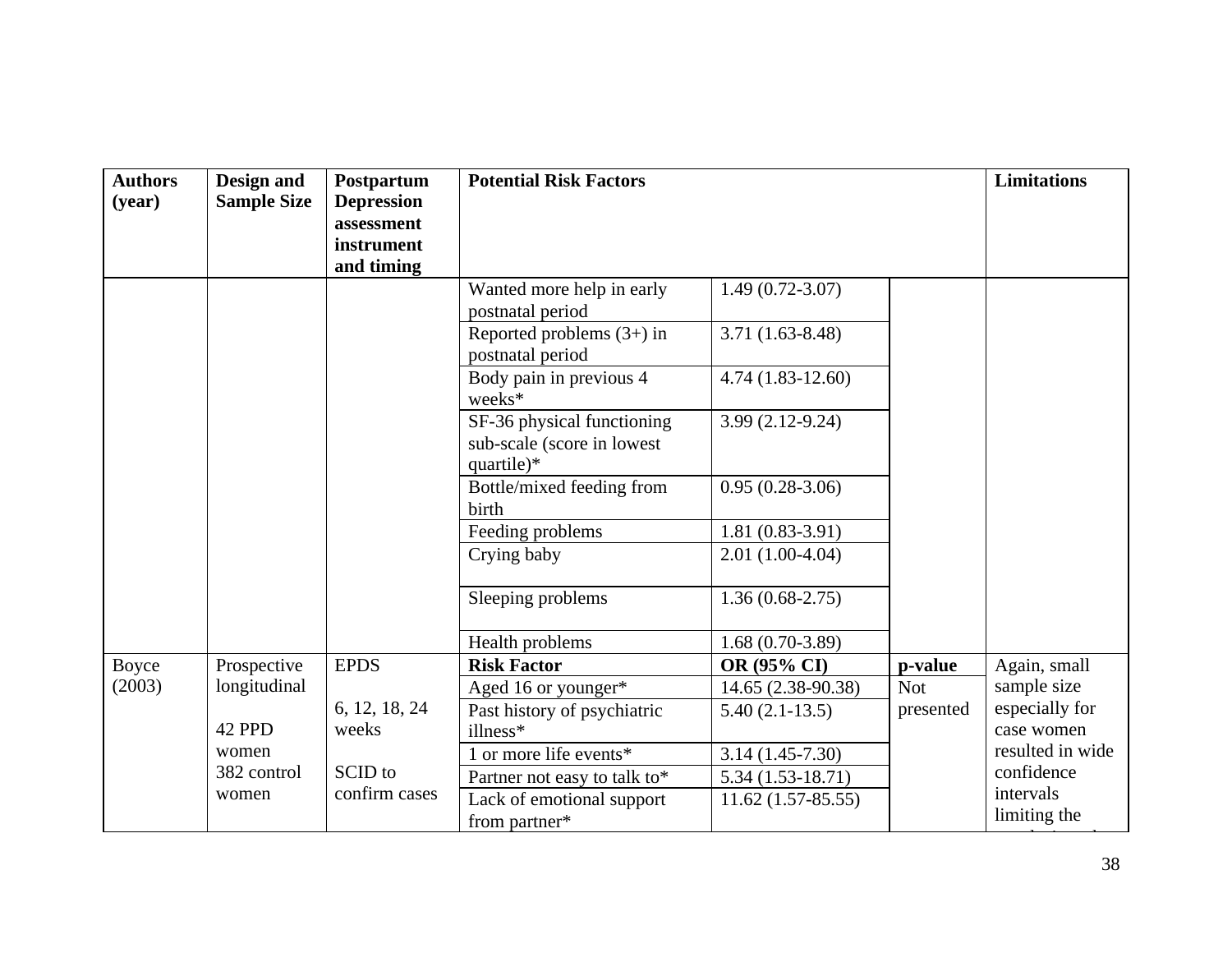| Authors (year) | Design and Sample Size | Postpartum Depression assessment instrument and timing | Potential Risk Factors | | | Limitations |
|---|---|---|---|---|---|---|
| | | | Wanted more help in early postnatal period | 1.49 (0.72-3.07) | | |
| | | | Reported problems (3+) in postnatal period | 3.71 (1.63-8.48) | | |
| | | | Body pain in previous 4 weeks* | 4.74 (1.83-12.60) | | |
| | | | SF-36 physical functioning sub-scale (score in lowest quartile)* | 3.99 (2.12-9.24) | | |
| | | | Bottle/mixed feeding from birth | 0.95 (0.28-3.06) | | |
| | | | Feeding problems | 1.81 (0.83-3.91) | | |
| | | | Crying baby | 2.01 (1.00-4.04) | | |
| | | | Sleeping problems | 1.36 (0.68-2.75) | | |
| | | | Health problems | 1.68 (0.70-3.89) | | |
| Boyce (2003) | Prospective longitudinal<br><br>42 PPD women<br>382 control women | EPDS<br><br>6, 12, 18, 24 weeks<br><br>SCID to confirm cases | **Risk Factor** | **OR (95% CI)** | **p-value** | Again, small sample size especially for case women resulted in wide confidence intervals limiting the |
| | | | Aged 16 or younger* | 14.65 (2.38-90.38) | Not presented | |
| | | | Past history of psychiatric illness* | 5.40 (2.1-13.5) | | |
| | | | 1 or more life events* | 3.14 (1.45-7.30) | | |
| | | | Partner not easy to talk to* | 5.34 (1.53-18.71) | | |
| | | | Lack of emotional support from partner* | 11.62 (1.57-85.55) | | |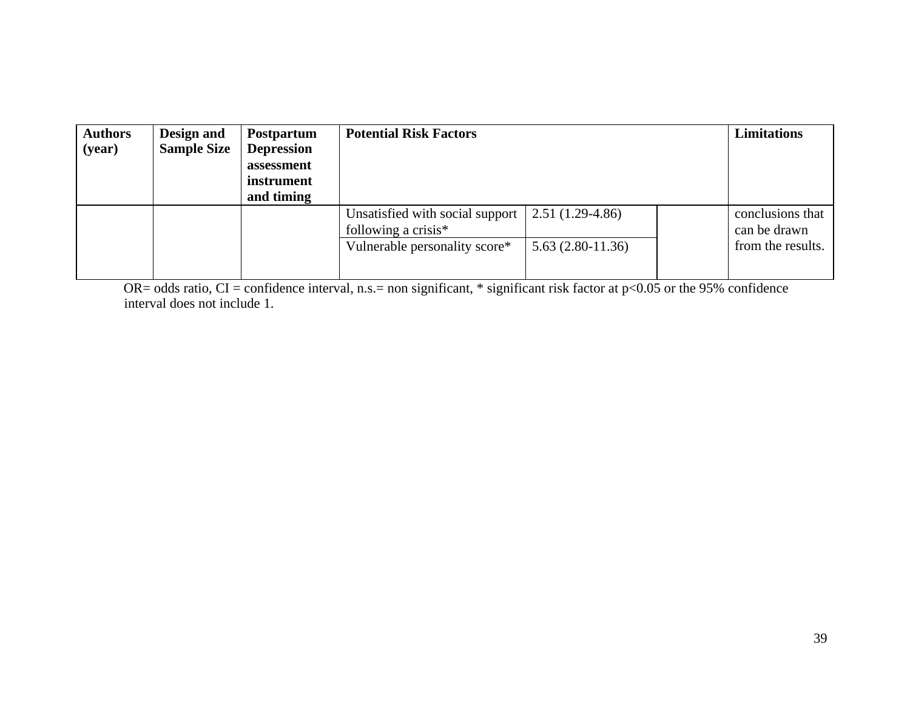| Authors (year) | Design and Sample Size | Postpartum Depression assessment instrument and timing | Potential Risk Factors | | | Limitations |
| --- | --- | --- | --- | --- | --- | --- |
| | | | Unsatisfied with social support following a crisis* | 2.51 (1.29-4.86) | | conclusions that can be drawn from the results. |
| | | | Vulnerable personality score* | 5.63 (2.80-11.36) | | |

OR= odds ratio, CI = confidence interval, n.s.= non significant, * significant risk factor at p<0.05 or the 95% confidence interval does not include 1.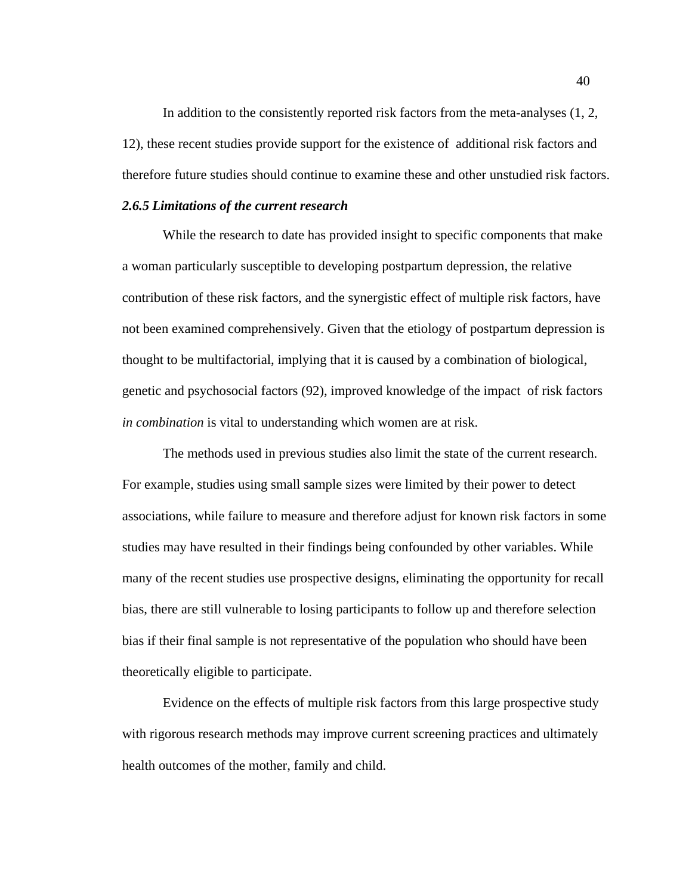In addition to the consistently reported risk factors from the meta-analyses (1, 2, 12), these recent studies provide support for the existence of additional risk factors and therefore future studies should continue to examine these and other unstudied risk factors.

### *2.6.5 Limitations of the current research*

While the research to date has provided insight to specific components that make a woman particularly susceptible to developing postpartum depression, the relative contribution of these risk factors, and the synergistic effect of multiple risk factors, have not been examined comprehensively. Given that the etiology of postpartum depression is thought to be multifactorial, implying that it is caused by a combination of biological, genetic and psychosocial factors (92), improved knowledge of the impact of risk factors *in combination* is vital to understanding which women are at risk.

The methods used in previous studies also limit the state of the current research. For example, studies using small sample sizes were limited by their power to detect associations, while failure to measure and therefore adjust for known risk factors in some studies may have resulted in their findings being confounded by other variables. While many of the recent studies use prospective designs, eliminating the opportunity for recall bias, there are still vulnerable to losing participants to follow up and therefore selection bias if their final sample is not representative of the population who should have been theoretically eligible to participate.

Evidence on the effects of multiple risk factors from this large prospective study with rigorous research methods may improve current screening practices and ultimately health outcomes of the mother, family and child.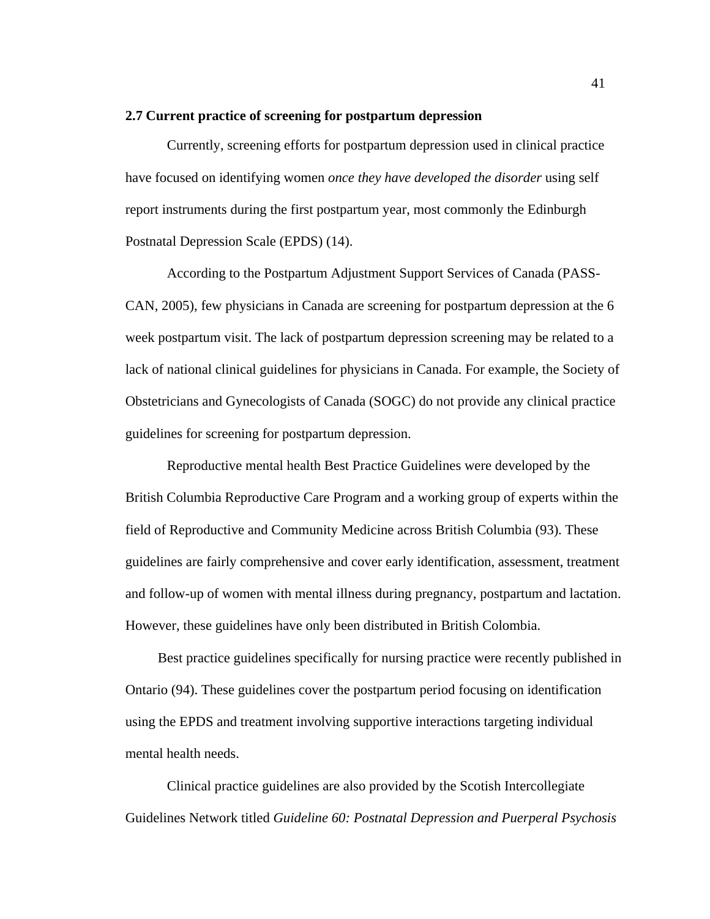### 2.7 Current practice of screening for postpartum depression

Currently, screening efforts for postpartum depression used in clinical practice have focused on identifying women *once they have developed the disorder* using self report instruments during the first postpartum year, most commonly the Edinburgh Postnatal Depression Scale (EPDS) (14).

According to the Postpartum Adjustment Support Services of Canada (PASS-CAN, 2005), few physicians in Canada are screening for postpartum depression at the 6 week postpartum visit. The lack of postpartum depression screening may be related to a lack of national clinical guidelines for physicians in Canada. For example, the Society of Obstetricians and Gynecologists of Canada (SOGC) do not provide any clinical practice guidelines for screening for postpartum depression.

Reproductive mental health Best Practice Guidelines were developed by the British Columbia Reproductive Care Program and a working group of experts within the field of Reproductive and Community Medicine across British Columbia (93). These guidelines are fairly comprehensive and cover early identification, assessment, treatment and follow-up of women with mental illness during pregnancy, postpartum and lactation. However, these guidelines have only been distributed in British Colombia.

Best practice guidelines specifically for nursing practice were recently published in Ontario (94). These guidelines cover the postpartum period focusing on identification using the EPDS and treatment involving supportive interactions targeting individual mental health needs.

Clinical practice guidelines are also provided by the Scottish Intercollegiate Guidelines Network titled *Guideline 60: Postnatal Depression and Puerperal Psychosis*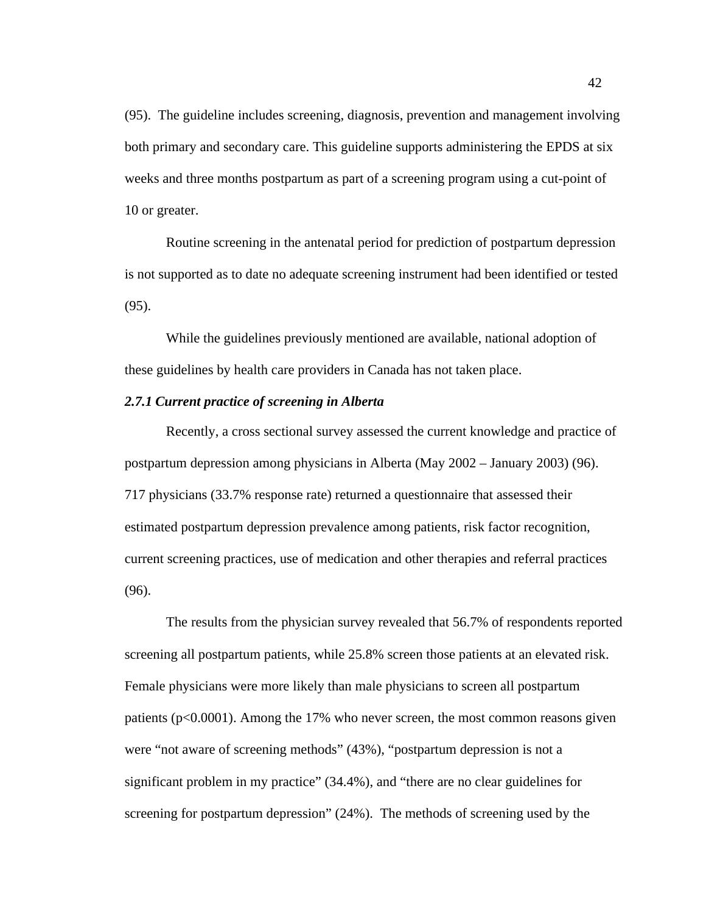(95). The guideline includes screening, diagnosis, prevention and management involving both primary and secondary care. This guideline supports administering the EPDS at six weeks and three months postpartum as part of a screening program using a cut-point of 10 or greater.

Routine screening in the antenatal period for prediction of postpartum depression is not supported as to date no adequate screening instrument had been identified or tested (95).

While the guidelines previously mentioned are available, national adoption of these guidelines by health care providers in Canada has not taken place.

### *2.7.1 Current practice of screening in Alberta*

Recently, a cross sectional survey assessed the current knowledge and practice of postpartum depression among physicians in Alberta (May 2002 – January 2003) (96). 717 physicians (33.7% response rate) returned a questionnaire that assessed their estimated postpartum depression prevalence among patients, risk factor recognition, current screening practices, use of medication and other therapies and referral practices (96).

The results from the physician survey revealed that 56.7% of respondents reported screening all postpartum patients, while 25.8% screen those patients at an elevated risk. Female physicians were more likely than male physicians to screen all postpartum patients ($p<0.0001$). Among the 17% who never screen, the most common reasons given were "not aware of screening methods" (43%), "postpartum depression is not a significant problem in my practice" (34.4%), and "there are no clear guidelines for screening for postpartum depression" (24%). The methods of screening used by the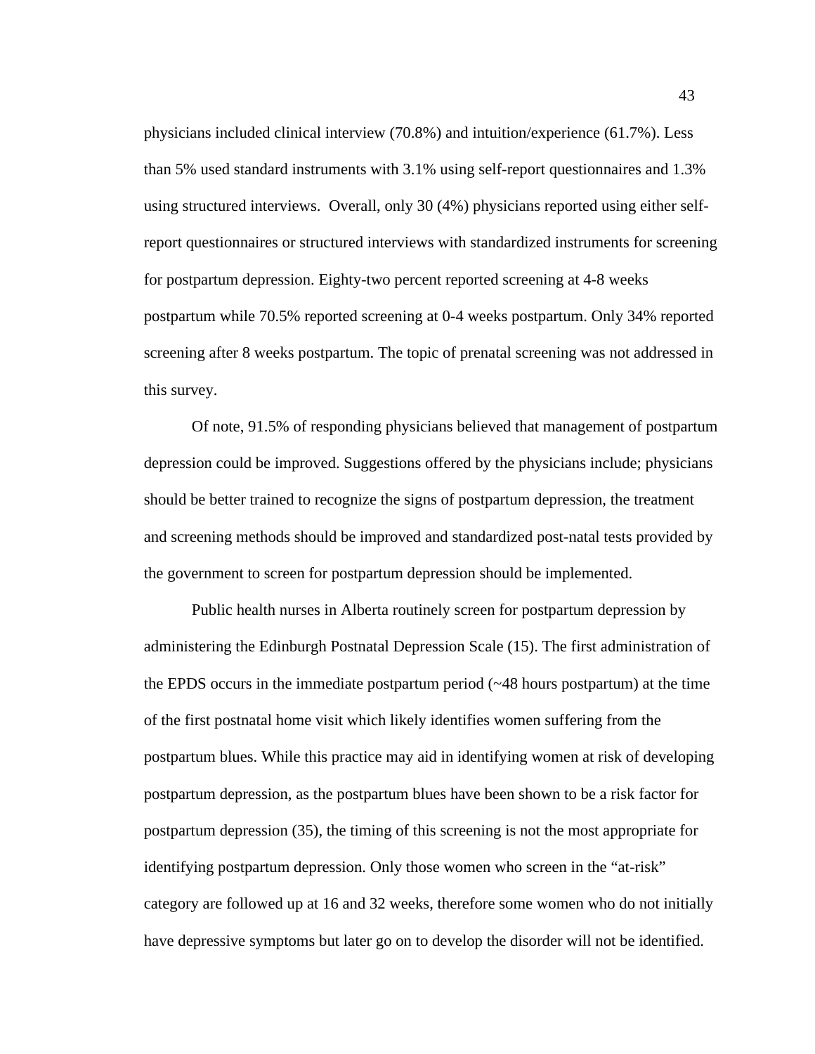physicians included clinical interview (70.8%) and intuition/experience (61.7%). Less than 5% used standard instruments with 3.1% using self-report questionnaires and 1.3% using structured interviews. Overall, only 30 (4%) physicians reported using either self-report questionnaires or structured interviews with standardized instruments for screening for postpartum depression. Eighty-two percent reported screening at 4-8 weeks postpartum while 70.5% reported screening at 0-4 weeks postpartum. Only 34% reported screening after 8 weeks postpartum. The topic of prenatal screening was not addressed in this survey.

Of note, 91.5% of responding physicians believed that management of postpartum depression could be improved. Suggestions offered by the physicians include; physicians should be better trained to recognize the signs of postpartum depression, the treatment and screening methods should be improved and standardized post-natal tests provided by the government to screen for postpartum depression should be implemented.

Public health nurses in Alberta routinely screen for postpartum depression by administering the Edinburgh Postnatal Depression Scale (15). The first administration of the EPDS occurs in the immediate postpartum period (~48 hours postpartum) at the time of the first postnatal home visit which likely identifies women suffering from the postpartum blues. While this practice may aid in identifying women at risk of developing postpartum depression, as the postpartum blues have been shown to be a risk factor for postpartum depression (35), the timing of this screening is not the most appropriate for identifying postpartum depression. Only those women who screen in the "at-risk" category are followed up at 16 and 32 weeks, therefore some women who do not initially have depressive symptoms but later go on to develop the disorder will not be identified.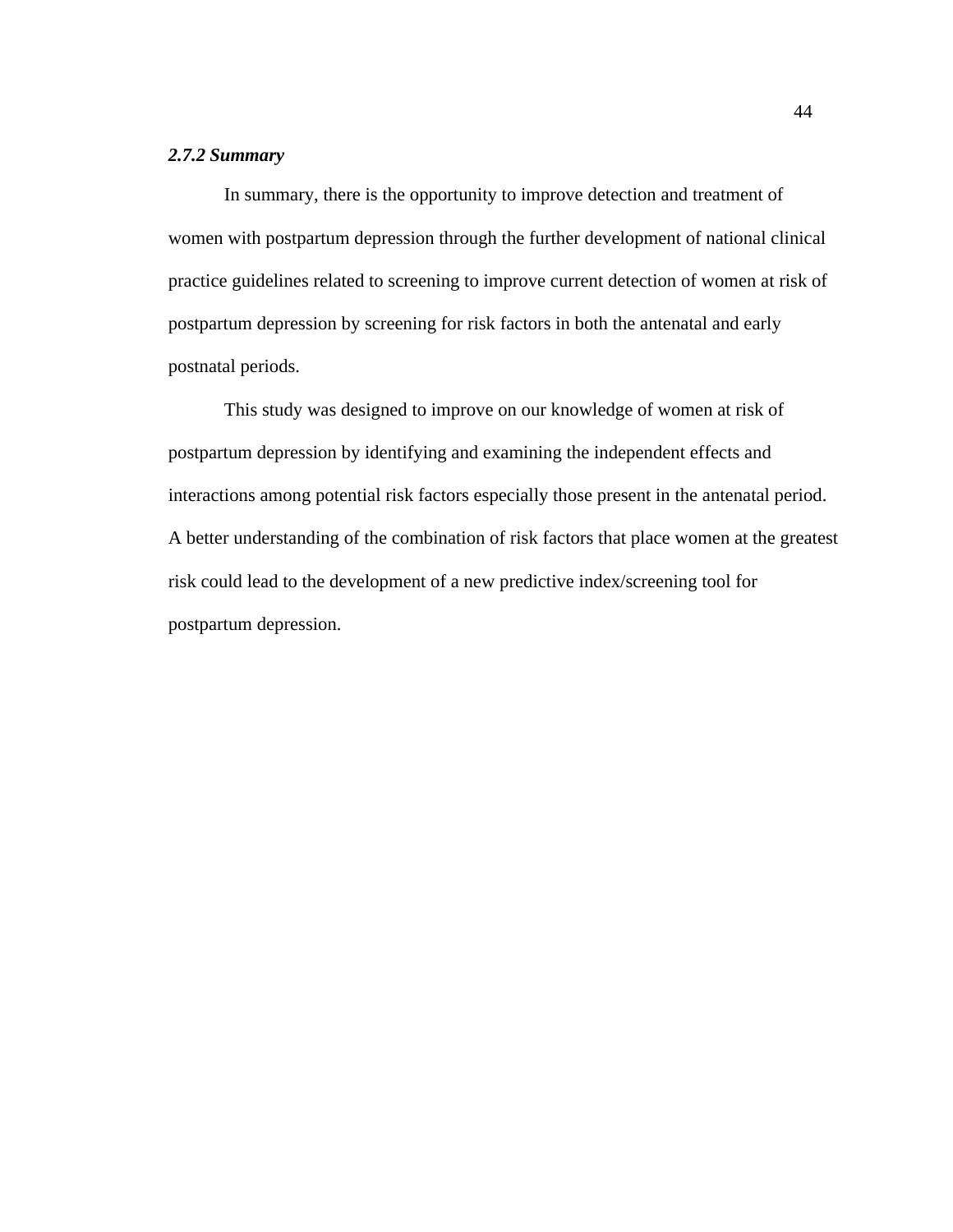### *2.7.2 Summary*

In summary, there is the opportunity to improve detection and treatment of women with postpartum depression through the further development of national clinical practice guidelines related to screening to improve current detection of women at risk of postpartum depression by screening for risk factors in both the antenatal and early postnatal periods.

This study was designed to improve on our knowledge of women at risk of postpartum depression by identifying and examining the independent effects and interactions among potential risk factors especially those present in the antenatal period. A better understanding of the combination of risk factors that place women at the greatest risk could lead to the development of a new predictive index/screening tool for postpartum depression.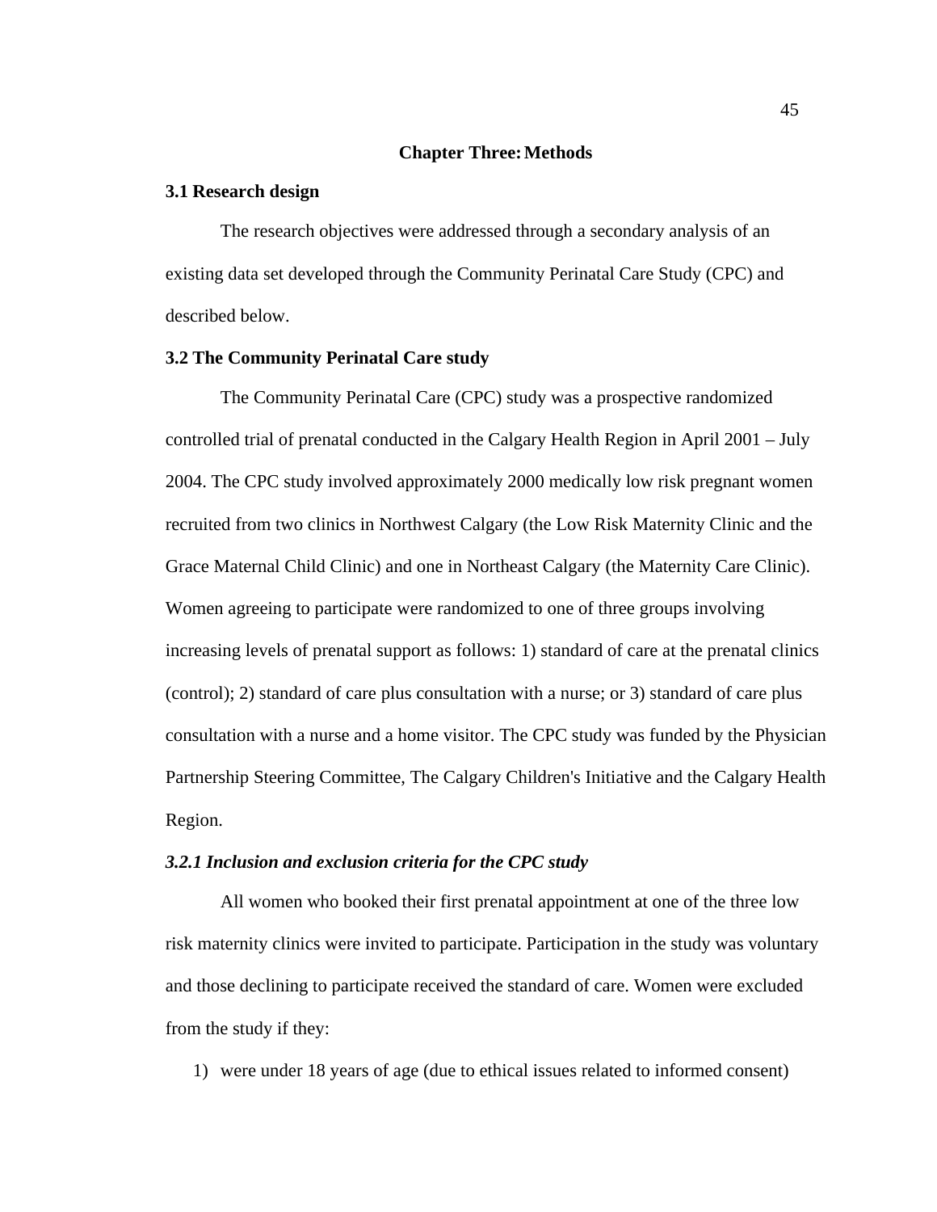# Chapter Three: Methods

## 3.1 Research design

The research objectives were addressed through a secondary analysis of an existing data set developed through the Community Perinatal Care Study (CPC) and described below.

## 3.2 The Community Perinatal Care study

The Community Perinatal Care (CPC) study was a prospective randomized controlled trial of prenatal conducted in the Calgary Health Region in April 2001 – July 2004. The CPC study involved approximately 2000 medically low risk pregnant women recruited from two clinics in Northwest Calgary (the Low Risk Maternity Clinic and the Grace Maternal Child Clinic) and one in Northeast Calgary (the Maternity Care Clinic). Women agreeing to participate were randomized to one of three groups involving increasing levels of prenatal support as follows: 1) standard of care at the prenatal clinics (control); 2) standard of care plus consultation with a nurse; or 3) standard of care plus consultation with a nurse and a home visitor. The CPC study was funded by the Physician Partnership Steering Committee, The Calgary Children's Initiative and the Calgary Health Region.

### *3.2.1 Inclusion and exclusion criteria for the CPC study*

All women who booked their first prenatal appointment at one of the three low risk maternity clinics were invited to participate. Participation in the study was voluntary and those declining to participate received the standard of care. Women were excluded from the study if they:

1) were under 18 years of age (due to ethical issues related to informed consent)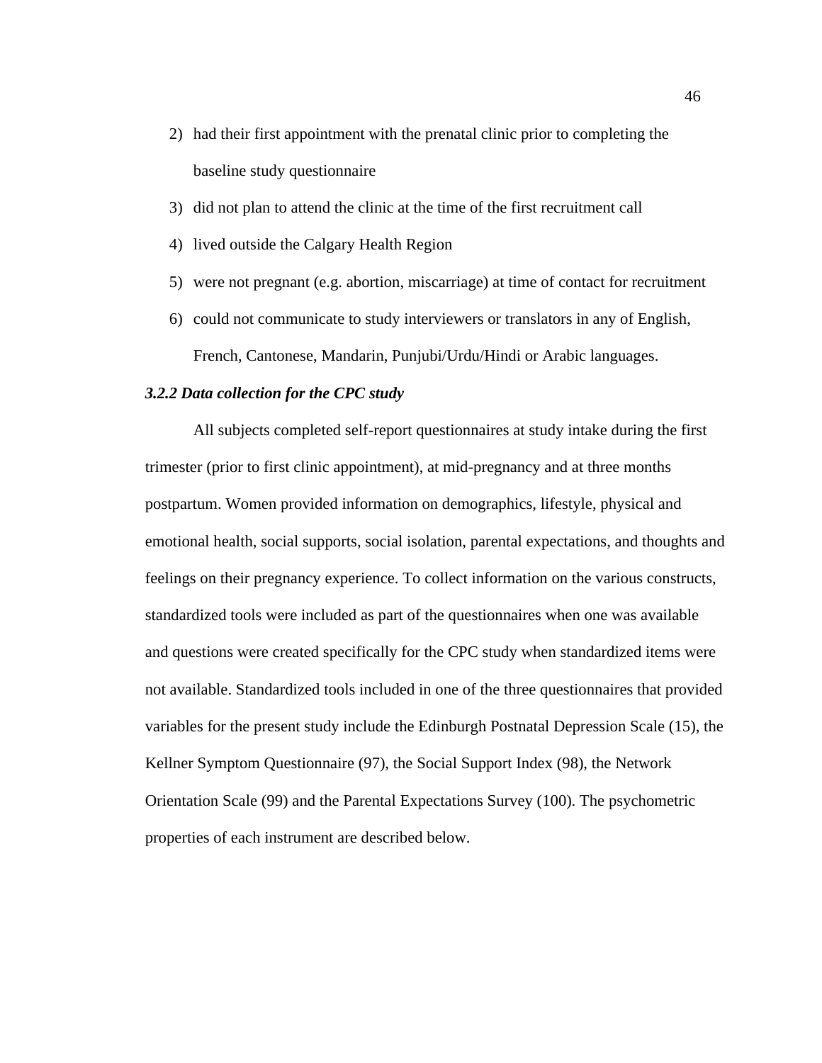2) had their first appointment with the prenatal clinic prior to completing the baseline study questionnaire
3) did not plan to attend the clinic at the time of the first recruitment call
4) lived outside the Calgary Health Region
5) were not pregnant (e.g. abortion, miscarriage) at time of contact for recruitment
6) could not communicate to study interviewers or translators in any of English, French, Cantonese, Mandarin, Punjubi/Urdu/Hindi or Arabic languages.

***3.2.2 Data collection for the CPC study***

All subjects completed self-report questionnaires at study intake during the first trimester (prior to first clinic appointment), at mid-pregnancy and at three months postpartum. Women provided information on demographics, lifestyle, physical and emotional health, social supports, social isolation, parental expectations, and thoughts and feelings on their pregnancy experience. To collect information on the various constructs, standardized tools were included as part of the questionnaires when one was available and questions were created specifically for the CPC study when standardized items were not available. Standardized tools included in one of the three questionnaires that provided variables for the present study include the Edinburgh Postnatal Depression Scale (15), the Kellner Symptom Questionnaire (97), the Social Support Index (98), the Network Orientation Scale (99) and the Parental Expectations Survey (100). The psychometric properties of each instrument are described below.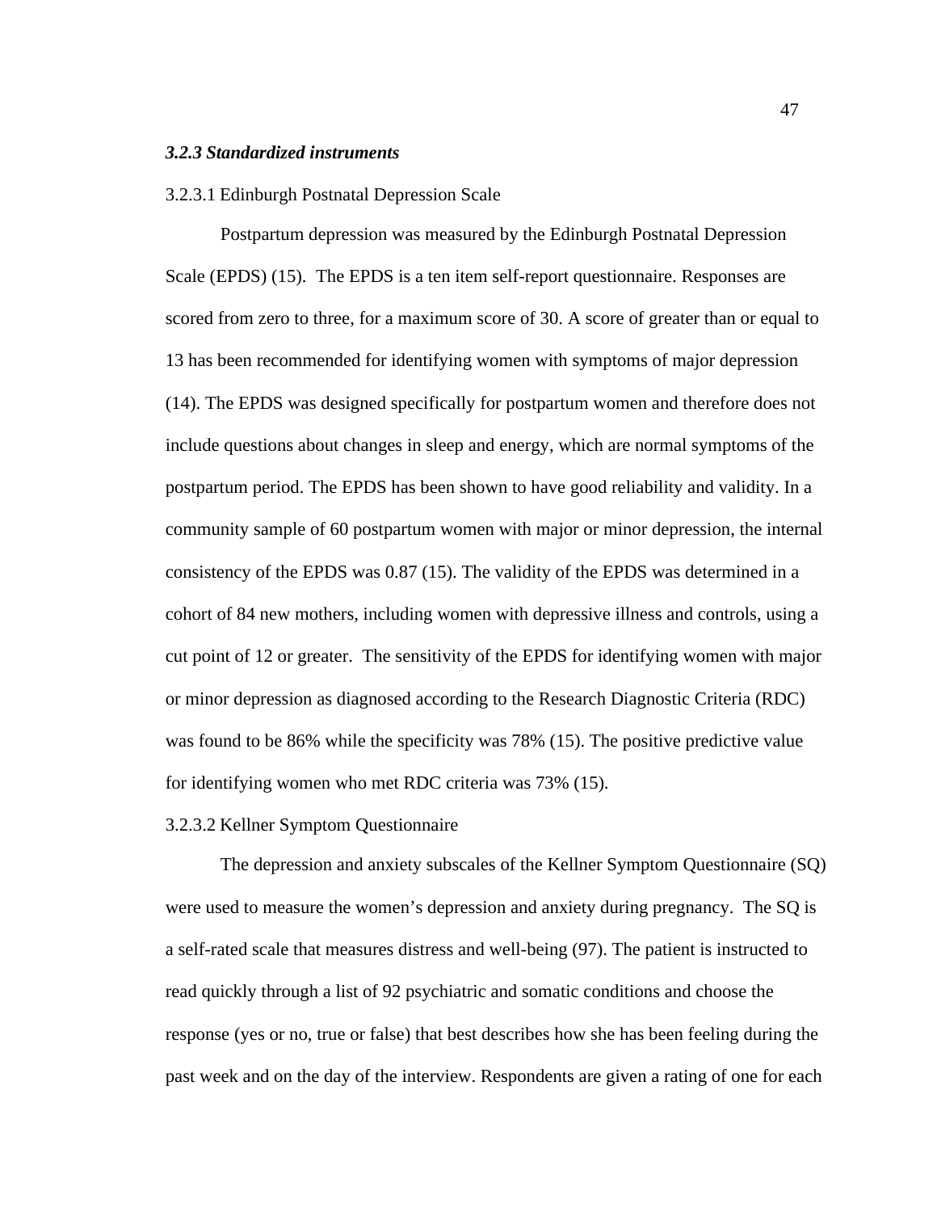### *3.2.3 Standardized instruments*

#### 3.2.3.1 Edinburgh Postnatal Depression Scale

Postpartum depression was measured by the Edinburgh Postnatal Depression Scale (EPDS) (15). The EPDS is a ten item self-report questionnaire. Responses are scored from zero to three, for a maximum score of 30. A score of greater than or equal to 13 has been recommended for identifying women with symptoms of major depression (14). The EPDS was designed specifically for postpartum women and therefore does not include questions about changes in sleep and energy, which are normal symptoms of the postpartum period. The EPDS has been shown to have good reliability and validity. In a community sample of 60 postpartum women with major or minor depression, the internal consistency of the EPDS was 0.87 (15). The validity of the EPDS was determined in a cohort of 84 new mothers, including women with depressive illness and controls, using a cut point of 12 or greater. The sensitivity of the EPDS for identifying women with major or minor depression as diagnosed according to the Research Diagnostic Criteria (RDC) was found to be 86% while the specificity was 78% (15). The positive predictive value for identifying women who met RDC criteria was 73% (15).

#### 3.2.3.2 Kellner Symptom Questionnaire

The depression and anxiety subscales of the Kellner Symptom Questionnaire (SQ) were used to measure the women's depression and anxiety during pregnancy. The SQ is a self-rated scale that measures distress and well-being (97). The patient is instructed to read quickly through a list of 92 psychiatric and somatic conditions and choose the response (yes or no, true or false) that best describes how she has been feeling during the past week and on the day of the interview. Respondents are given a rating of one for each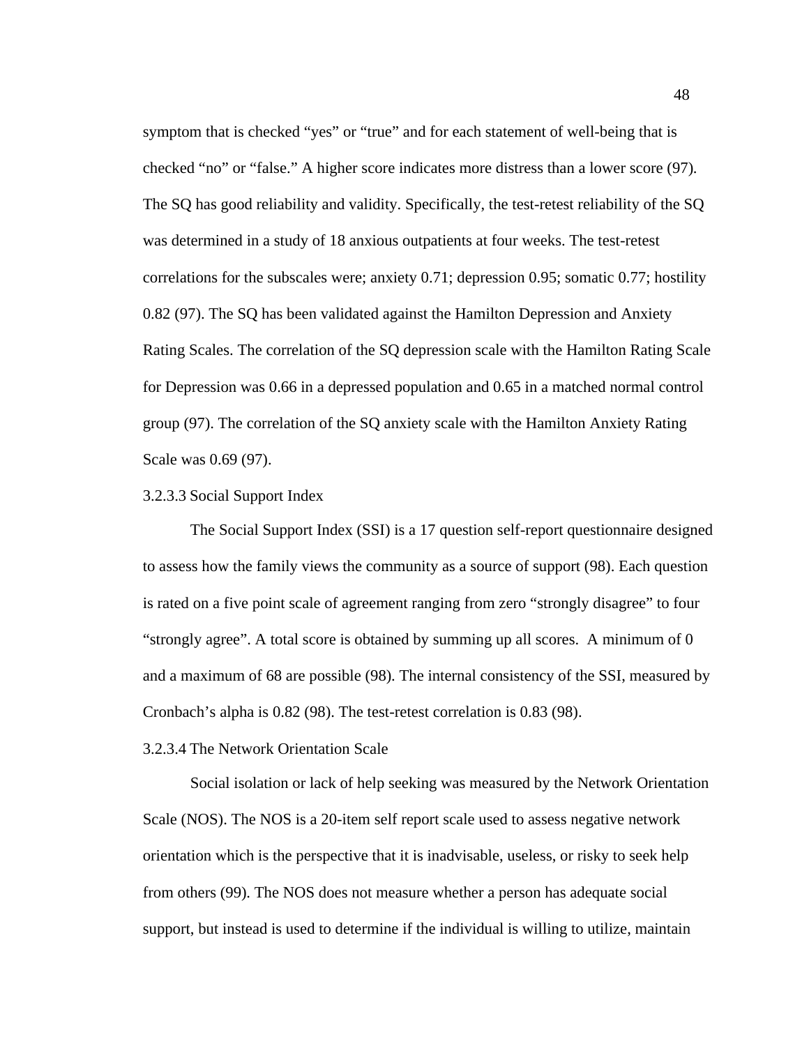symptom that is checked "yes" or "true" and for each statement of well-being that is checked "no" or "false." A higher score indicates more distress than a lower score (97). The SQ has good reliability and validity. Specifically, the test-retest reliability of the SQ was determined in a study of 18 anxious outpatients at four weeks. The test-retest correlations for the subscales were; anxiety 0.71; depression 0.95; somatic 0.77; hostility 0.82 (97). The SQ has been validated against the Hamilton Depression and Anxiety Rating Scales. The correlation of the SQ depression scale with the Hamilton Rating Scale for Depression was 0.66 in a depressed population and 0.65 in a matched normal control group (97). The correlation of the SQ anxiety scale with the Hamilton Anxiety Rating Scale was 0.69 (97).

#### 3.2.3.3 Social Support Index

The Social Support Index (SSI) is a 17 question self-report questionnaire designed to assess how the family views the community as a source of support (98). Each question is rated on a five point scale of agreement ranging from zero "strongly disagree" to four "strongly agree". A total score is obtained by summing up all scores. A minimum of 0 and a maximum of 68 are possible (98). The internal consistency of the SSI, measured by Cronbach's alpha is 0.82 (98). The test-retest correlation is 0.83 (98).

#### 3.2.3.4 The Network Orientation Scale

Social isolation or lack of help seeking was measured by the Network Orientation Scale (NOS). The NOS is a 20-item self report scale used to assess negative network orientation which is the perspective that it is inadvisable, useless, or risky to seek help from others (99). The NOS does not measure whether a person has adequate social support, but instead is used to determine if the individual is willing to utilize, maintain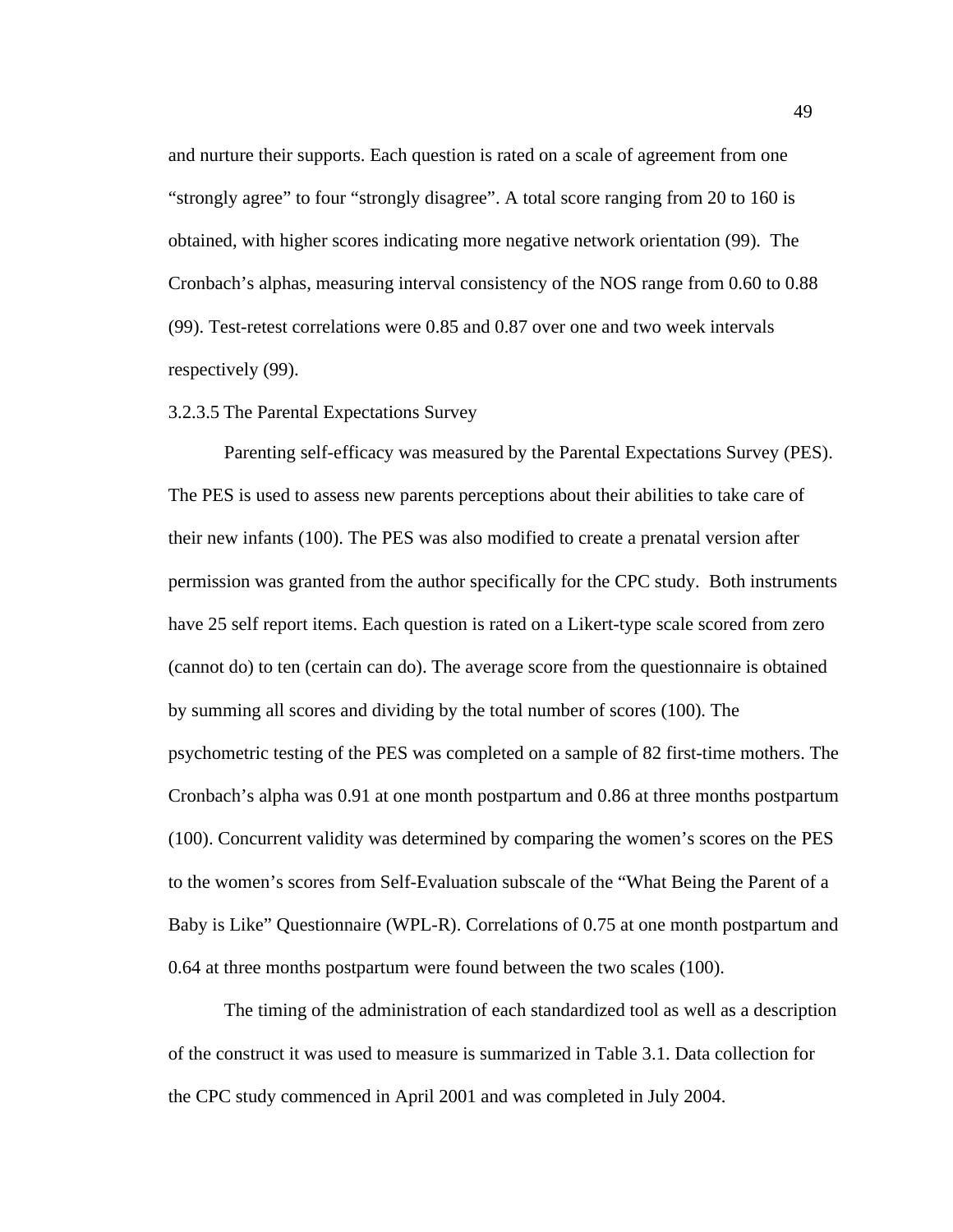and nurture their supports. Each question is rated on a scale of agreement from one "strongly agree" to four "strongly disagree". A total score ranging from 20 to 160 is obtained, with higher scores indicating more negative network orientation (99). The Cronbach's alphas, measuring interval consistency of the NOS range from 0.60 to 0.88 (99). Test-retest correlations were 0.85 and 0.87 over one and two week intervals respectively (99).

#### 3.2.3.5 The Parental Expectations Survey

Parenting self-efficacy was measured by the Parental Expectations Survey (PES). The PES is used to assess new parents perceptions about their abilities to take care of their new infants (100). The PES was also modified to create a prenatal version after permission was granted from the author specifically for the CPC study. Both instruments have 25 self report items. Each question is rated on a Likert-type scale scored from zero (cannot do) to ten (certain can do). The average score from the questionnaire is obtained by summing all scores and dividing by the total number of scores (100). The psychometric testing of the PES was completed on a sample of 82 first-time mothers. The Cronbach's alpha was 0.91 at one month postpartum and 0.86 at three months postpartum (100). Concurrent validity was determined by comparing the women's scores on the PES to the women's scores from Self-Evaluation subscale of the "What Being the Parent of a Baby is Like" Questionnaire (WPL-R). Correlations of 0.75 at one month postpartum and 0.64 at three months postpartum were found between the two scales (100).

The timing of the administration of each standardized tool as well as a description of the construct it was used to measure is summarized in Table 3.1. Data collection for the CPC study commenced in April 2001 and was completed in July 2004.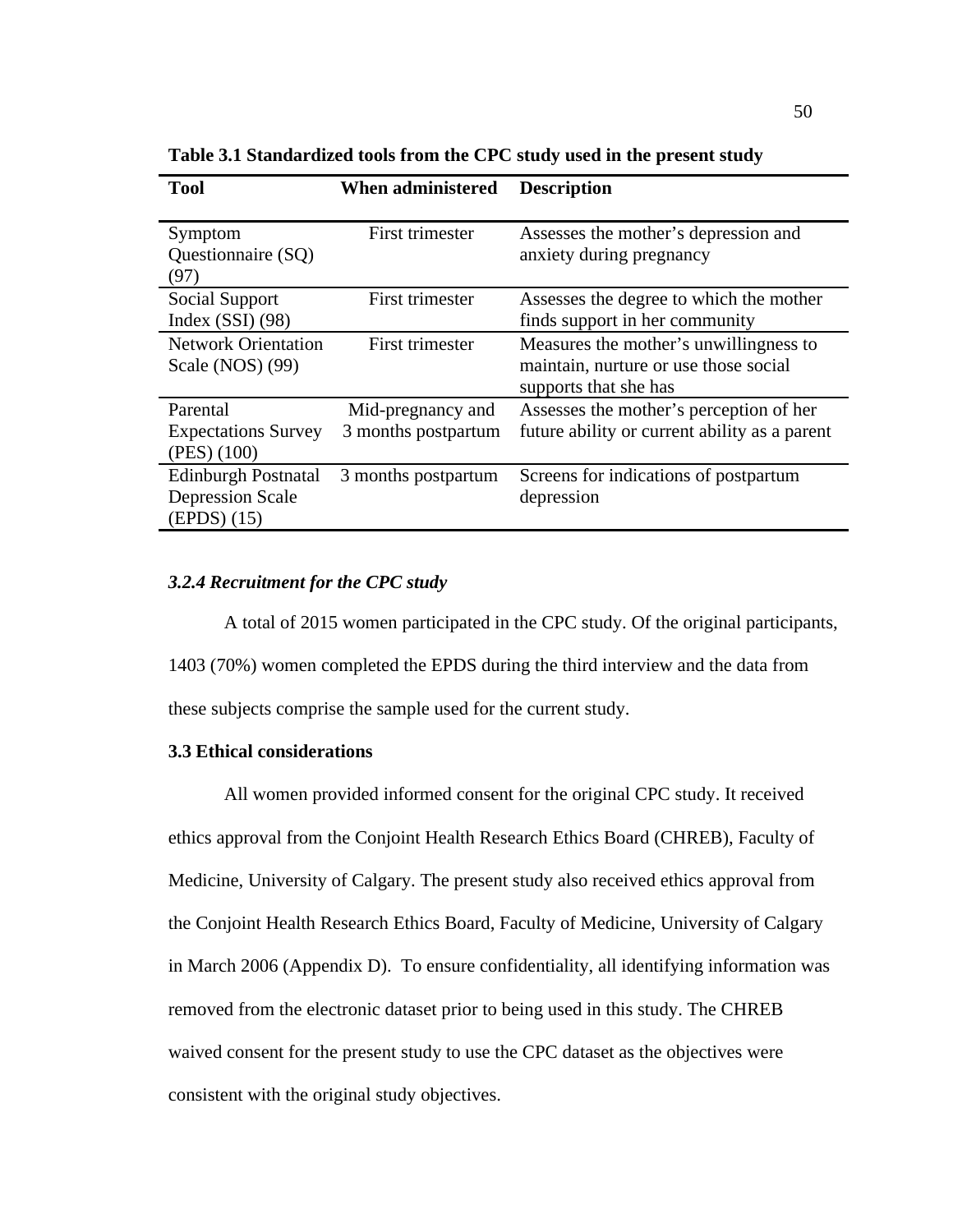**Table 3.1 Standardized tools from the CPC study used in the present study**

| Tool | When administered | Description |
|---|---|---|
| Symptom Questionnaire (SQ) (97) | First trimester | Assesses the mother's depression and anxiety during pregnancy |
| Social Support Index (SSI) (98) | First trimester | Assesses the degree to which the mother finds support in her community |
| Network Orientation Scale (NOS) (99) | First trimester | Measures the mother's unwillingness to maintain, nurture or use those social supports that she has |
| Parental Expectations Survey (PES) (100) | Mid-pregnancy and 3 months postpartum | Assesses the mother's perception of her future ability or current ability as a parent |
| Edinburgh Postnatal Depression Scale (EPDS) (15) | 3 months postpartum | Screens for indications of postpartum depression |

### *3.2.4 Recruitment for the CPC study*

A total of 2015 women participated in the CPC study. Of the original participants, 1403 (70%) women completed the EPDS during the third interview and the data from these subjects comprise the sample used for the current study.

## 3.3 Ethical considerations

All women provided informed consent for the original CPC study. It received ethics approval from the Conjoint Health Research Ethics Board (CHREB), Faculty of Medicine, University of Calgary. The present study also received ethics approval from the Conjoint Health Research Ethics Board, Faculty of Medicine, University of Calgary in March 2006 (Appendix D). To ensure confidentiality, all identifying information was removed from the electronic dataset prior to being used in this study. The CHREB waived consent for the present study to use the CPC dataset as the objectives were consistent with the original study objectives.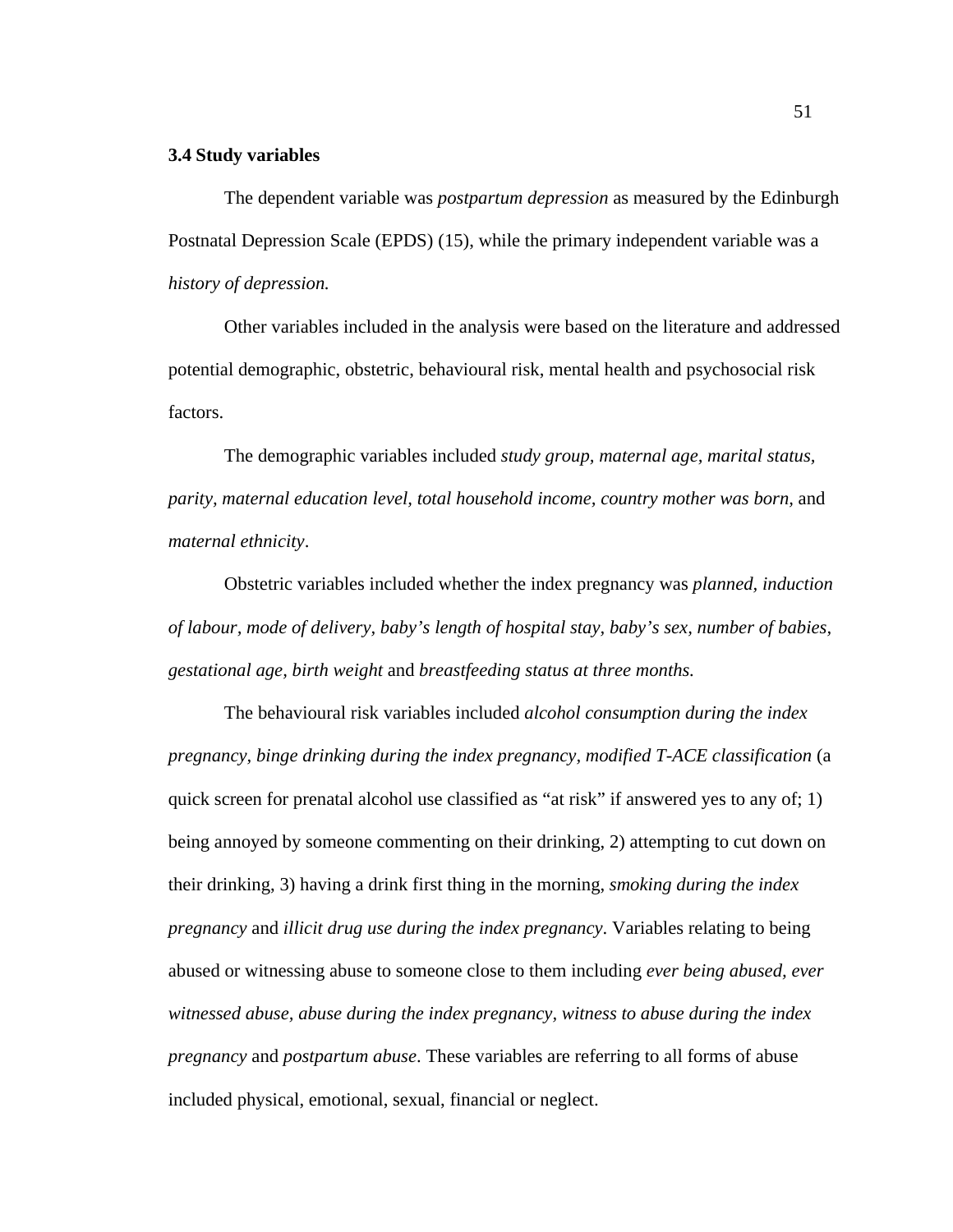### 3.4 Study variables

The dependent variable was *postpartum depression* as measured by the Edinburgh Postnatal Depression Scale (EPDS) (15), while the primary independent variable was a *history of depression.*

Other variables included in the analysis were based on the literature and addressed potential demographic, obstetric, behavioural risk, mental health and psychosocial risk factors.

The demographic variables included *study group*, *maternal age*, *marital status*, *parity*, *maternal education level*, *total household income*, *country mother was born*, and *maternal ethnicity*.

Obstetric variables included whether the index pregnancy was *planned, induction of labour, mode of delivery, baby's length of hospital stay, baby's sex, number of babies, gestational age, birth weight* and *breastfeeding status at three months.*

The behavioural risk variables included *alcohol consumption during the index pregnancy, binge drinking during the index pregnancy, modified T-ACE classification* (a quick screen for prenatal alcohol use classified as "at risk" if answered yes to any of; 1) being annoyed by someone commenting on their drinking, 2) attempting to cut down on their drinking, 3) having a drink first thing in the morning, *smoking during the index pregnancy* and *illicit drug use during the index pregnancy*. Variables relating to being abused or witnessing abuse to someone close to them including *ever being abused, ever witnessed abuse, abuse during the index pregnancy, witness to abuse during the index pregnancy* and *postpartum abuse*. These variables are referring to all forms of abuse included physical, emotional, sexual, financial or neglect.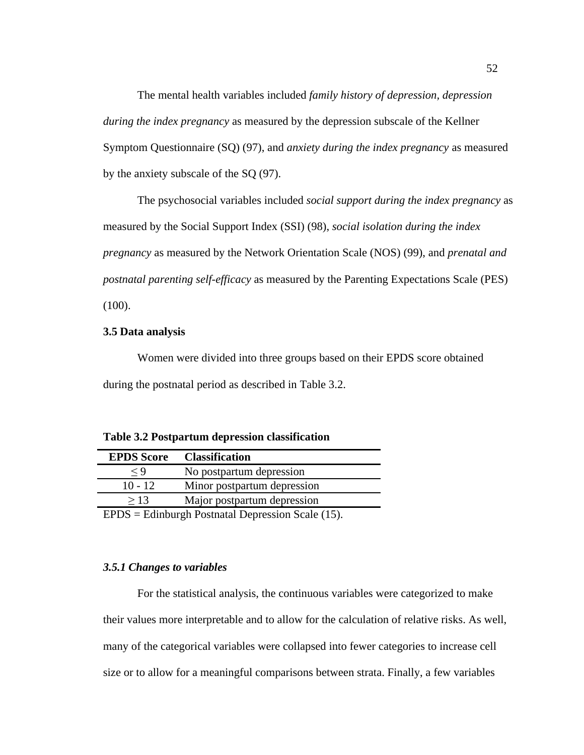The mental health variables included *family history of depression, depression during the index pregnancy* as measured by the depression subscale of the Kellner Symptom Questionnaire (SQ) (97), and *anxiety during the index pregnancy* as measured by the anxiety subscale of the SQ (97).

The psychosocial variables included *social support during the index pregnancy* as measured by the Social Support Index (SSI) (98), *social isolation during the index pregnancy* as measured by the Network Orientation Scale (NOS) (99), and *prenatal and postnatal parenting self-efficacy* as measured by the Parenting Expectations Scale (PES) (100).

### 3.5 Data analysis

Women were divided into three groups based on their EPDS score obtained during the postnatal period as described in Table 3.2.

**Table 3.2 Postpartum depression classification**

| EPDS Score | Classification |
|---|---|
| ≤ 9 | No postpartum depression |
| 10 - 12 | Minor postpartum depression |
| ≥ 13 | Major postpartum depression |

EPDS = Edinburgh Postnatal Depression Scale (15).

#### *3.5.1 Changes to variables*

For the statistical analysis, the continuous variables were categorized to make their values more interpretable and to allow for the calculation of relative risks. As well, many of the categorical variables were collapsed into fewer categories to increase cell size or to allow for a meaningful comparisons between strata. Finally, a few variables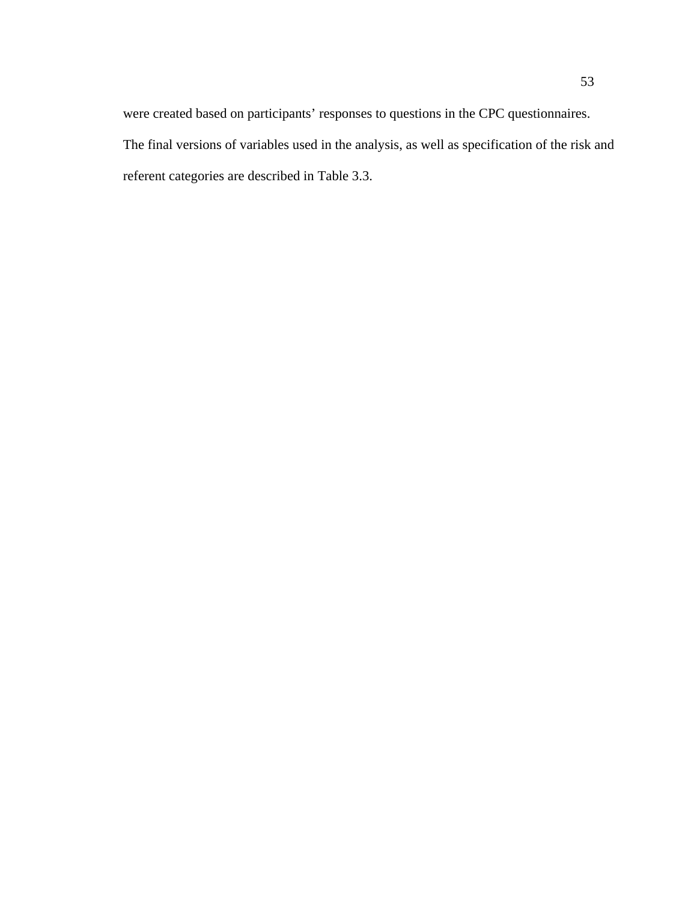were created based on participants' responses to questions in the CPC questionnaires. The final versions of variables used in the analysis, as well as specification of the risk and referent categories are described in Table 3.3.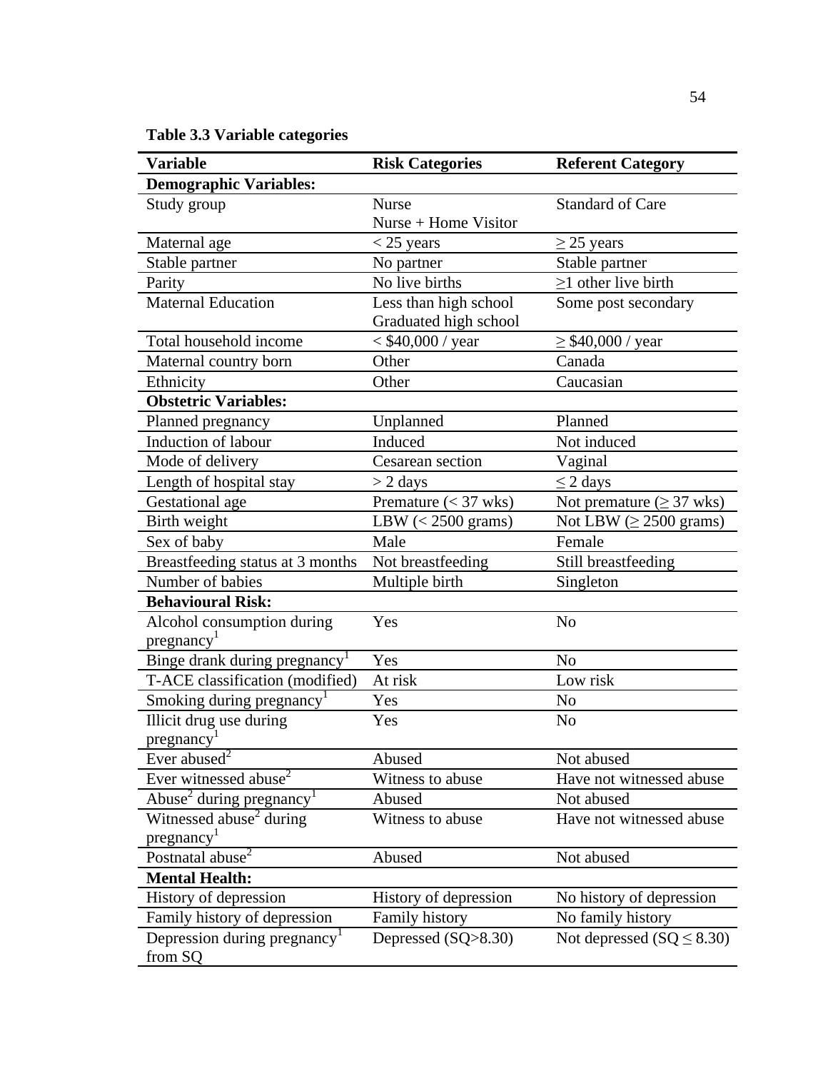**Table 3.3 Variable categories**

| Variable | Risk Categories | Referent Category |
|---|---|---|
| **Demographic Variables:** | | |
| Study group | Nurse<br>Nurse + Home Visitor | Standard of Care |
| Maternal age | < 25 years | ≥ 25 years |
| Stable partner | No partner | Stable partner |
| Parity | No live births | ≥1 other live birth |
| Maternal Education | Less than high school<br>Graduated high school | Some post secondary |
| Total household income | < $40,000 / year | ≥ $40,000 / year |
| Maternal country born | Other | Canada |
| Ethnicity | Other | Caucasian |
| **Obstetric Variables:** | | |
| Planned pregnancy | Unplanned | Planned |
| Induction of labour | Induced | Not induced |
| Mode of delivery | Cesarean section | Vaginal |
| Length of hospital stay | > 2 days | ≤ 2 days |
| Gestational age | Premature (< 37 wks) | Not premature (≥ 37 wks) |
| Birth weight | LBW (< 2500 grams) | Not LBW (≥ 2500 grams) |
| Sex of baby | Male | Female |
| Breastfeeding status at 3 months | Not breastfeeding | Still breastfeeding |
| Number of babies | Multiple birth | Singleton |
| **Behavioural Risk:** | | |
| Alcohol consumption during pregnancy[1] | Yes | No |
| Binge drank during pregnancy[1] | Yes | No |
| T-ACE classification (modified) | At risk | Low risk |
| Smoking during pregnancy[1] | Yes | No |
| Illicit drug use during pregnancy[1] | Yes | No |
| Ever abused[2] | Abused | Not abused |
| Ever witnessed abuse[2] | Witness to abuse | Have not witnessed abuse |
| Abuse[2] during pregnancy[1] | Abused | Not abused |
| Witnessed abuse[2] during pregnancy[1] | Witness to abuse | Have not witnessed abuse |
| Postnatal abuse[2] | Abused | Not abused |
| **Mental Health:** | | |
| History of depression | History of depression | No history of depression |
| Family history of depression | Family history | No family history |
| Depression during pregnancy[1] from SQ | Depressed (SQ>8.30) | Not depressed (SQ ≤ 8.30) |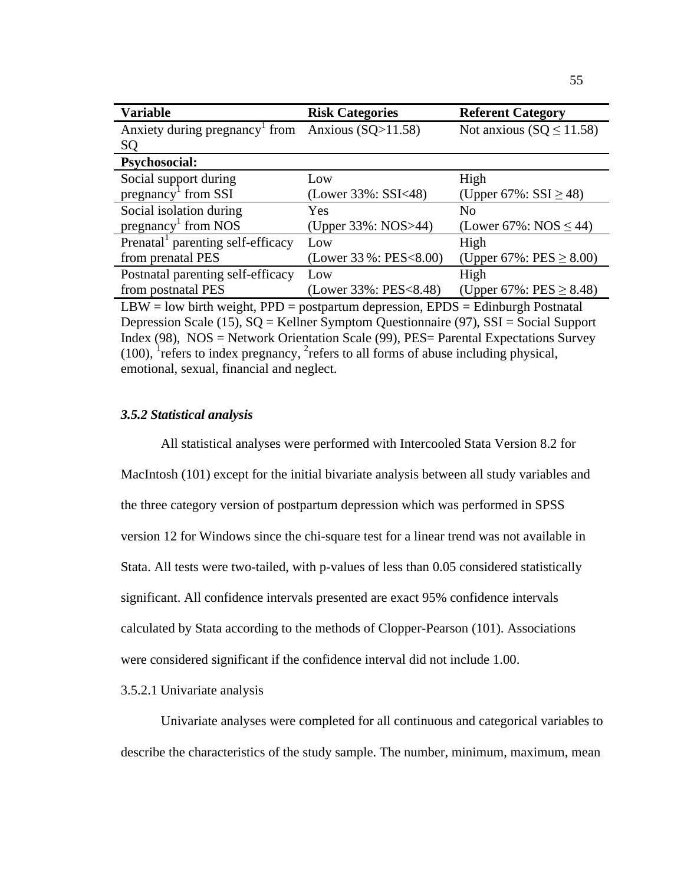| Variable | Risk Categories | Referent Category |
|---|---|---|
| Anxiety during pregnancy[1] from SQ | Anxious (SQ>11.58) | Not anxious (SQ ≤ 11.58) |
| **Psychosocial:** | | |
| Social support during pregnancy[1] from SSI | Low (Lower 33%: SSI<48) | High (Upper 67%: SSI ≥ 48) |
| Social isolation during pregnancy[1] from NOS | Yes (Upper 33%: NOS>44) | No (Lower 67%: NOS ≤ 44) |
| Prenatal[1] parenting self-efficacy from prenatal PES | Low (Lower 33 %: PES<8.00) | High (Upper 67%: PES ≥ 8.00) |
| Postnatal parenting self-efficacy from postnatal PES | Low (Lower 33%: PES<8.48) | High (Upper 67%: PES ≥ 8.48) |

LBW = low birth weight, PPD = postpartum depression, EPDS = Edinburgh Postnatal Depression Scale (15), SQ = Kellner Symptom Questionnaire (97), SSI = Social Support Index (98), NOS = Network Orientation Scale (99), PES= Parental Expectations Survey (100), [1]refers to index pregnancy, [2]refers to all forms of abuse including physical, emotional, sexual, financial and neglect.

### *3.5.2 Statistical analysis*

All statistical analyses were performed with Intercooled Stata Version 8.2 for MacIntosh (101) except for the initial bivariate analysis between all study variables and the three category version of postpartum depression which was performed in SPSS version 12 for Windows since the chi-square test for a linear trend was not available in Stata. All tests were two-tailed, with p-values of less than 0.05 considered statistically significant. All confidence intervals presented are exact 95% confidence intervals calculated by Stata according to the methods of Clopper-Pearson (101). Associations were considered significant if the confidence interval did not include 1.00.

3.5.2.1 Univariate analysis

Univariate analyses were completed for all continuous and categorical variables to describe the characteristics of the study sample. The number, minimum, maximum, mean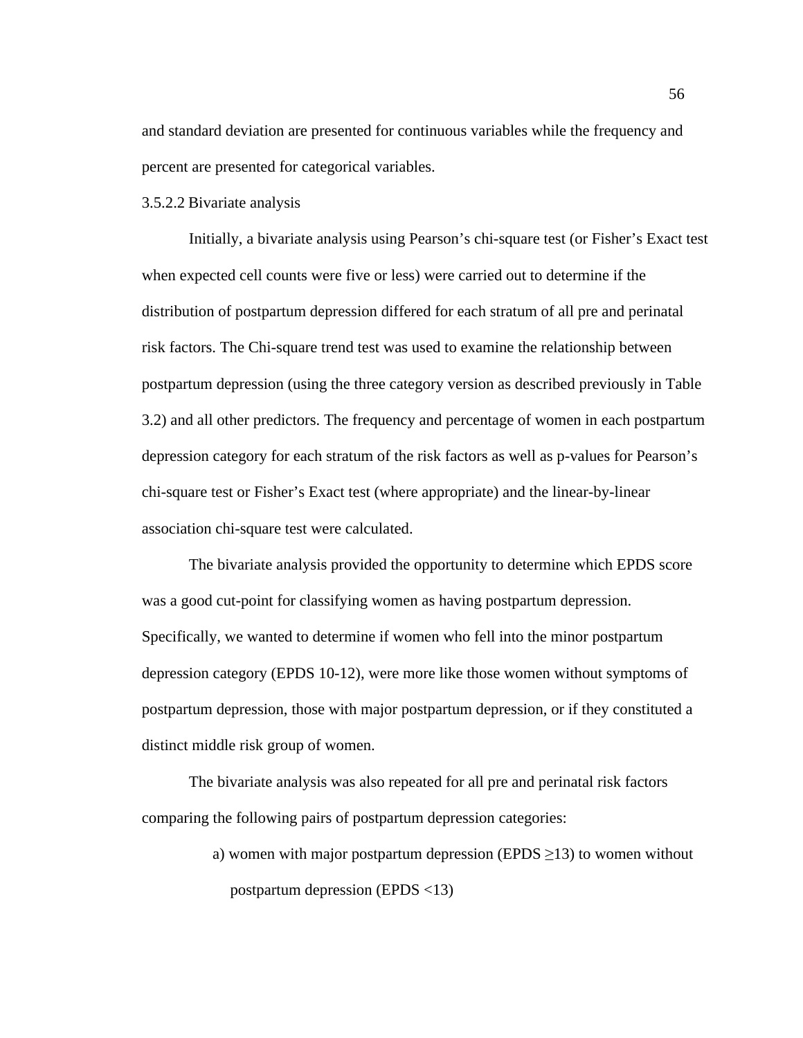and standard deviation are presented for continuous variables while the frequency and percent are presented for categorical variables.

#### 3.5.2.2 Bivariate analysis

Initially, a bivariate analysis using Pearson's chi-square test (or Fisher's Exact test when expected cell counts were five or less) were carried out to determine if the distribution of postpartum depression differed for each stratum of all pre and perinatal risk factors. The Chi-square trend test was used to examine the relationship between postpartum depression (using the three category version as described previously in Table 3.2) and all other predictors. The frequency and percentage of women in each postpartum depression category for each stratum of the risk factors as well as p-values for Pearson's chi-square test or Fisher's Exact test (where appropriate) and the linear-by-linear association chi-square test were calculated.

The bivariate analysis provided the opportunity to determine which EPDS score was a good cut-point for classifying women as having postpartum depression. Specifically, we wanted to determine if women who fell into the minor postpartum depression category (EPDS 10-12), were more like those women without symptoms of postpartum depression, those with major postpartum depression, or if they constituted a distinct middle risk group of women.

The bivariate analysis was also repeated for all pre and perinatal risk factors comparing the following pairs of postpartum depression categories:

a) women with major postpartum depression (EPDS $\geq$13) to women without postpartum depression (EPDS <13)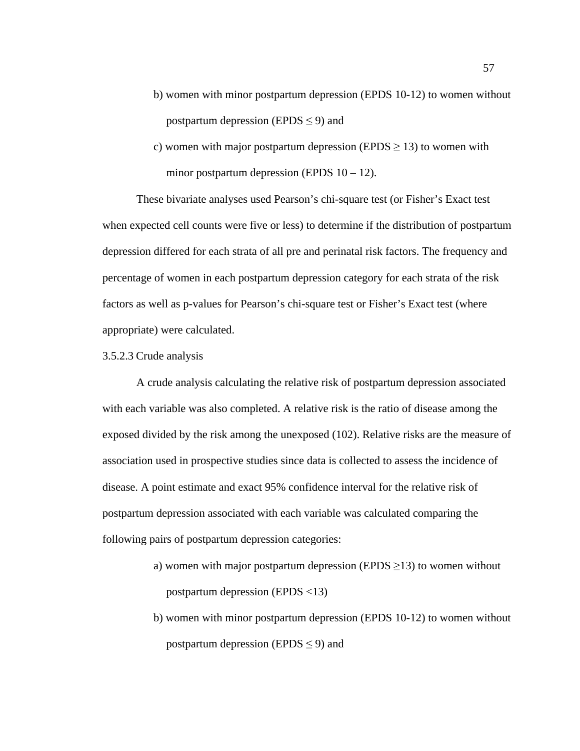b) women with minor postpartum depression (EPDS 10-12) to women without postpartum depression (EPDS ≤ 9) and

c) women with major postpartum depression (EPDS ≥ 13) to women with minor postpartum depression (EPDS 10 – 12).

These bivariate analyses used Pearson's chi-square test (or Fisher's Exact test when expected cell counts were five or less) to determine if the distribution of postpartum depression differed for each strata of all pre and perinatal risk factors. The frequency and percentage of women in each postpartum depression category for each strata of the risk factors as well as p-values for Pearson's chi-square test or Fisher's Exact test (where appropriate) were calculated.

#### 3.5.2.3 Crude analysis

A crude analysis calculating the relative risk of postpartum depression associated with each variable was also completed. A relative risk is the ratio of disease among the exposed divided by the risk among the unexposed (102). Relative risks are the measure of association used in prospective studies since data is collected to assess the incidence of disease. A point estimate and exact 95% confidence interval for the relative risk of postpartum depression associated with each variable was calculated comparing the following pairs of postpartum depression categories:

a) women with major postpartum depression (EPDS ≥13) to women without postpartum depression (EPDS <13)

b) women with minor postpartum depression (EPDS 10-12) to women without postpartum depression (EPDS ≤ 9) and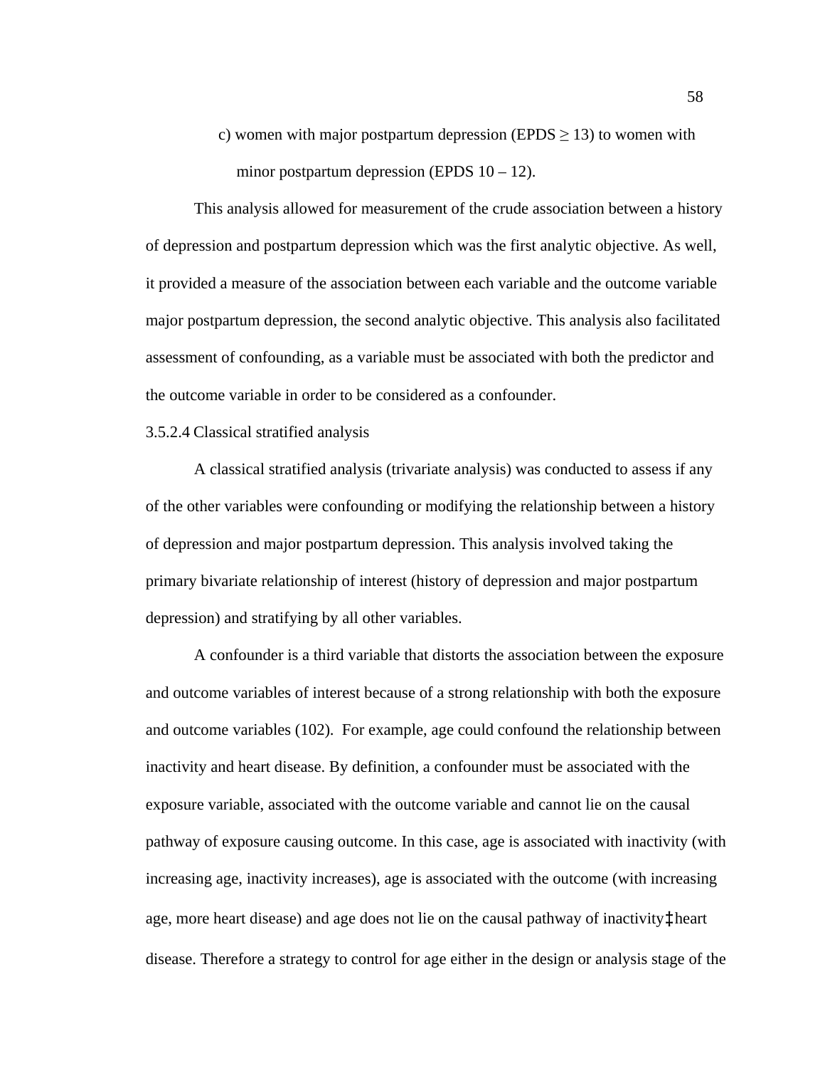c) women with major postpartum depression (EPDS ≥ 13) to women with minor postpartum depression (EPDS 10 – 12).

This analysis allowed for measurement of the crude association between a history of depression and postpartum depression which was the first analytic objective. As well, it provided a measure of the association between each variable and the outcome variable major postpartum depression, the second analytic objective. This analysis also facilitated assessment of confounding, as a variable must be associated with both the predictor and the outcome variable in order to be considered as a confounder.

#### 3.5.2.4 Classical stratified analysis

A classical stratified analysis (trivariate analysis) was conducted to assess if any of the other variables were confounding or modifying the relationship between a history of depression and major postpartum depression. This analysis involved taking the primary bivariate relationship of interest (history of depression and major postpartum depression) and stratifying by all other variables.

A confounder is a third variable that distorts the association between the exposure and outcome variables of interest because of a strong relationship with both the exposure and outcome variables (102). For example, age could confound the relationship between inactivity and heart disease. By definition, a confounder must be associated with the exposure variable, associated with the outcome variable and cannot lie on the causal pathway of exposure causing outcome. In this case, age is associated with inactivity (with increasing age, inactivity increases), age is associated with the outcome (with increasing age, more heart disease) and age does not lie on the causal pathway of inactivity‡heart disease. Therefore a strategy to control for age either in the design or analysis stage of the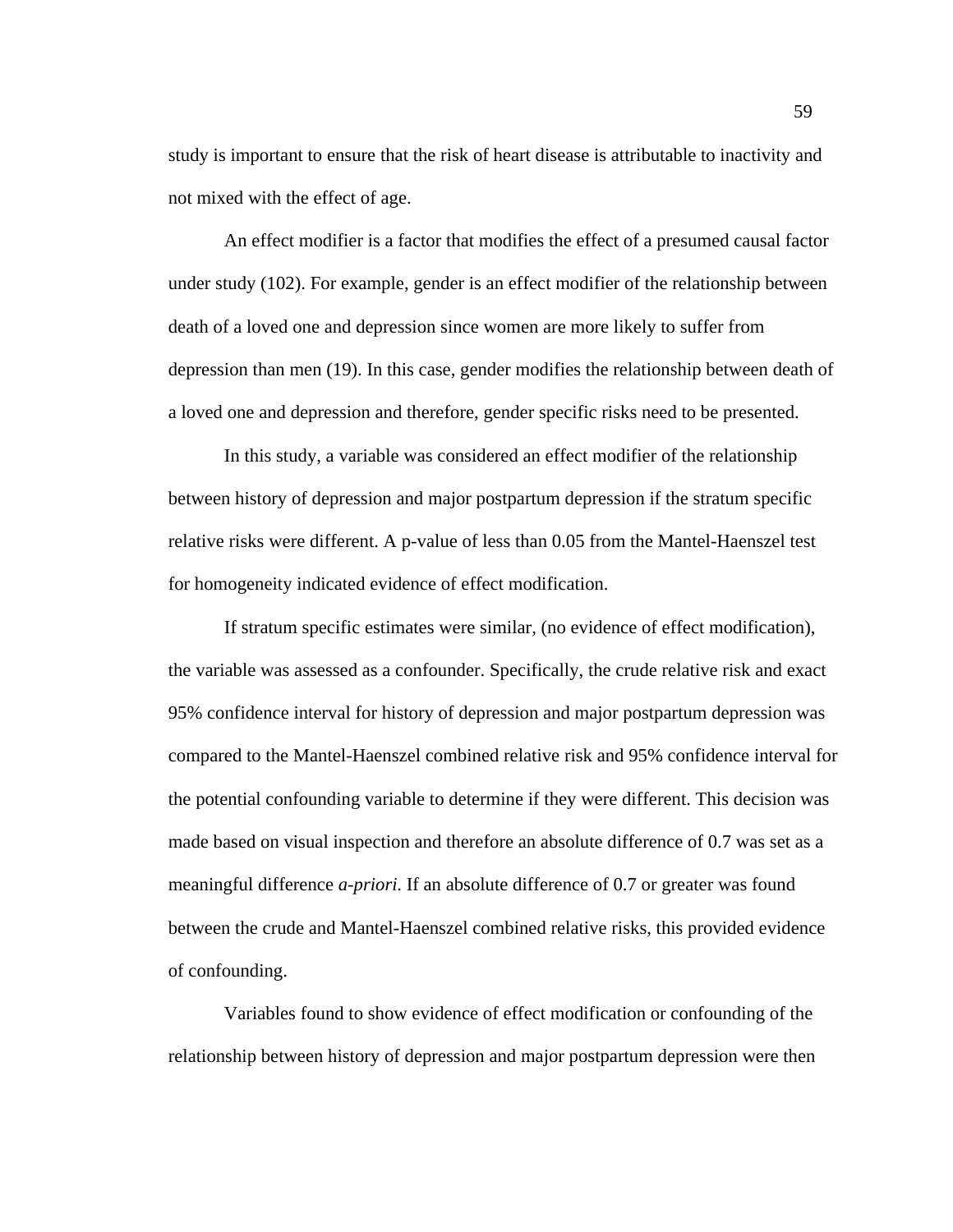study is important to ensure that the risk of heart disease is attributable to inactivity and not mixed with the effect of age.

An effect modifier is a factor that modifies the effect of a presumed causal factor under study (102). For example, gender is an effect modifier of the relationship between death of a loved one and depression since women are more likely to suffer from depression than men (19). In this case, gender modifies the relationship between death of a loved one and depression and therefore, gender specific risks need to be presented.

In this study, a variable was considered an effect modifier of the relationship between history of depression and major postpartum depression if the stratum specific relative risks were different. A p-value of less than 0.05 from the Mantel-Haenszel test for homogeneity indicated evidence of effect modification.

If stratum specific estimates were similar, (no evidence of effect modification), the variable was assessed as a confounder. Specifically, the crude relative risk and exact 95% confidence interval for history of depression and major postpartum depression was compared to the Mantel-Haenszel combined relative risk and 95% confidence interval for the potential confounding variable to determine if they were different. This decision was made based on visual inspection and therefore an absolute difference of 0.7 was set as a meaningful difference *a-priori*. If an absolute difference of 0.7 or greater was found between the crude and Mantel-Haenszel combined relative risks, this provided evidence of confounding.

Variables found to show evidence of effect modification or confounding of the relationship between history of depression and major postpartum depression were then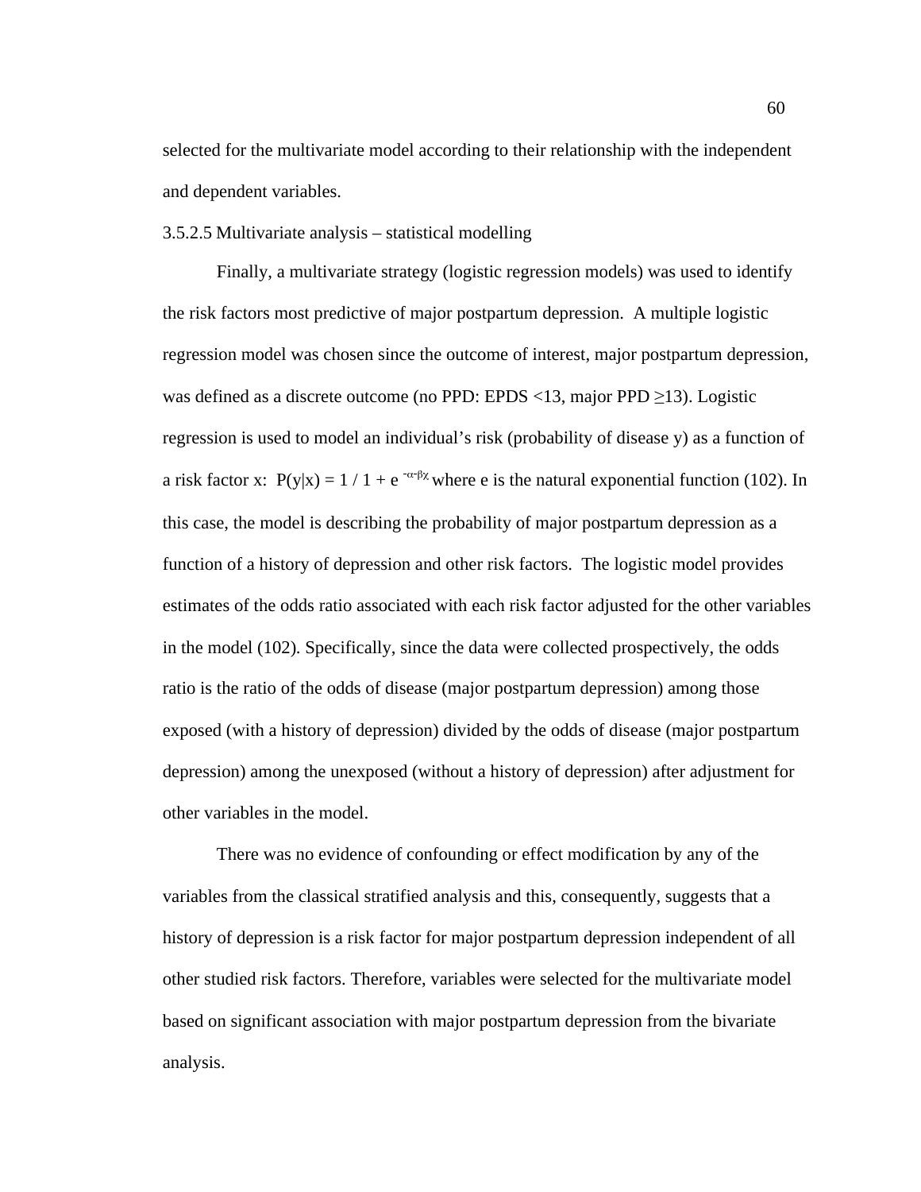selected for the multivariate model according to their relationship with the independent and dependent variables.

3.5.2.5 Multivariate analysis – statistical modelling

Finally, a multivariate strategy (logistic regression models) was used to identify the risk factors most predictive of major postpartum depression. A multiple logistic regression model was chosen since the outcome of interest, major postpartum depression, was defined as a discrete outcome (no PPD: EPDS <13, major PPD ≥13). Logistic regression is used to model an individual's risk (probability of disease y) as a function of a risk factor x: $P(y|x) = 1 / 1 + e^{-\alpha-\beta\chi}$ where e is the natural exponential function (102). In this case, the model is describing the probability of major postpartum depression as a function of a history of depression and other risk factors. The logistic model provides estimates of the odds ratio associated with each risk factor adjusted for the other variables in the model (102). Specifically, since the data were collected prospectively, the odds ratio is the ratio of the odds of disease (major postpartum depression) among those exposed (with a history of depression) divided by the odds of disease (major postpartum depression) among the unexposed (without a history of depression) after adjustment for other variables in the model.

There was no evidence of confounding or effect modification by any of the variables from the classical stratified analysis and this, consequently, suggests that a history of depression is a risk factor for major postpartum depression independent of all other studied risk factors. Therefore, variables were selected for the multivariate model based on significant association with major postpartum depression from the bivariate analysis.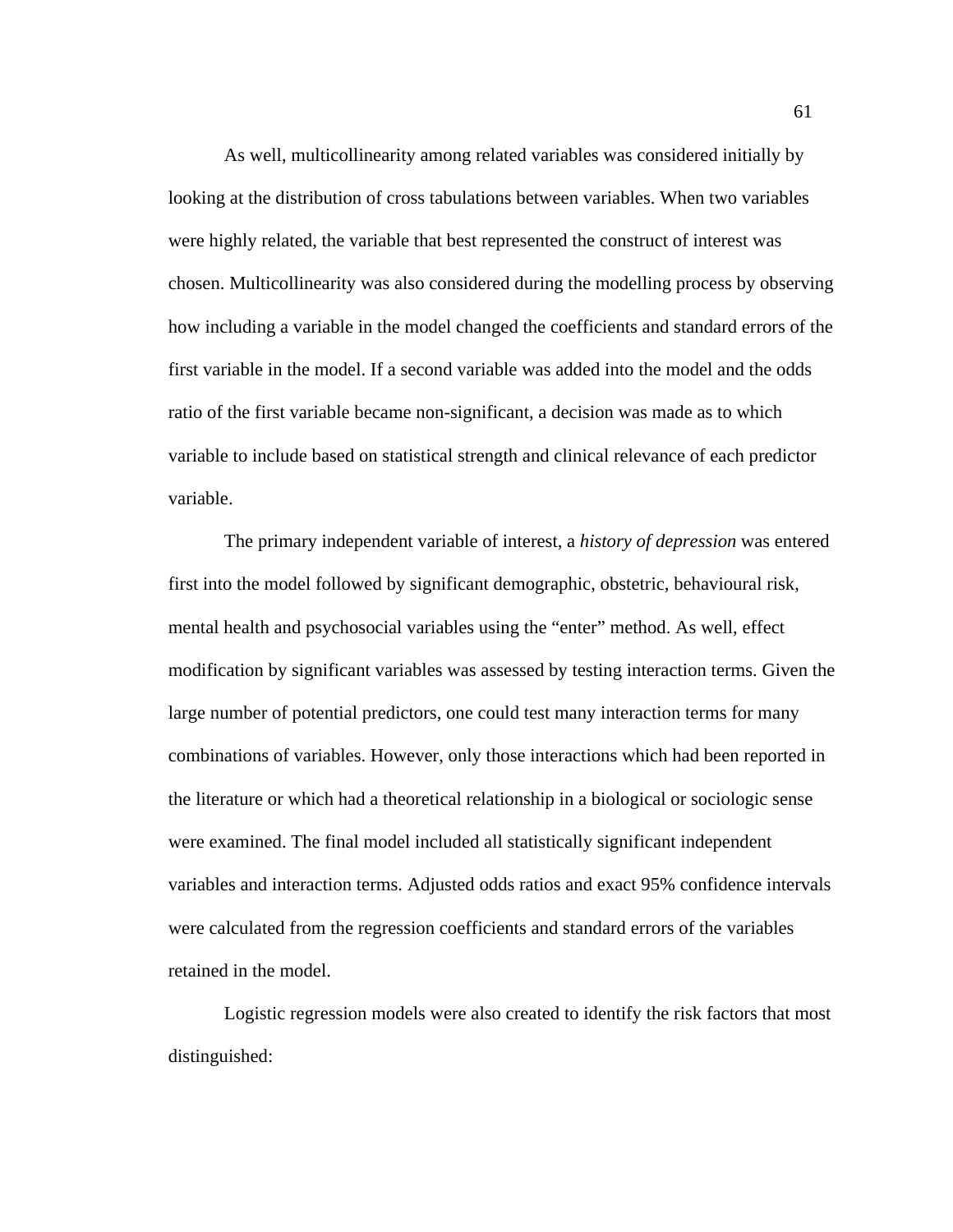As well, multicollinearity among related variables was considered initially by looking at the distribution of cross tabulations between variables. When two variables were highly related, the variable that best represented the construct of interest was chosen. Multicollinearity was also considered during the modelling process by observing how including a variable in the model changed the coefficients and standard errors of the first variable in the model. If a second variable was added into the model and the odds ratio of the first variable became non-significant, a decision was made as to which variable to include based on statistical strength and clinical relevance of each predictor variable.

The primary independent variable of interest, a *history of depression* was entered first into the model followed by significant demographic, obstetric, behavioural risk, mental health and psychosocial variables using the "enter" method. As well, effect modification by significant variables was assessed by testing interaction terms. Given the large number of potential predictors, one could test many interaction terms for many combinations of variables. However, only those interactions which had been reported in the literature or which had a theoretical relationship in a biological or sociologic sense were examined. The final model included all statistically significant independent variables and interaction terms. Adjusted odds ratios and exact 95% confidence intervals were calculated from the regression coefficients and standard errors of the variables retained in the model.

Logistic regression models were also created to identify the risk factors that most distinguished: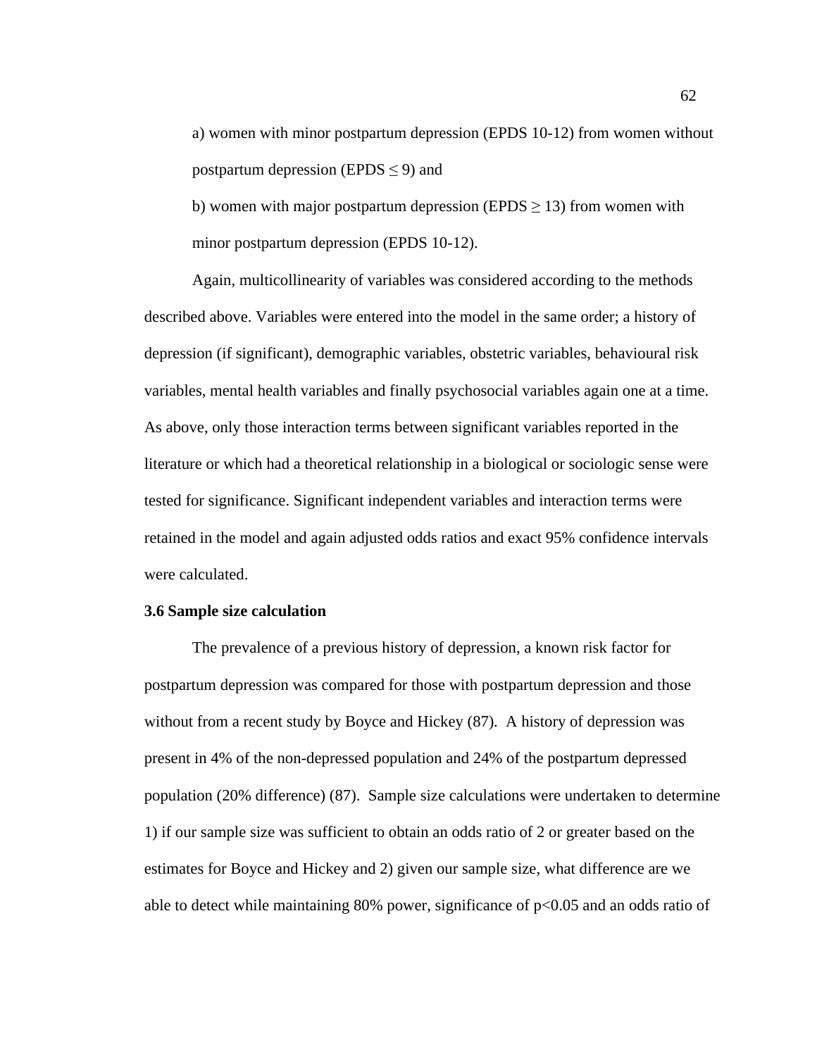a) women with minor postpartum depression (EPDS 10-12) from women without postpartum depression (EPDS $\leq$ 9) and

b) women with major postpartum depression (EPDS $\geq$ 13) from women with minor postpartum depression (EPDS 10-12).

Again, multicollinearity of variables was considered according to the methods described above. Variables were entered into the model in the same order; a history of depression (if significant), demographic variables, obstetric variables, behavioural risk variables, mental health variables and finally psychosocial variables again one at a time. As above, only those interaction terms between significant variables reported in the literature or which had a theoretical relationship in a biological or sociologic sense were tested for significance. Significant independent variables and interaction terms were retained in the model and again adjusted odds ratios and exact 95% confidence intervals were calculated.

**3.6 Sample size calculation**

The prevalence of a previous history of depression, a known risk factor for postpartum depression was compared for those with postpartum depression and those without from a recent study by Boyce and Hickey (87). A history of depression was present in 4% of the non-depressed population and 24% of the postpartum depressed population (20% difference) (87). Sample size calculations were undertaken to determine 1) if our sample size was sufficient to obtain an odds ratio of 2 or greater based on the estimates for Boyce and Hickey and 2) given our sample size, what difference are we able to detect while maintaining 80% power, significance of $p<0.05$ and an odds ratio of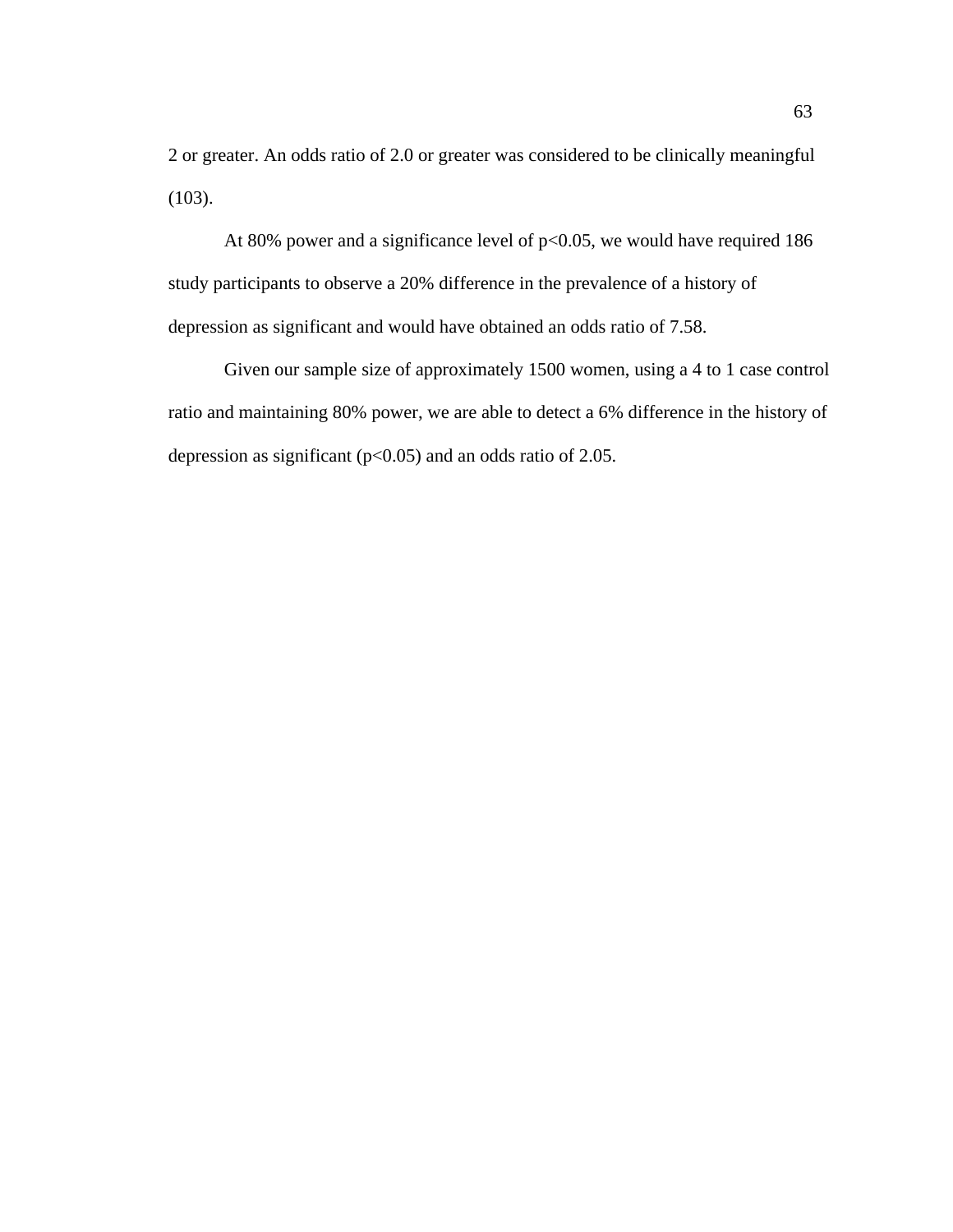2 or greater. An odds ratio of 2.0 or greater was considered to be clinically meaningful (103).

At 80% power and a significance level of $p<0.05$, we would have required 186 study participants to observe a 20% difference in the prevalence of a history of depression as significant and would have obtained an odds ratio of 7.58.

Given our sample size of approximately 1500 women, using a 4 to 1 case control ratio and maintaining 80% power, we are able to detect a 6% difference in the history of depression as significant ($p<0.05$) and an odds ratio of 2.05.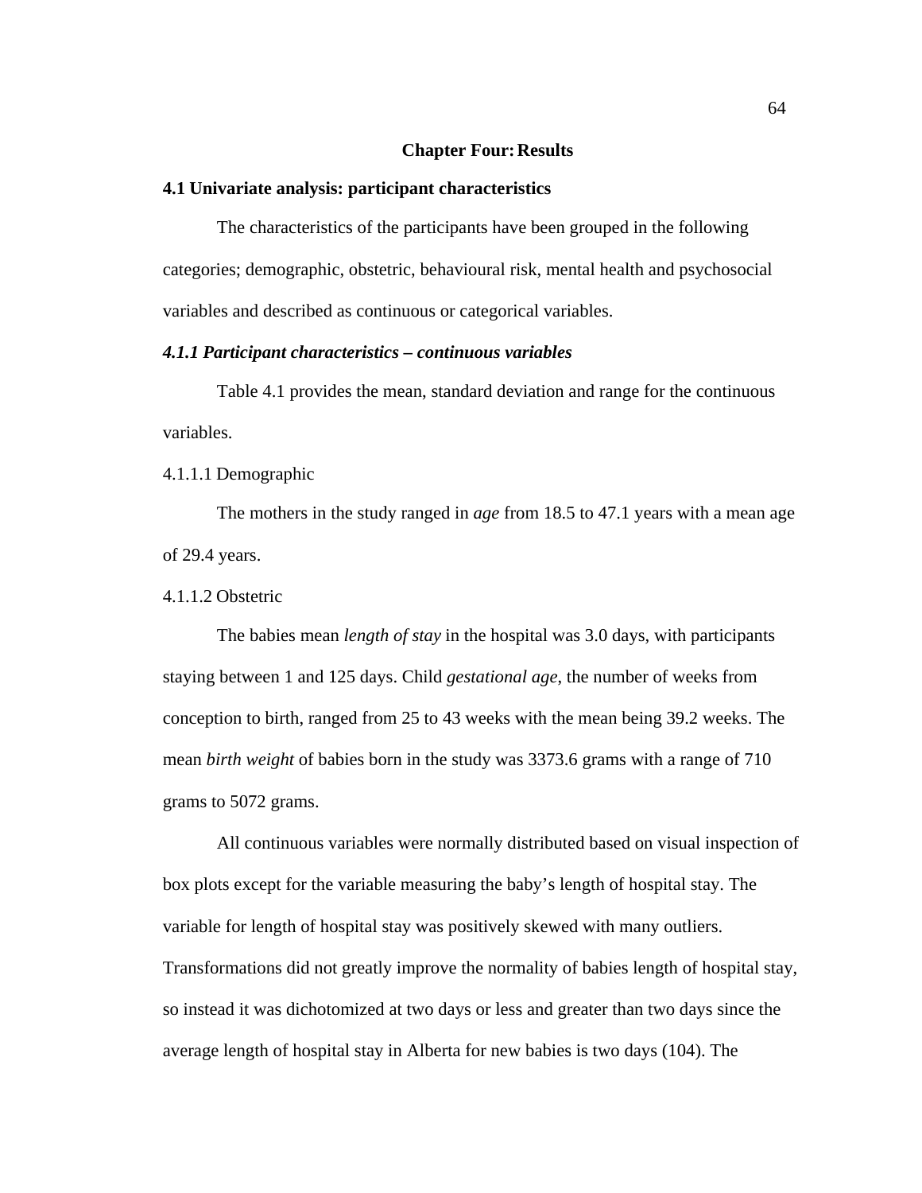# Chapter Four: Results

## 4.1 Univariate analysis: participant characteristics

The characteristics of the participants have been grouped in the following categories; demographic, obstetric, behavioural risk, mental health and psychosocial variables and described as continuous or categorical variables.

### *4.1.1 Participant characteristics – continuous variables*

Table 4.1 provides the mean, standard deviation and range for the continuous variables.

4.1.1.1 Demographic

The mothers in the study ranged in *age* from 18.5 to 47.1 years with a mean age of 29.4 years.

4.1.1.2 Obstetric

The babies mean *length of stay* in the hospital was 3.0 days, with participants staying between 1 and 125 days. Child *gestational age*, the number of weeks from conception to birth, ranged from 25 to 43 weeks with the mean being 39.2 weeks. The mean *birth weight* of babies born in the study was 3373.6 grams with a range of 710 grams to 5072 grams.

All continuous variables were normally distributed based on visual inspection of box plots except for the variable measuring the baby's length of hospital stay. The variable for length of hospital stay was positively skewed with many outliers. Transformations did not greatly improve the normality of babies length of hospital stay, so instead it was dichotomized at two days or less and greater than two days since the average length of hospital stay in Alberta for new babies is two days (104). The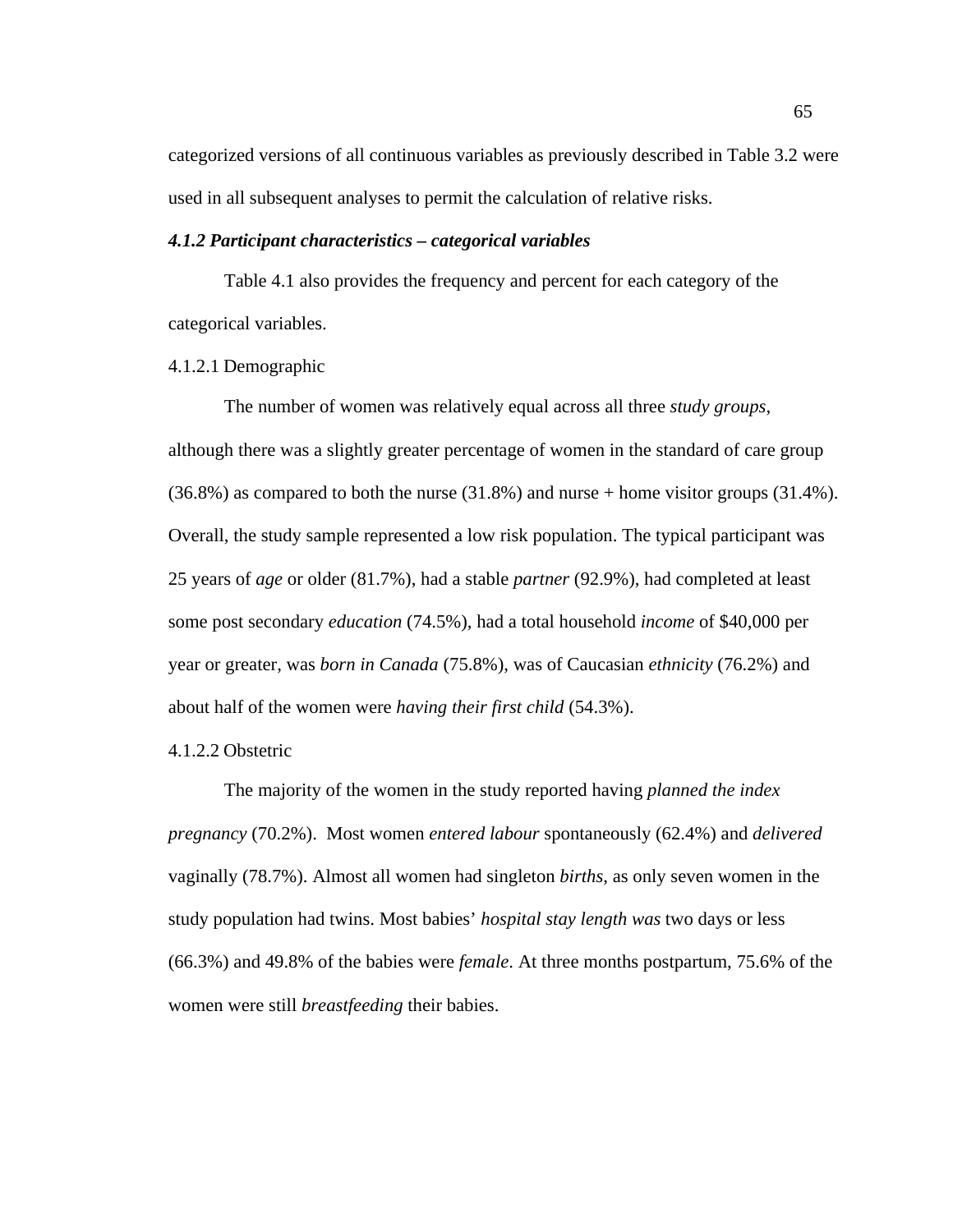categorized versions of all continuous variables as previously described in Table 3.2 were used in all subsequent analyses to permit the calculation of relative risks.

### *4.1.2 Participant characteristics – categorical variables*

Table 4.1 also provides the frequency and percent for each category of the categorical variables.

#### 4.1.2.1 Demographic

The number of women was relatively equal across all three *study groups*, although there was a slightly greater percentage of women in the standard of care group (36.8%) as compared to both the nurse (31.8%) and nurse + home visitor groups (31.4%). Overall, the study sample represented a low risk population. The typical participant was 25 years of *age* or older (81.7%), had a stable *partner* (92.9%), had completed at least some post secondary *education* (74.5%), had a total household *income* of $40,000 per year or greater, was *born in Canada* (75.8%), was of Caucasian *ethnicity* (76.2%) and about half of the women were *having their first child* (54.3%).

#### 4.1.2.2 Obstetric

The majority of the women in the study reported having *planned the index pregnancy* (70.2%). Most women *entered labour* spontaneously (62.4%) and *delivered* vaginally (78.7%). Almost all women had singleton *births*, as only seven women in the study population had twins. Most babies' *hospital stay length was* two days or less (66.3%) and 49.8% of the babies were *female*. At three months postpartum, 75.6% of the women were still *breastfeeding* their babies.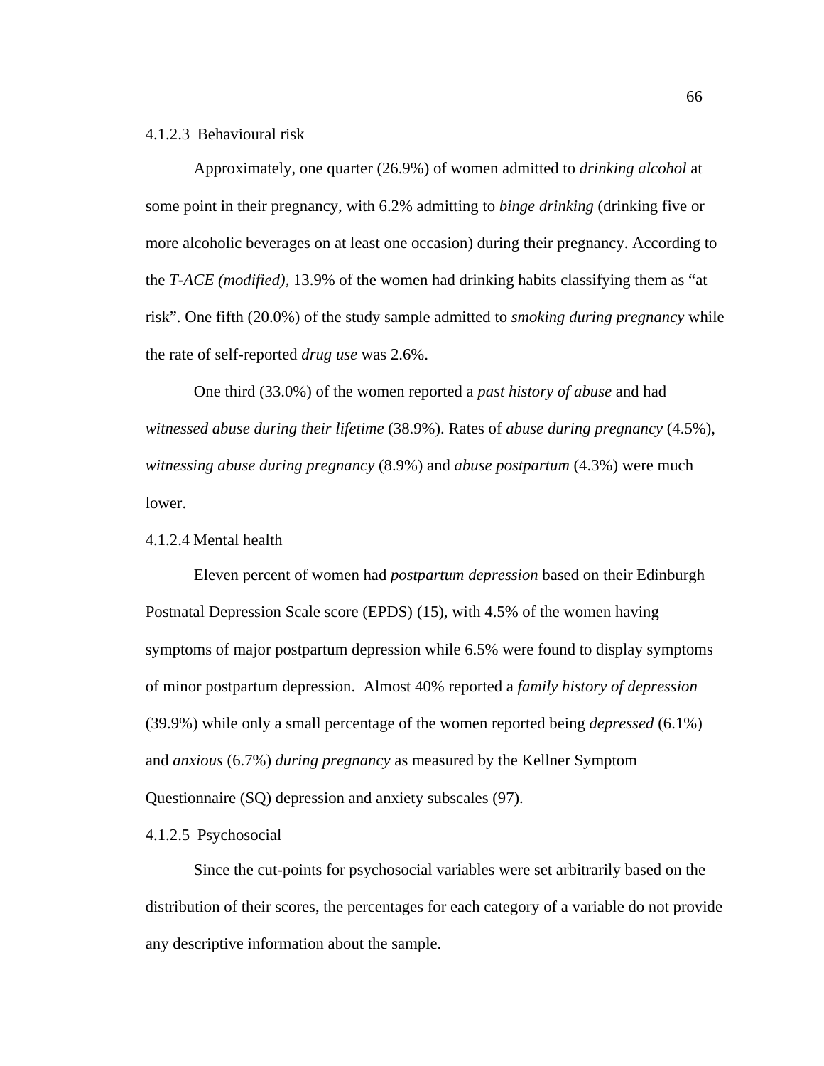#### 4.1.2.3 Behavioural risk

Approximately, one quarter (26.9%) of women admitted to *drinking alcohol* at some point in their pregnancy, with 6.2% admitting to *binge drinking* (drinking five or more alcoholic beverages on at least one occasion) during their pregnancy. According to the *T-ACE (modified)*, 13.9% of the women had drinking habits classifying them as "at risk". One fifth (20.0%) of the study sample admitted to *smoking during pregnancy* while the rate of self-reported *drug use* was 2.6%.

One third (33.0%) of the women reported a *past history of abuse* and had *witnessed abuse during their lifetime* (38.9%). Rates of *abuse during pregnancy* (4.5%), *witnessing abuse during pregnancy* (8.9%) and *abuse postpartum* (4.3%) were much lower.

#### 4.1.2.4 Mental health

Eleven percent of women had *postpartum depression* based on their Edinburgh Postnatal Depression Scale score (EPDS) (15), with 4.5% of the women having symptoms of major postpartum depression while 6.5% were found to display symptoms of minor postpartum depression. Almost 40% reported a *family history of depression* (39.9%) while only a small percentage of the women reported being *depressed* (6.1%) and *anxious* (6.7%) *during pregnancy* as measured by the Kellner Symptom Questionnaire (SQ) depression and anxiety subscales (97).

#### 4.1.2.5 Psychosocial

Since the cut-points for psychosocial variables were set arbitrarily based on the distribution of their scores, the percentages for each category of a variable do not provide any descriptive information about the sample.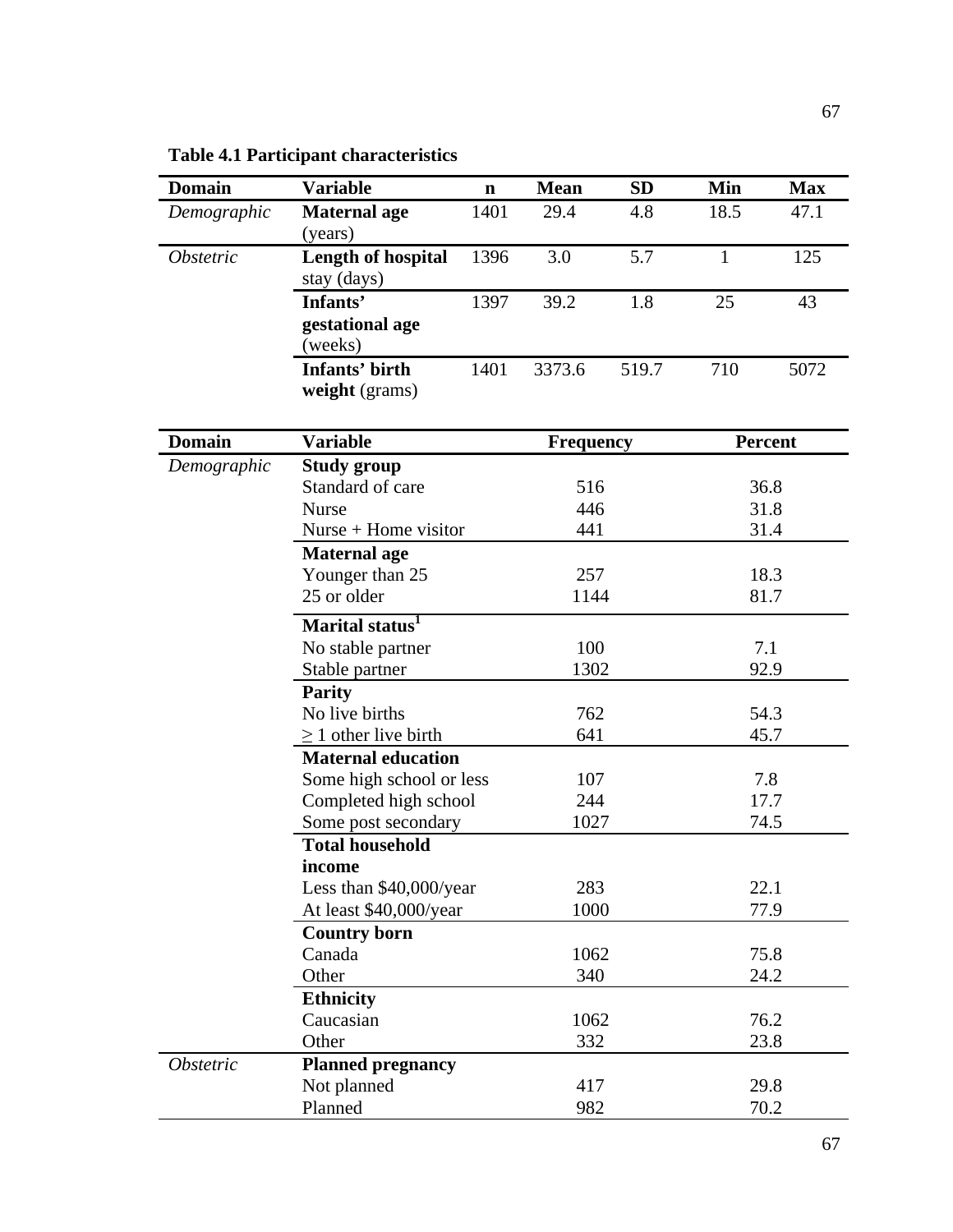**Table 4.1 Participant characteristics**

| Domain | Variable | n | Mean | SD | Min | Max |
|---|---|---|---|---|---|---|
| *Demographic* | **Maternal age** (years) | 1401 | 29.4 | 4.8 | 18.5 | 47.1 |
| *Obstetric* | **Length of hospital** stay (days) | 1396 | 3.0 | 5.7 | 1 | 125 |
| | **Infants' gestational age** (weeks) | 1397 | 39.2 | 1.8 | 25 | 43 |
| | **Infants' birth weight** (grams) | 1401 | 3373.6 | 519.7 | 710 | 5072 |

| Domain | Variable | Frequency | Percent |
|---|---|---|---|
| *Demographic* | **Study group** | | |
| | Standard of care | 516 | 36.8 |
| | Nurse | 446 | 31.8 |
| | Nurse + Home visitor | 441 | 31.4 |
| | **Maternal age** | | |
| | Younger than 25 | 257 | 18.3 |
| | 25 or older | 1144 | 81.7 |
| | **Marital status**[1] | | |
| | No stable partner | 100 | 7.1 |
| | Stable partner | 1302 | 92.9 |
| | **Parity** | | |
| | No live births | 762 | 54.3 |
| | ≥ 1 other live birth | 641 | 45.7 |
| | **Maternal education** | | |
| | Some high school or less | 107 | 7.8 |
| | Completed high school | 244 | 17.7 |
| | Some post secondary | 1027 | 74.5 |
| | **Total household income** | | |
| | Less than $40,000/year | 283 | 22.1 |
| | At least $40,000/year | 1000 | 77.9 |
| | **Country born** | | |
| | Canada | 1062 | 75.8 |
| | Other | 340 | 24.2 |
| | **Ethnicity** | | |
| | Caucasian | 1062 | 76.2 |
| | Other | 332 | 23.8 |
| *Obstetric* | **Planned pregnancy** | | |
| | Not planned | 417 | 29.8 |
| | Planned | 982 | 70.2 |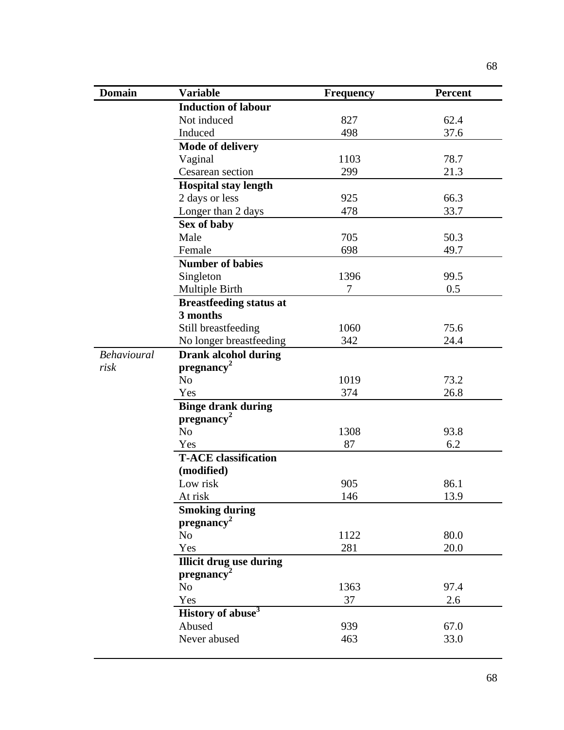| Domain | Variable | Frequency | Percent |
|---|---|---|---|
| | **Induction of labour** | | |
| | Not induced | 827 | 62.4 |
| | Induced | 498 | 37.6 |
| | **Mode of delivery** | | |
| | Vaginal | 1103 | 78.7 |
| | Cesarean section | 299 | 21.3 |
| | **Hospital stay length** | | |
| | 2 days or less | 925 | 66.3 |
| | Longer than 2 days | 478 | 33.7 |
| | **Sex of baby** | | |
| | Male | 705 | 50.3 |
| | Female | 698 | 49.7 |
| | **Number of babies** | | |
| | Singleton | 1396 | 99.5 |
| | Multiple Birth | 7 | 0.5 |
| | **Breastfeeding status at 3 months** | | |
| | Still breastfeeding | 1060 | 75.6 |
| | No longer breastfeeding | 342 | 24.4 |
| *Behavioural risk* | **Drank alcohol during pregnancy[2]** | | |
| | No | 1019 | 73.2 |
| | Yes | 374 | 26.8 |
| | **Binge drank during pregnancy[2]** | | |
| | No | 1308 | 93.8 |
| | Yes | 87 | 6.2 |
| | **T-ACE classification (modified)** | | |
| | Low risk | 905 | 86.1 |
| | At risk | 146 | 13.9 |
| | **Smoking during pregnancy[2]** | | |
| | No | 1122 | 80.0 |
| | Yes | 281 | 20.0 |
| | **Illicit drug use during pregnancy[2]** | | |
| | No | 1363 | 97.4 |
| | Yes | 37 | 2.6 |
| | **History of abuse[3]** | | |
| | Abused | 939 | 67.0 |
| | Never abused | 463 | 33.0 |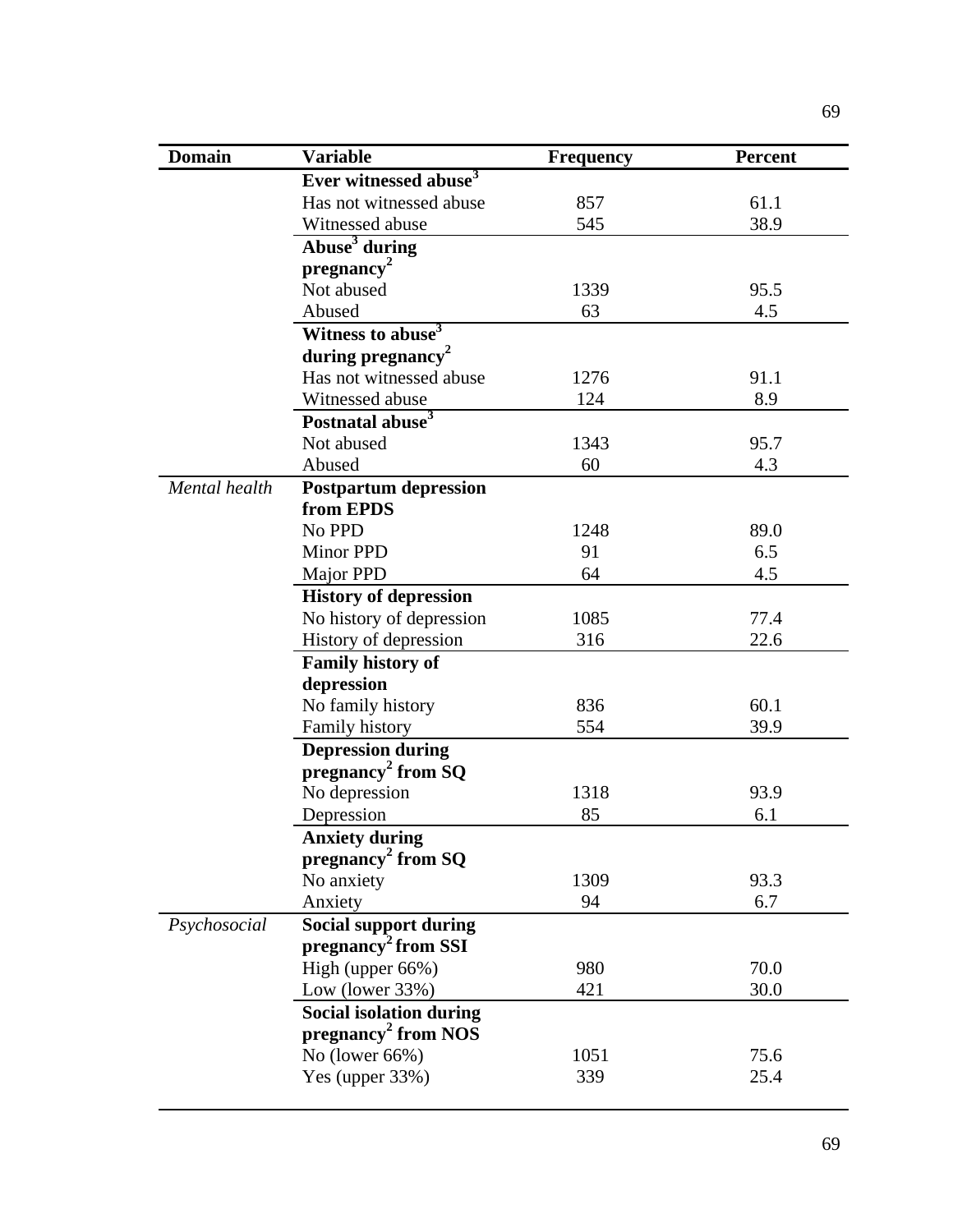| Domain | Variable | Frequency | Percent |
|---|---|---|---|
| | **Ever witnessed abuse[3]** | | |
| | Has not witnessed abuse | 857 | 61.1 |
| | Witnessed abuse | 545 | 38.9 |
| | **Abuse[3] during pregnancy[2]** | | |
| | Not abused | 1339 | 95.5 |
| | Abused | 63 | 4.5 |
| | **Witness to abuse[3] during pregnancy[2]** | | |
| | Has not witnessed abuse | 1276 | 91.1 |
| | Witnessed abuse | 124 | 8.9 |
| | **Postnatal abuse[3]** | | |
| | Not abused | 1343 | 95.7 |
| | Abused | 60 | 4.3 |
| *Mental health* | **Postpartum depression from EPDS** | | |
| | No PPD | 1248 | 89.0 |
| | Minor PPD | 91 | 6.5 |
| | Major PPD | 64 | 4.5 |
| | **History of depression** | | |
| | No history of depression | 1085 | 77.4 |
| | History of depression | 316 | 22.6 |
| | **Family history of depression** | | |
| | No family history | 836 | 60.1 |
| | Family history | 554 | 39.9 |
| | **Depression during pregnancy[2] from SQ** | | |
| | No depression | 1318 | 93.9 |
| | Depression | 85 | 6.1 |
| | **Anxiety during pregnancy[2] from SQ** | | |
| | No anxiety | 1309 | 93.3 |
| | Anxiety | 94 | 6.7 |
| *Psychosocial* | **Social support during pregnancy[2] from SSI** | | |
| | High (upper 66%) | 980 | 70.0 |
| | Low (lower 33%) | 421 | 30.0 |
| | **Social isolation during pregnancy[2] from NOS** | | |
| | No (lower 66%) | 1051 | 75.6 |
| | Yes (upper 33%) | 339 | 25.4 |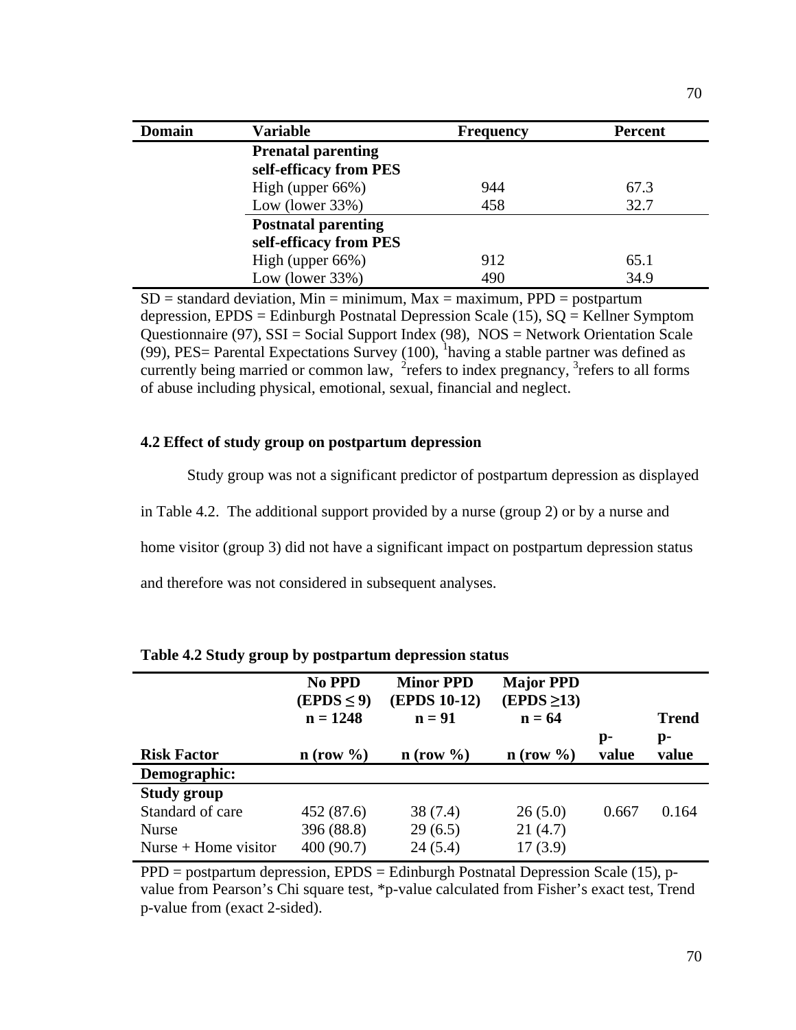| Domain | Variable | Frequency | Percent |
|---|---|---|---|
| | **Prenatal parenting self-efficacy from PES** | | |
| | High (upper 66%) | 944 | 67.3 |
| | Low (lower 33%) | 458 | 32.7 |
| | **Postnatal parenting self-efficacy from PES** | | |
| | High (upper 66%) | 912 | 65.1 |
| | Low (lower 33%) | 490 | 34.9 |

SD = standard deviation, Min = minimum, Max = maximum, PPD = postpartum depression, EPDS = Edinburgh Postnatal Depression Scale (15), SQ = Kellner Symptom Questionnaire (97), SSI = Social Support Index (98), NOS = Network Orientation Scale (99), PES= Parental Expectations Survey (100), [1]having a stable partner was defined as currently being married or common law, [2]refers to index pregnancy, [3]refers to all forms of abuse including physical, emotional, sexual, financial and neglect.

### 4.2 Effect of study group on postpartum depression

Study group was not a significant predictor of postpartum depression as displayed in Table 4.2. The additional support provided by a nurse (group 2) or by a nurse and home visitor (group 3) did not have a significant impact on postpartum depression status and therefore was not considered in subsequent analyses.

**Table 4.2 Study group by postpartum depression status**

| Risk Factor | No PPD (EPDS ≤ 9) n = 1248 n (row %) | Minor PPD (EPDS 10-12) n = 91 n (row %) | Major PPD (EPDS ≥13) n = 64 n (row %) | p-value | Trend p-value |
|---|---|---|---|---|---|
| **Demographic:** | | | | | |
| **Study group** | | | | | |
| Standard of care | 452 (87.6) | 38 (7.4) | 26 (5.0) | 0.667 | 0.164 |
| Nurse | 396 (88.8) | 29 (6.5) | 21 (4.7) | | |
| Nurse + Home visitor | 400 (90.7) | 24 (5.4) | 17 (3.9) | | |

PPD = postpartum depression, EPDS = Edinburgh Postnatal Depression Scale (15), p-value from Pearson's Chi square test, *p-value calculated from Fisher's exact test, Trend p-value from (exact 2-sided).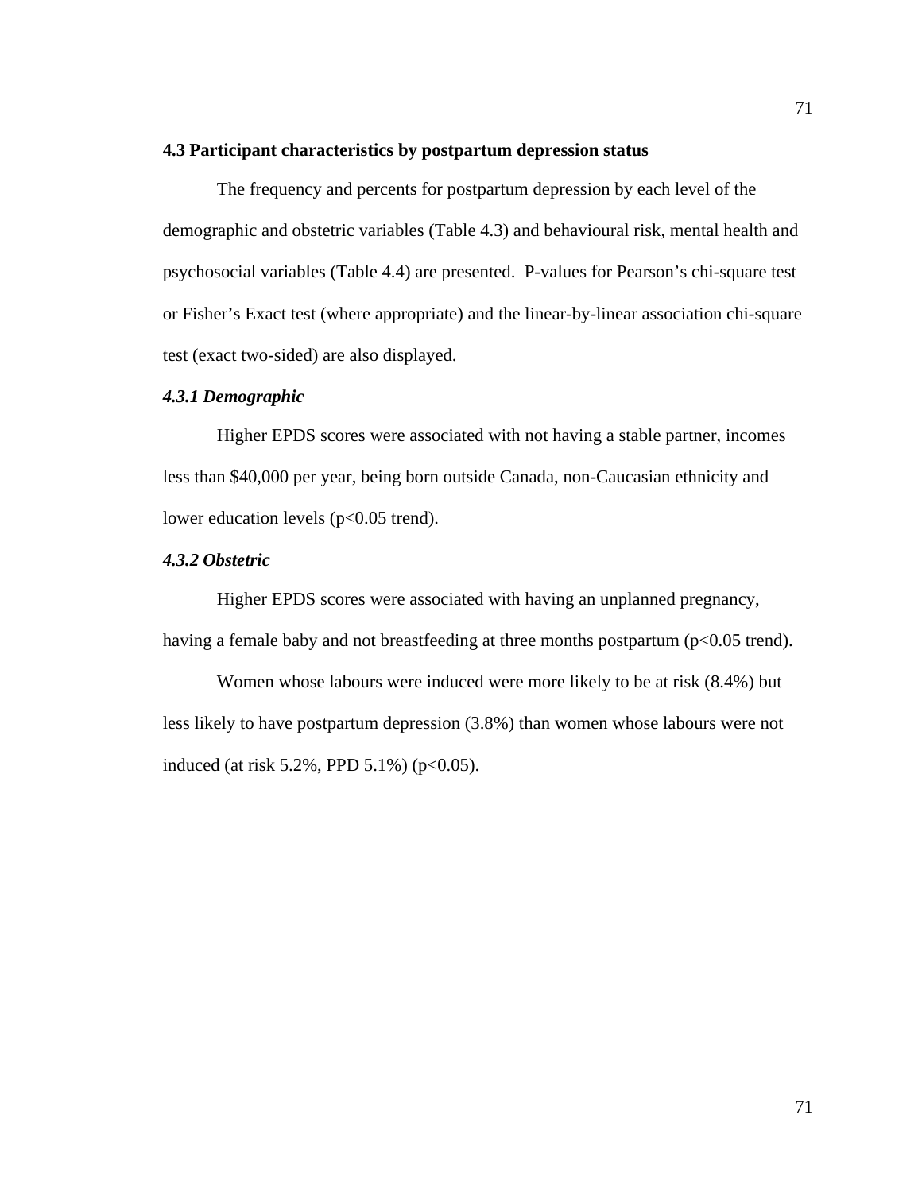### 4.3 Participant characteristics by postpartum depression status

The frequency and percents for postpartum depression by each level of the demographic and obstetric variables (Table 4.3) and behavioural risk, mental health and psychosocial variables (Table 4.4) are presented. P-values for Pearson's chi-square test or Fisher's Exact test (where appropriate) and the linear-by-linear association chi-square test (exact two-sided) are also displayed.

#### *4.3.1 Demographic*

Higher EPDS scores were associated with not having a stable partner, incomes less than $40,000 per year, being born outside Canada, non-Caucasian ethnicity and lower education levels ($p<0.05$ trend).

#### *4.3.2 Obstetric*

Higher EPDS scores were associated with having an unplanned pregnancy, having a female baby and not breastfeeding at three months postpartum ($p<0.05$ trend).

Women whose labours were induced were more likely to be at risk (8.4%) but less likely to have postpartum depression (3.8%) than women whose labours were not induced (at risk 5.2%, PPD 5.1%) ($p<0.05$).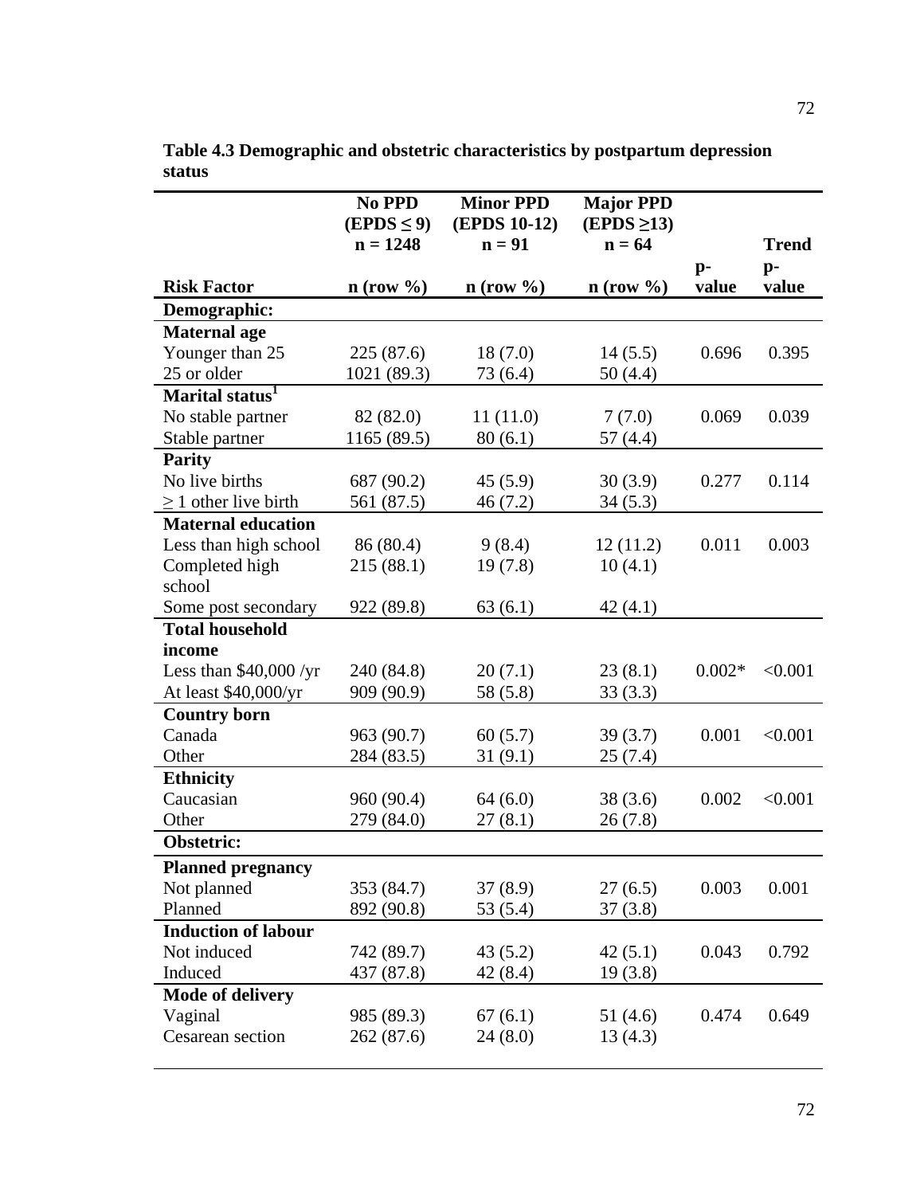**Table 4.3 Demographic and obstetric characteristics by postpartum depression status**

| Risk Factor | No PPD ($EPDS \leq 9$) n = 1248 n (row %) | Minor PPD (EPDS 10-12) n = 91 n (row %) | Major PPD ($EPDS \geq 13$) n = 64 n (row %) | p-value | Trend p-value |
|---|---|---|---|---|---|
| **Demographic:** | | | | | |
| **Maternal age** | | | | | |
| Younger than 25 | 225 (87.6) | 18 (7.0) | 14 (5.5) | 0.696 | 0.395 |
| 25 or older | 1021 (89.3) | 73 (6.4) | 50 (4.4) | | |
| **Marital status**[1] | | | | | |
| No stable partner | 82 (82.0) | 11 (11.0) | 7 (7.0) | 0.069 | 0.039 |
| Stable partner | 1165 (89.5) | 80 (6.1) | 57 (4.4) | | |
| **Parity** | | | | | |
| No live births | 687 (90.2) | 45 (5.9) | 30 (3.9) | 0.277 | 0.114 |
| ≥ 1 other live birth | 561 (87.5) | 46 (7.2) | 34 (5.3) | | |
| **Maternal education** | | | | | |
| Less than high school | 86 (80.4) | 9 (8.4) | 12 (11.2) | 0.011 | 0.003 |
| Completed high school | 215 (88.1) | 19 (7.8) | 10 (4.1) | | |
| Some post secondary | 922 (89.8) | 63 (6.1) | 42 (4.1) | | |
| **Total household income** | | | | | |
| Less than $40,000 /yr | 240 (84.8) | 20 (7.1) | 23 (8.1) | 0.002* | <0.001 |
| At least $40,000/yr | 909 (90.9) | 58 (5.8) | 33 (3.3) | | |
| **Country born** | | | | | |
| Canada | 963 (90.7) | 60 (5.7) | 39 (3.7) | 0.001 | <0.001 |
| Other | 284 (83.5) | 31 (9.1) | 25 (7.4) | | |
| **Ethnicity** | | | | | |
| Caucasian | 960 (90.4) | 64 (6.0) | 38 (3.6) | 0.002 | <0.001 |
| Other | 279 (84.0) | 27 (8.1) | 26 (7.8) | | |
| **Obstetric:** | | | | | |
| **Planned pregnancy** | | | | | |
| Not planned | 353 (84.7) | 37 (8.9) | 27 (6.5) | 0.003 | 0.001 |
| Planned | 892 (90.8) | 53 (5.4) | 37 (3.8) | | |
| **Induction of labour** | | | | | |
| Not induced | 742 (89.7) | 43 (5.2) | 42 (5.1) | 0.043 | 0.792 |
| Induced | 437 (87.8) | 42 (8.4) | 19 (3.8) | | |
| **Mode of delivery** | | | | | |
| Vaginal | 985 (89.3) | 67 (6.1) | 51 (4.6) | 0.474 | 0.649 |
| Cesarean section | 262 (87.6) | 24 (8.0) | 13 (4.3) | | |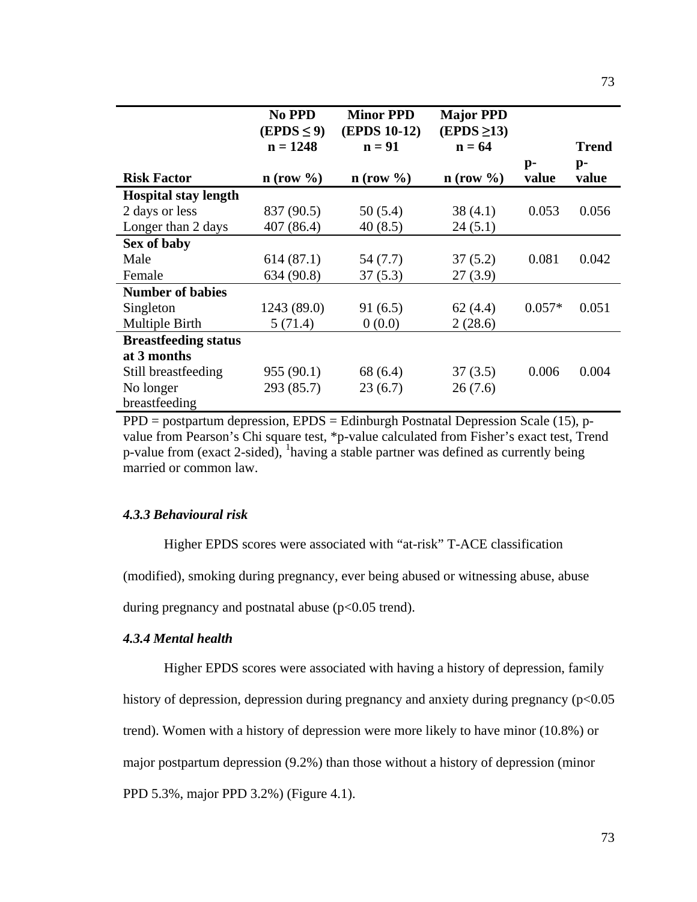| Risk Factor | No PPD (EPDS ≤ 9) n = 1248 n (row %) | Minor PPD (EPDS 10-12) n = 91 n (row %) | Major PPD (EPDS ≥13) n = 64 n (row %) | p-value | Trend p-value |
|---|---|---|---|---|---|
| **Hospital stay length** | | | | | |
| 2 days or less | 837 (90.5) | 50 (5.4) | 38 (4.1) | 0.053 | 0.056 |
| Longer than 2 days | 407 (86.4) | 40 (8.5) | 24 (5.1) | | |
| **Sex of baby** | | | | | |
| Male | 614 (87.1) | 54 (7.7) | 37 (5.2) | 0.081 | 0.042 |
| Female | 634 (90.8) | 37 (5.3) | 27 (3.9) | | |
| **Number of babies** | | | | | |
| Singleton | 1243 (89.0) | 91 (6.5) | 62 (4.4) | 0.057* | 0.051 |
| Multiple Birth | 5 (71.4) | 0 (0.0) | 2 (28.6) | | |
| **Breastfeeding status at 3 months** | | | | | |
| Still breastfeeding | 955 (90.1) | 68 (6.4) | 37 (3.5) | 0.006 | 0.004 |
| No longer breastfeeding | 293 (85.7) | 23 (6.7) | 26 (7.6) | | |

PPD = postpartum depression, EPDS = Edinburgh Postnatal Depression Scale (15), p-value from Pearson's Chi square test, *p-value calculated from Fisher's exact test, Trend p-value from (exact 2-sided), [1]having a stable partner was defined as currently being married or common law.

### *4.3.3 Behavioural risk*

Higher EPDS scores were associated with "at-risk" T-ACE classification (modified), smoking during pregnancy, ever being abused or witnessing abuse, abuse during pregnancy and postnatal abuse ($p<0.05$ trend).

### *4.3.4 Mental health*

Higher EPDS scores were associated with having a history of depression, family history of depression, depression during pregnancy and anxiety during pregnancy ($p<0.05$ trend). Women with a history of depression were more likely to have minor (10.8%) or major postpartum depression (9.2%) than those without a history of depression (minor PPD 5.3%, major PPD 3.2%) (Figure 4.1).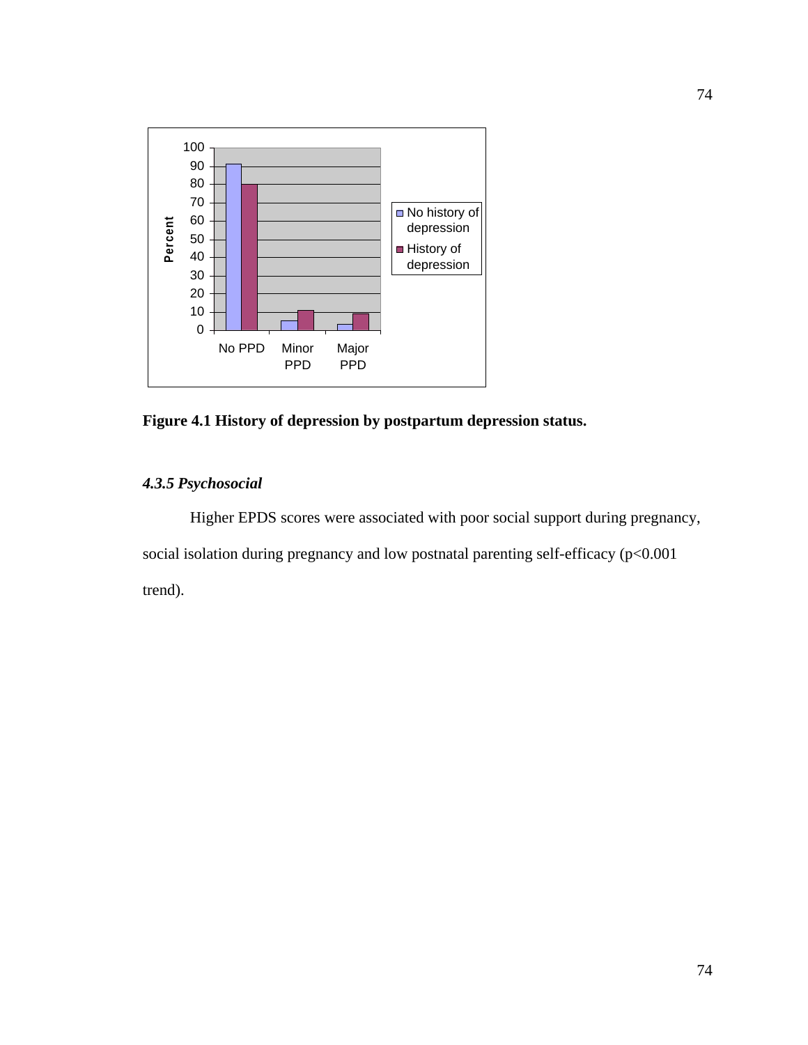**Figure 4.1 History of depression by postpartum depression status.**

### *4.3.5 Psychosocial*

Higher EPDS scores were associated with poor social support during pregnancy, social isolation during pregnancy and low postnatal parenting self-efficacy (p<0.001 trend).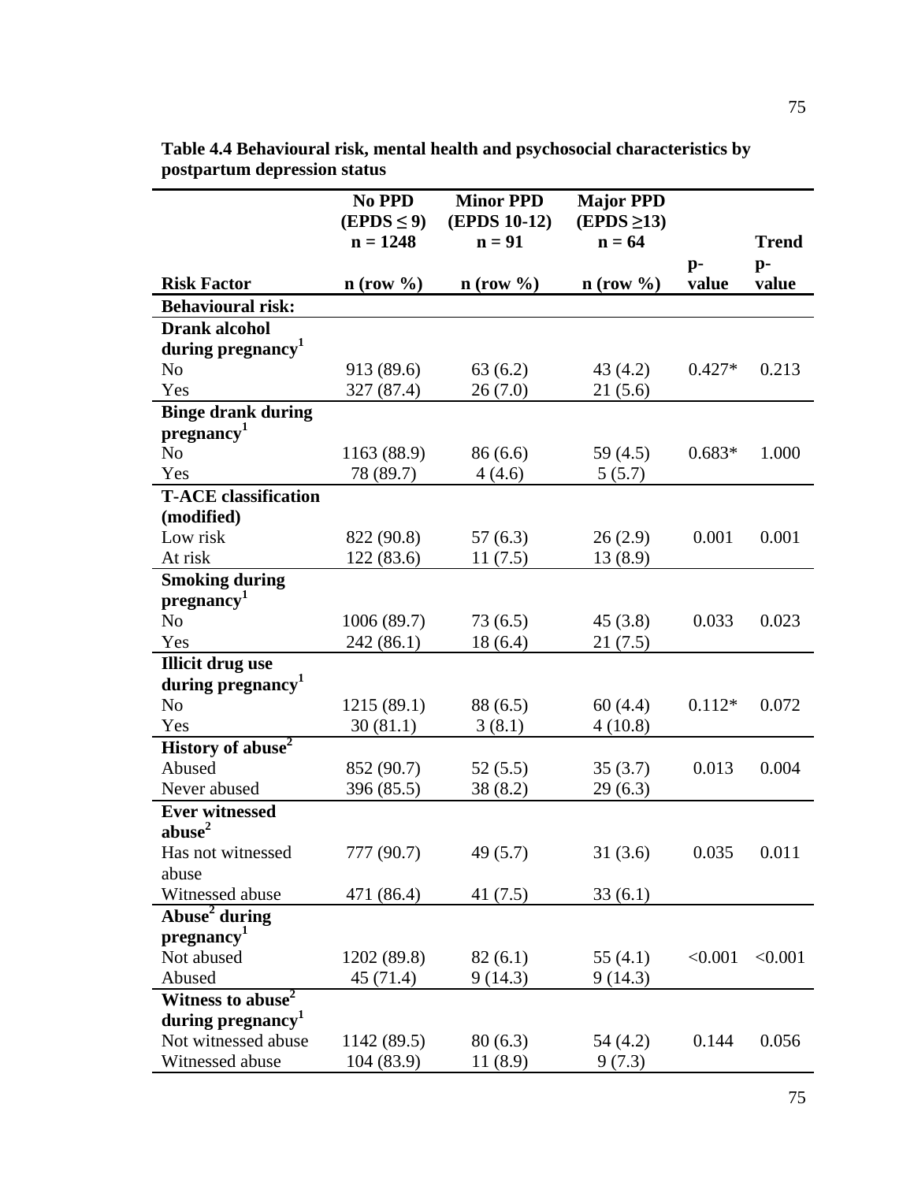**Table 4.4 Behavioural risk, mental health and psychosocial characteristics by postpartum depression status**

| Risk Factor | No PPD (EPDS ≤ 9) n = 1248 n (row %) | Minor PPD (EPDS 10-12) n = 91 n (row %) | Major PPD (EPDS ≥13) n = 64 n (row %) | p-value | Trend p-value |
|---|---|---|---|---|---|
| **Behavioural risk:** | | | | | |
| **Drank alcohol during pregnancy[1]** | | | | | |
| No | 913 (89.6) | 63 (6.2) | 43 (4.2) | 0.427* | 0.213 |
| Yes | 327 (87.4) | 26 (7.0) | 21 (5.6) | | |
| **Binge drank during pregnancy[1]** | | | | | |
| No | 1163 (88.9) | 86 (6.6) | 59 (4.5) | 0.683* | 1.000 |
| Yes | 78 (89.7) | 4 (4.6) | 5 (5.7) | | |
| **T-ACE classification (modified)** | | | | | |
| Low risk | 822 (90.8) | 57 (6.3) | 26 (2.9) | 0.001 | 0.001 |
| At risk | 122 (83.6) | 11 (7.5) | 13 (8.9) | | |
| **Smoking during pregnancy[1]** | | | | | |
| No | 1006 (89.7) | 73 (6.5) | 45 (3.8) | 0.033 | 0.023 |
| Yes | 242 (86.1) | 18 (6.4) | 21 (7.5) | | |
| **Illicit drug use during pregnancy[1]** | | | | | |
| No | 1215 (89.1) | 88 (6.5) | 60 (4.4) | 0.112* | 0.072 |
| Yes | 30 (81.1) | 3 (8.1) | 4 (10.8) | | |
| **History of abuse[2]** | | | | | |
| Abused | 852 (90.7) | 52 (5.5) | 35 (3.7) | 0.013 | 0.004 |
| Never abused | 396 (85.5) | 38 (8.2) | 29 (6.3) | | |
| **Ever witnessed abuse[2]** | | | | | |
| Has not witnessed abuse | 777 (90.7) | 49 (5.7) | 31 (3.6) | 0.035 | 0.011 |
| Witnessed abuse | 471 (86.4) | 41 (7.5) | 33 (6.1) | | |
| **Abuse[2] during pregnancy[1]** | | | | | |
| Not abused | 1202 (89.8) | 82 (6.1) | 55 (4.1) | <0.001 | <0.001 |
| Abused | 45 (71.4) | 9 (14.3) | 9 (14.3) | | |
| **Witness to abuse[2] during pregnancy[1]** | | | | | |
| Not witnessed abuse | 1142 (89.5) | 80 (6.3) | 54 (4.2) | 0.144 | 0.056 |
| Witnessed abuse | 104 (83.9) | 11 (8.9) | 9 (7.3) | | |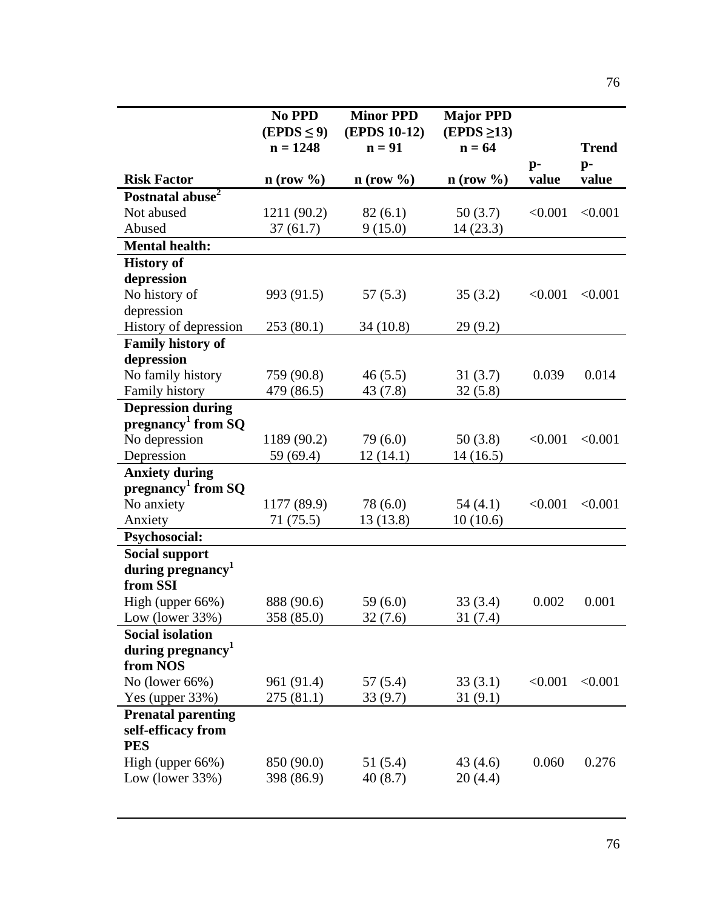| Risk Factor | No PPD (EPDS ≤ 9) n = 1248 n (row %) | Minor PPD (EPDS 10-12) n = 91 n (row %) | Major PPD (EPDS ≥13) n = 64 n (row %) | p-value | Trend p-value |
|---|---|---|---|---|---|
| **Postnatal abuse[2]** | | | | | |
| Not abused | 1211 (90.2) | 82 (6.1) | 50 (3.7) | <0.001 | <0.001 |
| Abused | 37 (61.7) | 9 (15.0) | 14 (23.3) | | |
| **Mental health:** | | | | | |
| **History of depression** | | | | | |
| No history of depression | 993 (91.5) | 57 (5.3) | 35 (3.2) | <0.001 | <0.001 |
| History of depression | 253 (80.1) | 34 (10.8) | 29 (9.2) | | |
| **Family history of depression** | | | | | |
| No family history | 759 (90.8) | 46 (5.5) | 31 (3.7) | 0.039 | 0.014 |
| Family history | 479 (86.5) | 43 (7.8) | 32 (5.8) | | |
| **Depression during pregnancy[1] from SQ** | | | | | |
| No depression | 1189 (90.2) | 79 (6.0) | 50 (3.8) | <0.001 | <0.001 |
| Depression | 59 (69.4) | 12 (14.1) | 14 (16.5) | | |
| **Anxiety during pregnancy[1] from SQ** | | | | | |
| No anxiety | 1177 (89.9) | 78 (6.0) | 54 (4.1) | <0.001 | <0.001 |
| Anxiety | 71 (75.5) | 13 (13.8) | 10 (10.6) | | |
| **Psychosocial:** | | | | | |
| **Social support during pregnancy[1] from SSI** | | | | | |
| High (upper 66%) | 888 (90.6) | 59 (6.0) | 33 (3.4) | 0.002 | 0.001 |
| Low (lower 33%) | 358 (85.0) | 32 (7.6) | 31 (7.4) | | |
| **Social isolation during pregnancy[1] from NOS** | | | | | |
| No (lower 66%) | 961 (91.4) | 57 (5.4) | 33 (3.1) | <0.001 | <0.001 |
| Yes (upper 33%) | 275 (81.1) | 33 (9.7) | 31 (9.1) | | |
| **Prenatal parenting self-efficacy from PES** | | | | | |
| High (upper 66%) | 850 (90.0) | 51 (5.4) | 43 (4.6) | 0.060 | 0.276 |
| Low (lower 33%) | 398 (86.9) | 40 (8.7) | 20 (4.4) | | |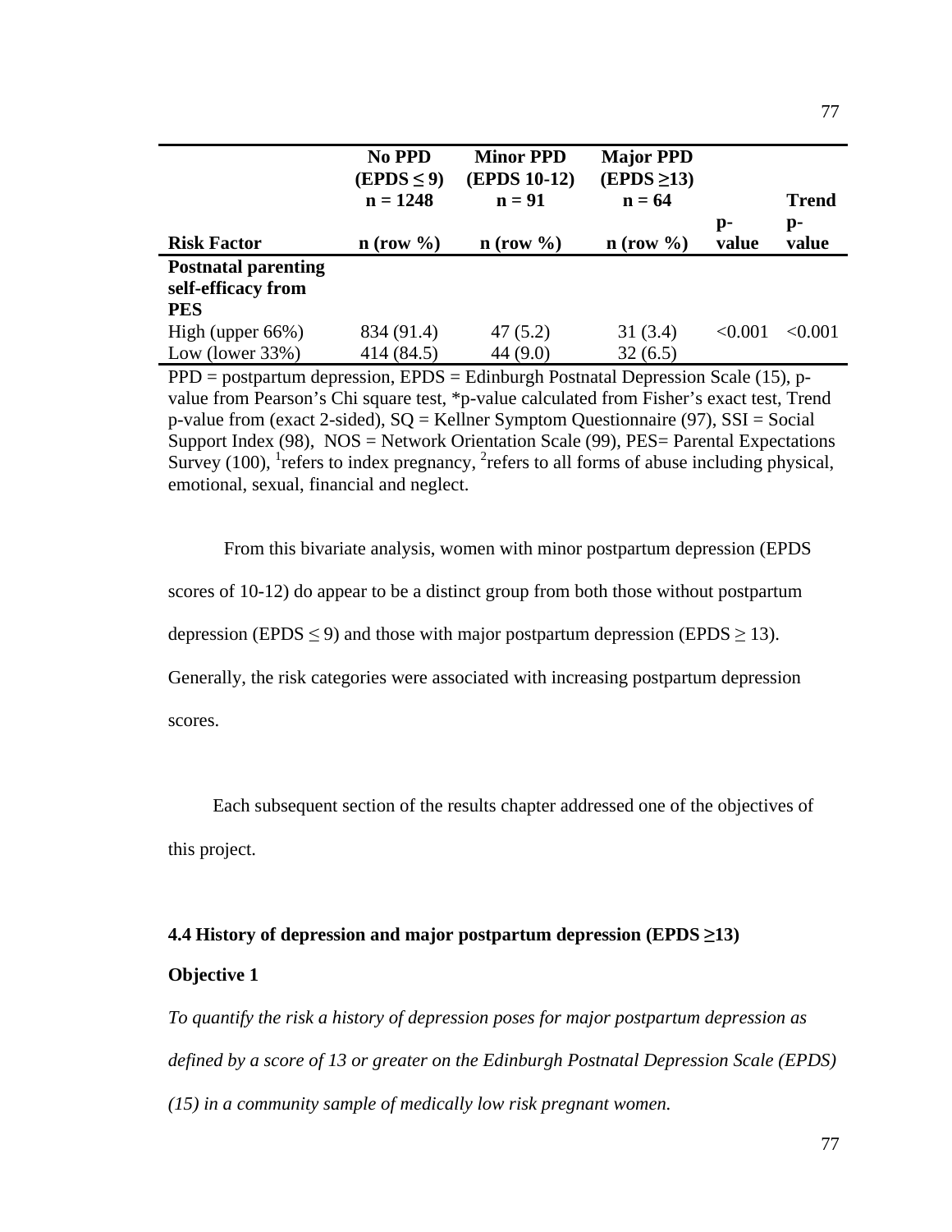| Risk Factor | No PPD ($EPDS \leq 9$) n = 1248 n (row %) | Minor PPD (EPDS 10-12) n = 91 n (row %) | Major PPD ($EPDS \geq 13$) n = 64 n (row %) | p-value | Trend p-value |
|---|---|---|---|---|---|
| **Postnatal parenting self-efficacy from PES** | | | | | |
| High (upper 66%) | 834 (91.4) | 47 (5.2) | 31 (3.4) | <0.001 | <0.001 |
| Low (lower 33%) | 414 (84.5) | 44 (9.0) | 32 (6.5) | | |

PPD = postpartum depression, EPDS = Edinburgh Postnatal Depression Scale (15), p-value from Pearson's Chi square test, *p-value calculated from Fisher's exact test, Trend p-value from (exact 2-sided), SQ = Kellner Symptom Questionnaire (97), SSI = Social Support Index (98), NOS = Network Orientation Scale (99), PES= Parental Expectations Survey (100), [1]refers to index pregnancy, [2]refers to all forms of abuse including physical, emotional, sexual, financial and neglect.

From this bivariate analysis, women with minor postpartum depression (EPDS scores of 10-12) do appear to be a distinct group from both those without postpartum depression ($EPDS \leq 9$) and those with major postpartum depression ($EPDS \geq 13$). Generally, the risk categories were associated with increasing postpartum depression scores.

Each subsequent section of the results chapter addressed one of the objectives of this project.

### 4.4 History of depression and major postpartum depression ($EPDS \geq 13$)

**Objective 1**

*To quantify the risk a history of depression poses for major postpartum depression as defined by a score of 13 or greater on the Edinburgh Postnatal Depression Scale (EPDS) (15) in a community sample of medically low risk pregnant women.*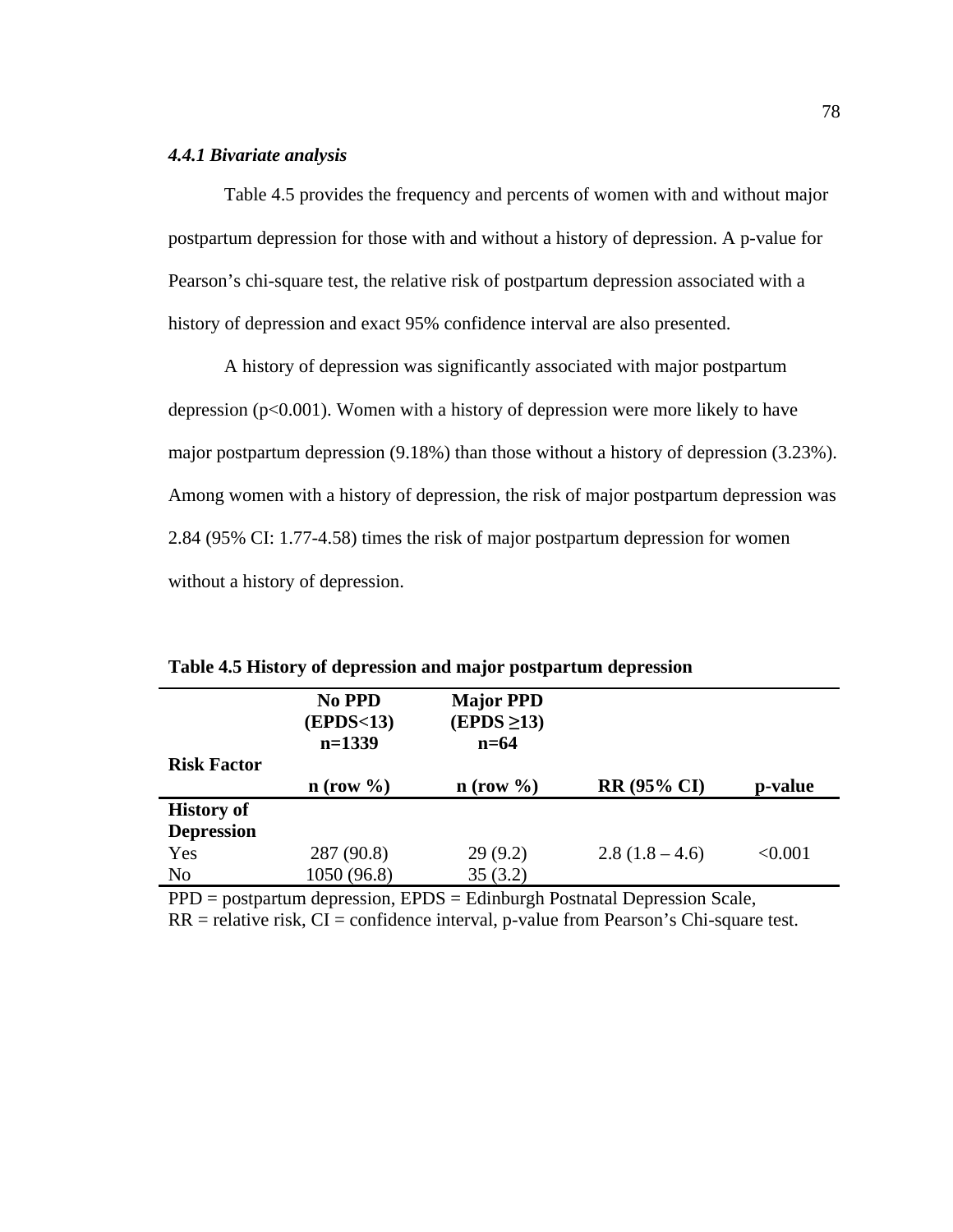#### *4.4.1 Bivariate analysis*

Table 4.5 provides the frequency and percents of women with and without major postpartum depression for those with and without a history of depression. A p-value for Pearson's chi-square test, the relative risk of postpartum depression associated with a history of depression and exact 95% confidence interval are also presented.

A history of depression was significantly associated with major postpartum depression ($p<0.001$). Women with a history of depression were more likely to have major postpartum depression (9.18%) than those without a history of depression (3.23%). Among women with a history of depression, the risk of major postpartum depression was 2.84 (95% CI: 1.77-4.58) times the risk of major postpartum depression for women without a history of depression.

**Table 4.5 History of depression and major postpartum depression**

| Risk Factor | No PPD (EPDS<13) n=1339 | Major PPD (EPDS ≥13) n=64 | | |
|---|---|---|---|---|
| | **n (row %)** | **n (row %)** | **RR (95% CI)** | **p-value** |
| **History of Depression** | | | | |
| Yes | 287 (90.8) | 29 (9.2) | 2.8 (1.8 – 4.6) | <0.001 |
| No | 1050 (96.8) | 35 (3.2) | | |

PPD = postpartum depression, EPDS = Edinburgh Postnatal Depression Scale, RR = relative risk, CI = confidence interval, p-value from Pearson's Chi-square test.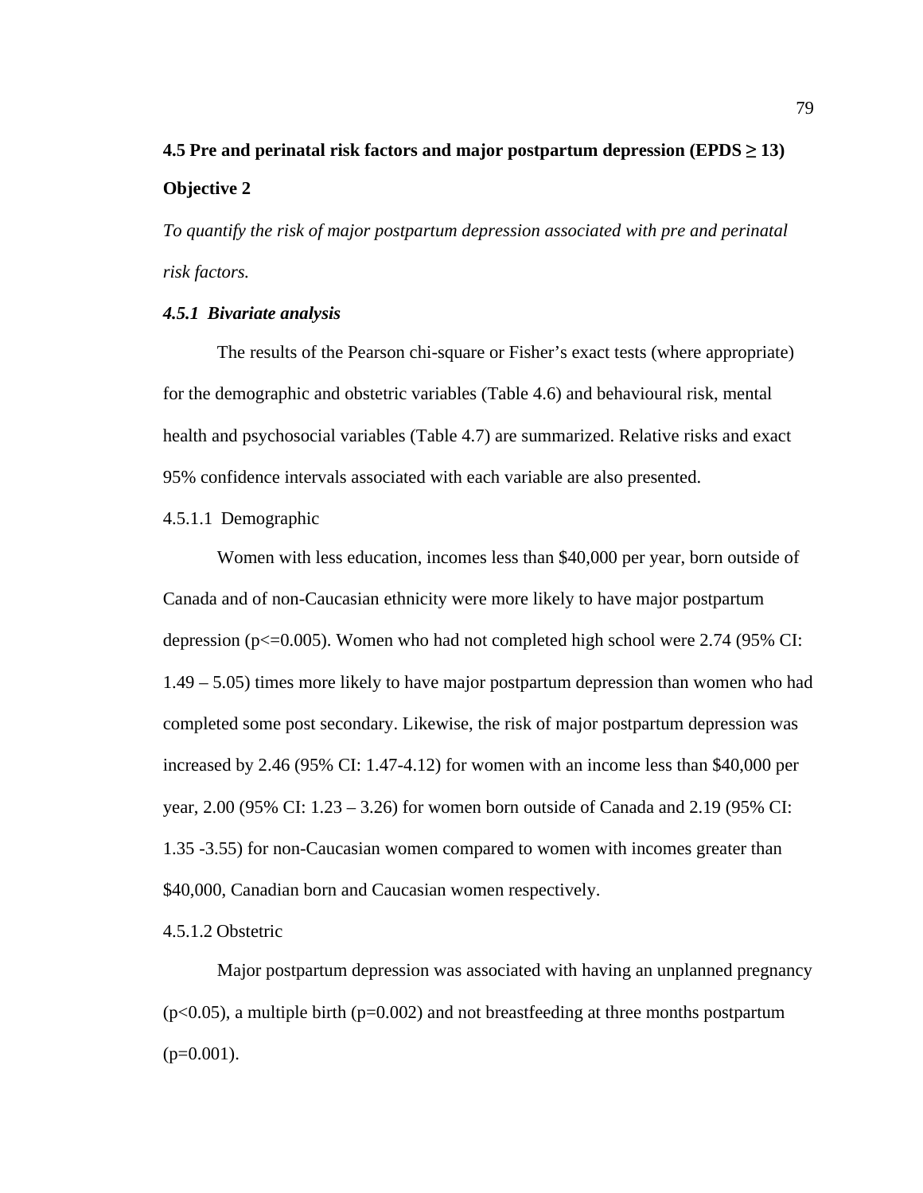## 4.5 Pre and perinatal risk factors and major postpartum depression (EPDS ≥ 13)

**Objective 2**

*To quantify the risk of major postpartum depression associated with pre and perinatal risk factors.*

### *4.5.1 Bivariate analysis*

The results of the Pearson chi-square or Fisher's exact tests (where appropriate) for the demographic and obstetric variables (Table 4.6) and behavioural risk, mental health and psychosocial variables (Table 4.7) are summarized. Relative risks and exact 95% confidence intervals associated with each variable are also presented.

4.5.1.1 Demographic

Women with less education, incomes less than $40,000 per year, born outside of Canada and of non-Caucasian ethnicity were more likely to have major postpartum depression ($p<=0.005$). Women who had not completed high school were 2.74 (95% CI: 1.49 – 5.05) times more likely to have major postpartum depression than women who had completed some post secondary. Likewise, the risk of major postpartum depression was increased by 2.46 (95% CI: 1.47-4.12) for women with an income less than $40,000 per year, 2.00 (95% CI: 1.23 – 3.26) for women born outside of Canada and 2.19 (95% CI: 1.35 -3.55) for non-Caucasian women compared to women with incomes greater than $40,000, Canadian born and Caucasian women respectively.

4.5.1.2 Obstetric

Major postpartum depression was associated with having an unplanned pregnancy ($p<0.05$), a multiple birth ($p=0.002$) and not breastfeeding at three months postpartum ($p=0.001$).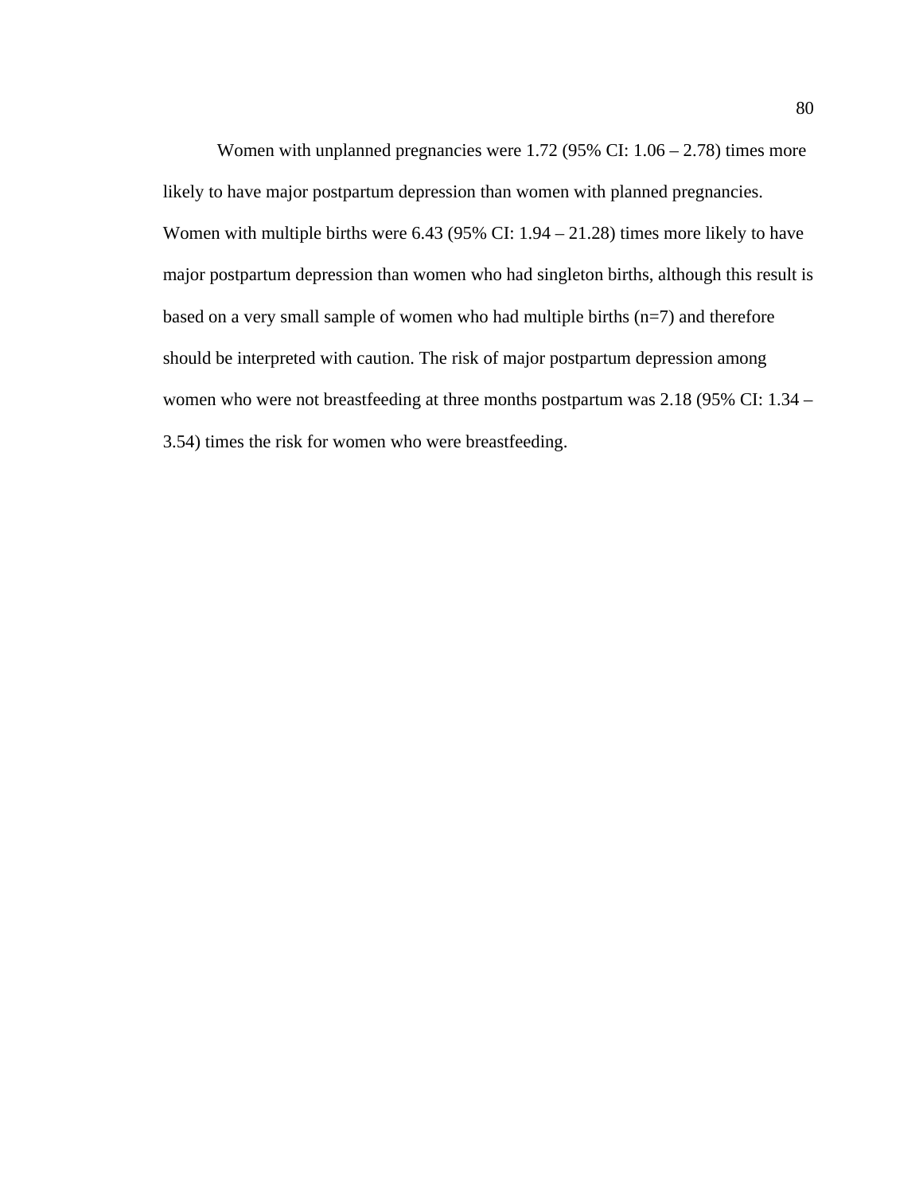Women with unplanned pregnancies were 1.72 (95% CI: 1.06 – 2.78) times more likely to have major postpartum depression than women with planned pregnancies. Women with multiple births were 6.43 (95% CI: 1.94 – 21.28) times more likely to have major postpartum depression than women who had singleton births, although this result is based on a very small sample of women who had multiple births (n=7) and therefore should be interpreted with caution. The risk of major postpartum depression among women who were not breastfeeding at three months postpartum was 2.18 (95% CI: 1.34 – 3.54) times the risk for women who were breastfeeding.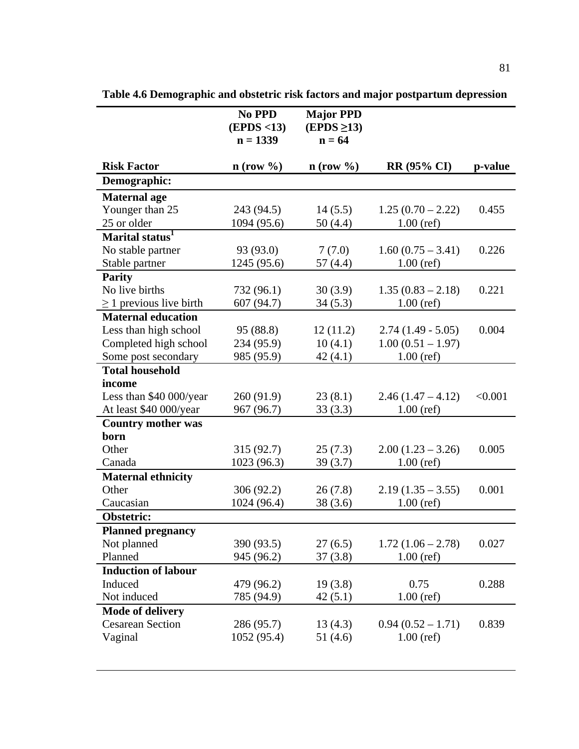**Table 4.6 Demographic and obstetric risk factors and major postpartum depression**

| | No PPD (EPDS <13) n = 1339 | Major PPD (EPDS ≥13) n = 64 | | |
|---|---|---|---|---|
| **Risk Factor** | **n (row %)** | **n (row %)** | **RR (95% CI)** | **p-value** |
| **Demographic:** | | | | |
| **Maternal age** | | | | |
| Younger than 25 | 243 (94.5) | 14 (5.5) | 1.25 (0.70 – 2.22) | 0.455 |
| 25 or older | 1094 (95.6) | 50 (4.4) | 1.00 (ref) | |
| **Marital status**[1] | | | | |
| No stable partner | 93 (93.0) | 7 (7.0) | 1.60 (0.75 – 3.41) | 0.226 |
| Stable partner | 1245 (95.6) | 57 (4.4) | 1.00 (ref) | |
| **Parity** | | | | |
| No live births | 732 (96.1) | 30 (3.9) | 1.35 (0.83 – 2.18) | 0.221 |
| ≥ 1 previous live birth | 607 (94.7) | 34 (5.3) | 1.00 (ref) | |
| **Maternal education** | | | | |
| Less than high school | 95 (88.8) | 12 (11.2) | 2.74 (1.49 - 5.05) | 0.004 |
| Completed high school | 234 (95.9) | 10 (4.1) | 1.00 (0.51 – 1.97) | |
| Some post secondary | 985 (95.9) | 42 (4.1) | 1.00 (ref) | |
| **Total household income** | | | | |
| Less than $40 000/year | 260 (91.9) | 23 (8.1) | 2.46 (1.47 – 4.12) | <0.001 |
| At least $40 000/year | 967 (96.7) | 33 (3.3) | 1.00 (ref) | |
| **Country mother was born** | | | | |
| Other | 315 (92.7) | 25 (7.3) | 2.00 (1.23 – 3.26) | 0.005 |
| Canada | 1023 (96.3) | 39 (3.7) | 1.00 (ref) | |
| **Maternal ethnicity** | | | | |
| Other | 306 (92.2) | 26 (7.8) | 2.19 (1.35 – 3.55) | 0.001 |
| Caucasian | 1024 (96.4) | 38 (3.6) | 1.00 (ref) | |
| **Obstetric:** | | | | |
| **Planned pregnancy** | | | | |
| Not planned | 390 (93.5) | 27 (6.5) | 1.72 (1.06 – 2.78) | 0.027 |
| Planned | 945 (96.2) | 37 (3.8) | 1.00 (ref) | |
| **Induction of labour** | | | | |
| Induced | 479 (96.2) | 19 (3.8) | 0.75 | 0.288 |
| Not induced | 785 (94.9) | 42 (5.1) | 1.00 (ref) | |
| **Mode of delivery** | | | | |
| Cesarean Section | 286 (95.7) | 13 (4.3) | 0.94 (0.52 – 1.71) | 0.839 |
| Vaginal | 1052 (95.4) | 51 (4.6) | 1.00 (ref) | |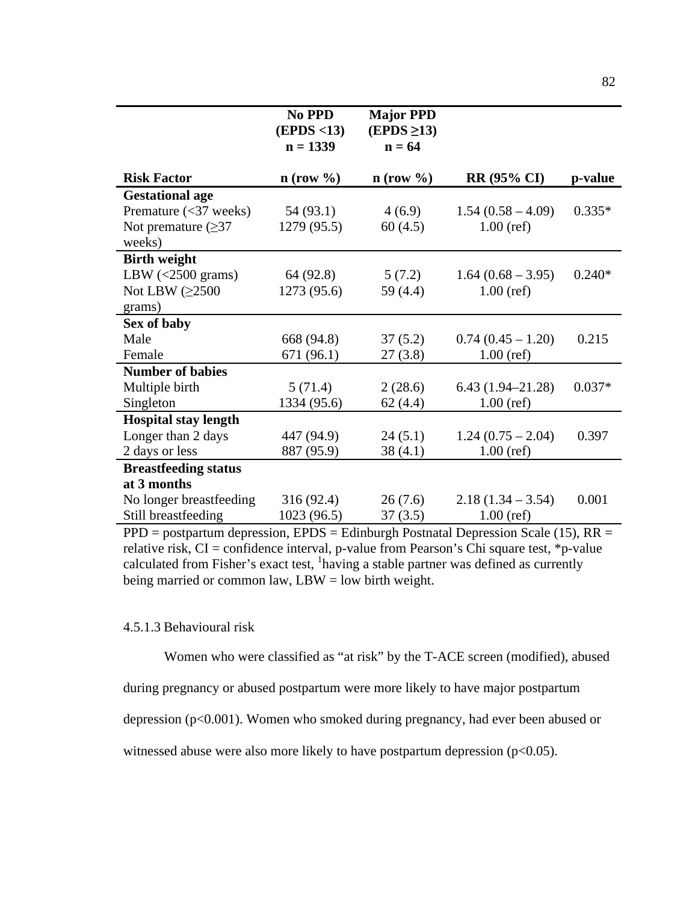| Risk Factor | No PPD (EPDS <13) n = 1339 n (row %) | Major PPD (EPDS ≥13) n = 64 n (row %) | RR (95% CI) | p-value |
|---|---|---|---|---|
| **Gestational age** | | | | |
| Premature (<37 weeks) | 54 (93.1) | 4 (6.9) | 1.54 (0.58 – 4.09) | 0.335* |
| Not premature (≥37 weeks) | 1279 (95.5) | 60 (4.5) | 1.00 (ref) | |
| **Birth weight** | | | | |
| LBW (<2500 grams) | 64 (92.8) | 5 (7.2) | 1.64 (0.68 – 3.95) | 0.240* |
| Not LBW (≥2500 grams) | 1273 (95.6) | 59 (4.4) | 1.00 (ref) | |
| **Sex of baby** | | | | |
| Male | 668 (94.8) | 37 (5.2) | 0.74 (0.45 – 1.20) | 0.215 |
| Female | 671 (96.1) | 27 (3.8) | 1.00 (ref) | |
| **Number of babies** | | | | |
| Multiple birth | 5 (71.4) | 2 (28.6) | 6.43 (1.94–21.28) | 0.037* |
| Singleton | 1334 (95.6) | 62 (4.4) | 1.00 (ref) | |
| **Hospital stay length** | | | | |
| Longer than 2 days | 447 (94.9) | 24 (5.1) | 1.24 (0.75 – 2.04) | 0.397 |
| 2 days or less | 887 (95.9) | 38 (4.1) | 1.00 (ref) | |
| **Breastfeeding status at 3 months** | | | | |
| No longer breastfeeding | 316 (92.4) | 26 (7.6) | 2.18 (1.34 – 3.54) | 0.001 |
| Still breastfeeding | 1023 (96.5) | 37 (3.5) | 1.00 (ref) | |

PPD = postpartum depression, EPDS = Edinburgh Postnatal Depression Scale (15), RR = relative risk, CI = confidence interval, p-value from Pearson's Chi square test, *p-value calculated from Fisher's exact test, [1]having a stable partner was defined as currently being married or common law, LBW = low birth weight.

#### 4.5.1.3 Behavioural risk

Women who were classified as "at risk" by the T-ACE screen (modified), abused during pregnancy or abused postpartum were more likely to have major postpartum depression ($p<0.001$). Women who smoked during pregnancy, had ever been abused or witnessed abuse were also more likely to have postpartum depression ($p<0.05$).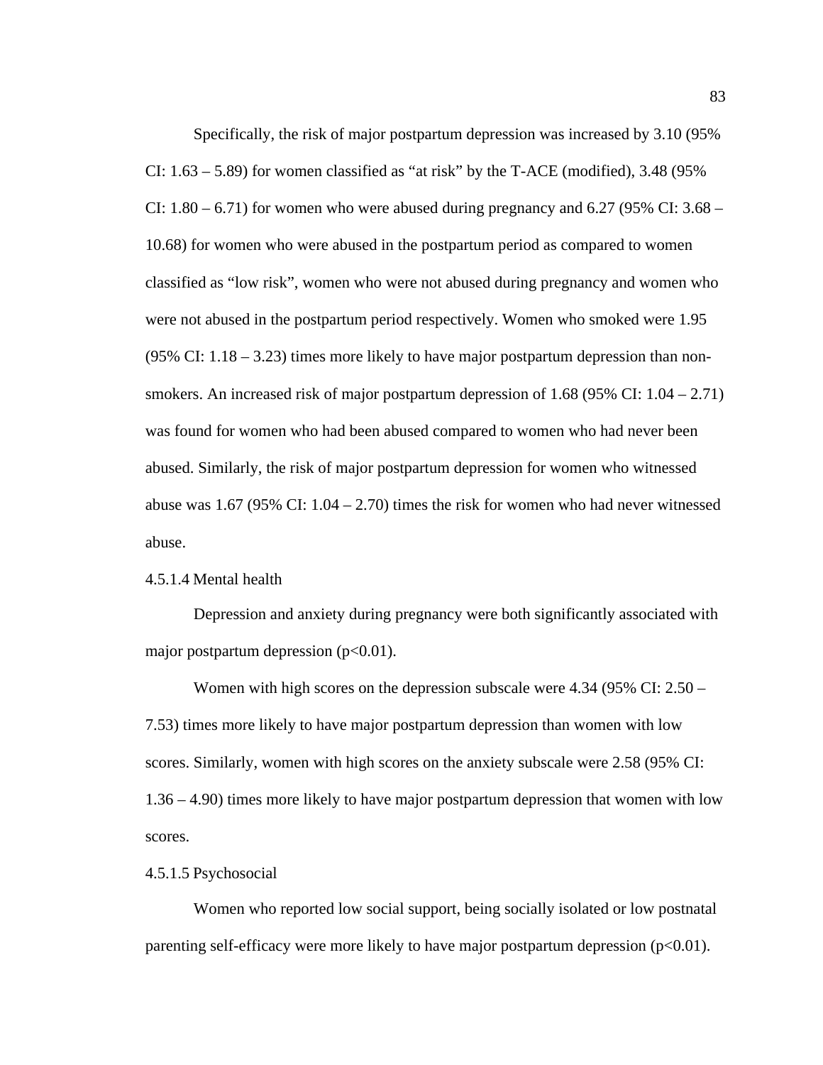Specifically, the risk of major postpartum depression was increased by 3.10 (95% CI: 1.63 – 5.89) for women classified as "at risk" by the T-ACE (modified), 3.48 (95% CI: 1.80 – 6.71) for women who were abused during pregnancy and 6.27 (95% CI: 3.68 – 10.68) for women who were abused in the postpartum period as compared to women classified as "low risk", women who were not abused during pregnancy and women who were not abused in the postpartum period respectively. Women who smoked were 1.95 (95% CI: 1.18 – 3.23) times more likely to have major postpartum depression than non-smokers. An increased risk of major postpartum depression of 1.68 (95% CI: 1.04 – 2.71) was found for women who had been abused compared to women who had never been abused. Similarly, the risk of major postpartum depression for women who witnessed abuse was 1.67 (95% CI: 1.04 – 2.70) times the risk for women who had never witnessed abuse.

#### 4.5.1.4 Mental health

Depression and anxiety during pregnancy were both significantly associated with major postpartum depression ($p<0.01$).

Women with high scores on the depression subscale were 4.34 (95% CI: 2.50 – 7.53) times more likely to have major postpartum depression than women with low scores. Similarly, women with high scores on the anxiety subscale were 2.58 (95% CI: 1.36 – 4.90) times more likely to have major postpartum depression that women with low scores.

#### 4.5.1.5 Psychosocial

Women who reported low social support, being socially isolated or low postnatal parenting self-efficacy were more likely to have major postpartum depression ($p<0.01$).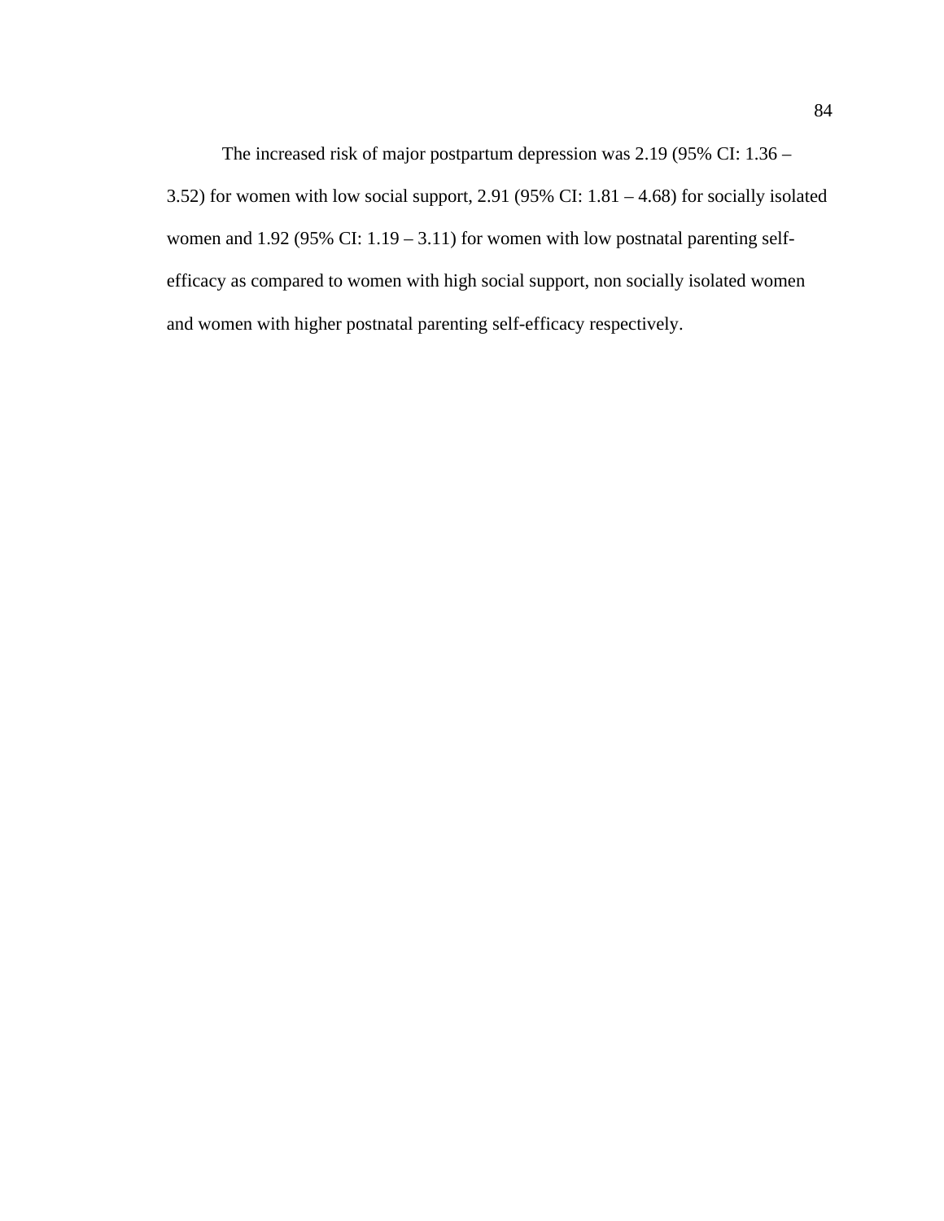The increased risk of major postpartum depression was 2.19 (95% CI: 1.36 – 3.52) for women with low social support, 2.91 (95% CI: 1.81 – 4.68) for socially isolated women and 1.92 (95% CI: 1.19 – 3.11) for women with low postnatal parenting self-efficacy as compared to women with high social support, non socially isolated women and women with higher postnatal parenting self-efficacy respectively.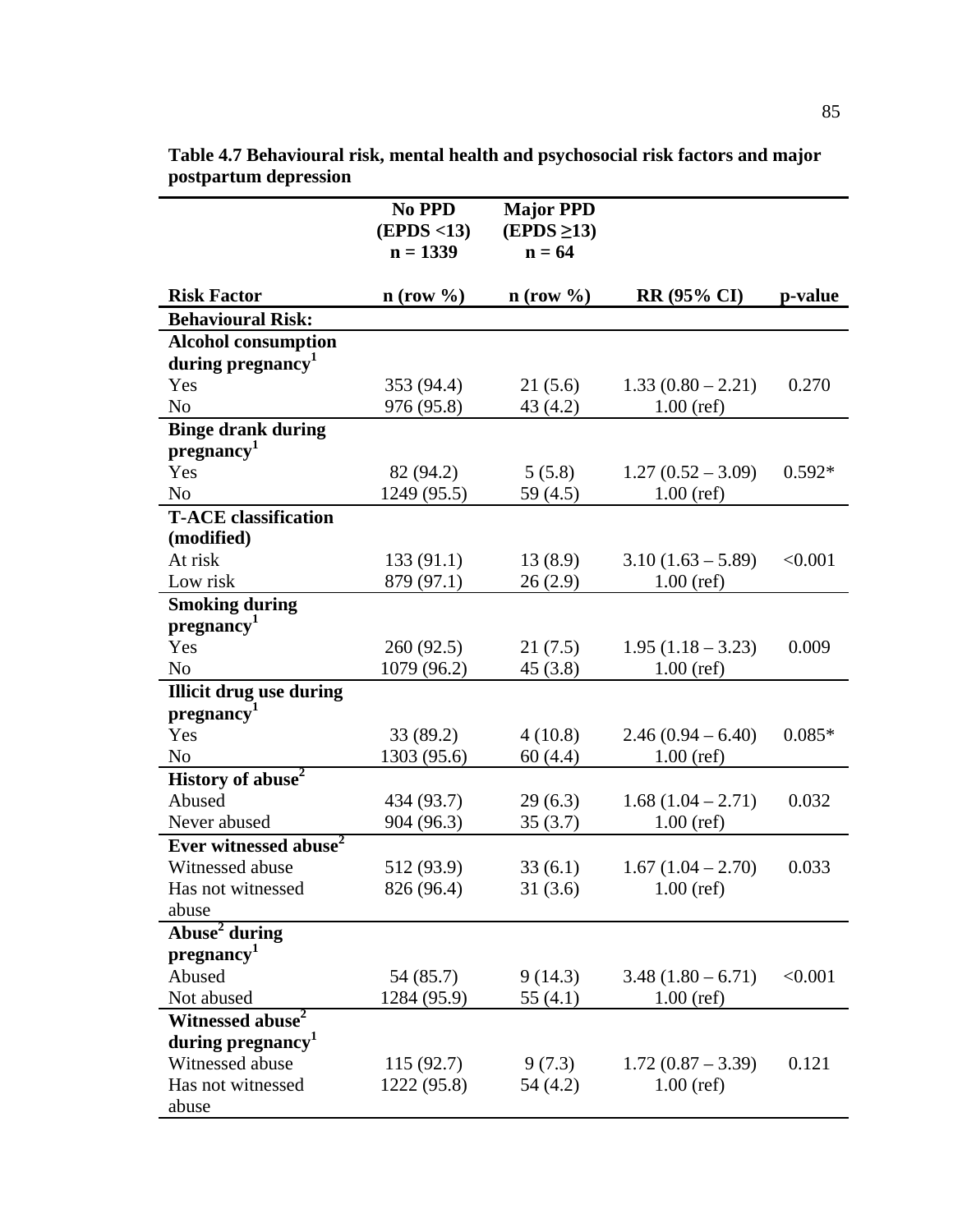**Table 4.7 Behavioural risk, mental health and psychosocial risk factors and major postpartum depression**

| | No PPD (EPDS <13) n = 1339 | Major PPD (EPDS ≥13) n = 64 | | |
|---|---|---|---|---|
| **Risk Factor** | **n (row %)** | **n (row %)** | **RR (95% CI)** | **p-value** |
| **Behavioural Risk:** | | | | |
| **Alcohol consumption during pregnancy[1]** | | | | |
| Yes | 353 (94.4) | 21 (5.6) | 1.33 (0.80 – 2.21) | 0.270 |
| No | 976 (95.8) | 43 (4.2) | 1.00 (ref) | |
| **Binge drank during pregnancy[1]** | | | | |
| Yes | 82 (94.2) | 5 (5.8) | 1.27 (0.52 – 3.09) | 0.592* |
| No | 1249 (95.5) | 59 (4.5) | 1.00 (ref) | |
| **T-ACE classification (modified)** | | | | |
| At risk | 133 (91.1) | 13 (8.9) | 3.10 (1.63 – 5.89) | <0.001 |
| Low risk | 879 (97.1) | 26 (2.9) | 1.00 (ref) | |
| **Smoking during pregnancy[1]** | | | | |
| Yes | 260 (92.5) | 21 (7.5) | 1.95 (1.18 – 3.23) | 0.009 |
| No | 1079 (96.2) | 45 (3.8) | 1.00 (ref) | |
| **Illicit drug use during pregnancy[1]** | | | | |
| Yes | 33 (89.2) | 4 (10.8) | 2.46 (0.94 – 6.40) | 0.085* |
| No | 1303 (95.6) | 60 (4.4) | 1.00 (ref) | |
| **History of abuse[2]** | | | | |
| Abused | 434 (93.7) | 29 (6.3) | 1.68 (1.04 – 2.71) | 0.032 |
| Never abused | 904 (96.3) | 35 (3.7) | 1.00 (ref) | |
| **Ever witnessed abuse[2]** | | | | |
| Witnessed abuse | 512 (93.9) | 33 (6.1) | 1.67 (1.04 – 2.70) | 0.033 |
| Has not witnessed abuse | 826 (96.4) | 31 (3.6) | 1.00 (ref) | |
| **Abuse[2] during pregnancy[1]** | | | | |
| Abused | 54 (85.7) | 9 (14.3) | 3.48 (1.80 – 6.71) | <0.001 |
| Not abused | 1284 (95.9) | 55 (4.1) | 1.00 (ref) | |
| **Witnessed abuse[2] during pregnancy[1]** | | | | |
| Witnessed abuse | 115 (92.7) | 9 (7.3) | 1.72 (0.87 – 3.39) | 0.121 |
| Has not witnessed abuse | 1222 (95.8) | 54 (4.2) | 1.00 (ref) | |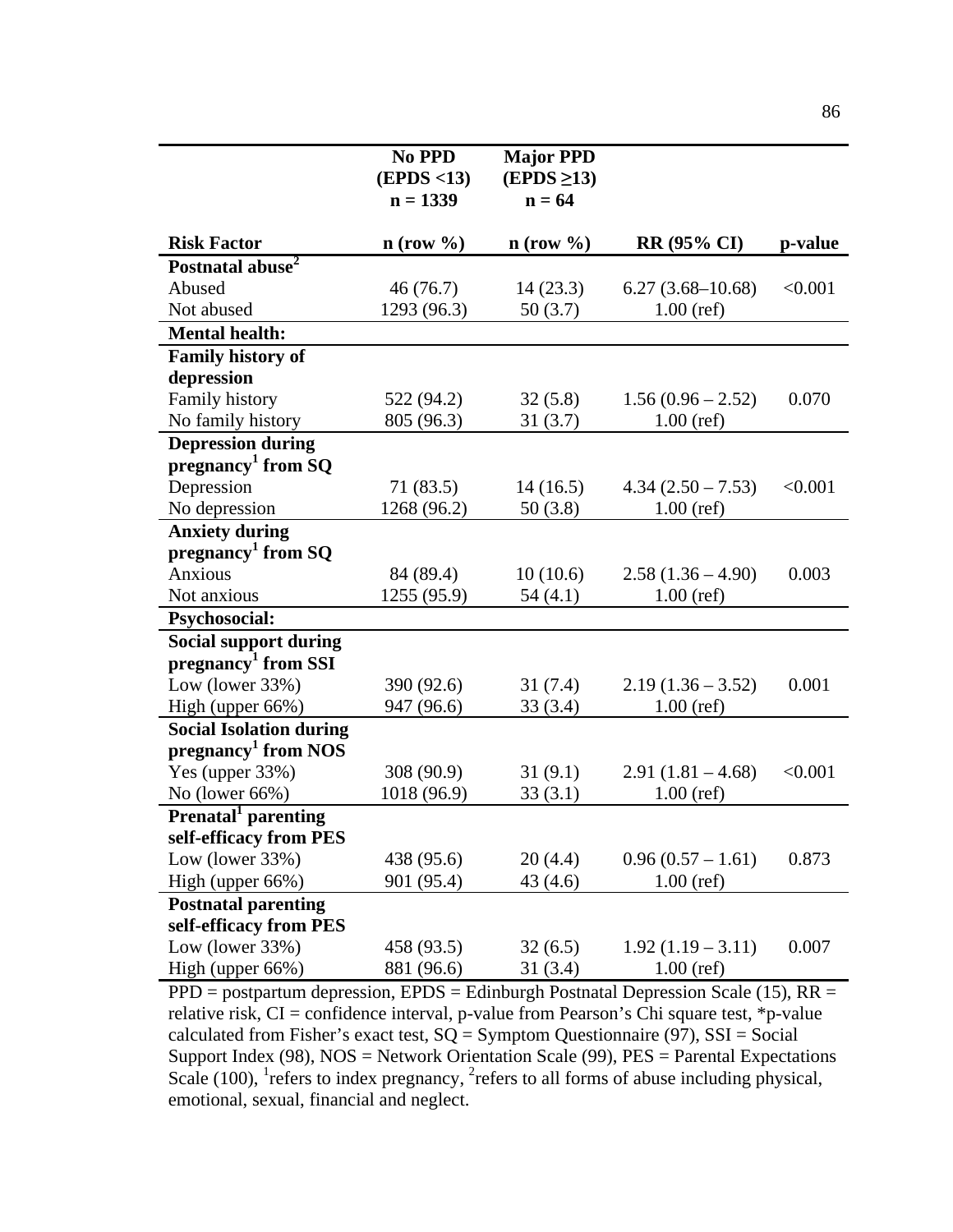| Risk Factor | No PPD (EPDS <13) n = 1339 n (row %) | Major PPD (EPDS ≥13) n = 64 n (row %) | RR (95% CI) | p-value |
|---|---|---|---|---|
| **Postnatal abuse[2]** | | | | |
| Abused | 46 (76.7) | 14 (23.3) | 6.27 (3.68–10.68) | <0.001 |
| Not abused | 1293 (96.3) | 50 (3.7) | 1.00 (ref) | |
| **Mental health:** | | | | |
| **Family history of depression** | | | | |
| Family history | 522 (94.2) | 32 (5.8) | 1.56 (0.96 – 2.52) | 0.070 |
| No family history | 805 (96.3) | 31 (3.7) | 1.00 (ref) | |
| **Depression during pregnancy[1] from SQ** | | | | |
| Depression | 71 (83.5) | 14 (16.5) | 4.34 (2.50 – 7.53) | <0.001 |
| No depression | 1268 (96.2) | 50 (3.8) | 1.00 (ref) | |
| **Anxiety during pregnancy[1] from SQ** | | | | |
| Anxious | 84 (89.4) | 10 (10.6) | 2.58 (1.36 – 4.90) | 0.003 |
| Not anxious | 1255 (95.9) | 54 (4.1) | 1.00 (ref) | |
| **Psychosocial:** | | | | |
| **Social support during pregnancy[1] from SSI** | | | | |
| Low (lower 33%) | 390 (92.6) | 31 (7.4) | 2.19 (1.36 – 3.52) | 0.001 |
| High (upper 66%) | 947 (96.6) | 33 (3.4) | 1.00 (ref) | |
| **Social Isolation during pregnancy[1] from NOS** | | | | |
| Yes (upper 33%) | 308 (90.9) | 31 (9.1) | 2.91 (1.81 – 4.68) | <0.001 |
| No (lower 66%) | 1018 (96.9) | 33 (3.1) | 1.00 (ref) | |
| **Prenatal[1] parenting self-efficacy from PES** | | | | |
| Low (lower 33%) | 438 (95.6) | 20 (4.4) | 0.96 (0.57 – 1.61) | 0.873 |
| High (upper 66%) | 901 (95.4) | 43 (4.6) | 1.00 (ref) | |
| **Postnatal parenting self-efficacy from PES** | | | | |
| Low (lower 33%) | 458 (93.5) | 32 (6.5) | 1.92 (1.19 – 3.11) | 0.007 |
| High (upper 66%) | 881 (96.6) | 31 (3.4) | 1.00 (ref) | |

PPD = postpartum depression, EPDS = Edinburgh Postnatal Depression Scale (15), RR = relative risk, CI = confidence interval, p-value from Pearson's Chi square test, *p-value calculated from Fisher's exact test, SQ = Symptom Questionnaire (97), SSI = Social Support Index (98), NOS = Network Orientation Scale (99), PES = Parental Expectations Scale (100), [1]refers to index pregnancy, [2]refers to all forms of abuse including physical, emotional, sexual, financial and neglect.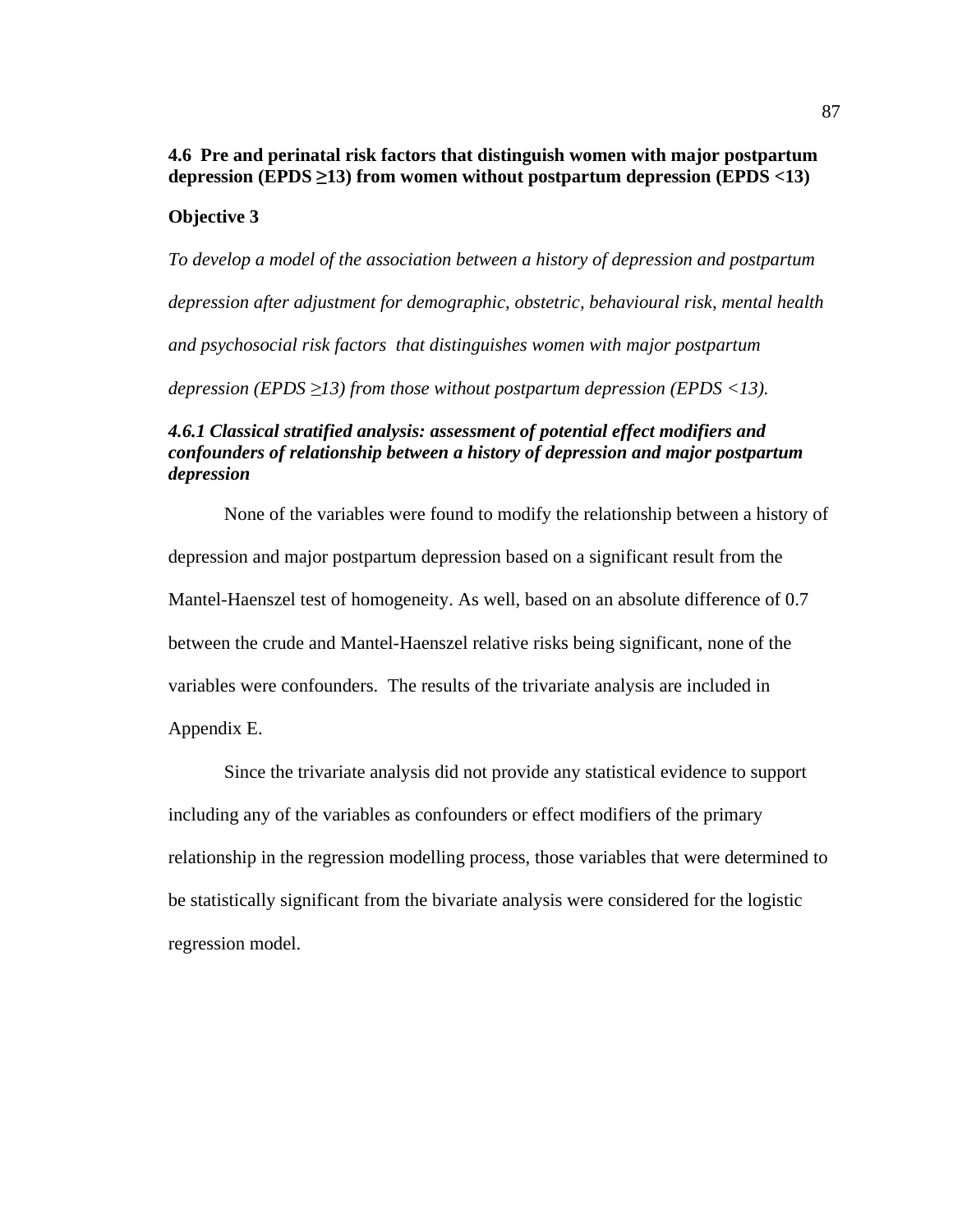### 4.6 Pre and perinatal risk factors that distinguish women with major postpartum depression (EPDS ≥13) from women without postpartum depression (EPDS <13)

**Objective 3**

*To develop a model of the association between a history of depression and postpartum depression after adjustment for demographic, obstetric, behavioural risk, mental health and psychosocial risk factors that distinguishes women with major postpartum depression (EPDS ≥13) from those without postpartum depression (EPDS <13).*

#### *4.6.1 Classical stratified analysis: assessment of potential effect modifiers and confounders of relationship between a history of depression and major postpartum depression*

None of the variables were found to modify the relationship between a history of depression and major postpartum depression based on a significant result from the Mantel-Haenszel test of homogeneity. As well, based on an absolute difference of 0.7 between the crude and Mantel-Haenszel relative risks being significant, none of the variables were confounders. The results of the trivariate analysis are included in Appendix E.

Since the trivariate analysis did not provide any statistical evidence to support including any of the variables as confounders or effect modifiers of the primary relationship in the regression modelling process, those variables that were determined to be statistically significant from the bivariate analysis were considered for the logistic regression model.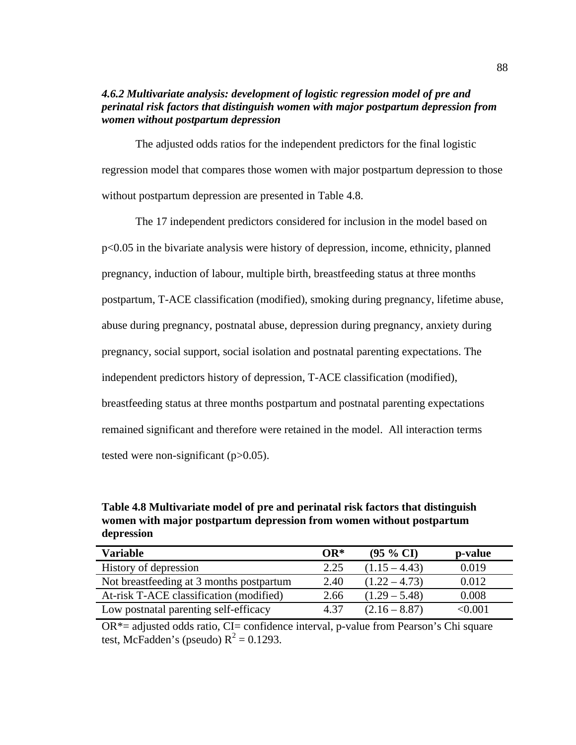### *4.6.2 Multivariate analysis: development of logistic regression model of pre and perinatal risk factors that distinguish women with major postpartum depression from women without postpartum depression*

The adjusted odds ratios for the independent predictors for the final logistic regression model that compares those women with major postpartum depression to those without postpartum depression are presented in Table 4.8.

The 17 independent predictors considered for inclusion in the model based on $p<0.05$ in the bivariate analysis were history of depression, income, ethnicity, planned pregnancy, induction of labour, multiple birth, breastfeeding status at three months postpartum, T-ACE classification (modified), smoking during pregnancy, lifetime abuse, abuse during pregnancy, postnatal abuse, depression during pregnancy, anxiety during pregnancy, social support, social isolation and postnatal parenting expectations. The independent predictors history of depression, T-ACE classification (modified), breastfeeding status at three months postpartum and postnatal parenting expectations remained significant and therefore were retained in the model. All interaction terms tested were non-significant ($p>0.05$).

**Table 4.8 Multivariate model of pre and perinatal risk factors that distinguish women with major postpartum depression from women without postpartum depression**

| Variable | OR* | (95 % CI) | p-value |
|---|---|---|---|
| History of depression | 2.25 | (1.15 – 4.43) | 0.019 |
| Not breastfeeding at 3 months postpartum | 2.40 | (1.22 – 4.73) | 0.012 |
| At-risk T-ACE classification (modified) | 2.66 | (1.29 – 5.48) | 0.008 |
| Low postnatal parenting self-efficacy | 4.37 | (2.16 – 8.87) | <0.001 |

OR*= adjusted odds ratio, CI= confidence interval, p-value from Pearson's Chi square test, McFadden's (pseudo) $R^2 = 0.1293$.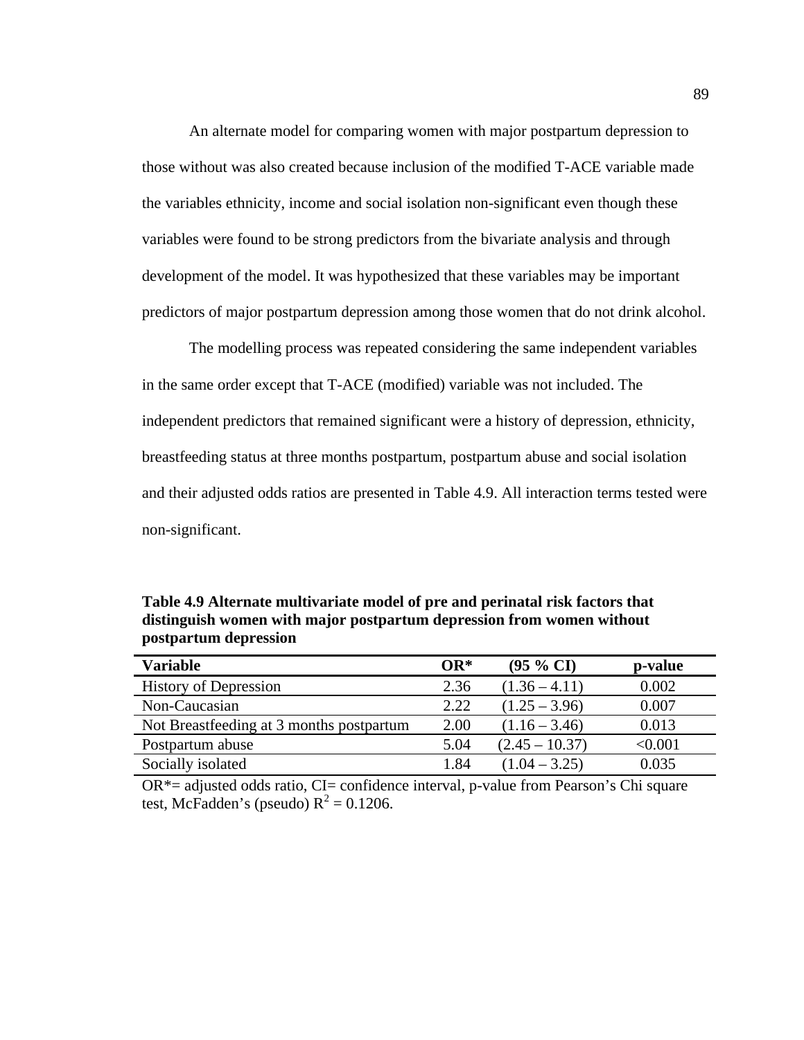An alternate model for comparing women with major postpartum depression to those without was also created because inclusion of the modified T-ACE variable made the variables ethnicity, income and social isolation non-significant even though these variables were found to be strong predictors from the bivariate analysis and through development of the model. It was hypothesized that these variables may be important predictors of major postpartum depression among those women that do not drink alcohol.

The modelling process was repeated considering the same independent variables in the same order except that T-ACE (modified) variable was not included. The independent predictors that remained significant were a history of depression, ethnicity, breastfeeding status at three months postpartum, postpartum abuse and social isolation and their adjusted odds ratios are presented in Table 4.9. All interaction terms tested were non-significant.

**Table 4.9 Alternate multivariate model of pre and perinatal risk factors that distinguish women with major postpartum depression from women without postpartum depression**

| Variable | OR* | (95 % CI) | p-value |
|---|---|---|---|
| History of Depression | 2.36 | (1.36 – 4.11) | 0.002 |
| Non-Caucasian | 2.22 | (1.25 – 3.96) | 0.007 |
| Not Breastfeeding at 3 months postpartum | 2.00 | (1.16 – 3.46) | 0.013 |
| Postpartum abuse | 5.04 | (2.45 – 10.37) | <0.001 |
| Socially isolated | 1.84 | (1.04 – 3.25) | 0.035 |

OR*= adjusted odds ratio, CI= confidence interval, p-value from Pearson's Chi square test, McFadden's (pseudo) $R^2 = 0.1206$.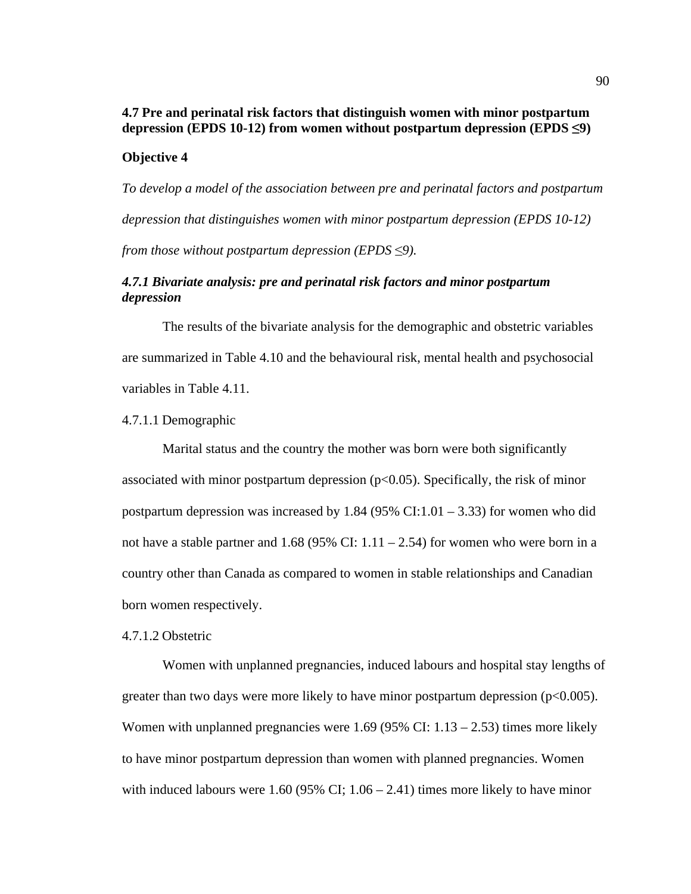## 4.7 Pre and perinatal risk factors that distinguish women with minor postpartum depression (EPDS 10-12) from women without postpartum depression (EPDS ≤9)

### Objective 4

*To develop a model of the association between pre and perinatal factors and postpartum depression that distinguishes women with minor postpartum depression (EPDS 10-12) from those without postpartum depression (EPDS ≤9).*

### *4.7.1 Bivariate analysis: pre and perinatal risk factors and minor postpartum depression*

The results of the bivariate analysis for the demographic and obstetric variables are summarized in Table 4.10 and the behavioural risk, mental health and psychosocial variables in Table 4.11.

4.7.1.1 Demographic

Marital status and the country the mother was born were both significantly associated with minor postpartum depression ($p<0.05$). Specifically, the risk of minor postpartum depression was increased by 1.84 (95% CI:1.01 – 3.33) for women who did not have a stable partner and 1.68 (95% CI: 1.11 – 2.54) for women who were born in a country other than Canada as compared to women in stable relationships and Canadian born women respectively.

4.7.1.2 Obstetric

Women with unplanned pregnancies, induced labours and hospital stay lengths of greater than two days were more likely to have minor postpartum depression ($p<0.005$). Women with unplanned pregnancies were 1.69 (95% CI: 1.13 – 2.53) times more likely to have minor postpartum depression than women with planned pregnancies. Women with induced labours were 1.60 (95% CI; 1.06 – 2.41) times more likely to have minor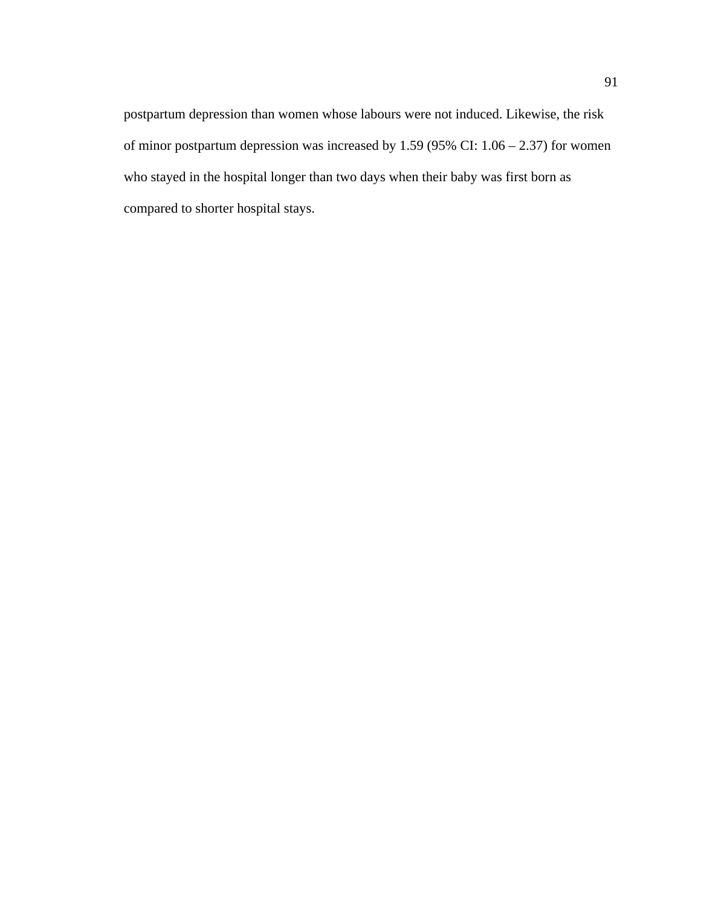postpartum depression than women whose labours were not induced. Likewise, the risk of minor postpartum depression was increased by 1.59 (95% CI: 1.06 – 2.37) for women who stayed in the hospital longer than two days when their baby was first born as compared to shorter hospital stays.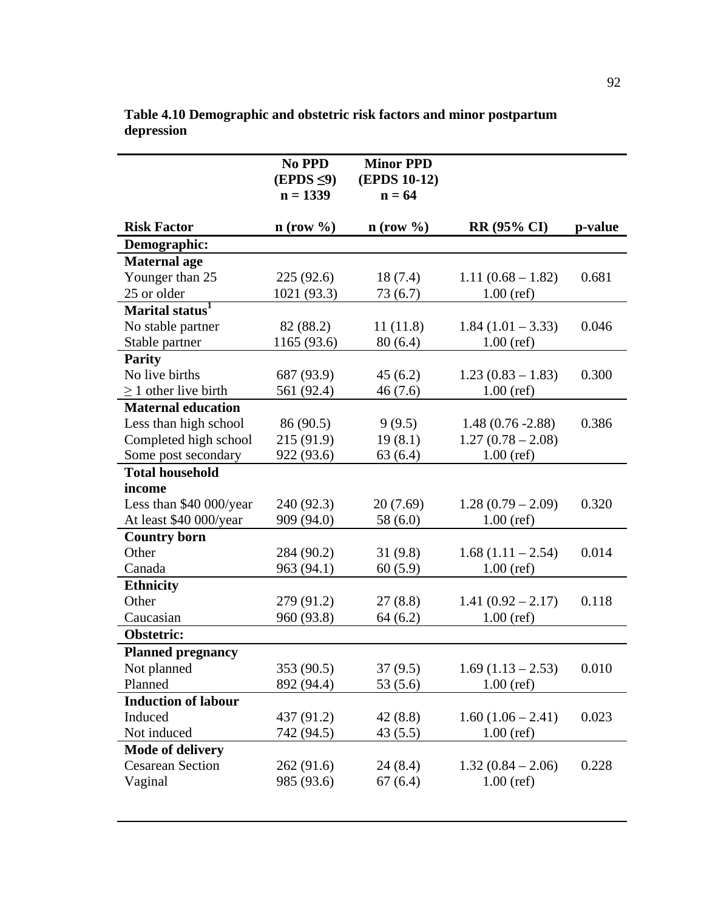**Table 4.10 Demographic and obstetric risk factors and minor postpartum depression**

| | No PPD (EPDS ≤9) n = 1339 | Minor PPD (EPDS 10-12) n = 64 | | |
|---|---|---|---|---|
| **Risk Factor** | **n (row %)** | **n (row %)** | **RR (95% CI)** | **p-value** |
| **Demographic:** | | | | |
| **Maternal age** | | | | |
| Younger than 25 | 225 (92.6) | 18 (7.4) | 1.11 (0.68 – 1.82) | 0.681 |
| 25 or older | 1021 (93.3) | 73 (6.7) | 1.00 (ref) | |
| **Marital status**[1] | | | | |
| No stable partner | 82 (88.2) | 11 (11.8) | 1.84 (1.01 – 3.33) | 0.046 |
| Stable partner | 1165 (93.6) | 80 (6.4) | 1.00 (ref) | |
| **Parity** | | | | |
| No live births | 687 (93.9) | 45 (6.2) | 1.23 (0.83 – 1.83) | 0.300 |
| ≥ 1 other live birth | 561 (92.4) | 46 (7.6) | 1.00 (ref) | |
| **Maternal education** | | | | |
| Less than high school | 86 (90.5) | 9 (9.5) | 1.48 (0.76 -2.88) | 0.386 |
| Completed high school | 215 (91.9) | 19 (8.1) | 1.27 (0.78 – 2.08) | |
| Some post secondary | 922 (93.6) | 63 (6.4) | 1.00 (ref) | |
| **Total household income** | | | | |
| Less than $40 000/year | 240 (92.3) | 20 (7.69) | 1.28 (0.79 – 2.09) | 0.320 |
| At least $40 000/year | 909 (94.0) | 58 (6.0) | 1.00 (ref) | |
| **Country born** | | | | |
| Other | 284 (90.2) | 31 (9.8) | 1.68 (1.11 – 2.54) | 0.014 |
| Canada | 963 (94.1) | 60 (5.9) | 1.00 (ref) | |
| **Ethnicity** | | | | |
| Other | 279 (91.2) | 27 (8.8) | 1.41 (0.92 – 2.17) | 0.118 |
| Caucasian | 960 (93.8) | 64 (6.2) | 1.00 (ref) | |
| **Obstetric:** | | | | |
| **Planned pregnancy** | | | | |
| Not planned | 353 (90.5) | 37 (9.5) | 1.69 (1.13 – 2.53) | 0.010 |
| Planned | 892 (94.4) | 53 (5.6) | 1.00 (ref) | |
| **Induction of labour** | | | | |
| Induced | 437 (91.2) | 42 (8.8) | 1.60 (1.06 – 2.41) | 0.023 |
| Not induced | 742 (94.5) | 43 (5.5) | 1.00 (ref) | |
| **Mode of delivery** | | | | |
| Cesarean Section | 262 (91.6) | 24 (8.4) | 1.32 (0.84 – 2.06) | 0.228 |
| Vaginal | 985 (93.6) | 67 (6.4) | 1.00 (ref) | |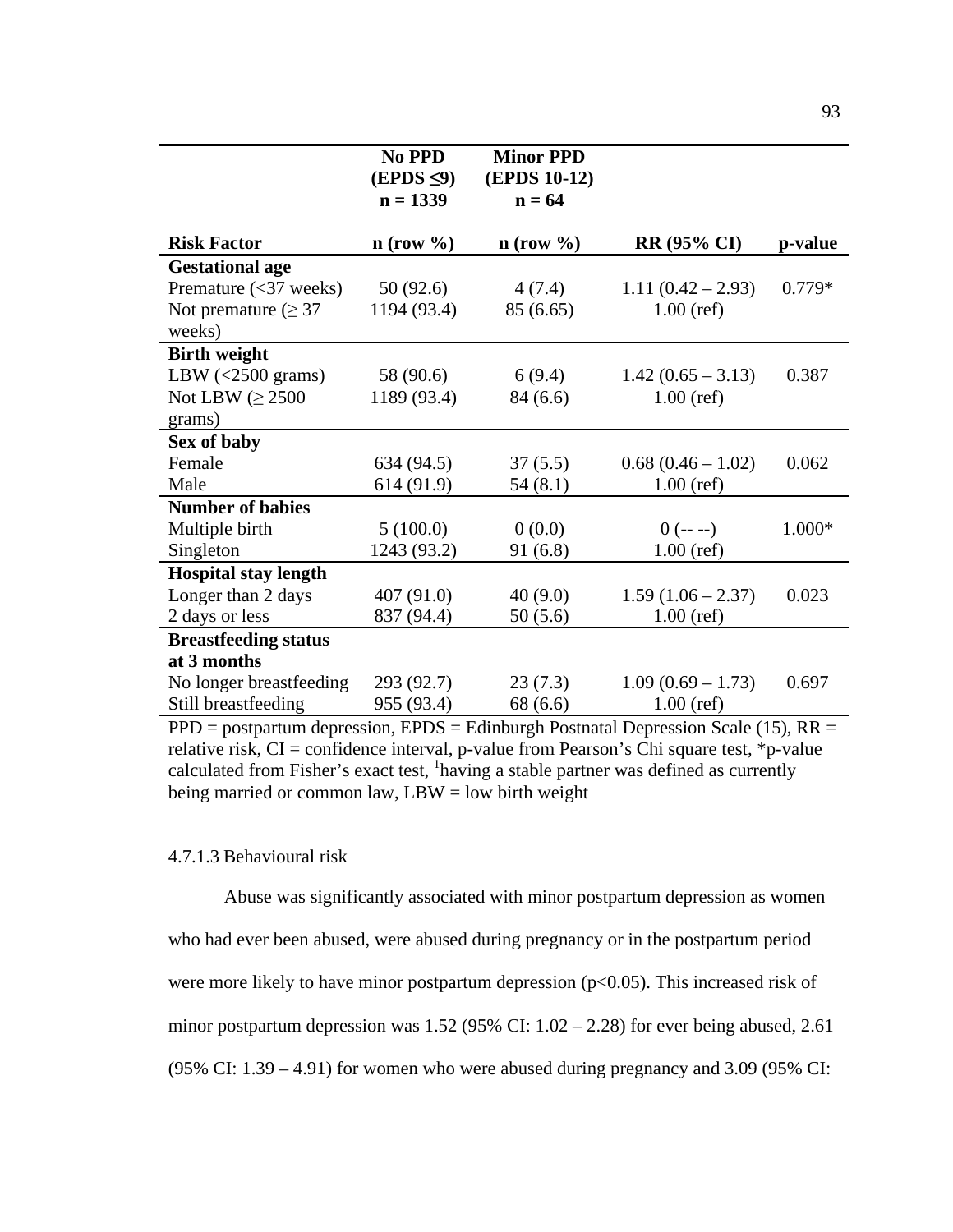| | No PPD (EPDS ≤9) n = 1339 | Minor PPD (EPDS 10-12) n = 64 | | |
|---|---|---|---|---|
| **Risk Factor** | **n (row %)** | **n (row %)** | **RR (95% CI)** | **p-value** |
| **Gestational age** | | | | |
| Premature (<37 weeks) | 50 (92.6) | 4 (7.4) | 1.11 (0.42 – 2.93) | 0.779* |
| Not premature (≥ 37 weeks) | 1194 (93.4) | 85 (6.65) | 1.00 (ref) | |
| **Birth weight** | | | | |
| LBW (<2500 grams) | 58 (90.6) | 6 (9.4) | 1.42 (0.65 – 3.13) | 0.387 |
| Not LBW (≥ 2500 grams) | 1189 (93.4) | 84 (6.6) | 1.00 (ref) | |
| **Sex of baby** | | | | |
| Female | 634 (94.5) | 37 (5.5) | 0.68 (0.46 – 1.02) | 0.062 |
| Male | 614 (91.9) | 54 (8.1) | 1.00 (ref) | |
| **Number of babies** | | | | |
| Multiple birth | 5 (100.0) | 0 (0.0) | 0 (-- --) | 1.000* |
| Singleton | 1243 (93.2) | 91 (6.8) | 1.00 (ref) | |
| **Hospital stay length** | | | | |
| Longer than 2 days | 407 (91.0) | 40 (9.0) | 1.59 (1.06 – 2.37) | 0.023 |
| 2 days or less | 837 (94.4) | 50 (5.6) | 1.00 (ref) | |
| **Breastfeeding status at 3 months** | | | | |
| No longer breastfeeding | 293 (92.7) | 23 (7.3) | 1.09 (0.69 – 1.73) | 0.697 |
| Still breastfeeding | 955 (93.4) | 68 (6.6) | 1.00 (ref) | |

PPD = postpartum depression, EPDS = Edinburgh Postnatal Depression Scale (15), RR = relative risk, CI = confidence interval, p-value from Pearson's Chi square test, *p-value calculated from Fisher's exact test, [1]having a stable partner was defined as currently being married or common law, LBW = low birth weight

4.7.1.3 Behavioural risk

Abuse was significantly associated with minor postpartum depression as women who had ever been abused, were abused during pregnancy or in the postpartum period were more likely to have minor postpartum depression ($p<0.05$). This increased risk of minor postpartum depression was 1.52 (95% CI: 1.02 – 2.28) for ever being abused, 2.61 (95% CI: 1.39 – 4.91) for women who were abused during pregnancy and 3.09 (95% CI: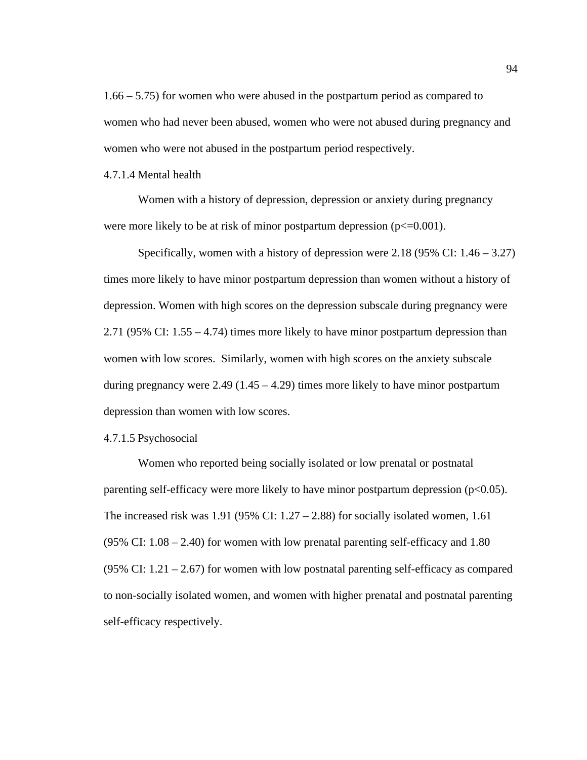1.66 – 5.75) for women who were abused in the postpartum period as compared to women who had never been abused, women who were not abused during pregnancy and women who were not abused in the postpartum period respectively.

#### 4.7.1.4 Mental health

Women with a history of depression, depression or anxiety during pregnancy were more likely to be at risk of minor postpartum depression ($p<=0.001$).

Specifically, women with a history of depression were 2.18 (95% CI: 1.46 – 3.27) times more likely to have minor postpartum depression than women without a history of depression. Women with high scores on the depression subscale during pregnancy were 2.71 (95% CI: 1.55 – 4.74) times more likely to have minor postpartum depression than women with low scores. Similarly, women with high scores on the anxiety subscale during pregnancy were 2.49 (1.45 – 4.29) times more likely to have minor postpartum depression than women with low scores.

#### 4.7.1.5 Psychosocial

Women who reported being socially isolated or low prenatal or postnatal parenting self-efficacy were more likely to have minor postpartum depression ($p<0.05$). The increased risk was 1.91 (95% CI: 1.27 – 2.88) for socially isolated women, 1.61 (95% CI: 1.08 – 2.40) for women with low prenatal parenting self-efficacy and 1.80 (95% CI: 1.21 – 2.67) for women with low postnatal parenting self-efficacy as compared to non-socially isolated women, and women with higher prenatal and postnatal parenting self-efficacy respectively.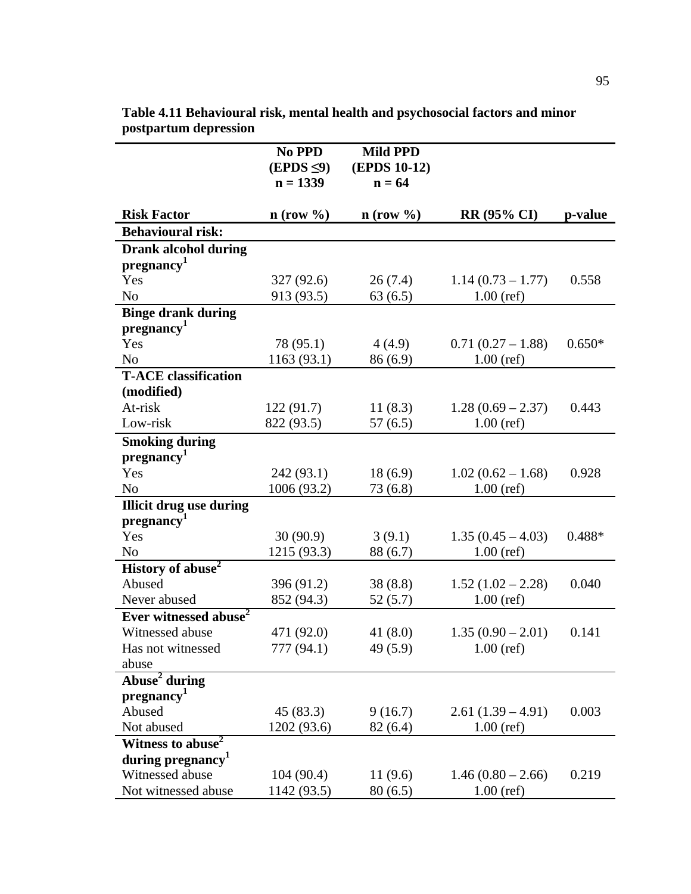**Table 4.11 Behavioural risk, mental health and psychosocial factors and minor postpartum depression**

| | No PPD (EPDS ≤9) n = 1339 | Mild PPD (EPDS 10-12) n = 64 | | |
|---|---|---|---|---|
| **Risk Factor** | **n (row %)** | **n (row %)** | **RR (95% CI)** | **p-value** |
| **Behavioural risk:** | | | | |
| **Drank alcohol during pregnancy[1]** | | | | |
| Yes | 327 (92.6) | 26 (7.4) | 1.14 (0.73 – 1.77) | 0.558 |
| No | 913 (93.5) | 63 (6.5) | 1.00 (ref) | |
| **Binge drank during pregnancy[1]** | | | | |
| Yes | 78 (95.1) | 4 (4.9) | 0.71 (0.27 – 1.88) | 0.650* |
| No | 1163 (93.1) | 86 (6.9) | 1.00 (ref) | |
| **T-ACE classification (modified)** | | | | |
| At-risk | 122 (91.7) | 11 (8.3) | 1.28 (0.69 – 2.37) | 0.443 |
| Low-risk | 822 (93.5) | 57 (6.5) | 1.00 (ref) | |
| **Smoking during pregnancy[1]** | | | | |
| Yes | 242 (93.1) | 18 (6.9) | 1.02 (0.62 – 1.68) | 0.928 |
| No | 1006 (93.2) | 73 (6.8) | 1.00 (ref) | |
| **Illicit drug use during pregnancy[1]** | | | | |
| Yes | 30 (90.9) | 3 (9.1) | 1.35 (0.45 – 4.03) | 0.488* |
| No | 1215 (93.3) | 88 (6.7) | 1.00 (ref) | |
| **History of abuse[2]** | | | | |
| Abused | 396 (91.2) | 38 (8.8) | 1.52 (1.02 – 2.28) | 0.040 |
| Never abused | 852 (94.3) | 52 (5.7) | 1.00 (ref) | |
| **Ever witnessed abuse[2]** | | | | |
| Witnessed abuse | 471 (92.0) | 41 (8.0) | 1.35 (0.90 – 2.01) | 0.141 |
| Has not witnessed abuse | 777 (94.1) | 49 (5.9) | 1.00 (ref) | |
| **Abuse[2] during pregnancy[1]** | | | | |
| Abused | 45 (83.3) | 9 (16.7) | 2.61 (1.39 – 4.91) | 0.003 |
| Not abused | 1202 (93.6) | 82 (6.4) | 1.00 (ref) | |
| **Witness to abuse[2] during pregnancy[1]** | | | | |
| Witnessed abuse | 104 (90.4) | 11 (9.6) | 1.46 (0.80 – 2.66) | 0.219 |
| Not witnessed abuse | 1142 (93.5) | 80 (6.5) | 1.00 (ref) | |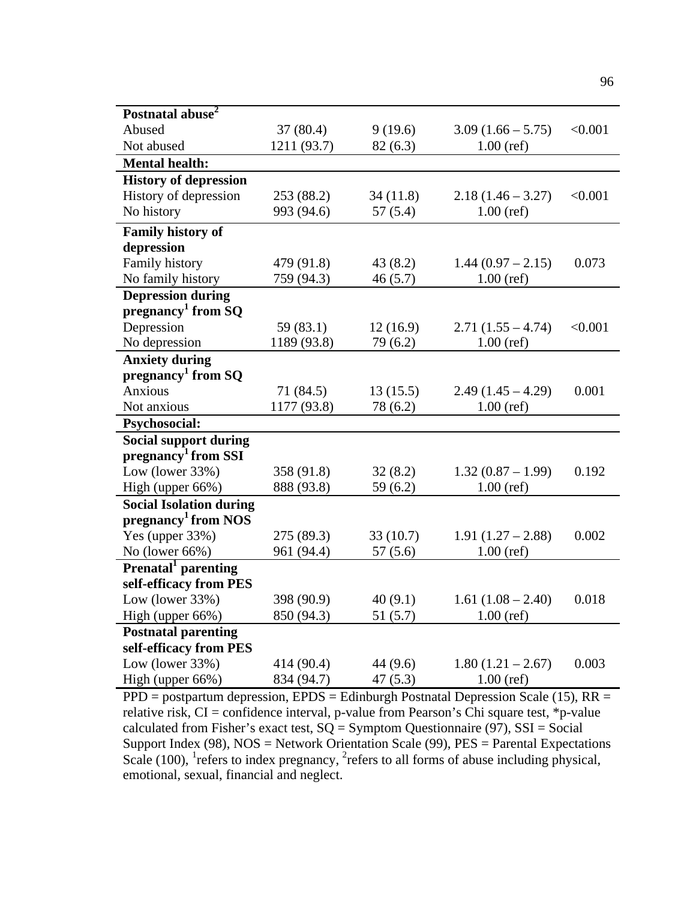| | | | | |
|---|---|---|---|---|
| **Postnatal abuse[2]** | | | | |
| Abused | 37 (80.4) | 9 (19.6) | 3.09 (1.66 – 5.75) | <0.001 |
| Not abused | 1211 (93.7) | 82 (6.3) | 1.00 (ref) | |
| **Mental health:** | | | | |
| **History of depression** | | | | |
| History of depression | 253 (88.2) | 34 (11.8) | 2.18 (1.46 – 3.27) | <0.001 |
| No history | 993 (94.6) | 57 (5.4) | 1.00 (ref) | |
| **Family history of depression** | | | | |
| Family history | 479 (91.8) | 43 (8.2) | 1.44 (0.97 – 2.15) | 0.073 |
| No family history | 759 (94.3) | 46 (5.7) | 1.00 (ref) | |
| **Depression during pregnancy[1] from SQ** | | | | |
| Depression | 59 (83.1) | 12 (16.9) | 2.71 (1.55 – 4.74) | <0.001 |
| No depression | 1189 (93.8) | 79 (6.2) | 1.00 (ref) | |
| **Anxiety during pregnancy[1] from SQ** | | | | |
| Anxious | 71 (84.5) | 13 (15.5) | 2.49 (1.45 – 4.29) | 0.001 |
| Not anxious | 1177 (93.8) | 78 (6.2) | 1.00 (ref) | |
| **Psychosocial:** | | | | |
| **Social support during pregnancy[1] from SSI** | | | | |
| Low (lower 33%) | 358 (91.8) | 32 (8.2) | 1.32 (0.87 – 1.99) | 0.192 |
| High (upper 66%) | 888 (93.8) | 59 (6.2) | 1.00 (ref) | |
| **Social Isolation during pregnancy[1] from NOS** | | | | |
| Yes (upper 33%) | 275 (89.3) | 33 (10.7) | 1.91 (1.27 – 2.88) | 0.002 |
| No (lower 66%) | 961 (94.4) | 57 (5.6) | 1.00 (ref) | |
| **Prenatal[1] parenting self-efficacy from PES** | | | | |
| Low (lower 33%) | 398 (90.9) | 40 (9.1) | 1.61 (1.08 – 2.40) | 0.018 |
| High (upper 66%) | 850 (94.3) | 51 (5.7) | 1.00 (ref) | |
| **Postnatal parenting self-efficacy from PES** | | | | |
| Low (lower 33%) | 414 (90.4) | 44 (9.6) | 1.80 (1.21 – 2.67) | 0.003 |
| High (upper 66%) | 834 (94.7) | 47 (5.3) | 1.00 (ref) | |

PPD = postpartum depression, EPDS = Edinburgh Postnatal Depression Scale (15), RR = relative risk, CI = confidence interval, p-value from Pearson's Chi square test, *p-value calculated from Fisher's exact test, SQ = Symptom Questionnaire (97), SSI = Social Support Index (98), NOS = Network Orientation Scale (99), PES = Parental Expectations Scale (100), [1]refers to index pregnancy, [2]refers to all forms of abuse including physical, emotional, sexual, financial and neglect.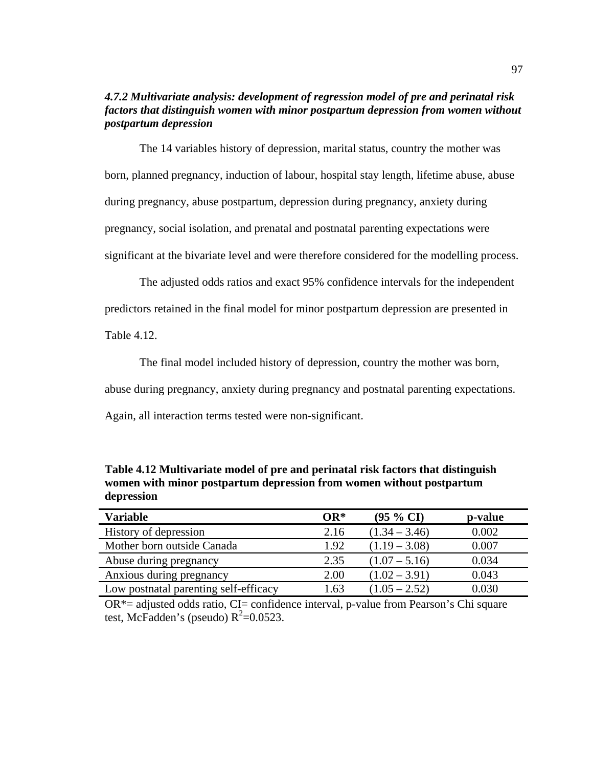### *4.7.2 Multivariate analysis: development of regression model of pre and perinatal risk factors that distinguish women with minor postpartum depression from women without postpartum depression*

The 14 variables history of depression, marital status, country the mother was born, planned pregnancy, induction of labour, hospital stay length, lifetime abuse, abuse during pregnancy, abuse postpartum, depression during pregnancy, anxiety during pregnancy, social isolation, and prenatal and postnatal parenting expectations were significant at the bivariate level and were therefore considered for the modelling process.

The adjusted odds ratios and exact 95% confidence intervals for the independent predictors retained in the final model for minor postpartum depression are presented in Table 4.12.

The final model included history of depression, country the mother was born, abuse during pregnancy, anxiety during pregnancy and postnatal parenting expectations. Again, all interaction terms tested were non-significant.

**Table 4.12 Multivariate model of pre and perinatal risk factors that distinguish women with minor postpartum depression from women without postpartum depression**

| Variable | OR* | (95 % CI) | p-value |
|---|---|---|---|
| History of depression | 2.16 | (1.34 – 3.46) | 0.002 |
| Mother born outside Canada | 1.92 | (1.19 – 3.08) | 0.007 |
| Abuse during pregnancy | 2.35 | (1.07 – 5.16) | 0.034 |
| Anxious during pregnancy | 2.00 | (1.02 – 3.91) | 0.043 |
| Low postnatal parenting self-efficacy | 1.63 | (1.05 – 2.52) | 0.030 |

OR*= adjusted odds ratio, CI= confidence interval, p-value from Pearson's Chi square test, McFadden's (pseudo) $R^2$=0.0523.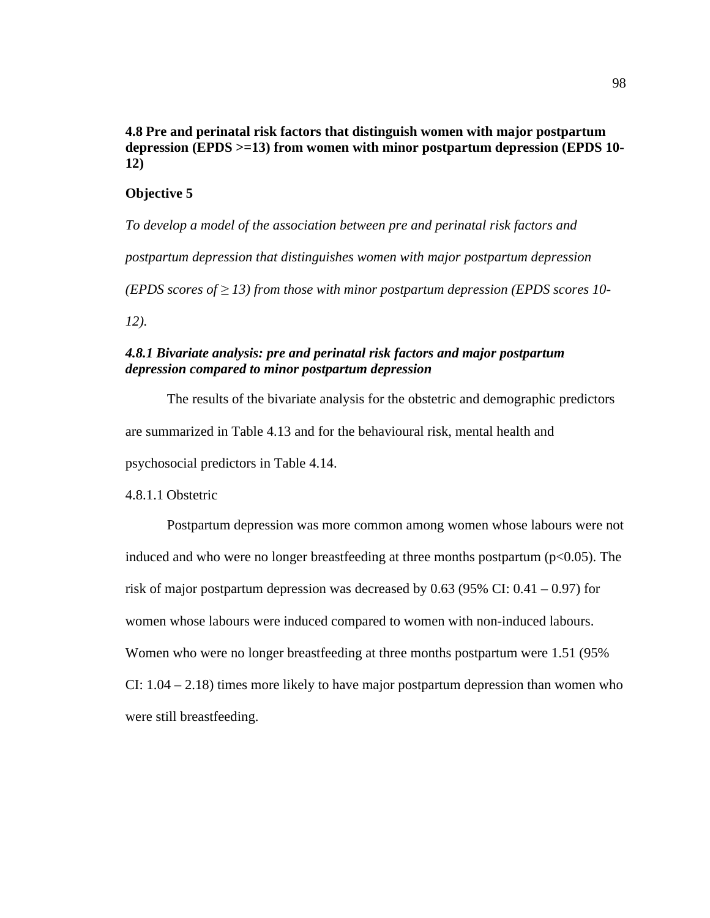## 4.8 Pre and perinatal risk factors that distinguish women with major postpartum depression (EPDS >=13) from women with minor postpartum depression (EPDS 10-12)

**Objective 5**

*To develop a model of the association between pre and perinatal risk factors and postpartum depression that distinguishes women with major postpartum depression (EPDS scores of ≥ 13) from those with minor postpartum depression (EPDS scores 10-12).*

### *4.8.1 Bivariate analysis: pre and perinatal risk factors and major postpartum depression compared to minor postpartum depression*

The results of the bivariate analysis for the obstetric and demographic predictors are summarized in Table 4.13 and for the behavioural risk, mental health and psychosocial predictors in Table 4.14.

4.8.1.1 Obstetric

Postpartum depression was more common among women whose labours were not induced and who were no longer breastfeeding at three months postpartum ($p<0.05$). The risk of major postpartum depression was decreased by 0.63 (95% CI: 0.41 – 0.97) for women whose labours were induced compared to women with non-induced labours. Women who were no longer breastfeeding at three months postpartum were 1.51 (95% CI: 1.04 – 2.18) times more likely to have major postpartum depression than women who were still breastfeeding.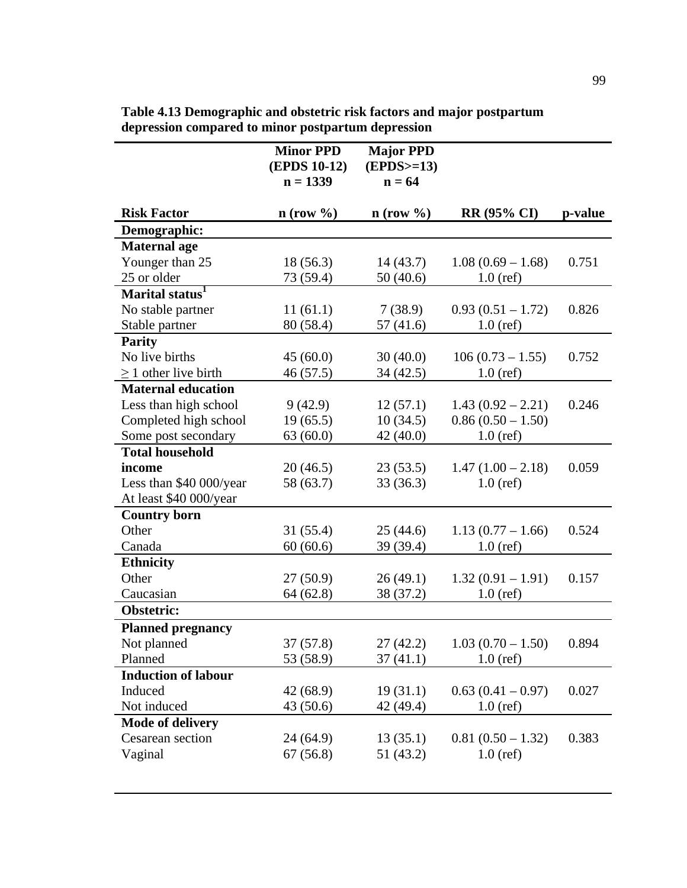**Table 4.13 Demographic and obstetric risk factors and major postpartum depression compared to minor postpartum depression**

| Risk Factor | Minor PPD (EPDS 10-12) n = 1339 n (row %) | Major PPD (EPDS>=13) n = 64 n (row %) | RR (95% CI) | p-value |
|---|---|---|---|---|
| **Demographic:** | | | | |
| **Maternal age** | | | | |
| Younger than 25 | 18 (56.3) | 14 (43.7) | 1.08 (0.69 – 1.68) | 0.751 |
| 25 or older | 73 (59.4) | 50 (40.6) | 1.0 (ref) | |
| **Marital status**[1] | | | | |
| No stable partner | 11 (61.1) | 7 (38.9) | 0.93 (0.51 – 1.72) | 0.826 |
| Stable partner | 80 (58.4) | 57 (41.6) | 1.0 (ref) | |
| **Parity** | | | | |
| No live births | 45 (60.0) | 30 (40.0) | 106 (0.73 – 1.55) | 0.752 |
| ≥ 1 other live birth | 46 (57.5) | 34 (42.5) | 1.0 (ref) | |
| **Maternal education** | | | | |
| Less than high school | 9 (42.9) | 12 (57.1) | 1.43 (0.92 – 2.21) | 0.246 |
| Completed high school | 19 (65.5) | 10 (34.5) | 0.86 (0.50 – 1.50) | |
| Some post secondary | 63 (60.0) | 42 (40.0) | 1.0 (ref) | |
| **Total household income** | 20 (46.5) | 23 (53.5) | 1.47 (1.00 – 2.18) | 0.059 |
| Less than $40 000/year | 58 (63.7) | 33 (36.3) | 1.0 (ref) | |
| At least $40 000/year | | | | |
| **Country born** | | | | |
| Other | 31 (55.4) | 25 (44.6) | 1.13 (0.77 – 1.66) | 0.524 |
| Canada | 60 (60.6) | 39 (39.4) | 1.0 (ref) | |
| **Ethnicity** | | | | |
| Other | 27 (50.9) | 26 (49.1) | 1.32 (0.91 – 1.91) | 0.157 |
| Caucasian | 64 (62.8) | 38 (37.2) | 1.0 (ref) | |
| **Obstetric:** | | | | |
| **Planned pregnancy** | | | | |
| Not planned | 37 (57.8) | 27 (42.2) | 1.03 (0.70 – 1.50) | 0.894 |
| Planned | 53 (58.9) | 37 (41.1) | 1.0 (ref) | |
| **Induction of labour** | | | | |
| Induced | 42 (68.9) | 19 (31.1) | 0.63 (0.41 – 0.97) | 0.027 |
| Not induced | 43 (50.6) | 42 (49.4) | 1.0 (ref) | |
| **Mode of delivery** | | | | |
| Cesarean section | 24 (64.9) | 13 (35.1) | 0.81 (0.50 – 1.32) | 0.383 |
| Vaginal | 67 (56.8) | 51 (43.2) | 1.0 (ref) | |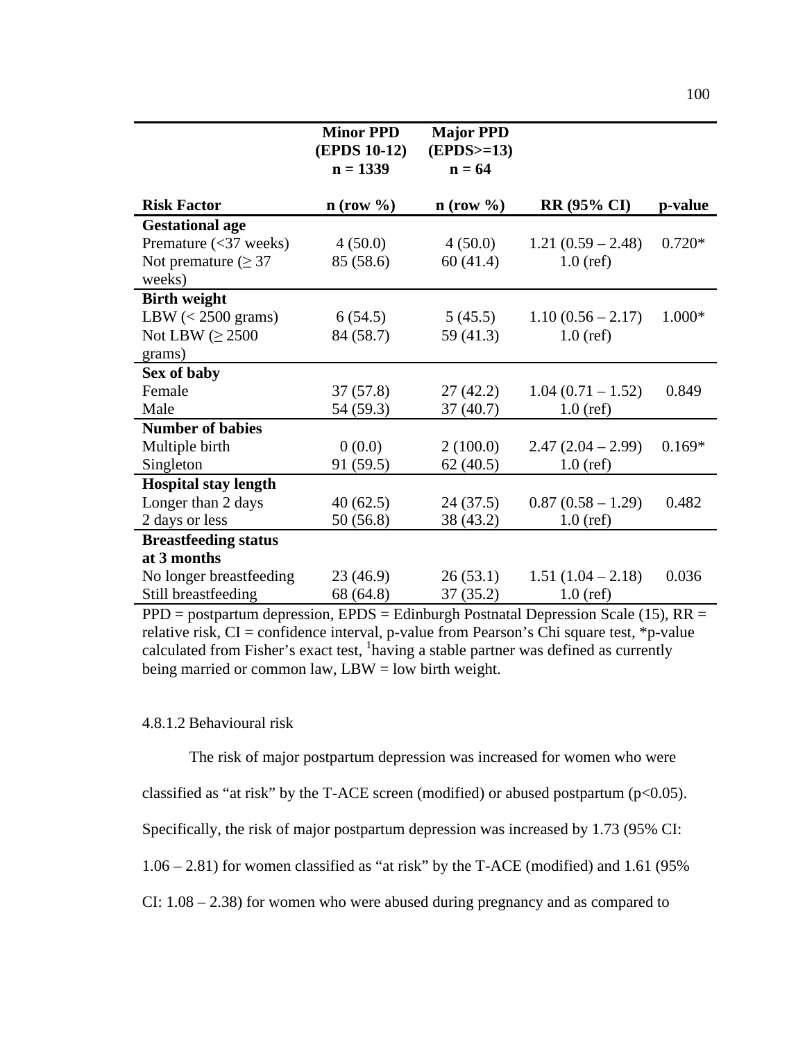| Risk Factor | Minor PPD (EPDS 10-12) n = 1339 n (row %) | Major PPD (EPDS>=13) n = 64 n (row %) | RR (95% CI) | p-value |
|---|---|---|---|---|
| **Gestational age** | | | | |
| Premature (<37 weeks) | 4 (50.0) | 4 (50.0) | 1.21 (0.59 – 2.48) | 0.720* |
| Not premature (≥ 37 weeks) | 85 (58.6) | 60 (41.4) | 1.0 (ref) | |
| **Birth weight** | | | | |
| LBW (< 2500 grams) | 6 (54.5) | 5 (45.5) | 1.10 (0.56 – 2.17) | 1.000* |
| Not LBW (≥ 2500 grams) | 84 (58.7) | 59 (41.3) | 1.0 (ref) | |
| **Sex of baby** | | | | |
| Female | 37 (57.8) | 27 (42.2) | 1.04 (0.71 – 1.52) | 0.849 |
| Male | 54 (59.3) | 37 (40.7) | 1.0 (ref) | |
| **Number of babies** | | | | |
| Multiple birth | 0 (0.0) | 2 (100.0) | 2.47 (2.04 – 2.99) | 0.169* |
| Singleton | 91 (59.5) | 62 (40.5) | 1.0 (ref) | |
| **Hospital stay length** | | | | |
| Longer than 2 days | 40 (62.5) | 24 (37.5) | 0.87 (0.58 – 1.29) | 0.482 |
| 2 days or less | 50 (56.8) | 38 (43.2) | 1.0 (ref) | |
| **Breastfeeding status at 3 months** | | | | |
| No longer breastfeeding | 23 (46.9) | 26 (53.1) | 1.51 (1.04 – 2.18) | 0.036 |
| Still breastfeeding | 68 (64.8) | 37 (35.2) | 1.0 (ref) | |

PPD = postpartum depression, EPDS = Edinburgh Postnatal Depression Scale (15), RR = relative risk, CI = confidence interval, p-value from Pearson's Chi square test, *p-value calculated from Fisher's exact test, [1]having a stable partner was defined as currently being married or common law, LBW = low birth weight.

4.8.1.2 Behavioural risk

The risk of major postpartum depression was increased for women who were classified as "at risk" by the T-ACE screen (modified) or abused postpartum ($p<0.05$). Specifically, the risk of major postpartum depression was increased by 1.73 (95% CI: 1.06 – 2.81) for women classified as "at risk" by the T-ACE (modified) and 1.61 (95% CI: 1.08 – 2.38) for women who were abused during pregnancy and as compared to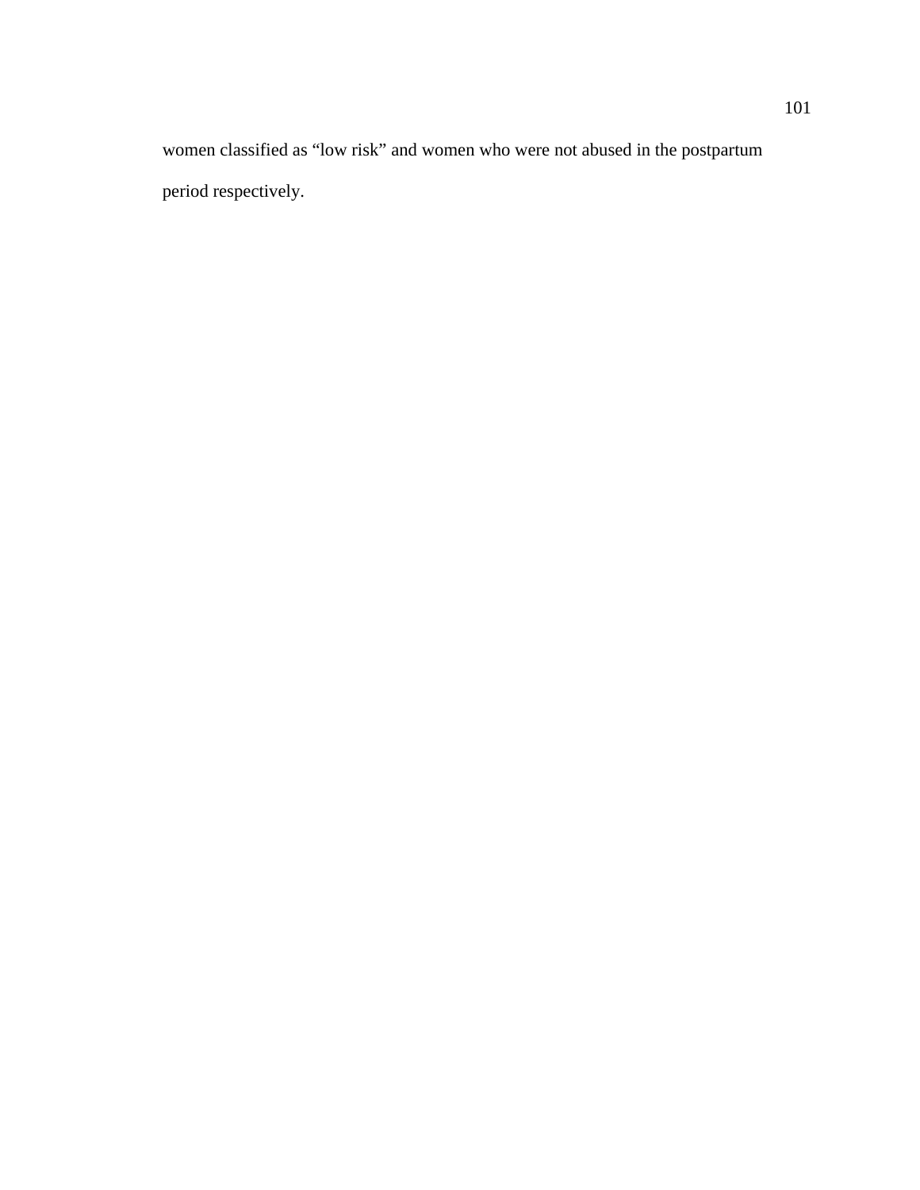women classified as “low risk” and women who were not abused in the postpartum period respectively.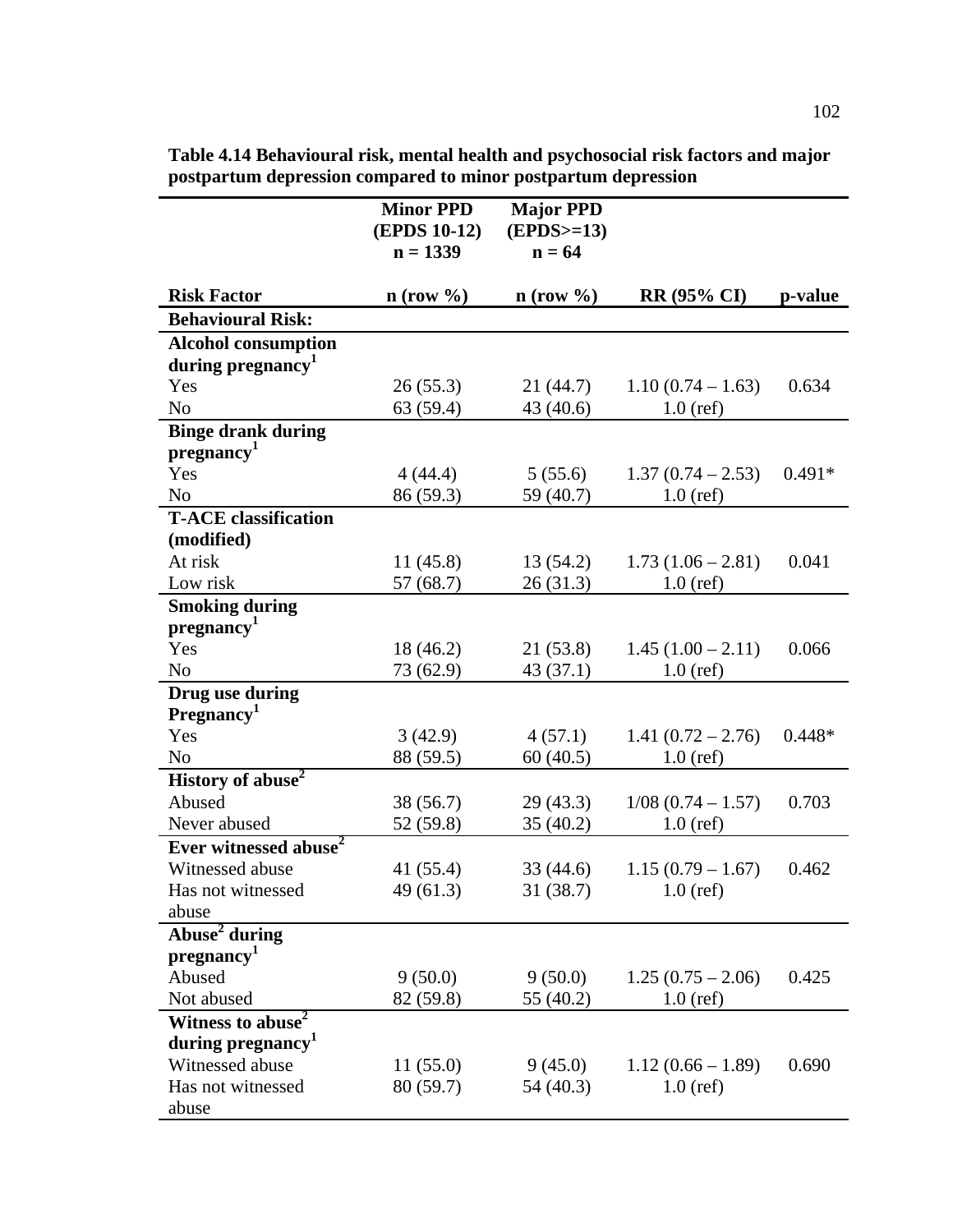**Table 4.14 Behavioural risk, mental health and psychosocial risk factors and major postpartum depression compared to minor postpartum depression**

| | Minor PPD (EPDS 10-12) n = 1339 | Major PPD (EPDS>=13) n = 64 | | |
|---|---|---|---|---|
| **Risk Factor** | **n (row %)** | **n (row %)** | **RR (95% CI)** | **p-value** |
| **Behavioural Risk:** | | | | |
| **Alcohol consumption during pregnancy**[1] | | | | |
| Yes | 26 (55.3) | 21 (44.7) | 1.10 (0.74 – 1.63) | 0.634 |
| No | 63 (59.4) | 43 (40.6) | 1.0 (ref) | |
| **Binge drank during pregnancy**[1] | | | | |
| Yes | 4 (44.4) | 5 (55.6) | 1.37 (0.74 – 2.53) | 0.491* |
| No | 86 (59.3) | 59 (40.7) | 1.0 (ref) | |
| **T-ACE classification (modified)** | | | | |
| At risk | 11 (45.8) | 13 (54.2) | 1.73 (1.06 – 2.81) | 0.041 |
| Low risk | 57 (68.7) | 26 (31.3) | 1.0 (ref) | |
| **Smoking during pregnancy**[1] | | | | |
| Yes | 18 (46.2) | 21 (53.8) | 1.45 (1.00 – 2.11) | 0.066 |
| No | 73 (62.9) | 43 (37.1) | 1.0 (ref) | |
| **Drug use during Pregnancy**[1] | | | | |
| Yes | 3 (42.9) | 4 (57.1) | 1.41 (0.72 – 2.76) | 0.448* |
| No | 88 (59.5) | 60 (40.5) | 1.0 (ref) | |
| **History of abuse**[2] | | | | |
| Abused | 38 (56.7) | 29 (43.3) | 1/08 (0.74 – 1.57) | 0.703 |
| Never abused | 52 (59.8) | 35 (40.2) | 1.0 (ref) | |
| **Ever witnessed abuse**[2] | | | | |
| Witnessed abuse | 41 (55.4) | 33 (44.6) | 1.15 (0.79 – 1.67) | 0.462 |
| Has not witnessed abuse | 49 (61.3) | 31 (38.7) | 1.0 (ref) | |
| **Abuse**[2] **during pregnancy**[1] | | | | |
| Abused | 9 (50.0) | 9 (50.0) | 1.25 (0.75 – 2.06) | 0.425 |
| Not abused | 82 (59.8) | 55 (40.2) | 1.0 (ref) | |
| **Witness to abuse**[2] **during pregnancy**[1] | | | | |
| Witnessed abuse | 11 (55.0) | 9 (45.0) | 1.12 (0.66 – 1.89) | 0.690 |
| Has not witnessed abuse | 80 (59.7) | 54 (40.3) | 1.0 (ref) | |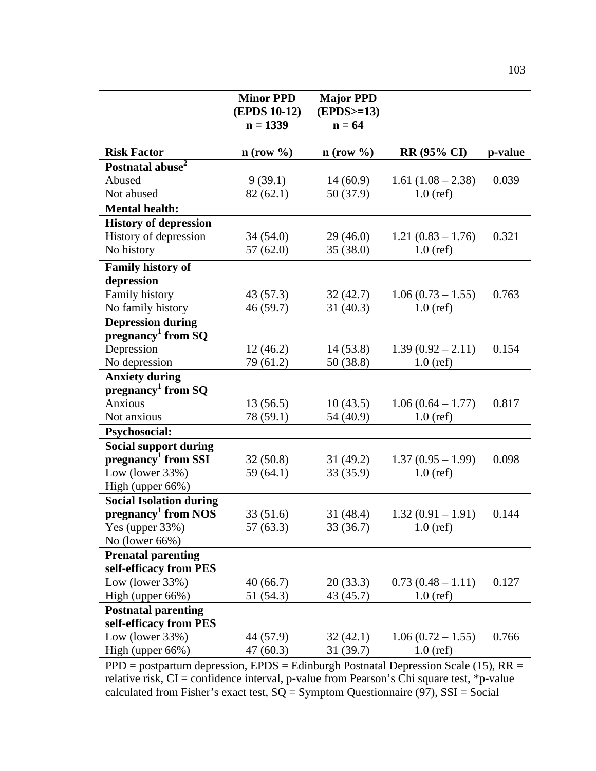| | Minor PPD (EPDS 10-12) n = 1339 | Major PPD (EPDS>=13) n = 64 | | |
|---|---|---|---|---|
| **Risk Factor** | **n (row %)** | **n (row %)** | **RR (95% CI)** | **p-value** |
| **Postnatal abuse[2]** | | | | |
| Abused | 9 (39.1) | 14 (60.9) | 1.61 (1.08 – 2.38) | 0.039 |
| Not abused | 82 (62.1) | 50 (37.9) | 1.0 (ref) | |
| **Mental health:** | | | | |
| **History of depression** | | | | |
| History of depression | 34 (54.0) | 29 (46.0) | 1.21 (0.83 – 1.76) | 0.321 |
| No history | 57 (62.0) | 35 (38.0) | 1.0 (ref) | |
| **Family history of depression** | | | | |
| Family history | 43 (57.3) | 32 (42.7) | 1.06 (0.73 – 1.55) | 0.763 |
| No family history | 46 (59.7) | 31 (40.3) | 1.0 (ref) | |
| **Depression during pregnancy[1] from SQ** | | | | |
| Depression | 12 (46.2) | 14 (53.8) | 1.39 (0.92 – 2.11) | 0.154 |
| No depression | 79 (61.2) | 50 (38.8) | 1.0 (ref) | |
| **Anxiety during pregnancy[1] from SQ** | | | | |
| Anxious | 13 (56.5) | 10 (43.5) | 1.06 (0.64 – 1.77) | 0.817 |
| Not anxious | 78 (59.1) | 54 (40.9) | 1.0 (ref) | |
| **Psychosocial:** | | | | |
| **Social support during pregnancy[1] from SSI** | 32 (50.8) | 31 (49.2) | 1.37 (0.95 – 1.99) | 0.098 |
| Low (lower 33%) | 59 (64.1) | 33 (35.9) | 1.0 (ref) | |
| High (upper 66%) | | | | |
| **Social Isolation during pregnancy[1] from NOS** | 33 (51.6) | 31 (48.4) | 1.32 (0.91 – 1.91) | 0.144 |
| Yes (upper 33%) | 57 (63.3) | 33 (36.7) | 1.0 (ref) | |
| No (lower 66%) | | | | |
| **Prenatal parenting self-efficacy from PES** | | | | |
| Low (lower 33%) | 40 (66.7) | 20 (33.3) | 0.73 (0.48 – 1.11) | 0.127 |
| High (upper 66%) | 51 (54.3) | 43 (45.7) | 1.0 (ref) | |
| **Postnatal parenting self-efficacy from PES** | | | | |
| Low (lower 33%) | 44 (57.9) | 32 (42.1) | 1.06 (0.72 – 1.55) | 0.766 |
| High (upper 66%) | 47 (60.3) | 31 (39.7) | 1.0 (ref) | |

PPD = postpartum depression, EPDS = Edinburgh Postnatal Depression Scale (15), RR = relative risk, CI = confidence interval, p-value from Pearson's Chi square test, *p-value calculated from Fisher's exact test, SQ = Symptom Questionnaire (97), SSI = Social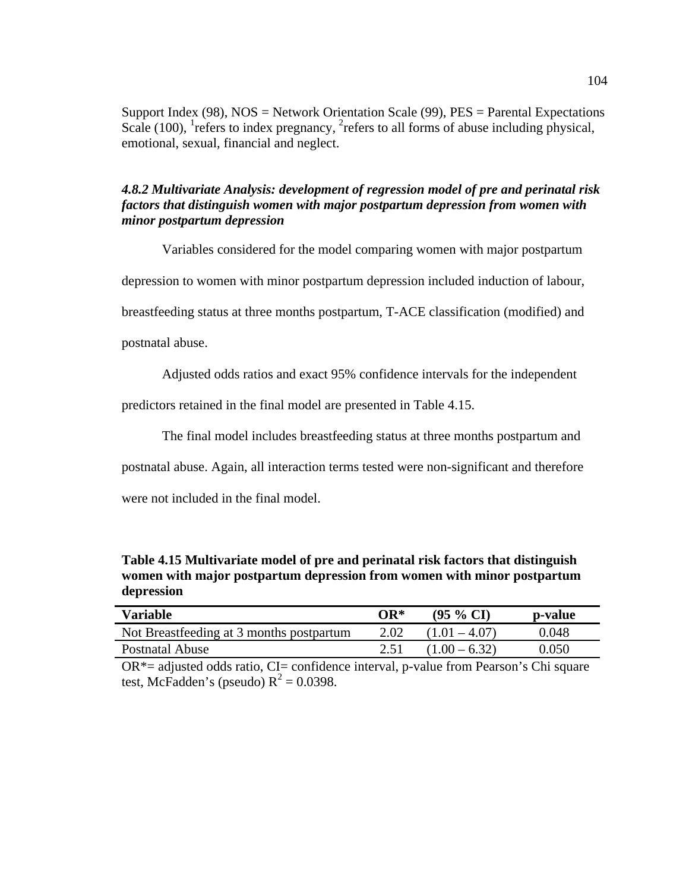Support Index (98), NOS = Network Orientation Scale (99), PES = Parental Expectations Scale (100), [1]refers to index pregnancy, [2]refers to all forms of abuse including physical, emotional, sexual, financial and neglect.

### *4.8.2 Multivariate Analysis: development of regression model of pre and perinatal risk factors that distinguish women with major postpartum depression from women with minor postpartum depression*

Variables considered for the model comparing women with major postpartum depression to women with minor postpartum depression included induction of labour, breastfeeding status at three months postpartum, T-ACE classification (modified) and postnatal abuse.

Adjusted odds ratios and exact 95% confidence intervals for the independent predictors retained in the final model are presented in Table 4.15.

The final model includes breastfeeding status at three months postpartum and postnatal abuse. Again, all interaction terms tested were non-significant and therefore were not included in the final model.

**Table 4.15 Multivariate model of pre and perinatal risk factors that distinguish women with major postpartum depression from women with minor postpartum depression**

| Variable | OR* | (95 % CI) | p-value |
|---|---|---|---|
| Not Breastfeeding at 3 months postpartum | 2.02 | (1.01 – 4.07) | 0.048 |
| Postnatal Abuse | 2.51 | (1.00 – 6.32) | 0.050 |

OR*= adjusted odds ratio, CI= confidence interval, p-value from Pearson's Chi square test, McFadden's (pseudo) $R^2 = 0.0398$.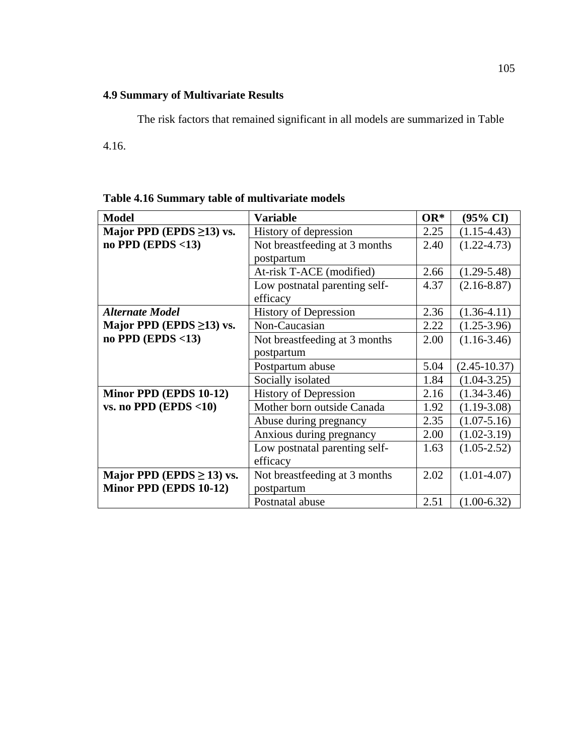### 4.9 Summary of Multivariate Results

The risk factors that remained significant in all models are summarized in Table 4.16.

**Table 4.16 Summary table of multivariate models**

| Model | Variable | OR* | (95% CI) |
|---|---|---|---|
| **Major PPD (EPDS ≥13) vs. no PPD (EPDS <13)** | History of depression | 2.25 | (1.15-4.43) |
| | Not breastfeeding at 3 months postpartum | 2.40 | (1.22-4.73) |
| | At-risk T-ACE (modified) | 2.66 | (1.29-5.48) |
| | Low postnatal parenting self-efficacy | 4.37 | (2.16-8.87) |
| ***Alternate Model*** **Major PPD (EPDS ≥13) vs. no PPD (EPDS <13)** | History of Depression | 2.36 | (1.36-4.11) |
| | Non-Caucasian | 2.22 | (1.25-3.96) |
| | Not breastfeeding at 3 months postpartum | 2.00 | (1.16-3.46) |
| | Postpartum abuse | 5.04 | (2.45-10.37) |
| | Socially isolated | 1.84 | (1.04-3.25) |
| **Minor PPD (EPDS 10-12) vs. no PPD (EPDS <10)** | History of Depression | 2.16 | (1.34-3.46) |
| | Mother born outside Canada | 1.92 | (1.19-3.08) |
| | Abuse during pregnancy | 2.35 | (1.07-5.16) |
| | Anxious during pregnancy | 2.00 | (1.02-3.19) |
| | Low postnatal parenting self-efficacy | 1.63 | (1.05-2.52) |
| **Major PPD (EPDS ≥ 13) vs. Minor PPD (EPDS 10-12)** | Not breastfeeding at 3 months postpartum | 2.02 | (1.01-4.07) |
| | Postnatal abuse | 2.51 | (1.00-6.32) |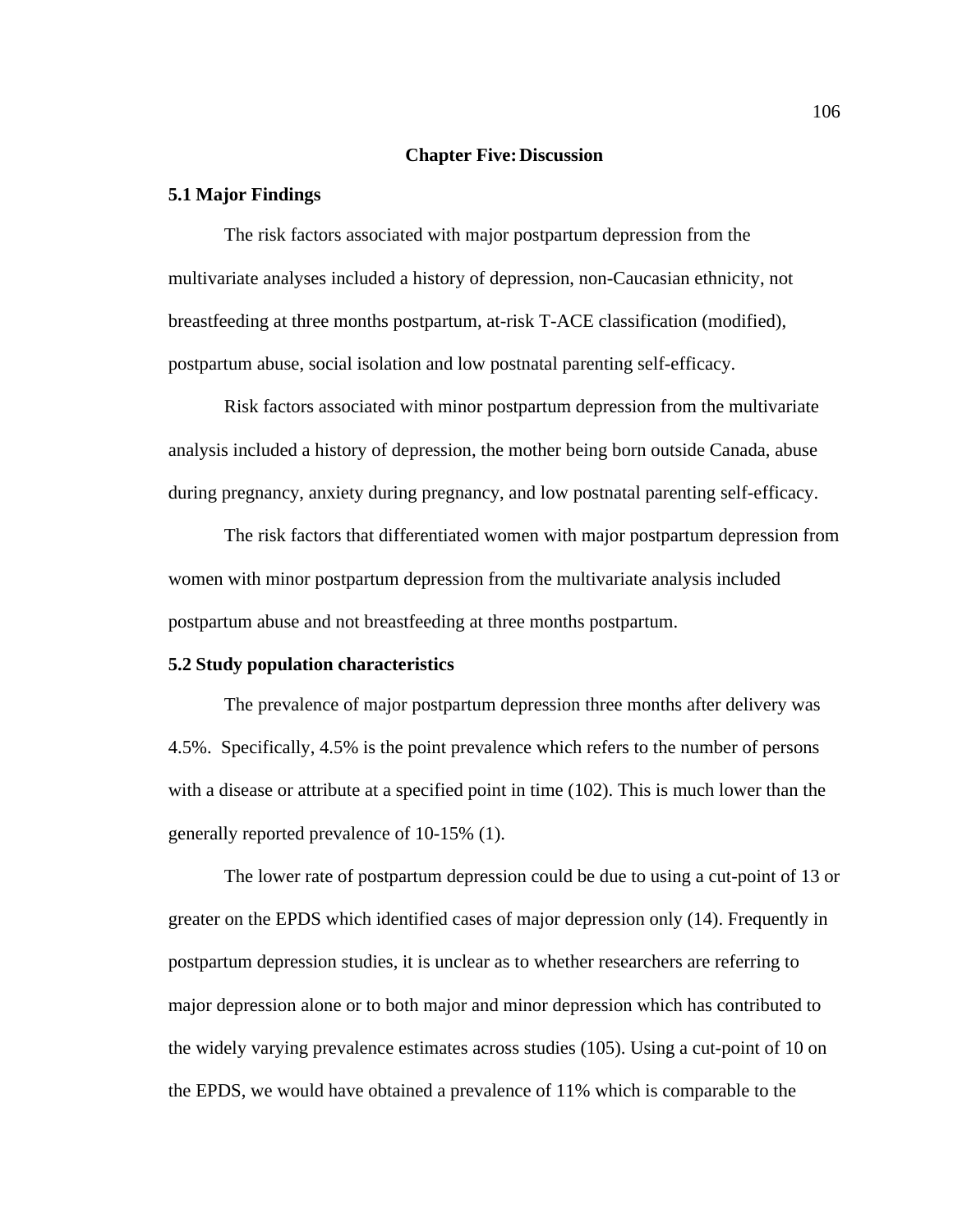# Chapter Five: Discussion

## 5.1 Major Findings

The risk factors associated with major postpartum depression from the multivariate analyses included a history of depression, non-Caucasian ethnicity, not breastfeeding at three months postpartum, at-risk T-ACE classification (modified), postpartum abuse, social isolation and low postnatal parenting self-efficacy.

Risk factors associated with minor postpartum depression from the multivariate analysis included a history of depression, the mother being born outside Canada, abuse during pregnancy, anxiety during pregnancy, and low postnatal parenting self-efficacy.

The risk factors that differentiated women with major postpartum depression from women with minor postpartum depression from the multivariate analysis included postpartum abuse and not breastfeeding at three months postpartum.

## 5.2 Study population characteristics

The prevalence of major postpartum depression three months after delivery was 4.5%. Specifically, 4.5% is the point prevalence which refers to the number of persons with a disease or attribute at a specified point in time (102). This is much lower than the generally reported prevalence of 10-15% (1).

The lower rate of postpartum depression could be due to using a cut-point of 13 or greater on the EPDS which identified cases of major depression only (14). Frequently in postpartum depression studies, it is unclear as to whether researchers are referring to major depression alone or to both major and minor depression which has contributed to the widely varying prevalence estimates across studies (105). Using a cut-point of 10 on the EPDS, we would have obtained a prevalence of 11% which is comparable to the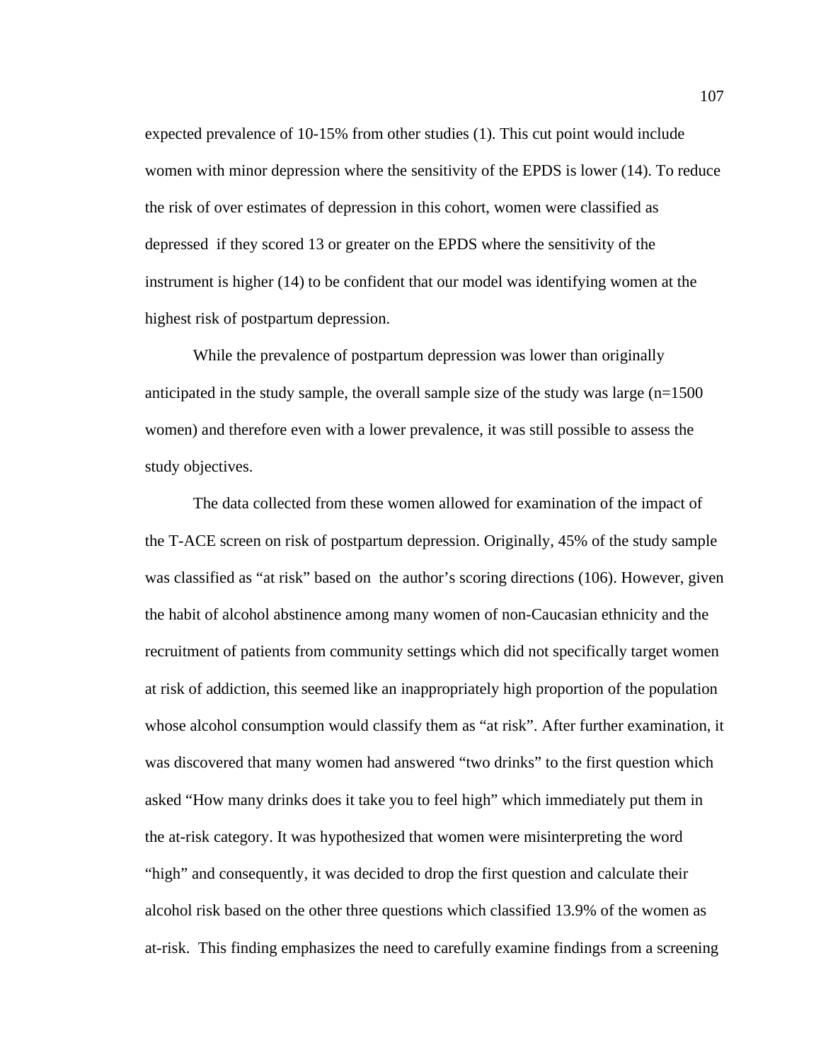expected prevalence of 10-15% from other studies (1). This cut point would include women with minor depression where the sensitivity of the EPDS is lower (14). To reduce the risk of over estimates of depression in this cohort, women were classified as depressed if they scored 13 or greater on the EPDS where the sensitivity of the instrument is higher (14) to be confident that our model was identifying women at the highest risk of postpartum depression.

While the prevalence of postpartum depression was lower than originally anticipated in the study sample, the overall sample size of the study was large (n=1500 women) and therefore even with a lower prevalence, it was still possible to assess the study objectives.

The data collected from these women allowed for examination of the impact of the T-ACE screen on risk of postpartum depression. Originally, 45% of the study sample was classified as "at risk" based on the author's scoring directions (106). However, given the habit of alcohol abstinence among many women of non-Caucasian ethnicity and the recruitment of patients from community settings which did not specifically target women at risk of addiction, this seemed like an inappropriately high proportion of the population whose alcohol consumption would classify them as "at risk". After further examination, it was discovered that many women had answered "two drinks" to the first question which asked "How many drinks does it take you to feel high" which immediately put them in the at-risk category. It was hypothesized that women were misinterpreting the word "high" and consequently, it was decided to drop the first question and calculate their alcohol risk based on the other three questions which classified 13.9% of the women as at-risk. This finding emphasizes the need to carefully examine findings from a screening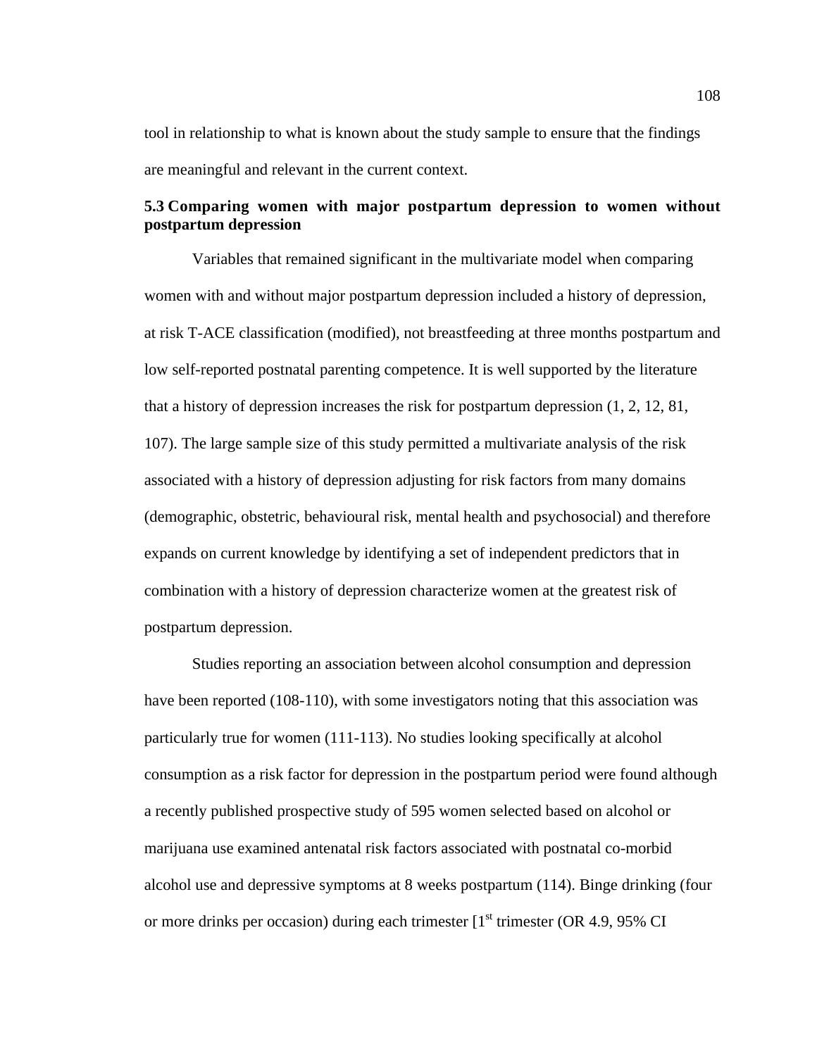tool in relationship to what is known about the study sample to ensure that the findings are meaningful and relevant in the current context.

### 5.3 Comparing women with major postpartum depression to women without postpartum depression

Variables that remained significant in the multivariate model when comparing women with and without major postpartum depression included a history of depression, at risk T-ACE classification (modified), not breastfeeding at three months postpartum and low self-reported postnatal parenting competence. It is well supported by the literature that a history of depression increases the risk for postpartum depression (1, 2, 12, 81, 107). The large sample size of this study permitted a multivariate analysis of the risk associated with a history of depression adjusting for risk factors from many domains (demographic, obstetric, behavioural risk, mental health and psychosocial) and therefore expands on current knowledge by identifying a set of independent predictors that in combination with a history of depression characterize women at the greatest risk of postpartum depression.

Studies reporting an association between alcohol consumption and depression have been reported (108-110), with some investigators noting that this association was particularly true for women (111-113). No studies looking specifically at alcohol consumption as a risk factor for depression in the postpartum period were found although a recently published prospective study of 595 women selected based on alcohol or marijuana use examined antenatal risk factors associated with postnatal co-morbid alcohol use and depressive symptoms at 8 weeks postpartum (114). Binge drinking (four or more drinks per occasion) during each trimester [1st trimester (OR 4.9, 95% CI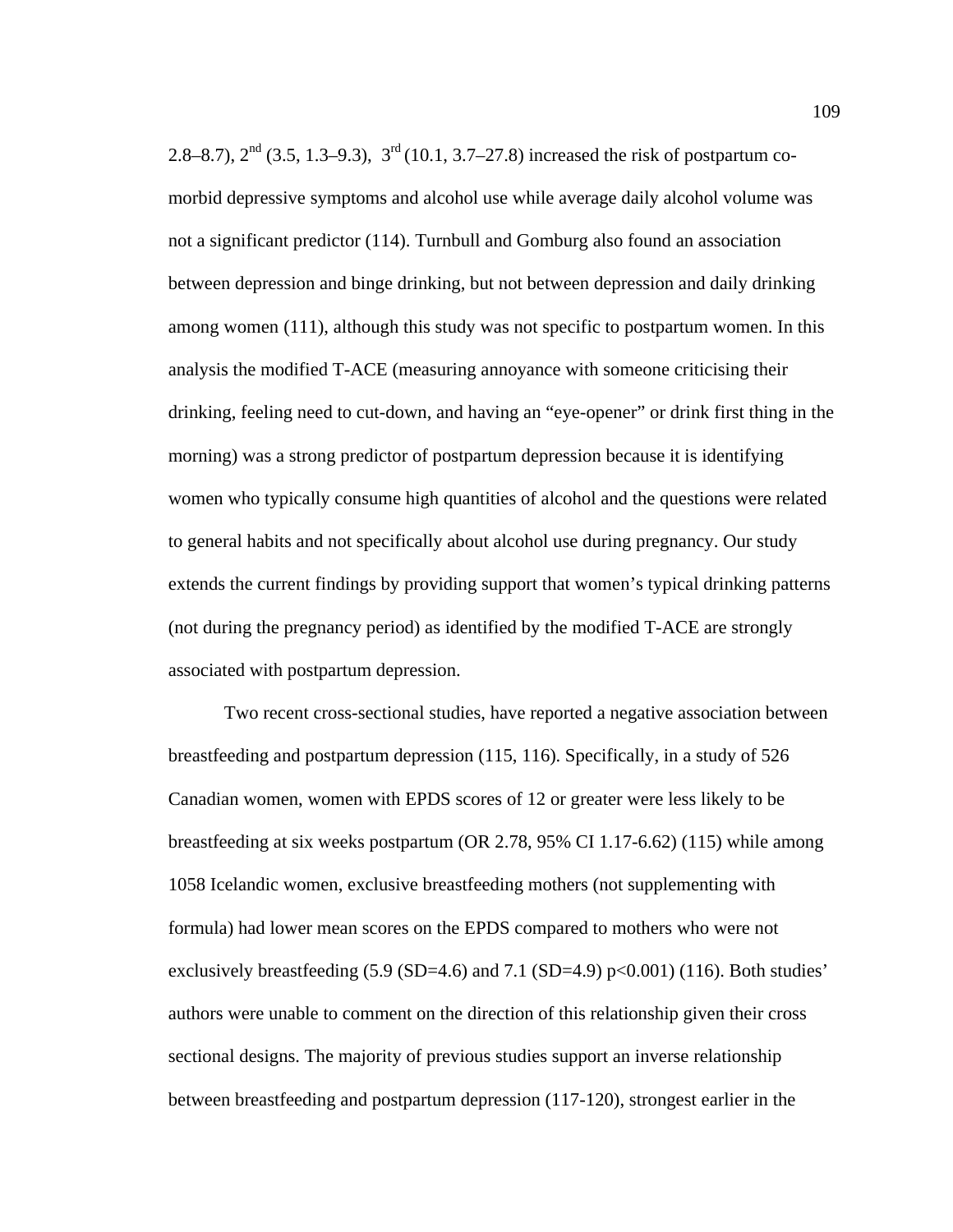2.8–8.7), 2nd (3.5, 1.3–9.3), 3rd (10.1, 3.7–27.8) increased the risk of postpartum co-morbid depressive symptoms and alcohol use while average daily alcohol volume was not a significant predictor (114). Turnbull and Gomburg also found an association between depression and binge drinking, but not between depression and daily drinking among women (111), although this study was not specific to postpartum women. In this analysis the modified T-ACE (measuring annoyance with someone criticising their drinking, feeling need to cut-down, and having an "eye-opener" or drink first thing in the morning) was a strong predictor of postpartum depression because it is identifying women who typically consume high quantities of alcohol and the questions were related to general habits and not specifically about alcohol use during pregnancy. Our study extends the current findings by providing support that women's typical drinking patterns (not during the pregnancy period) as identified by the modified T-ACE are strongly associated with postpartum depression.

Two recent cross-sectional studies, have reported a negative association between breastfeeding and postpartum depression (115, 116). Specifically, in a study of 526 Canadian women, women with EPDS scores of 12 or greater were less likely to be breastfeeding at six weeks postpartum (OR 2.78, 95% CI 1.17-6.62) (115) while among 1058 Icelandic women, exclusive breastfeeding mothers (not supplementing with formula) had lower mean scores on the EPDS compared to mothers who were not exclusively breastfeeding (5.9 (SD=4.6) and 7.1 (SD=4.9) $p<0.001$) (116). Both studies' authors were unable to comment on the direction of this relationship given their cross sectional designs. The majority of previous studies support an inverse relationship between breastfeeding and postpartum depression (117-120), strongest earlier in the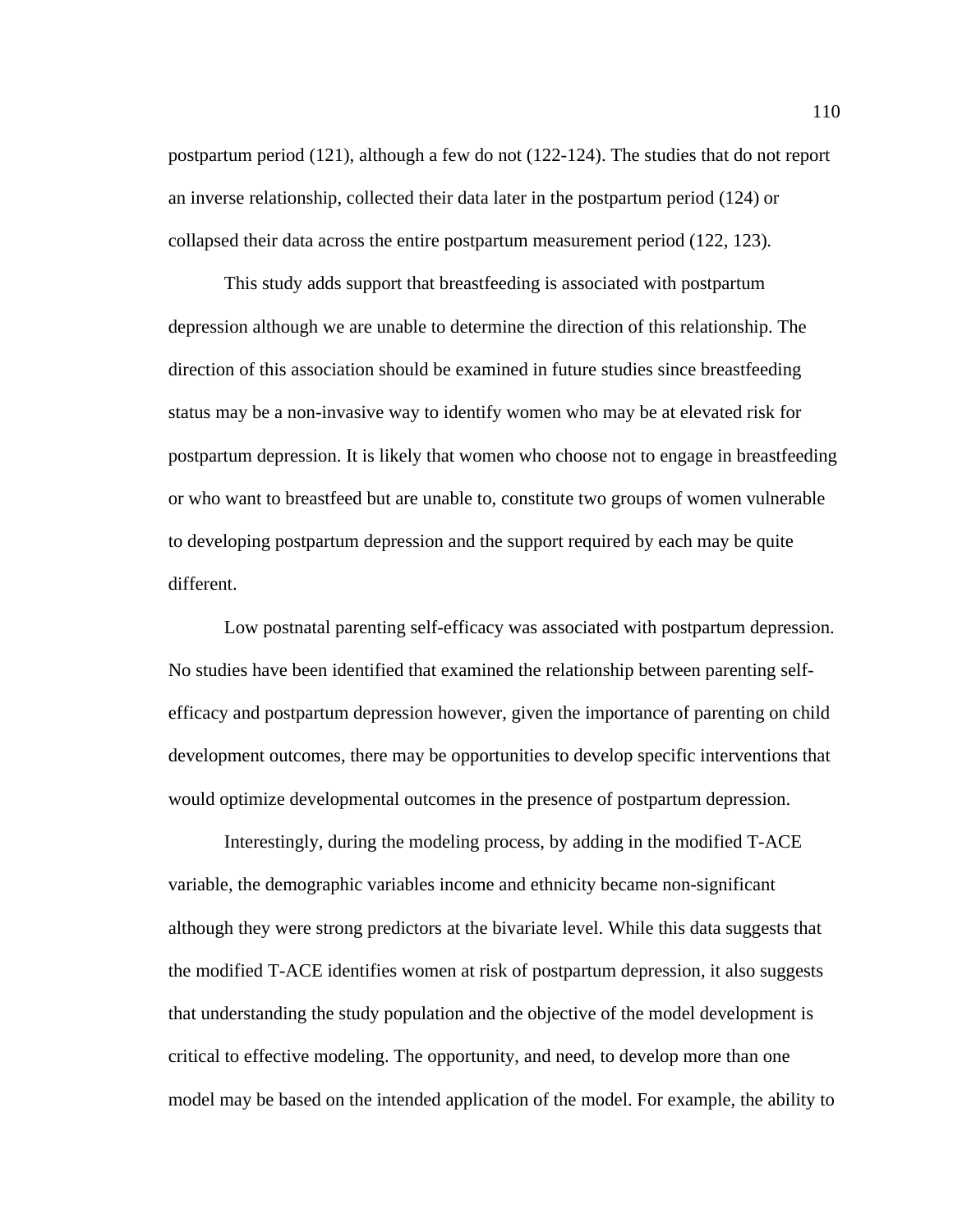postpartum period (121), although a few do not (122-124). The studies that do not report an inverse relationship, collected their data later in the postpartum period (124) or collapsed their data across the entire postpartum measurement period (122, 123).

This study adds support that breastfeeding is associated with postpartum depression although we are unable to determine the direction of this relationship. The direction of this association should be examined in future studies since breastfeeding status may be a non-invasive way to identify women who may be at elevated risk for postpartum depression. It is likely that women who choose not to engage in breastfeeding or who want to breastfeed but are unable to, constitute two groups of women vulnerable to developing postpartum depression and the support required by each may be quite different.

Low postnatal parenting self-efficacy was associated with postpartum depression. No studies have been identified that examined the relationship between parenting self-efficacy and postpartum depression however, given the importance of parenting on child development outcomes, there may be opportunities to develop specific interventions that would optimize developmental outcomes in the presence of postpartum depression.

Interestingly, during the modeling process, by adding in the modified T-ACE variable, the demographic variables income and ethnicity became non-significant although they were strong predictors at the bivariate level. While this data suggests that the modified T-ACE identifies women at risk of postpartum depression, it also suggests that understanding the study population and the objective of the model development is critical to effective modeling. The opportunity, and need, to develop more than one model may be based on the intended application of the model. For example, the ability to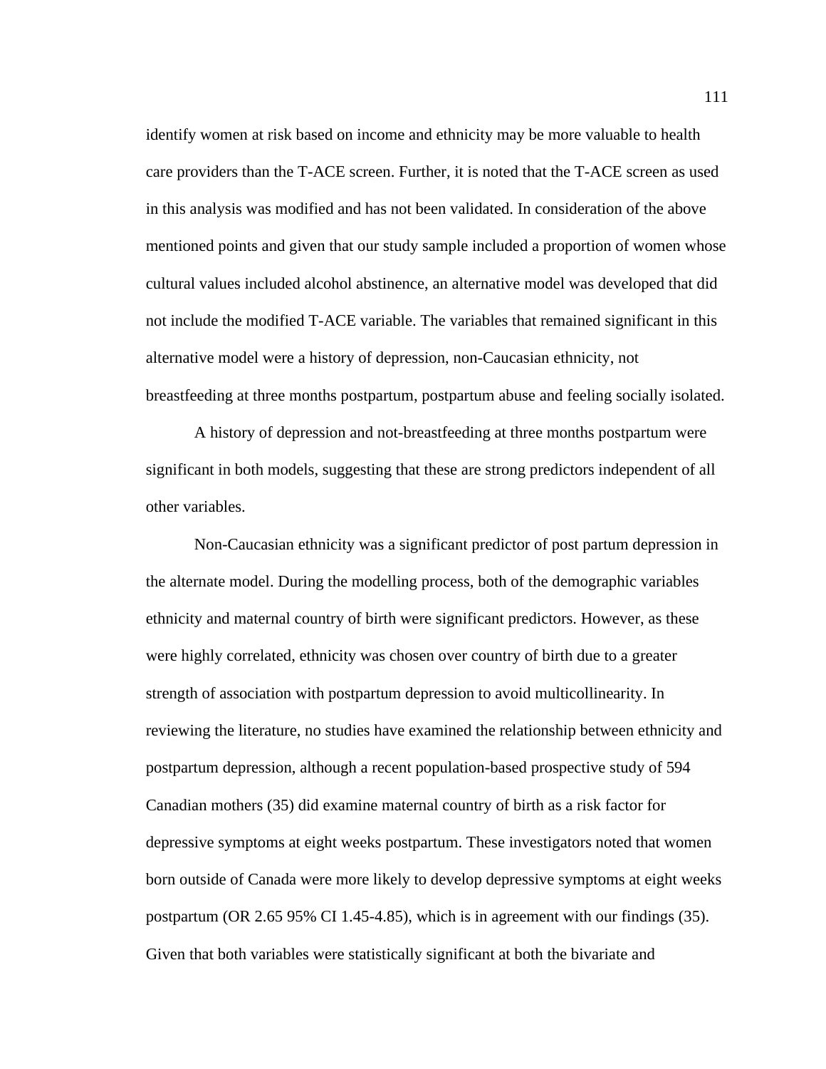identify women at risk based on income and ethnicity may be more valuable to health care providers than the T-ACE screen. Further, it is noted that the T-ACE screen as used in this analysis was modified and has not been validated. In consideration of the above mentioned points and given that our study sample included a proportion of women whose cultural values included alcohol abstinence, an alternative model was developed that did not include the modified T-ACE variable. The variables that remained significant in this alternative model were a history of depression, non-Caucasian ethnicity, not breastfeeding at three months postpartum, postpartum abuse and feeling socially isolated.

A history of depression and not-breastfeeding at three months postpartum were significant in both models, suggesting that these are strong predictors independent of all other variables.

Non-Caucasian ethnicity was a significant predictor of post partum depression in the alternate model. During the modelling process, both of the demographic variables ethnicity and maternal country of birth were significant predictors. However, as these were highly correlated, ethnicity was chosen over country of birth due to a greater strength of association with postpartum depression to avoid multicollinearity. In reviewing the literature, no studies have examined the relationship between ethnicity and postpartum depression, although a recent population-based prospective study of 594 Canadian mothers (35) did examine maternal country of birth as a risk factor for depressive symptoms at eight weeks postpartum. These investigators noted that women born outside of Canada were more likely to develop depressive symptoms at eight weeks postpartum (OR 2.65 95% CI 1.45-4.85), which is in agreement with our findings (35). Given that both variables were statistically significant at both the bivariate and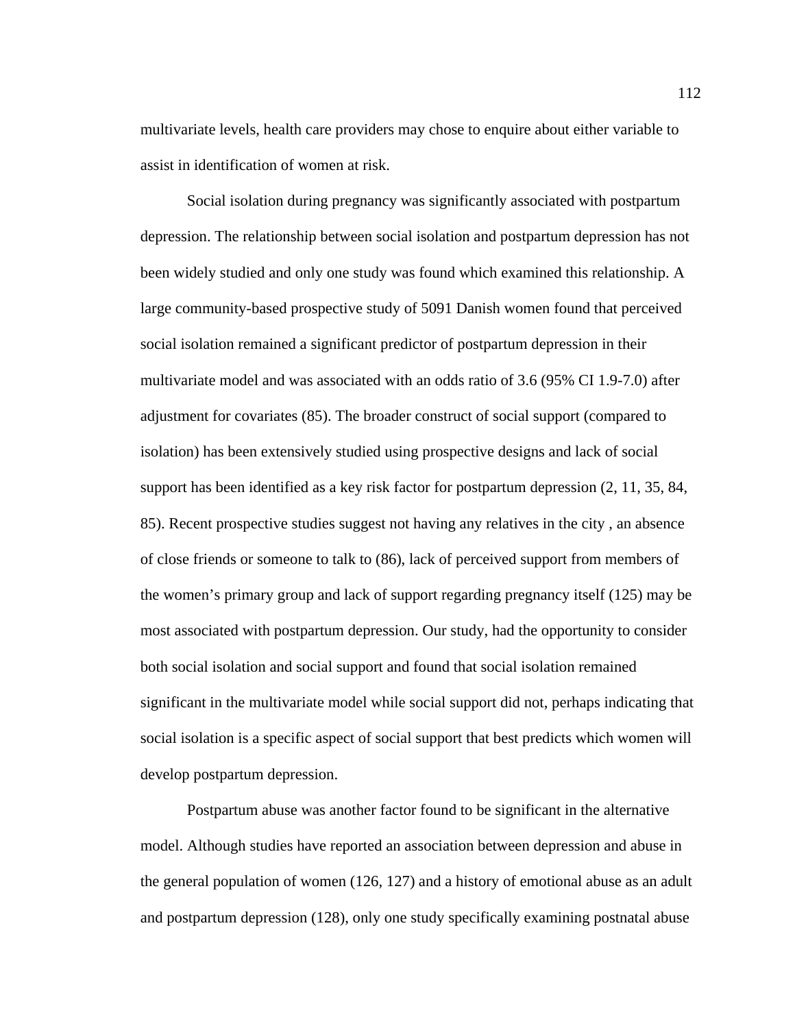multivariate levels, health care providers may chose to enquire about either variable to assist in identification of women at risk.

Social isolation during pregnancy was significantly associated with postpartum depression. The relationship between social isolation and postpartum depression has not been widely studied and only one study was found which examined this relationship. A large community-based prospective study of 5091 Danish women found that perceived social isolation remained a significant predictor of postpartum depression in their multivariate model and was associated with an odds ratio of 3.6 (95% CI 1.9-7.0) after adjustment for covariates (85). The broader construct of social support (compared to isolation) has been extensively studied using prospective designs and lack of social support has been identified as a key risk factor for postpartum depression (2, 11, 35, 84, 85). Recent prospective studies suggest not having any relatives in the city , an absence of close friends or someone to talk to (86), lack of perceived support from members of the women's primary group and lack of support regarding pregnancy itself (125) may be most associated with postpartum depression. Our study, had the opportunity to consider both social isolation and social support and found that social isolation remained significant in the multivariate model while social support did not, perhaps indicating that social isolation is a specific aspect of social support that best predicts which women will develop postpartum depression.

Postpartum abuse was another factor found to be significant in the alternative model. Although studies have reported an association between depression and abuse in the general population of women (126, 127) and a history of emotional abuse as an adult and postpartum depression (128), only one study specifically examining postnatal abuse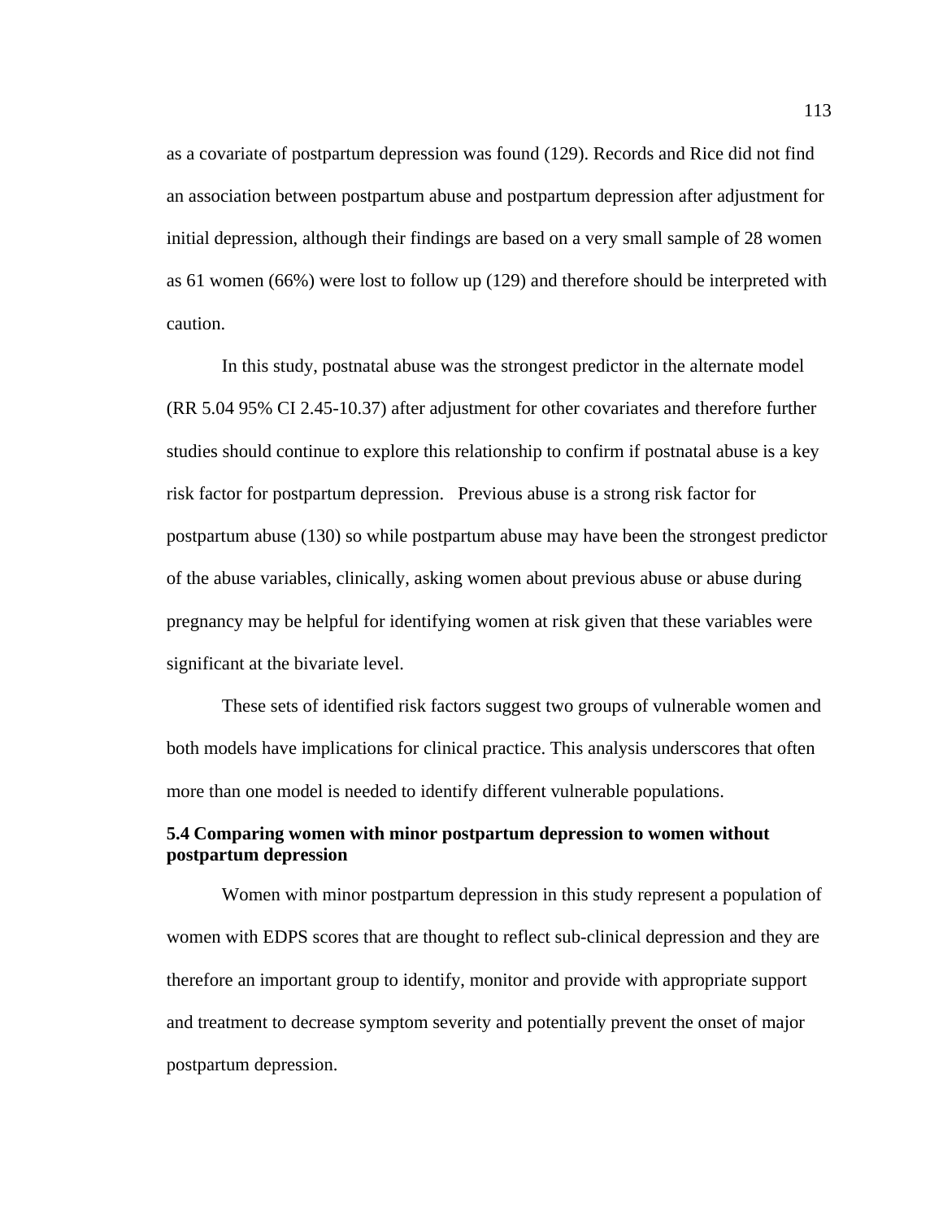as a covariate of postpartum depression was found (129). Records and Rice did not find an association between postpartum abuse and postpartum depression after adjustment for initial depression, although their findings are based on a very small sample of 28 women as 61 women (66%) were lost to follow up (129) and therefore should be interpreted with caution.

In this study, postnatal abuse was the strongest predictor in the alternate model (RR 5.04 95% CI 2.45-10.37) after adjustment for other covariates and therefore further studies should continue to explore this relationship to confirm if postnatal abuse is a key risk factor for postpartum depression. Previous abuse is a strong risk factor for postpartum abuse (130) so while postpartum abuse may have been the strongest predictor of the abuse variables, clinically, asking women about previous abuse or abuse during pregnancy may be helpful for identifying women at risk given that these variables were significant at the bivariate level.

These sets of identified risk factors suggest two groups of vulnerable women and both models have implications for clinical practice. This analysis underscores that often more than one model is needed to identify different vulnerable populations.

### 5.4 Comparing women with minor postpartum depression to women without postpartum depression

Women with minor postpartum depression in this study represent a population of women with EDPS scores that are thought to reflect sub-clinical depression and they are therefore an important group to identify, monitor and provide with appropriate support and treatment to decrease symptom severity and potentially prevent the onset of major postpartum depression.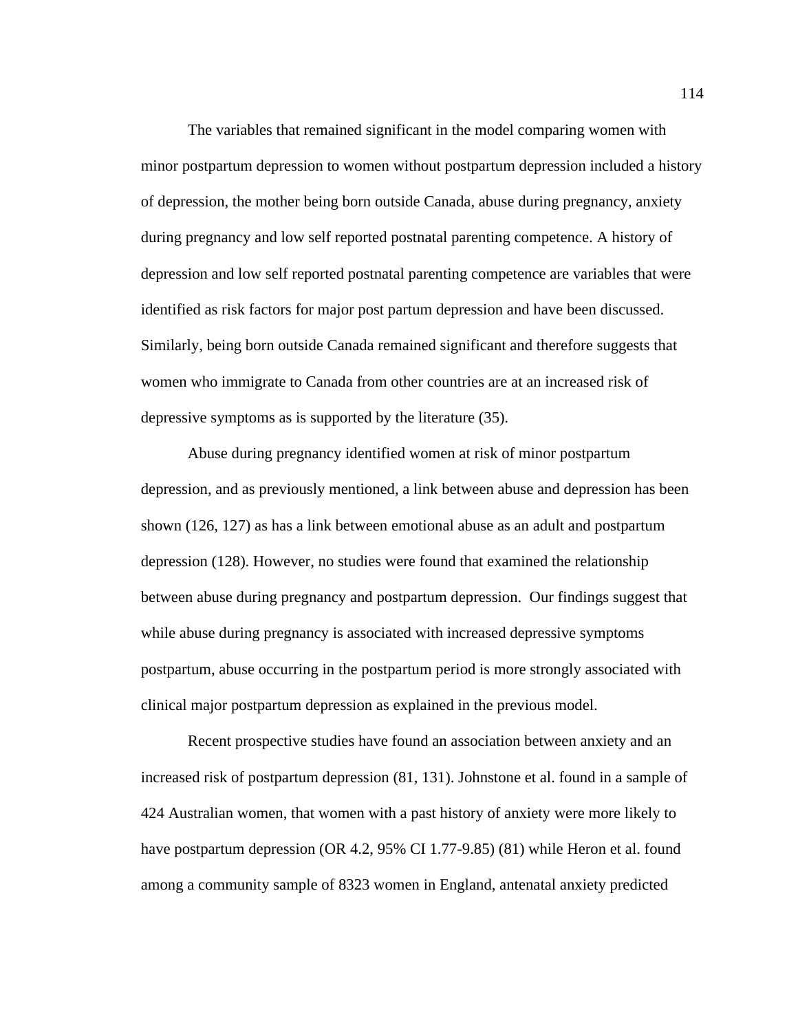The variables that remained significant in the model comparing women with minor postpartum depression to women without postpartum depression included a history of depression, the mother being born outside Canada, abuse during pregnancy, anxiety during pregnancy and low self reported postnatal parenting competence. A history of depression and low self reported postnatal parenting competence are variables that were identified as risk factors for major post partum depression and have been discussed. Similarly, being born outside Canada remained significant and therefore suggests that women who immigrate to Canada from other countries are at an increased risk of depressive symptoms as is supported by the literature (35).

Abuse during pregnancy identified women at risk of minor postpartum depression, and as previously mentioned, a link between abuse and depression has been shown (126, 127) as has a link between emotional abuse as an adult and postpartum depression (128). However, no studies were found that examined the relationship between abuse during pregnancy and postpartum depression. Our findings suggest that while abuse during pregnancy is associated with increased depressive symptoms postpartum, abuse occurring in the postpartum period is more strongly associated with clinical major postpartum depression as explained in the previous model.

Recent prospective studies have found an association between anxiety and an increased risk of postpartum depression (81, 131). Johnstone et al. found in a sample of 424 Australian women, that women with a past history of anxiety were more likely to have postpartum depression (OR 4.2, 95% CI 1.77-9.85) (81) while Heron et al. found among a community sample of 8323 women in England, antenatal anxiety predicted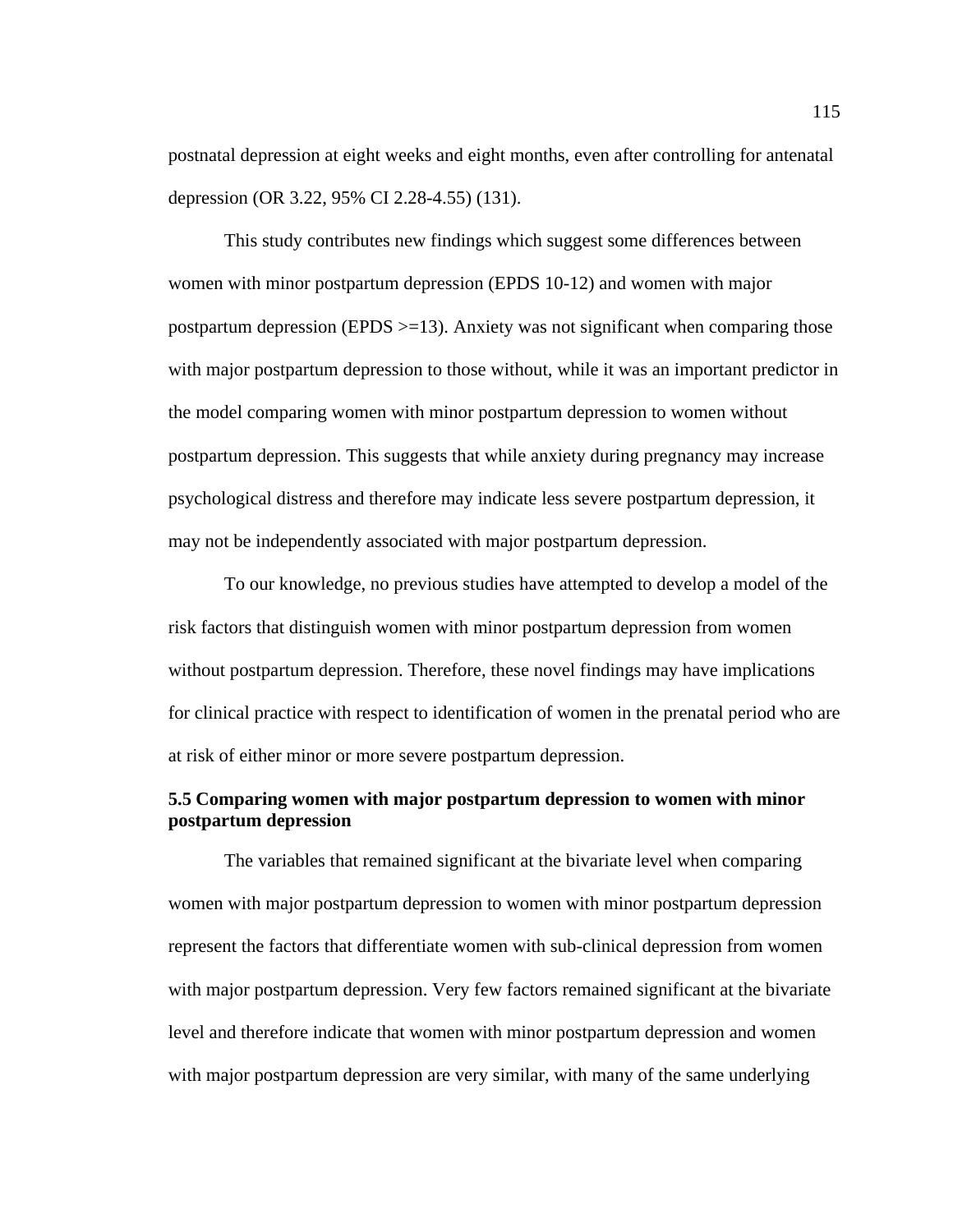postnatal depression at eight weeks and eight months, even after controlling for antenatal depression (OR 3.22, 95% CI 2.28-4.55) (131).

This study contributes new findings which suggest some differences between women with minor postpartum depression (EPDS 10-12) and women with major postpartum depression (EPDS >=13). Anxiety was not significant when comparing those with major postpartum depression to those without, while it was an important predictor in the model comparing women with minor postpartum depression to women without postpartum depression. This suggests that while anxiety during pregnancy may increase psychological distress and therefore may indicate less severe postpartum depression, it may not be independently associated with major postpartum depression.

To our knowledge, no previous studies have attempted to develop a model of the risk factors that distinguish women with minor postpartum depression from women without postpartum depression. Therefore, these novel findings may have implications for clinical practice with respect to identification of women in the prenatal period who are at risk of either minor or more severe postpartum depression.

### 5.5 Comparing women with major postpartum depression to women with minor postpartum depression

The variables that remained significant at the bivariate level when comparing women with major postpartum depression to women with minor postpartum depression represent the factors that differentiate women with sub-clinical depression from women with major postpartum depression. Very few factors remained significant at the bivariate level and therefore indicate that women with minor postpartum depression and women with major postpartum depression are very similar, with many of the same underlying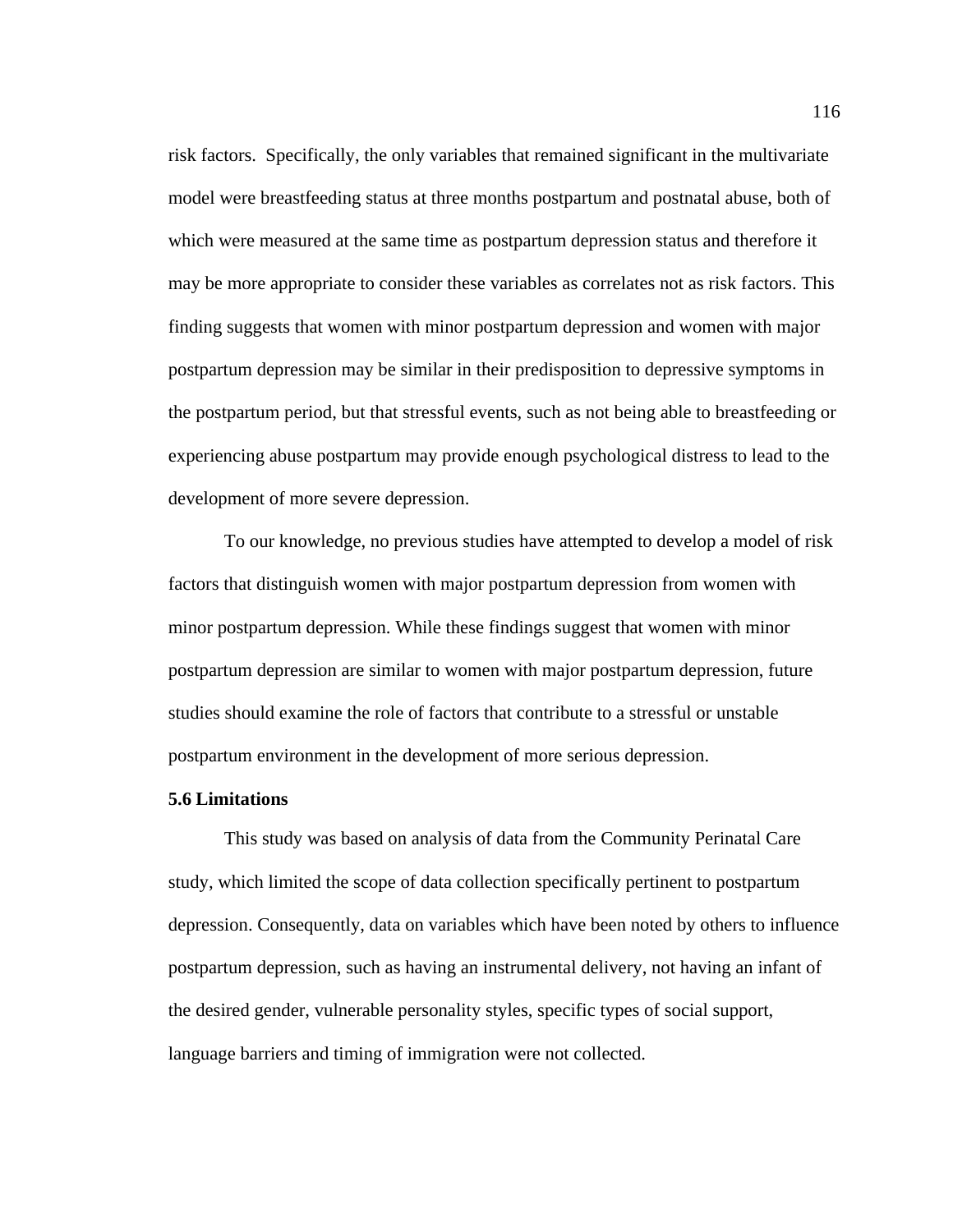risk factors. Specifically, the only variables that remained significant in the multivariate model were breastfeeding status at three months postpartum and postnatal abuse, both of which were measured at the same time as postpartum depression status and therefore it may be more appropriate to consider these variables as correlates not as risk factors. This finding suggests that women with minor postpartum depression and women with major postpartum depression may be similar in their predisposition to depressive symptoms in the postpartum period, but that stressful events, such as not being able to breastfeeding or experiencing abuse postpartum may provide enough psychological distress to lead to the development of more severe depression.

To our knowledge, no previous studies have attempted to develop a model of risk factors that distinguish women with major postpartum depression from women with minor postpartum depression. While these findings suggest that women with minor postpartum depression are similar to women with major postpartum depression, future studies should examine the role of factors that contribute to a stressful or unstable postpartum environment in the development of more serious depression.

### 5.6 Limitations

This study was based on analysis of data from the Community Perinatal Care study, which limited the scope of data collection specifically pertinent to postpartum depression. Consequently, data on variables which have been noted by others to influence postpartum depression, such as having an instrumental delivery, not having an infant of the desired gender, vulnerable personality styles, specific types of social support, language barriers and timing of immigration were not collected.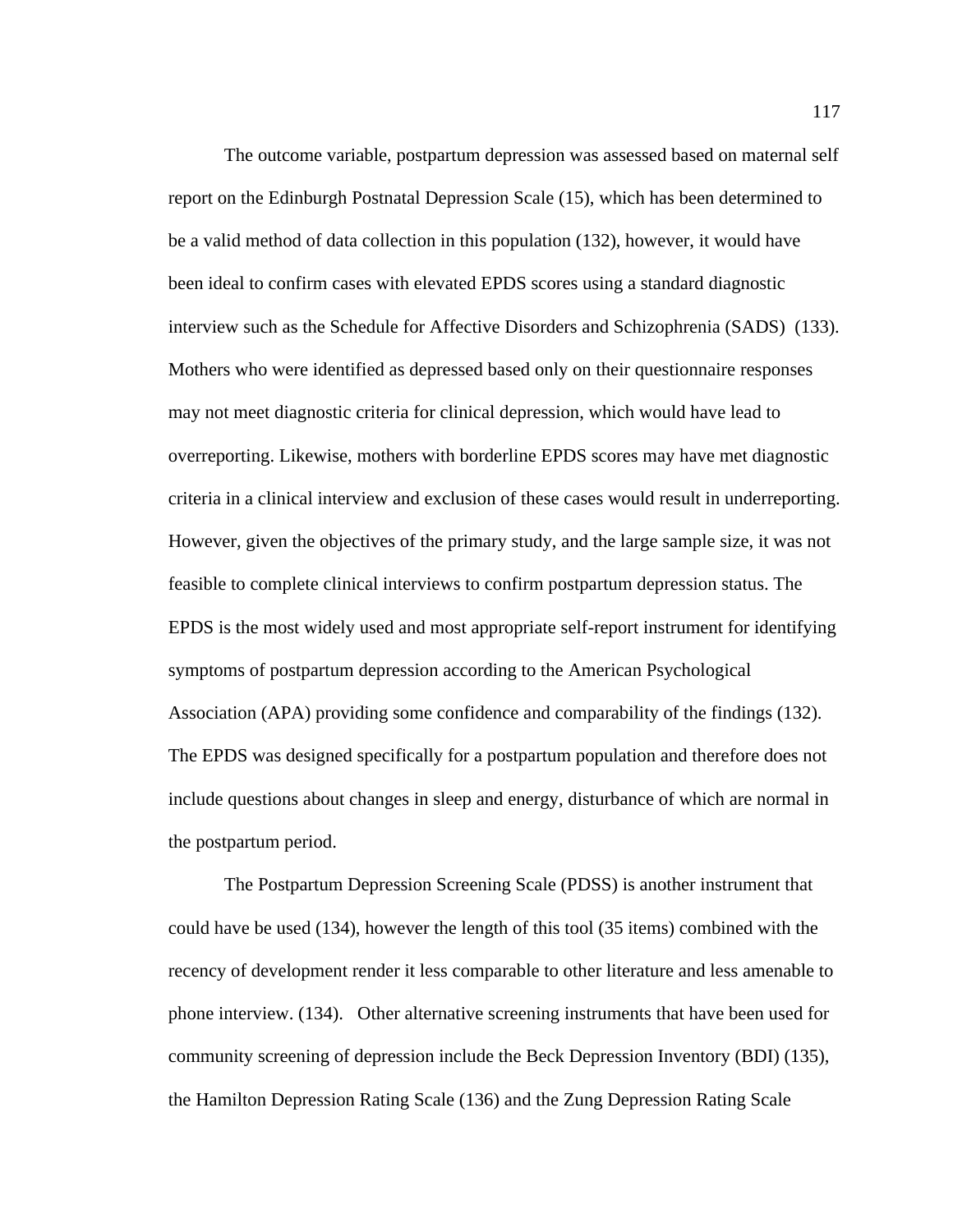The outcome variable, postpartum depression was assessed based on maternal self report on the Edinburgh Postnatal Depression Scale (15), which has been determined to be a valid method of data collection in this population (132), however, it would have been ideal to confirm cases with elevated EPDS scores using a standard diagnostic interview such as the Schedule for Affective Disorders and Schizophrenia (SADS) (133). Mothers who were identified as depressed based only on their questionnaire responses may not meet diagnostic criteria for clinical depression, which would have lead to overreporting. Likewise, mothers with borderline EPDS scores may have met diagnostic criteria in a clinical interview and exclusion of these cases would result in underreporting. However, given the objectives of the primary study, and the large sample size, it was not feasible to complete clinical interviews to confirm postpartum depression status. The EPDS is the most widely used and most appropriate self-report instrument for identifying symptoms of postpartum depression according to the American Psychological Association (APA) providing some confidence and comparability of the findings (132). The EPDS was designed specifically for a postpartum population and therefore does not include questions about changes in sleep and energy, disturbance of which are normal in the postpartum period.

The Postpartum Depression Screening Scale (PDSS) is another instrument that could have be used (134), however the length of this tool (35 items) combined with the recency of development render it less comparable to other literature and less amenable to phone interview. (134). Other alternative screening instruments that have been used for community screening of depression include the Beck Depression Inventory (BDI) (135), the Hamilton Depression Rating Scale (136) and the Zung Depression Rating Scale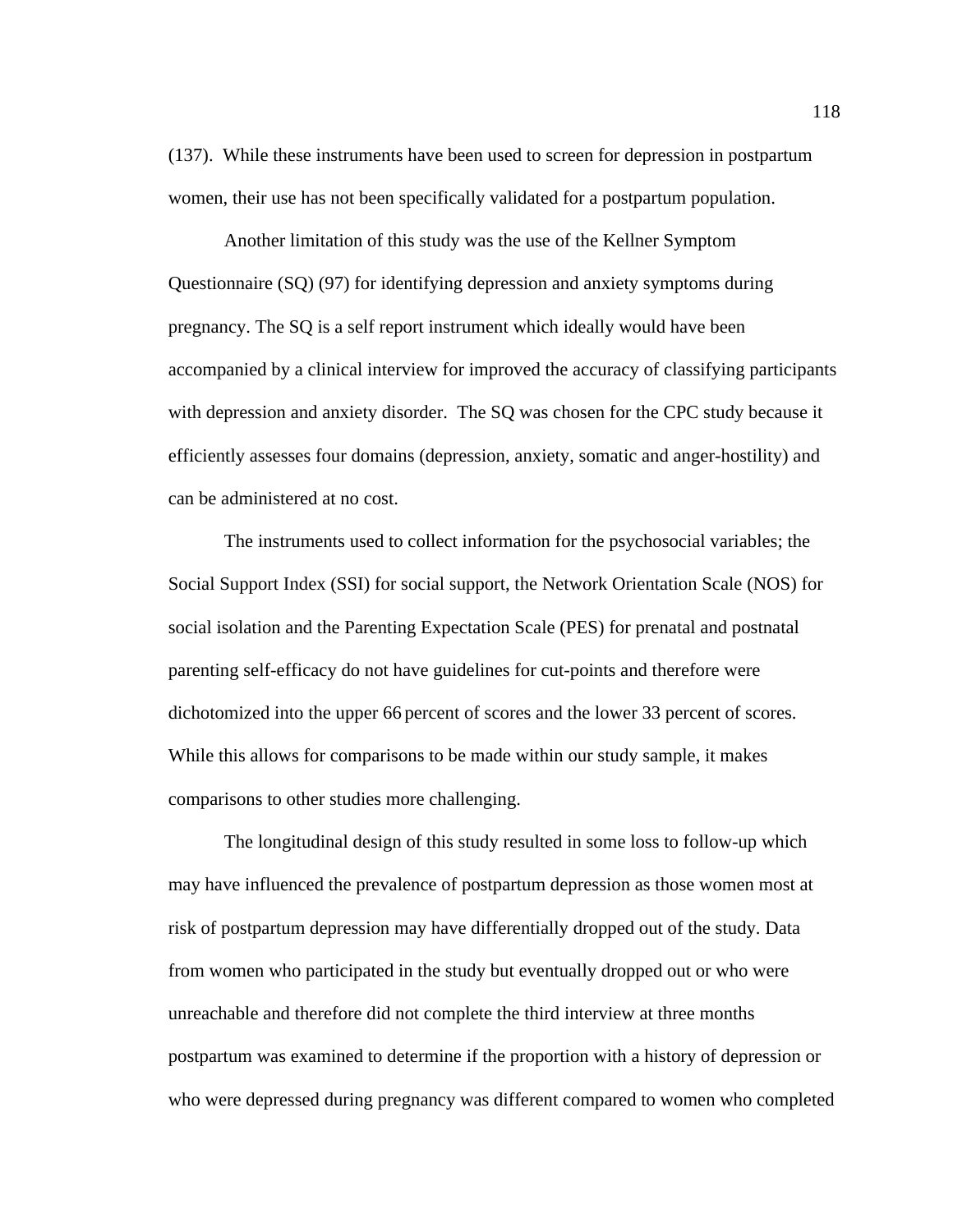(137). While these instruments have been used to screen for depression in postpartum women, their use has not been specifically validated for a postpartum population.

Another limitation of this study was the use of the Kellner Symptom Questionnaire (SQ) (97) for identifying depression and anxiety symptoms during pregnancy. The SQ is a self report instrument which ideally would have been accompanied by a clinical interview for improved the accuracy of classifying participants with depression and anxiety disorder. The SQ was chosen for the CPC study because it efficiently assesses four domains (depression, anxiety, somatic and anger-hostility) and can be administered at no cost.

The instruments used to collect information for the psychosocial variables; the Social Support Index (SSI) for social support, the Network Orientation Scale (NOS) for social isolation and the Parenting Expectation Scale (PES) for prenatal and postnatal parenting self-efficacy do not have guidelines for cut-points and therefore were dichotomized into the upper 66 percent of scores and the lower 33 percent of scores. While this allows for comparisons to be made within our study sample, it makes comparisons to other studies more challenging.

The longitudinal design of this study resulted in some loss to follow-up which may have influenced the prevalence of postpartum depression as those women most at risk of postpartum depression may have differentially dropped out of the study. Data from women who participated in the study but eventually dropped out or who were unreachable and therefore did not complete the third interview at three months postpartum was examined to determine if the proportion with a history of depression or who were depressed during pregnancy was different compared to women who completed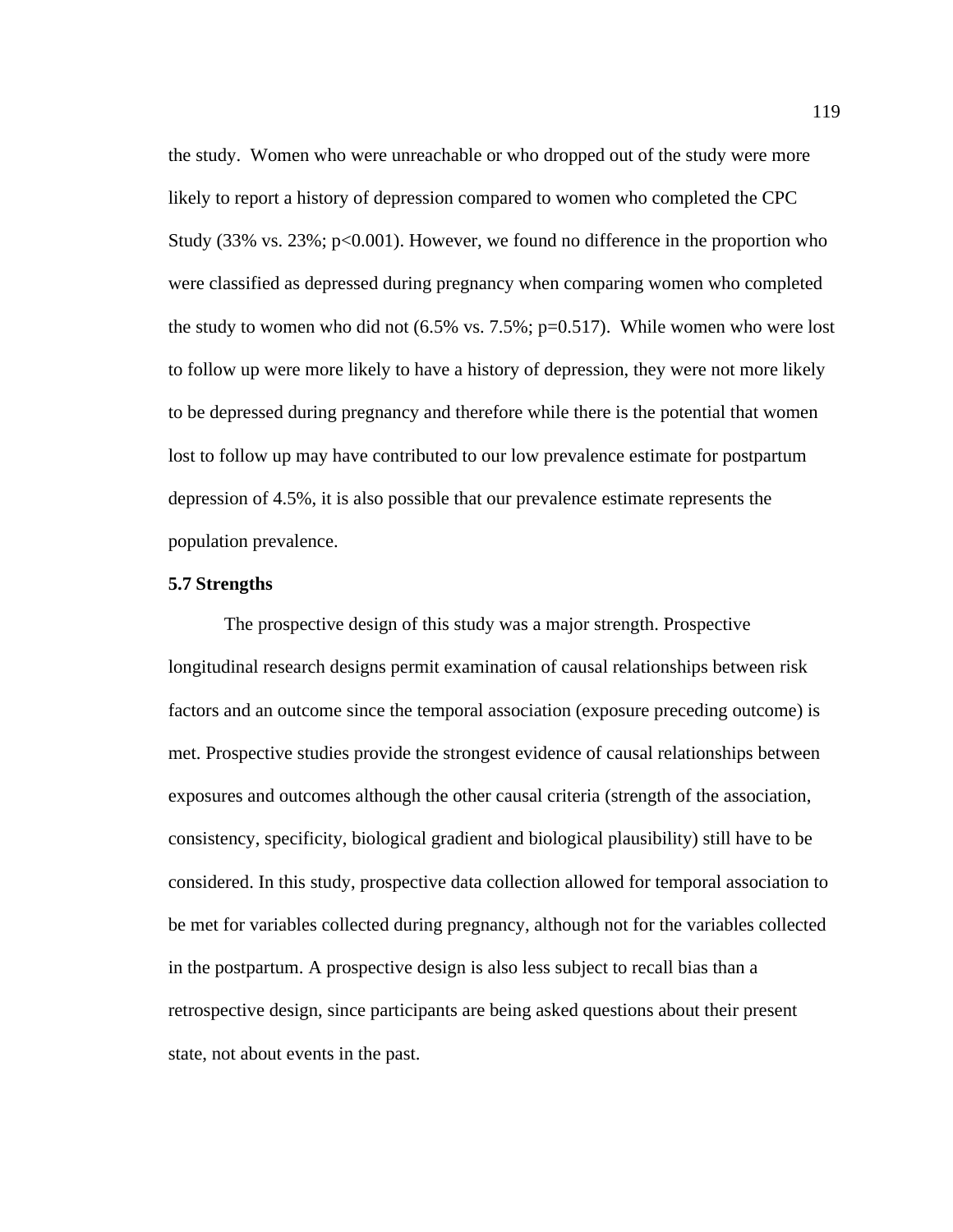the study. Women who were unreachable or who dropped out of the study were more likely to report a history of depression compared to women who completed the CPC Study (33% vs. 23%; $p<0.001$). However, we found no difference in the proportion who were classified as depressed during pregnancy when comparing women who completed the study to women who did not (6.5% vs. 7.5%; $p=0.517$). While women who were lost to follow up were more likely to have a history of depression, they were not more likely to be depressed during pregnancy and therefore while there is the potential that women lost to follow up may have contributed to our low prevalence estimate for postpartum depression of 4.5%, it is also possible that our prevalence estimate represents the population prevalence.

**5.7 Strengths**

The prospective design of this study was a major strength. Prospective longitudinal research designs permit examination of causal relationships between risk factors and an outcome since the temporal association (exposure preceding outcome) is met. Prospective studies provide the strongest evidence of causal relationships between exposures and outcomes although the other causal criteria (strength of the association, consistency, specificity, biological gradient and biological plausibility) still have to be considered. In this study, prospective data collection allowed for temporal association to be met for variables collected during pregnancy, although not for the variables collected in the postpartum. A prospective design is also less subject to recall bias than a retrospective design, since participants are being asked questions about their present state, not about events in the past.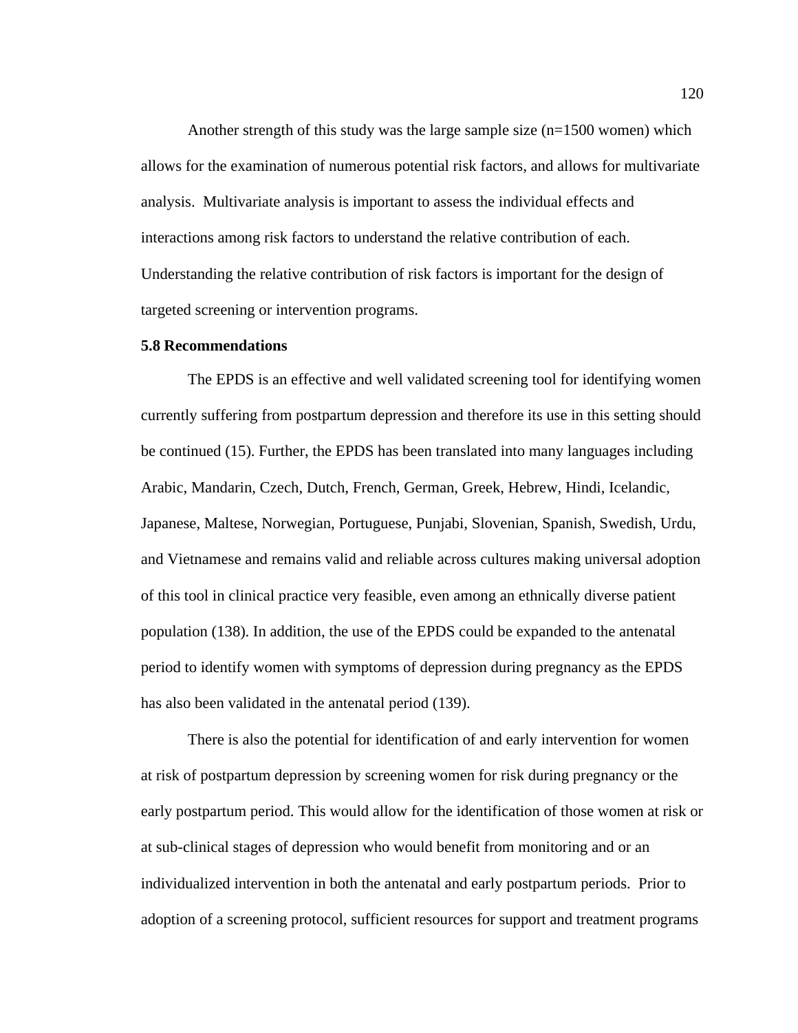Another strength of this study was the large sample size (n=1500 women) which allows for the examination of numerous potential risk factors, and allows for multivariate analysis. Multivariate analysis is important to assess the individual effects and interactions among risk factors to understand the relative contribution of each. Understanding the relative contribution of risk factors is important for the design of targeted screening or intervention programs.

### 5.8 Recommendations

The EPDS is an effective and well validated screening tool for identifying women currently suffering from postpartum depression and therefore its use in this setting should be continued (15). Further, the EPDS has been translated into many languages including Arabic, Mandarin, Czech, Dutch, French, German, Greek, Hebrew, Hindi, Icelandic, Japanese, Maltese, Norwegian, Portuguese, Punjabi, Slovenian, Spanish, Swedish, Urdu, and Vietnamese and remains valid and reliable across cultures making universal adoption of this tool in clinical practice very feasible, even among an ethnically diverse patient population (138). In addition, the use of the EPDS could be expanded to the antenatal period to identify women with symptoms of depression during pregnancy as the EPDS has also been validated in the antenatal period (139).

There is also the potential for identification of and early intervention for women at risk of postpartum depression by screening women for risk during pregnancy or the early postpartum period. This would allow for the identification of those women at risk or at sub-clinical stages of depression who would benefit from monitoring and or an individualized intervention in both the antenatal and early postpartum periods. Prior to adoption of a screening protocol, sufficient resources for support and treatment programs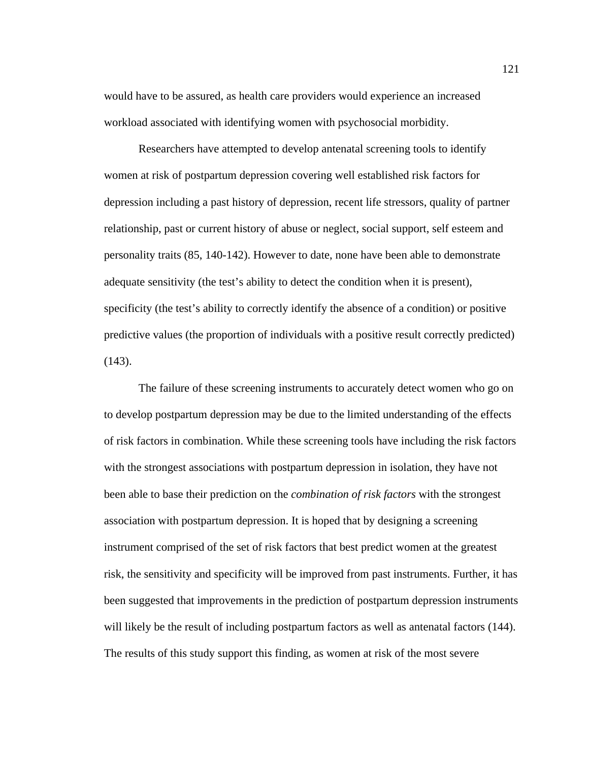would have to be assured, as health care providers would experience an increased workload associated with identifying women with psychosocial morbidity.

Researchers have attempted to develop antenatal screening tools to identify women at risk of postpartum depression covering well established risk factors for depression including a past history of depression, recent life stressors, quality of partner relationship, past or current history of abuse or neglect, social support, self esteem and personality traits (85, 140-142). However to date, none have been able to demonstrate adequate sensitivity (the test's ability to detect the condition when it is present), specificity (the test's ability to correctly identify the absence of a condition) or positive predictive values (the proportion of individuals with a positive result correctly predicted) (143).

The failure of these screening instruments to accurately detect women who go on to develop postpartum depression may be due to the limited understanding of the effects of risk factors in combination. While these screening tools have including the risk factors with the strongest associations with postpartum depression in isolation, they have not been able to base their prediction on the *combination of risk factors* with the strongest association with postpartum depression. It is hoped that by designing a screening instrument comprised of the set of risk factors that best predict women at the greatest risk, the sensitivity and specificity will be improved from past instruments. Further, it has been suggested that improvements in the prediction of postpartum depression instruments will likely be the result of including postpartum factors as well as antenatal factors (144). The results of this study support this finding, as women at risk of the most severe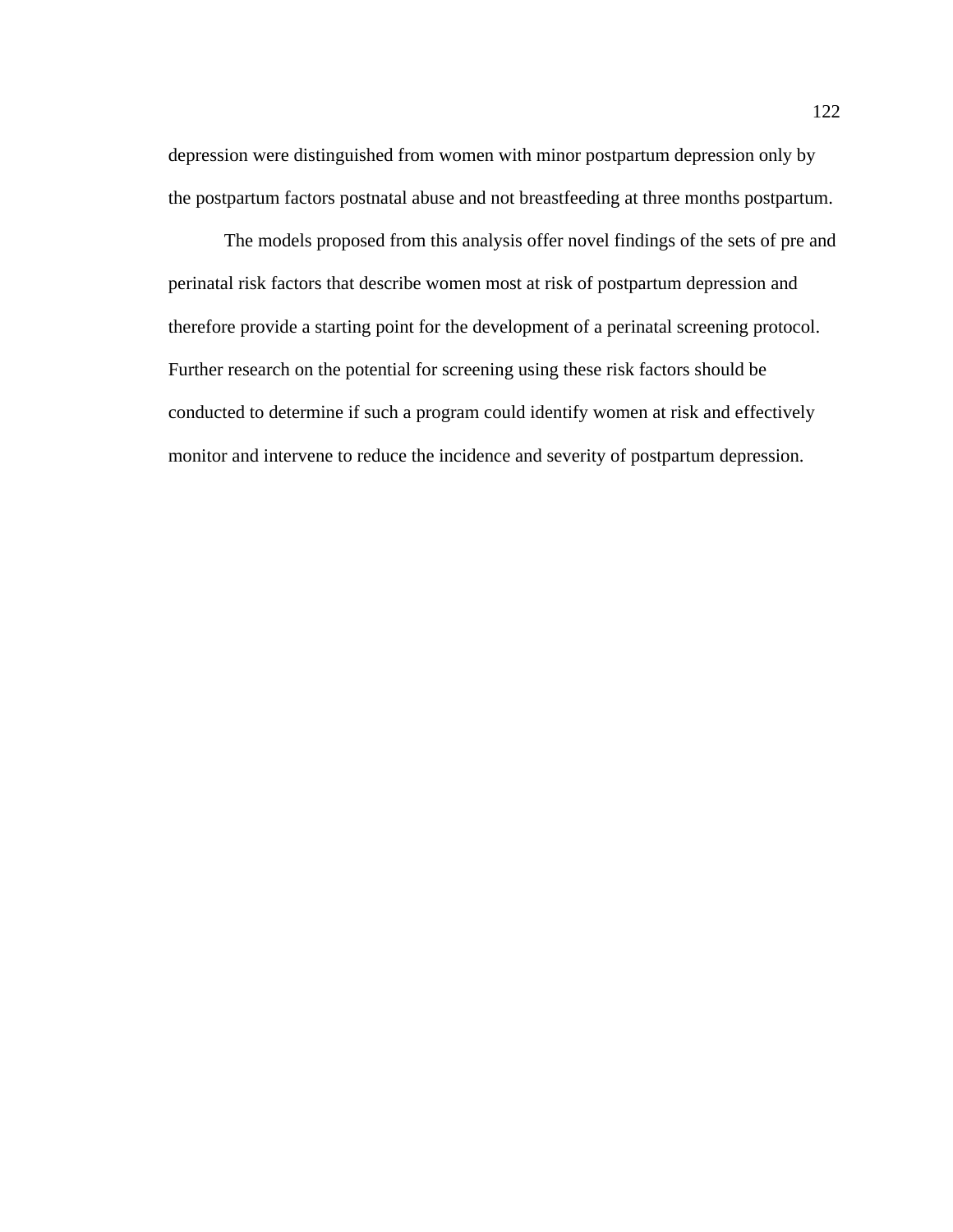depression were distinguished from women with minor postpartum depression only by the postpartum factors postnatal abuse and not breastfeeding at three months postpartum.

The models proposed from this analysis offer novel findings of the sets of pre and perinatal risk factors that describe women most at risk of postpartum depression and therefore provide a starting point for the development of a perinatal screening protocol. Further research on the potential for screening using these risk factors should be conducted to determine if such a program could identify women at risk and effectively monitor and intervene to reduce the incidence and severity of postpartum depression.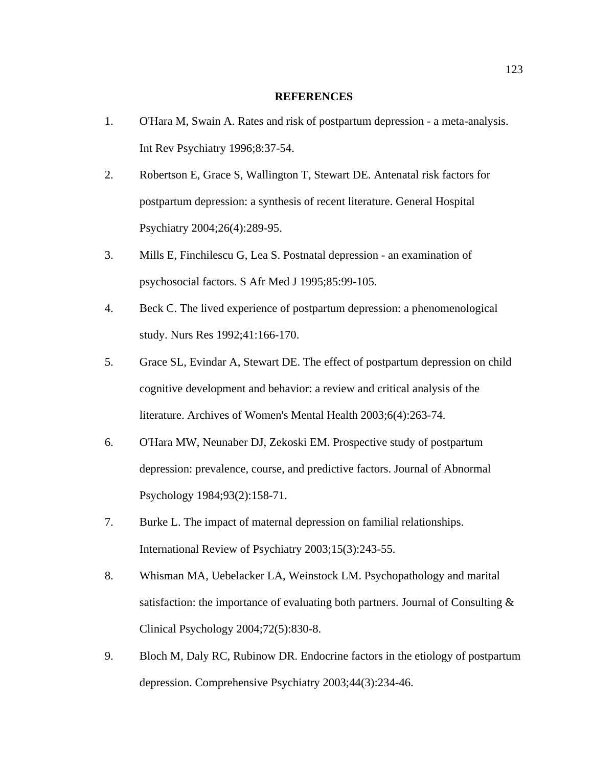# REFERENCES

1. O'Hara M, Swain A. Rates and risk of postpartum depression - a meta-analysis. Int Rev Psychiatry 1996;8:37-54.
2. Robertson E, Grace S, Wallington T, Stewart DE. Antenatal risk factors for postpartum depression: a synthesis of recent literature. General Hospital Psychiatry 2004;26(4):289-95.
3. Mills E, Finchilescu G, Lea S. Postnatal depression - an examination of psychosocial factors. S Afr Med J 1995;85:99-105.
4. Beck C. The lived experience of postpartum depression: a phenomenological study. Nurs Res 1992;41:166-170.
5. Grace SL, Evindar A, Stewart DE. The effect of postpartum depression on child cognitive development and behavior: a review and critical analysis of the literature. Archives of Women's Mental Health 2003;6(4):263-74.
6. O'Hara MW, Neunaber DJ, Zekoski EM. Prospective study of postpartum depression: prevalence, course, and predictive factors. Journal of Abnormal Psychology 1984;93(2):158-71.
7. Burke L. The impact of maternal depression on familial relationships. International Review of Psychiatry 2003;15(3):243-55.
8. Whisman MA, Uebelacker LA, Weinstock LM. Psychopathology and marital satisfaction: the importance of evaluating both partners. Journal of Consulting & Clinical Psychology 2004;72(5):830-8.
9. Bloch M, Daly RC, Rubinow DR. Endocrine factors in the etiology of postpartum depression. Comprehensive Psychiatry 2003;44(3):234-46.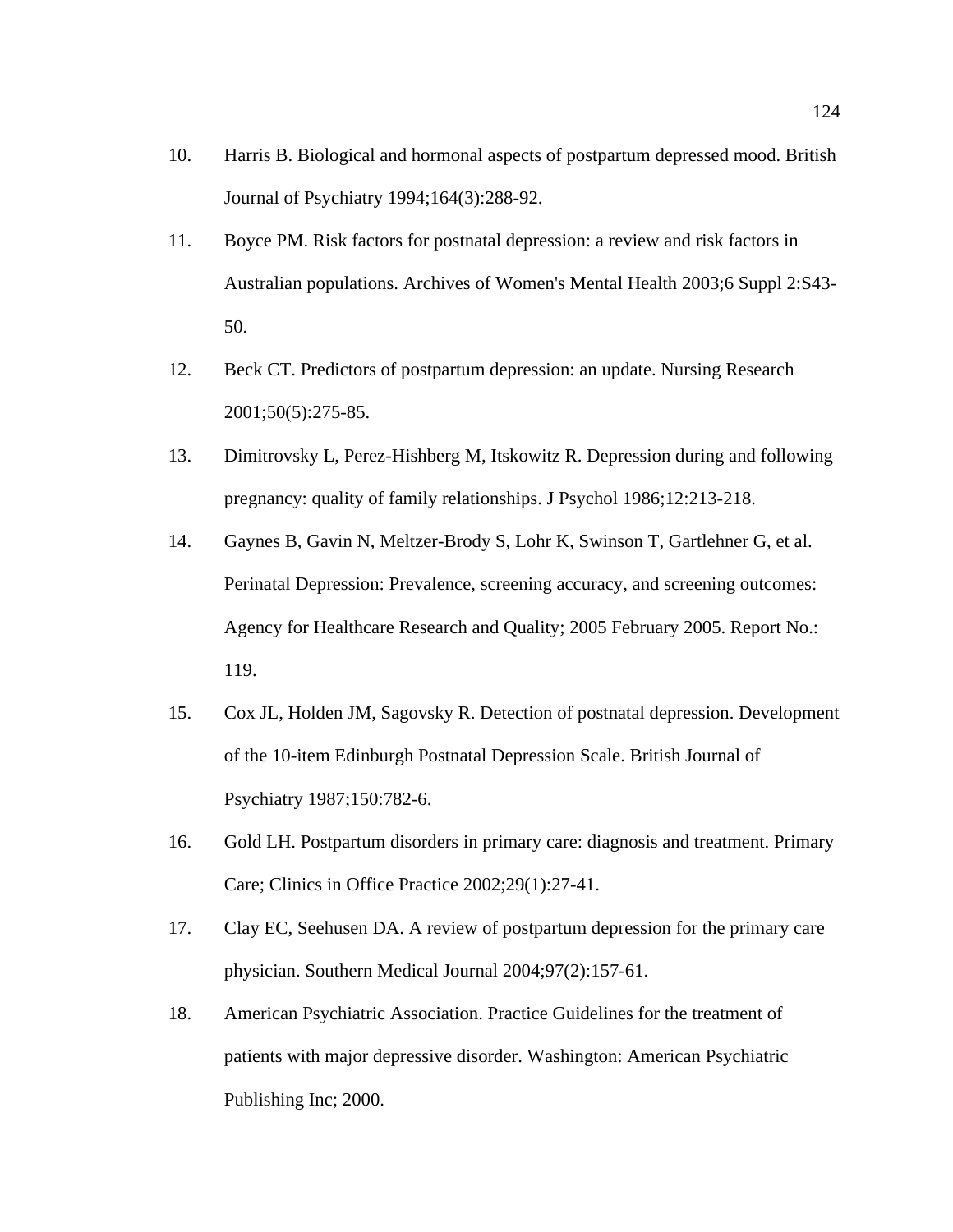10. Harris B. Biological and hormonal aspects of postpartum depressed mood. British Journal of Psychiatry 1994;164(3):288-92.
11. Boyce PM. Risk factors for postnatal depression: a review and risk factors in Australian populations. Archives of Women's Mental Health 2003;6 Suppl 2:S43-50.
12. Beck CT. Predictors of postpartum depression: an update. Nursing Research 2001;50(5):275-85.
13. Dimitrovsky L, Perez-Hishberg M, Itskowitz R. Depression during and following pregnancy: quality of family relationships. J Psychol 1986;12:213-218.
14. Gaynes B, Gavin N, Meltzer-Brody S, Lohr K, Swinson T, Gartlehner G, et al. Perinatal Depression: Prevalence, screening accuracy, and screening outcomes: Agency for Healthcare Research and Quality; 2005 February 2005. Report No.: 119.
15. Cox JL, Holden JM, Sagovsky R. Detection of postnatal depression. Development of the 10-item Edinburgh Postnatal Depression Scale. British Journal of Psychiatry 1987;150:782-6.
16. Gold LH. Postpartum disorders in primary care: diagnosis and treatment. Primary Care; Clinics in Office Practice 2002;29(1):27-41.
17. Clay EC, Seehusen DA. A review of postpartum depression for the primary care physician. Southern Medical Journal 2004;97(2):157-61.
18. American Psychiatric Association. Practice Guidelines for the treatment of patients with major depressive disorder. Washington: American Psychiatric Publishing Inc; 2000.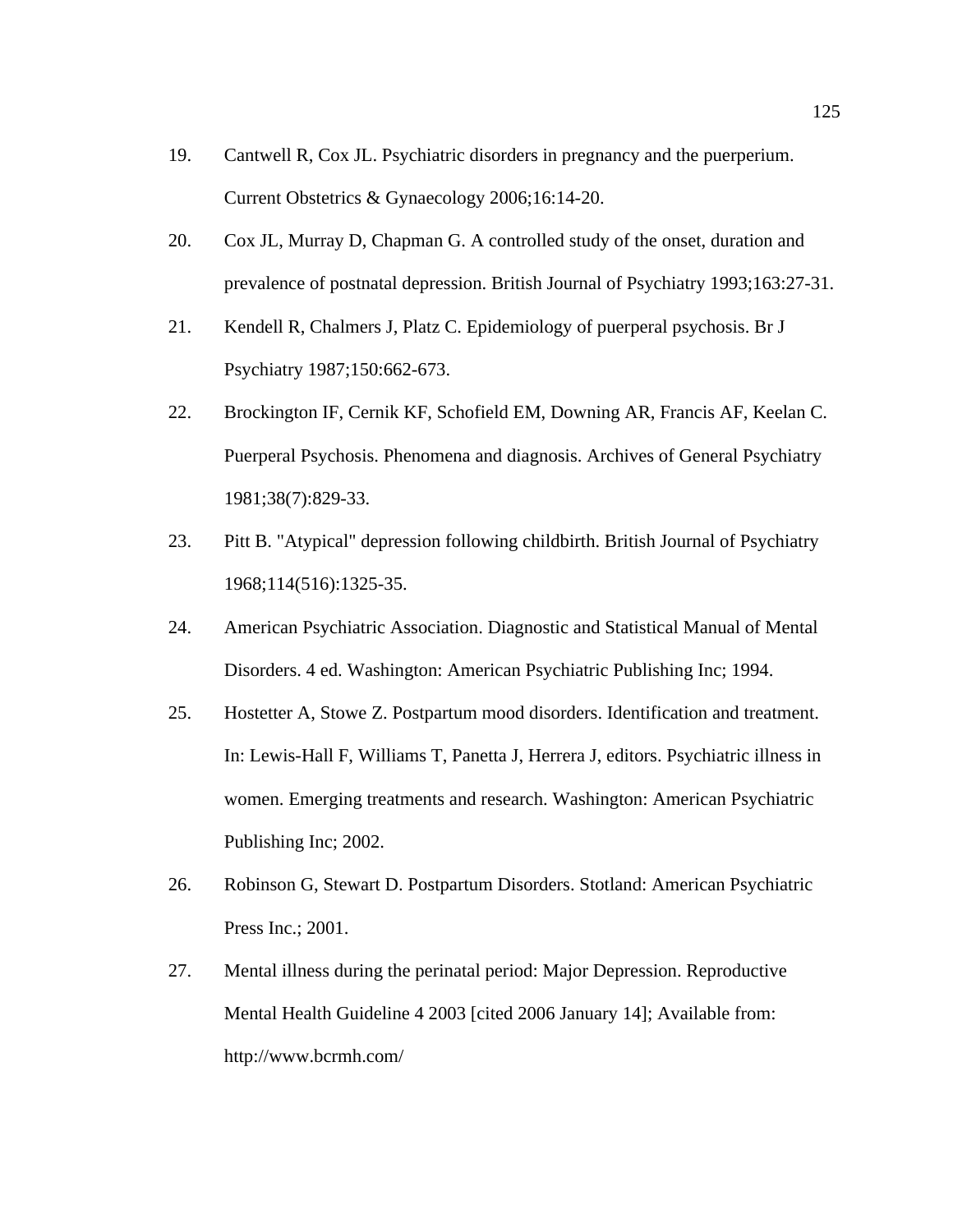19. Cantwell R, Cox JL. Psychiatric disorders in pregnancy and the puerperium. Current Obstetrics & Gynaecology 2006;16:14-20.

20. Cox JL, Murray D, Chapman G. A controlled study of the onset, duration and prevalence of postnatal depression. British Journal of Psychiatry 1993;163:27-31.

21. Kendell R, Chalmers J, Platz C. Epidemiology of puerperal psychosis. Br J Psychiatry 1987;150:662-673.

22. Brockington IF, Cernik KF, Schofield EM, Downing AR, Francis AF, Keelan C. Puerperal Psychosis. Phenomena and diagnosis. Archives of General Psychiatry 1981;38(7):829-33.

23. Pitt B. "Atypical" depression following childbirth. British Journal of Psychiatry 1968;114(516):1325-35.

24. American Psychiatric Association. Diagnostic and Statistical Manual of Mental Disorders. 4 ed. Washington: American Psychiatric Publishing Inc; 1994.

25. Hostetter A, Stowe Z. Postpartum mood disorders. Identification and treatment. In: Lewis-Hall F, Williams T, Panetta J, Herrera J, editors. Psychiatric illness in women. Emerging treatments and research. Washington: American Psychiatric Publishing Inc; 2002.

26. Robinson G, Stewart D. Postpartum Disorders. Stotland: American Psychiatric Press Inc.; 2001.

27. Mental illness during the perinatal period: Major Depression. Reproductive Mental Health Guideline 4 2003 [cited 2006 January 14]; Available from: http://www.bcrmh.com/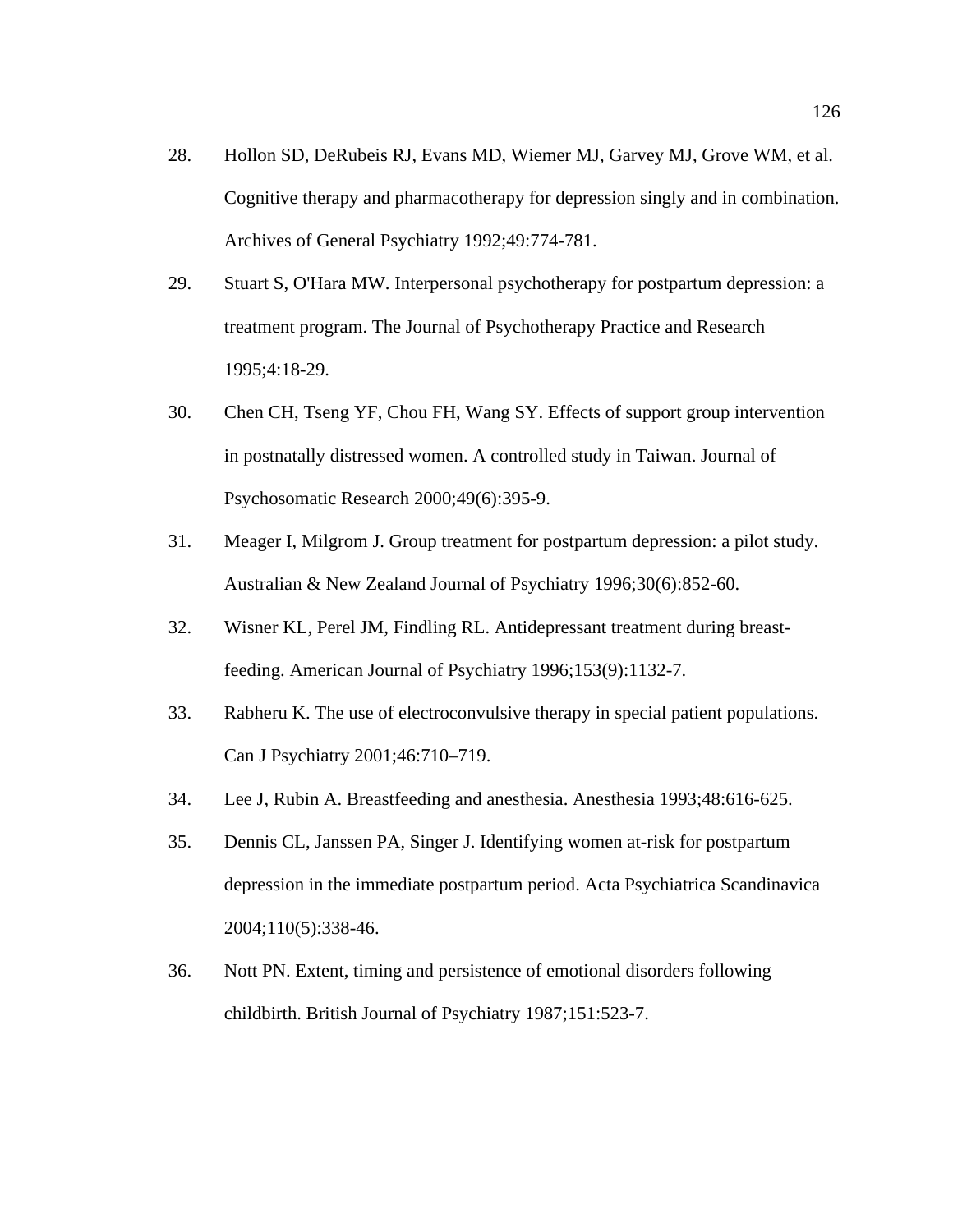28. Hollon SD, DeRubeis RJ, Evans MD, Wiemer MJ, Garvey MJ, Grove WM, et al. Cognitive therapy and pharmacotherapy for depression singly and in combination. Archives of General Psychiatry 1992;49:774-781.

29. Stuart S, O'Hara MW. Interpersonal psychotherapy for postpartum depression: a treatment program. The Journal of Psychotherapy Practice and Research 1995;4:18-29.

30. Chen CH, Tseng YF, Chou FH, Wang SY. Effects of support group intervention in postnatally distressed women. A controlled study in Taiwan. Journal of Psychosomatic Research 2000;49(6):395-9.

31. Meager I, Milgrom J. Group treatment for postpartum depression: a pilot study. Australian & New Zealand Journal of Psychiatry 1996;30(6):852-60.

32. Wisner KL, Perel JM, Findling RL. Antidepressant treatment during breast-feeding. American Journal of Psychiatry 1996;153(9):1132-7.

33. Rabheru K. The use of electroconvulsive therapy in special patient populations. Can J Psychiatry 2001;46:710–719.

34. Lee J, Rubin A. Breastfeeding and anesthesia. Anesthesia 1993;48:616-625.

35. Dennis CL, Janssen PA, Singer J. Identifying women at-risk for postpartum depression in the immediate postpartum period. Acta Psychiatrica Scandinavica 2004;110(5):338-46.

36. Nott PN. Extent, timing and persistence of emotional disorders following childbirth. British Journal of Psychiatry 1987;151:523-7.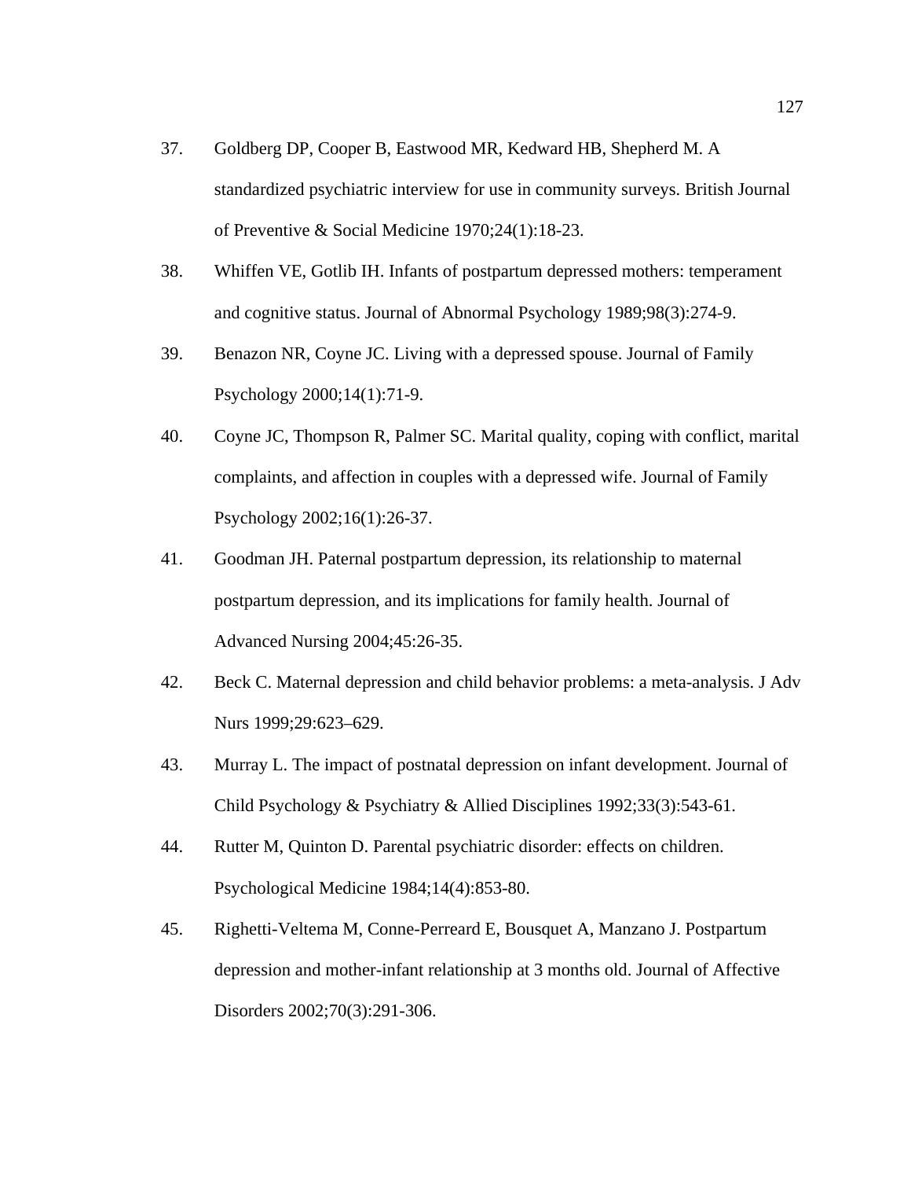37. Goldberg DP, Cooper B, Eastwood MR, Kedward HB, Shepherd M. A standardized psychiatric interview for use in community surveys. British Journal of Preventive & Social Medicine 1970;24(1):18-23.

38. Whiffen VE, Gotlib IH. Infants of postpartum depressed mothers: temperament and cognitive status. Journal of Abnormal Psychology 1989;98(3):274-9.

39. Benazon NR, Coyne JC. Living with a depressed spouse. Journal of Family Psychology 2000;14(1):71-9.

40. Coyne JC, Thompson R, Palmer SC. Marital quality, coping with conflict, marital complaints, and affection in couples with a depressed wife. Journal of Family Psychology 2002;16(1):26-37.

41. Goodman JH. Paternal postpartum depression, its relationship to maternal postpartum depression, and its implications for family health. Journal of Advanced Nursing 2004;45:26-35.

42. Beck C. Maternal depression and child behavior problems: a meta-analysis. J Adv Nurs 1999;29:623–629.

43. Murray L. The impact of postnatal depression on infant development. Journal of Child Psychology & Psychiatry & Allied Disciplines 1992;33(3):543-61.

44. Rutter M, Quinton D. Parental psychiatric disorder: effects on children. Psychological Medicine 1984;14(4):853-80.

45. Righetti-Veltema M, Conne-Perreard E, Bousquet A, Manzano J. Postpartum depression and mother-infant relationship at 3 months old. Journal of Affective Disorders 2002;70(3):291-306.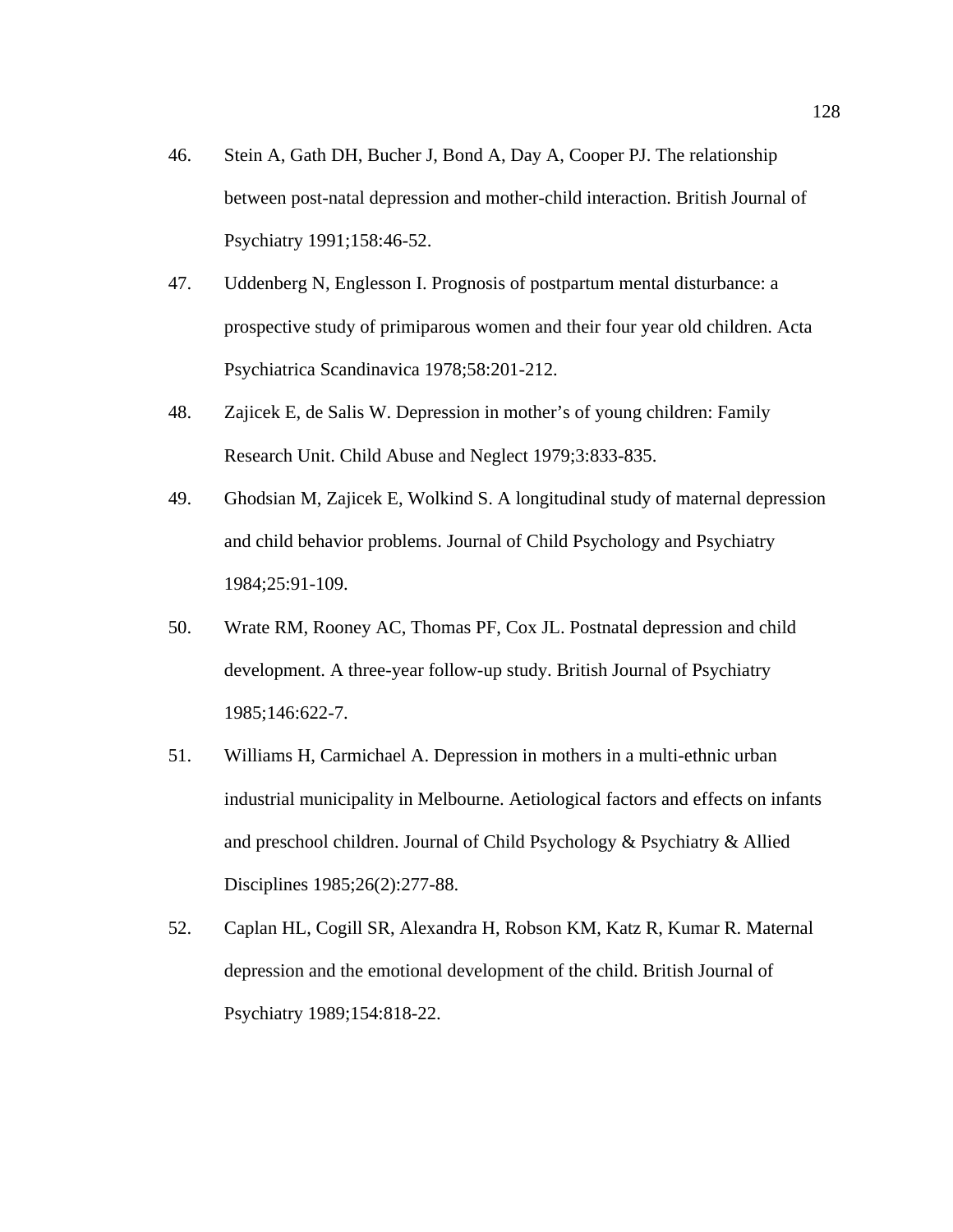46. Stein A, Gath DH, Bucher J, Bond A, Day A, Cooper PJ. The relationship between post-natal depression and mother-child interaction. British Journal of Psychiatry 1991;158:46-52.

47. Uddenberg N, Englesson I. Prognosis of postpartum mental disturbance: a prospective study of primiparous women and their four year old children. Acta Psychiatrica Scandinavica 1978;58:201-212.

48. Zajicek E, de Salis W. Depression in mother's of young children: Family Research Unit. Child Abuse and Neglect 1979;3:833-835.

49. Ghodsian M, Zajicek E, Wolkind S. A longitudinal study of maternal depression and child behavior problems. Journal of Child Psychology and Psychiatry 1984;25:91-109.

50. Wrate RM, Rooney AC, Thomas PF, Cox JL. Postnatal depression and child development. A three-year follow-up study. British Journal of Psychiatry 1985;146:622-7.

51. Williams H, Carmichael A. Depression in mothers in a multi-ethnic urban industrial municipality in Melbourne. Aetiological factors and effects on infants and preschool children. Journal of Child Psychology & Psychiatry & Allied Disciplines 1985;26(2):277-88.

52. Caplan HL, Cogill SR, Alexandra H, Robson KM, Katz R, Kumar R. Maternal depression and the emotional development of the child. British Journal of Psychiatry 1989;154:818-22.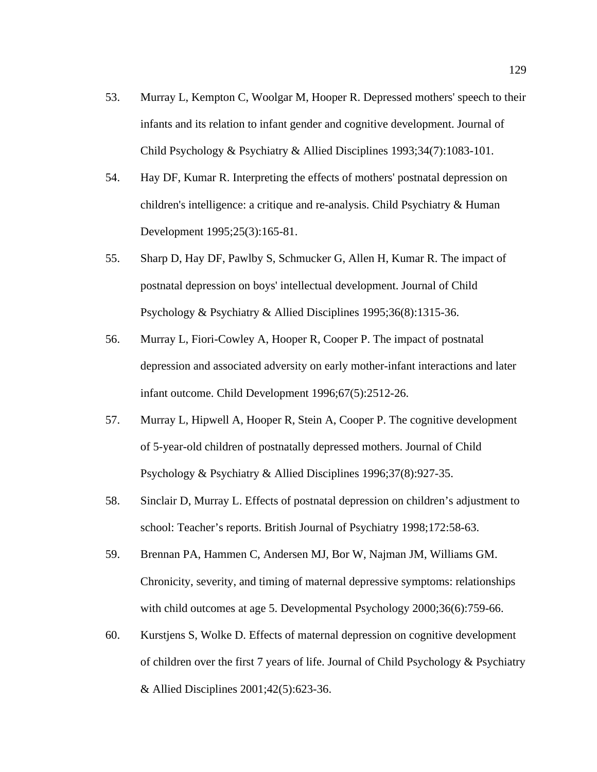53. Murray L, Kempton C, Woolgar M, Hooper R. Depressed mothers' speech to their infants and its relation to infant gender and cognitive development. Journal of Child Psychology & Psychiatry & Allied Disciplines 1993;34(7):1083-101.

54. Hay DF, Kumar R. Interpreting the effects of mothers' postnatal depression on children's intelligence: a critique and re-analysis. Child Psychiatry & Human Development 1995;25(3):165-81.

55. Sharp D, Hay DF, Pawlby S, Schmucker G, Allen H, Kumar R. The impact of postnatal depression on boys' intellectual development. Journal of Child Psychology & Psychiatry & Allied Disciplines 1995;36(8):1315-36.

56. Murray L, Fiori-Cowley A, Hooper R, Cooper P. The impact of postnatal depression and associated adversity on early mother-infant interactions and later infant outcome. Child Development 1996;67(5):2512-26.

57. Murray L, Hipwell A, Hooper R, Stein A, Cooper P. The cognitive development of 5-year-old children of postnatally depressed mothers. Journal of Child Psychology & Psychiatry & Allied Disciplines 1996;37(8):927-35.

58. Sinclair D, Murray L. Effects of postnatal depression on children’s adjustment to school: Teacher’s reports. British Journal of Psychiatry 1998;172:58-63.

59. Brennan PA, Hammen C, Andersen MJ, Bor W, Najman JM, Williams GM. Chronicity, severity, and timing of maternal depressive symptoms: relationships with child outcomes at age 5. Developmental Psychology 2000;36(6):759-66.

60. Kurstjens S, Wolke D. Effects of maternal depression on cognitive development of children over the first 7 years of life. Journal of Child Psychology & Psychiatry & Allied Disciplines 2001;42(5):623-36.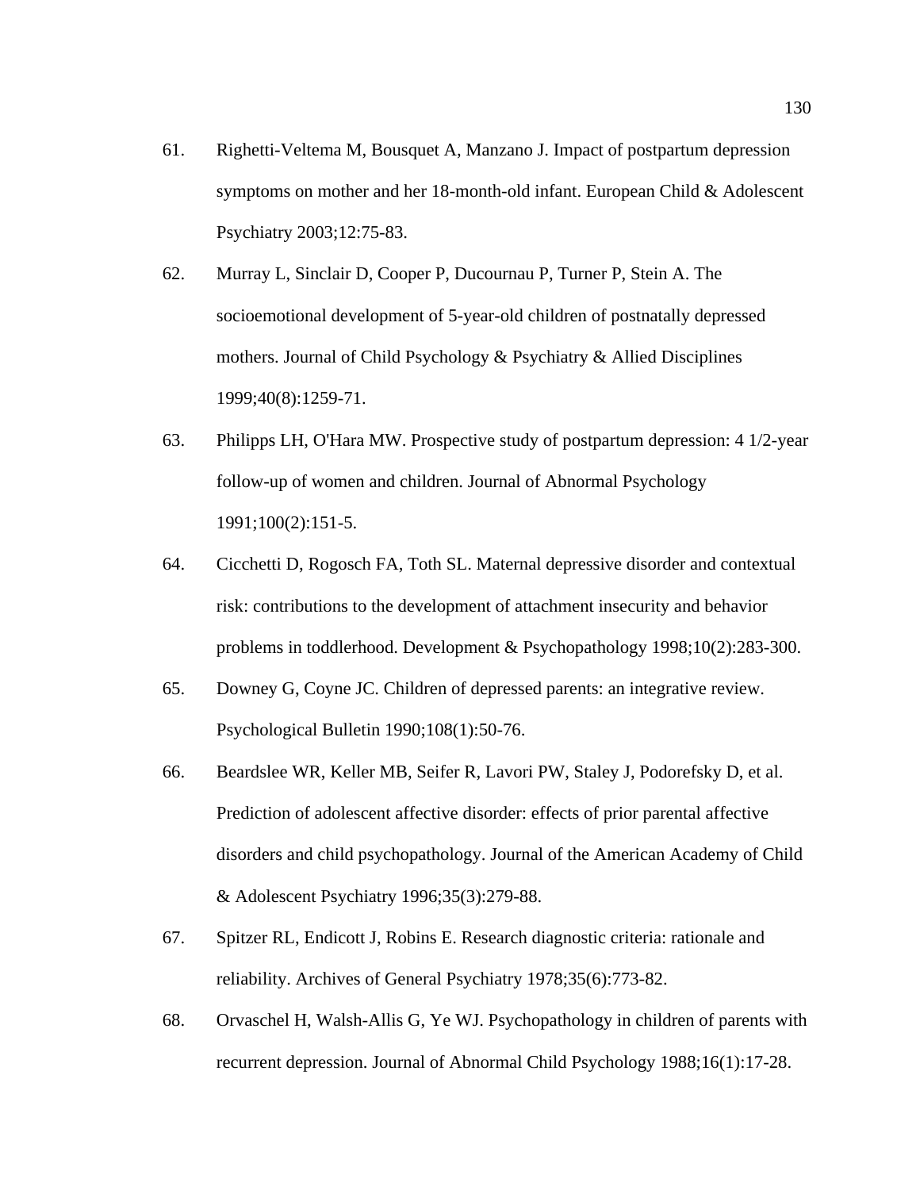61. Righetti-Veltema M, Bousquet A, Manzano J. Impact of postpartum depression symptoms on mother and her 18-month-old infant. European Child & Adolescent Psychiatry 2003;12:75-83.

62. Murray L, Sinclair D, Cooper P, Ducournau P, Turner P, Stein A. The socioemotional development of 5-year-old children of postnatally depressed mothers. Journal of Child Psychology & Psychiatry & Allied Disciplines 1999;40(8):1259-71.

63. Philipps LH, O'Hara MW. Prospective study of postpartum depression: 4 1/2-year follow-up of women and children. Journal of Abnormal Psychology 1991;100(2):151-5.

64. Cicchetti D, Rogosch FA, Toth SL. Maternal depressive disorder and contextual risk: contributions to the development of attachment insecurity and behavior problems in toddlerhood. Development & Psychopathology 1998;10(2):283-300.

65. Downey G, Coyne JC. Children of depressed parents: an integrative review. Psychological Bulletin 1990;108(1):50-76.

66. Beardslee WR, Keller MB, Seifer R, Lavori PW, Staley J, Podorefsky D, et al. Prediction of adolescent affective disorder: effects of prior parental affective disorders and child psychopathology. Journal of the American Academy of Child & Adolescent Psychiatry 1996;35(3):279-88.

67. Spitzer RL, Endicott J, Robins E. Research diagnostic criteria: rationale and reliability. Archives of General Psychiatry 1978;35(6):773-82.

68. Orvaschel H, Walsh-Allis G, Ye WJ. Psychopathology in children of parents with recurrent depression. Journal of Abnormal Child Psychology 1988;16(1):17-28.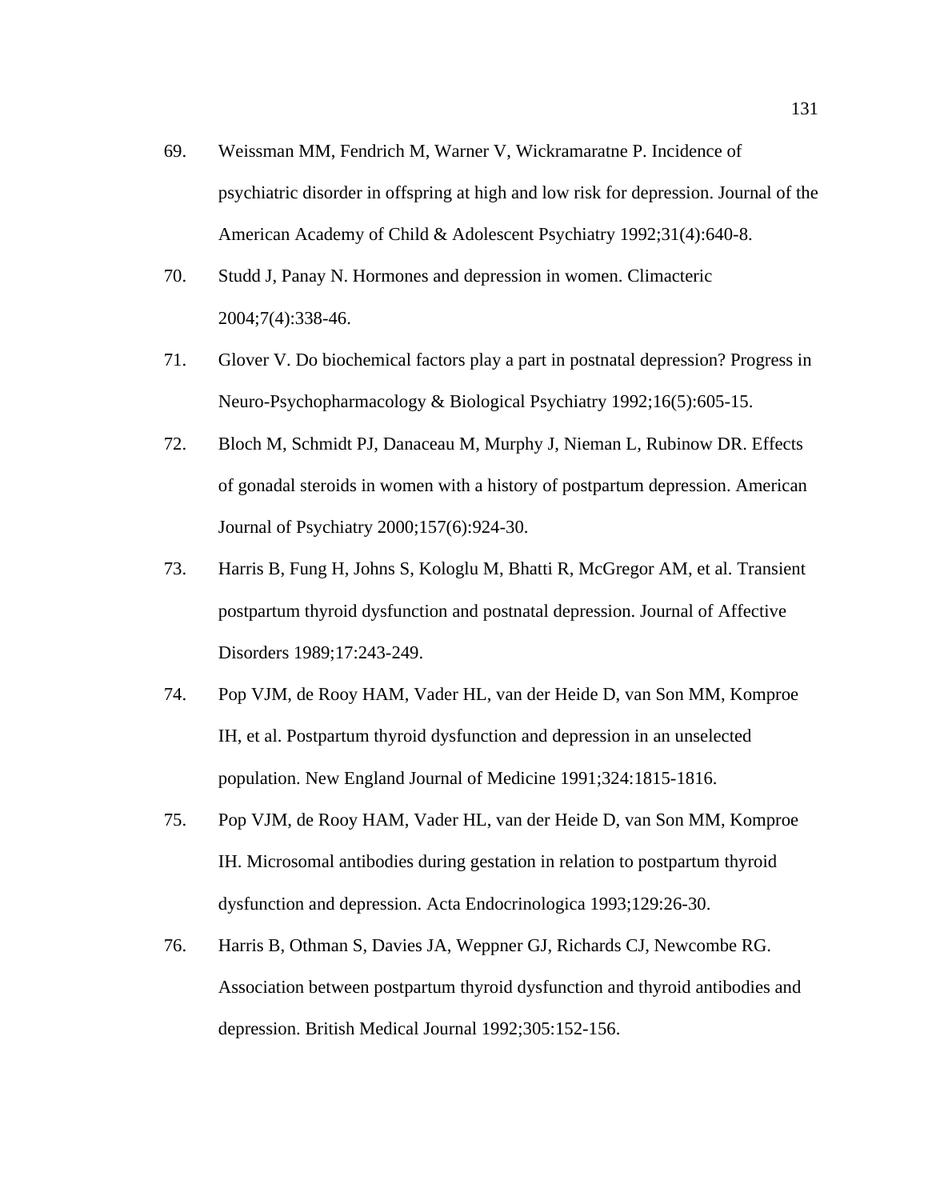69. Weissman MM, Fendrich M, Warner V, Wickramaratne P. Incidence of psychiatric disorder in offspring at high and low risk for depression. Journal of the American Academy of Child & Adolescent Psychiatry 1992;31(4):640-8.

70. Studd J, Panay N. Hormones and depression in women. Climacteric 2004;7(4):338-46.

71. Glover V. Do biochemical factors play a part in postnatal depression? Progress in Neuro-Psychopharmacology & Biological Psychiatry 1992;16(5):605-15.

72. Bloch M, Schmidt PJ, Danaceau M, Murphy J, Nieman L, Rubinow DR. Effects of gonadal steroids in women with a history of postpartum depression. American Journal of Psychiatry 2000;157(6):924-30.

73. Harris B, Fung H, Johns S, Kologlu M, Bhatti R, McGregor AM, et al. Transient postpartum thyroid dysfunction and postnatal depression. Journal of Affective Disorders 1989;17:243-249.

74. Pop VJM, de Rooy HAM, Vader HL, van der Heide D, van Son MM, Komproe IH, et al. Postpartum thyroid dysfunction and depression in an unselected population. New England Journal of Medicine 1991;324:1815-1816.

75. Pop VJM, de Rooy HAM, Vader HL, van der Heide D, van Son MM, Komproe IH. Microsomal antibodies during gestation in relation to postpartum thyroid dysfunction and depression. Acta Endocrinologica 1993;129:26-30.

76. Harris B, Othman S, Davies JA, Weppner GJ, Richards CJ, Newcombe RG. Association between postpartum thyroid dysfunction and thyroid antibodies and depression. British Medical Journal 1992;305:152-156.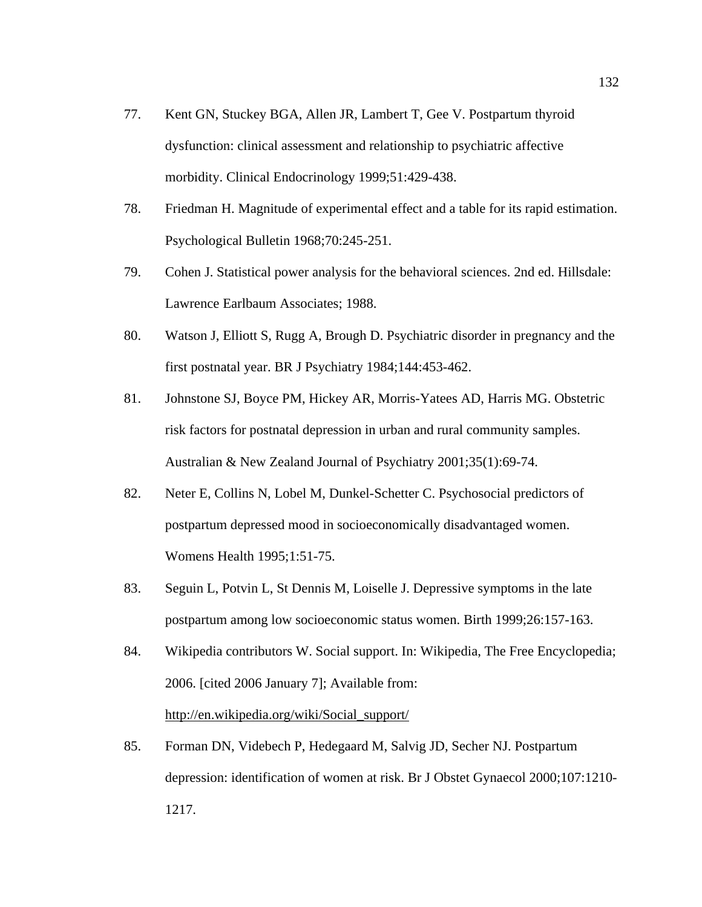77. Kent GN, Stuckey BGA, Allen JR, Lambert T, Gee V. Postpartum thyroid dysfunction: clinical assessment and relationship to psychiatric affective morbidity. Clinical Endocrinology 1999;51:429-438.

78. Friedman H. Magnitude of experimental effect and a table for its rapid estimation. Psychological Bulletin 1968;70:245-251.

79. Cohen J. Statistical power analysis for the behavioral sciences. 2nd ed. Hillsdale: Lawrence Earlbaum Associates; 1988.

80. Watson J, Elliott S, Rugg A, Brough D. Psychiatric disorder in pregnancy and the first postnatal year. BR J Psychiatry 1984;144:453-462.

81. Johnstone SJ, Boyce PM, Hickey AR, Morris-Yatees AD, Harris MG. Obstetric risk factors for postnatal depression in urban and rural community samples. Australian & New Zealand Journal of Psychiatry 2001;35(1):69-74.

82. Neter E, Collins N, Lobel M, Dunkel-Schetter C. Psychosocial predictors of postpartum depressed mood in socioeconomically disadvantaged women. Womens Health 1995;1:51-75.

83. Seguin L, Potvin L, St Dennis M, Loiselle J. Depressive symptoms in the late postpartum among low socioeconomic status women. Birth 1999;26:157-163.

84. Wikipedia contributors W. Social support. In: Wikipedia, The Free Encyclopedia; 2006. [cited 2006 January 7]; Available from: http://en.wikipedia.org/wiki/Social_support/

85. Forman DN, Videbech P, Hedegaard M, Salvig JD, Secher NJ. Postpartum depression: identification of women at risk. Br J Obstet Gynaecol 2000;107:1210-1217.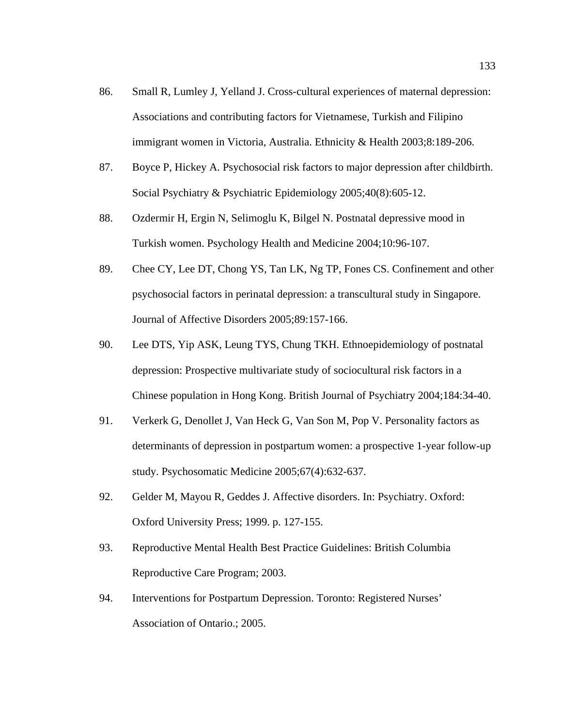86. Small R, Lumley J, Yelland J. Cross-cultural experiences of maternal depression: Associations and contributing factors for Vietnamese, Turkish and Filipino immigrant women in Victoria, Australia. Ethnicity & Health 2003;8:189-206.

87. Boyce P, Hickey A. Psychosocial risk factors to major depression after childbirth. Social Psychiatry & Psychiatric Epidemiology 2005;40(8):605-12.

88. Ozdermir H, Ergin N, Selimoglu K, Bilgel N. Postnatal depressive mood in Turkish women. Psychology Health and Medicine 2004;10:96-107.

89. Chee CY, Lee DT, Chong YS, Tan LK, Ng TP, Fones CS. Confinement and other psychosocial factors in perinatal depression: a transcultural study in Singapore. Journal of Affective Disorders 2005;89:157-166.

90. Lee DTS, Yip ASK, Leung TYS, Chung TKH. Ethnoepidemiology of postnatal depression: Prospective multivariate study of sociocultural risk factors in a Chinese population in Hong Kong. British Journal of Psychiatry 2004;184:34-40.

91. Verkerk G, Denollet J, Van Heck G, Van Son M, Pop V. Personality factors as determinants of depression in postpartum women: a prospective 1-year follow-up study. Psychosomatic Medicine 2005;67(4):632-637.

92. Gelder M, Mayou R, Geddes J. Affective disorders. In: Psychiatry. Oxford: Oxford University Press; 1999. p. 127-155.

93. Reproductive Mental Health Best Practice Guidelines: British Columbia Reproductive Care Program; 2003.

94. Interventions for Postpartum Depression. Toronto: Registered Nurses' Association of Ontario.; 2005.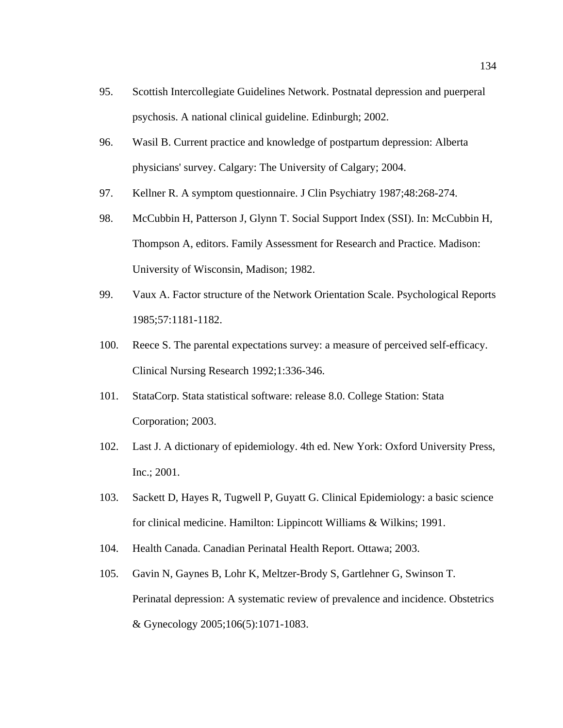95. Scottish Intercollegiate Guidelines Network. Postnatal depression and puerperal psychosis. A national clinical guideline. Edinburgh; 2002.

96. Wasil B. Current practice and knowledge of postpartum depression: Alberta physicians' survey. Calgary: The University of Calgary; 2004.

97. Kellner R. A symptom questionnaire. J Clin Psychiatry 1987;48:268-274.

98. McCubbin H, Patterson J, Glynn T. Social Support Index (SSI). In: McCubbin H, Thompson A, editors. Family Assessment for Research and Practice. Madison: University of Wisconsin, Madison; 1982.

99. Vaux A. Factor structure of the Network Orientation Scale. Psychological Reports 1985;57:1181-1182.

100. Reece S. The parental expectations survey: a measure of perceived self-efficacy. Clinical Nursing Research 1992;1:336-346.

101. StataCorp. Stata statistical software: release 8.0. College Station: Stata Corporation; 2003.

102. Last J. A dictionary of epidemiology. 4th ed. New York: Oxford University Press, Inc.; 2001.

103. Sackett D, Hayes R, Tugwell P, Guyatt G. Clinical Epidemiology: a basic science for clinical medicine. Hamilton: Lippincott Williams & Wilkins; 1991.

104. Health Canada. Canadian Perinatal Health Report. Ottawa; 2003.

105. Gavin N, Gaynes B, Lohr K, Meltzer-Brody S, Gartlehner G, Swinson T. Perinatal depression: A systematic review of prevalence and incidence. Obstetrics & Gynecology 2005;106(5):1071-1083.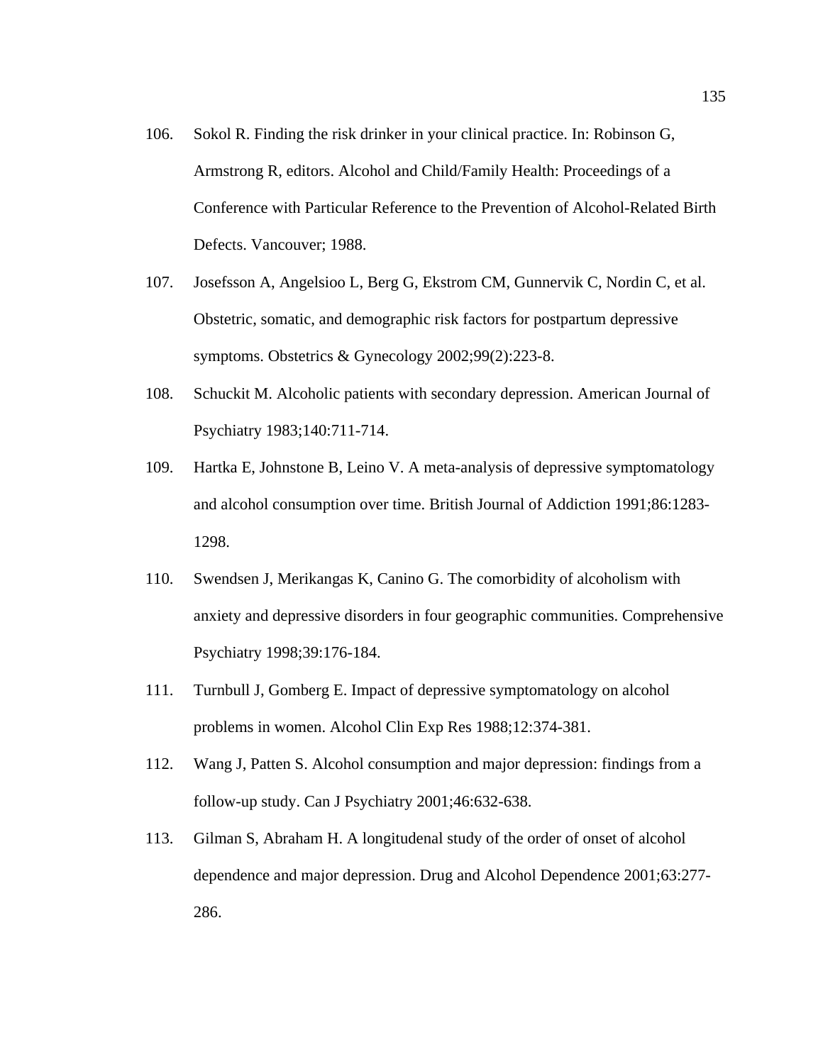106. Sokol R. Finding the risk drinker in your clinical practice. In: Robinson G, Armstrong R, editors. Alcohol and Child/Family Health: Proceedings of a Conference with Particular Reference to the Prevention of Alcohol-Related Birth Defects. Vancouver; 1988.

107. Josefsson A, Angelsioo L, Berg G, Ekstrom CM, Gunnervik C, Nordin C, et al. Obstetric, somatic, and demographic risk factors for postpartum depressive symptoms. Obstetrics & Gynecology 2002;99(2):223-8.

108. Schuckit M. Alcoholic patients with secondary depression. American Journal of Psychiatry 1983;140:711-714.

109. Hartka E, Johnstone B, Leino V. A meta-analysis of depressive symptomatology and alcohol consumption over time. British Journal of Addiction 1991;86:1283-1298.

110. Swendsen J, Merikangas K, Canino G. The comorbidity of alcoholism with anxiety and depressive disorders in four geographic communities. Comprehensive Psychiatry 1998;39:176-184.

111. Turnbull J, Gomberg E. Impact of depressive symptomatology on alcohol problems in women. Alcohol Clin Exp Res 1988;12:374-381.

112. Wang J, Patten S. Alcohol consumption and major depression: findings from a follow-up study. Can J Psychiatry 2001;46:632-638.

113. Gilman S, Abraham H. A longitudenal study of the order of onset of alcohol dependence and major depression. Drug and Alcohol Dependence 2001;63:277-286.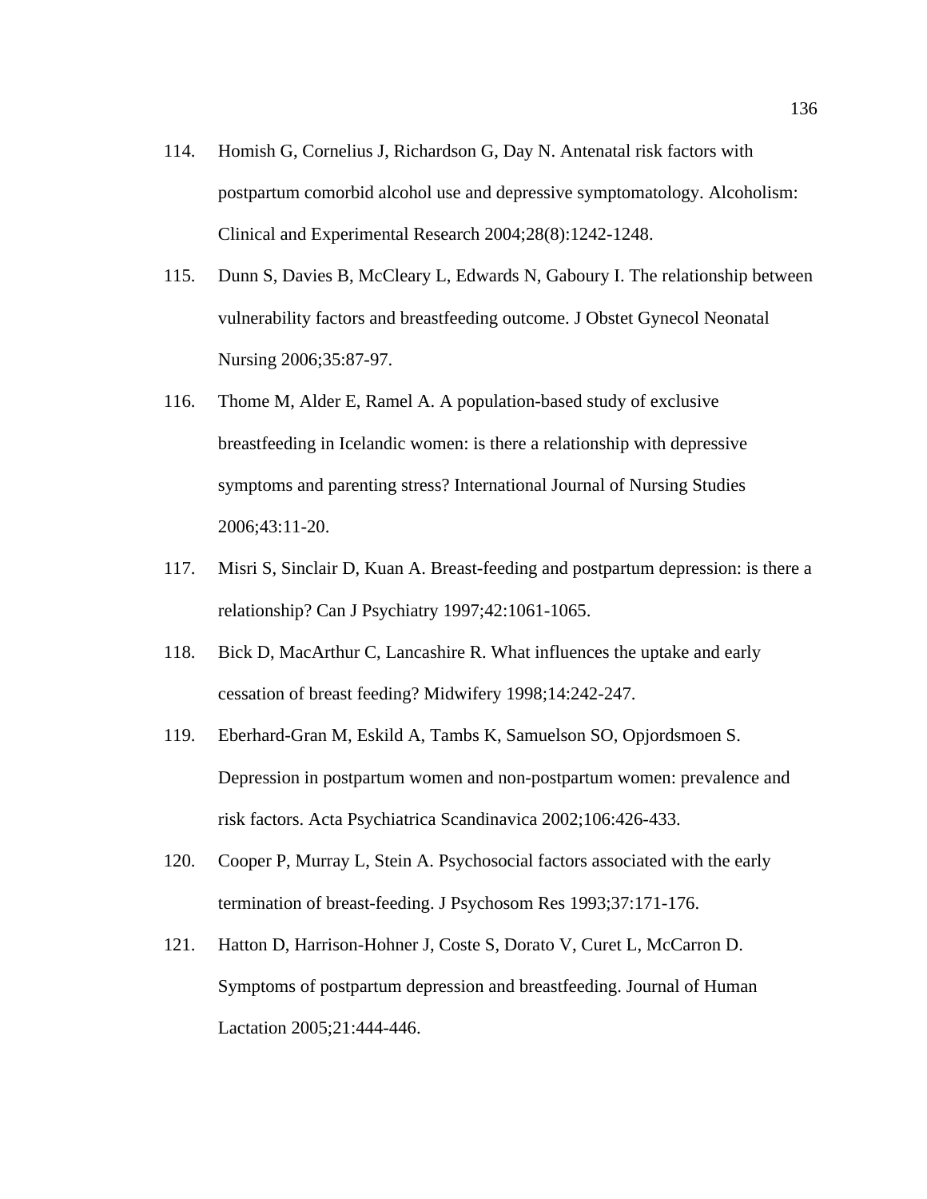114. Homish G, Cornelius J, Richardson G, Day N. Antenatal risk factors with postpartum comorbid alcohol use and depressive symptomatology. Alcoholism: Clinical and Experimental Research 2004;28(8):1242-1248.

115. Dunn S, Davies B, McCleary L, Edwards N, Gaboury I. The relationship between vulnerability factors and breastfeeding outcome. J Obstet Gynecol Neonatal Nursing 2006;35:87-97.

116. Thome M, Alder E, Ramel A. A population-based study of exclusive breastfeeding in Icelandic women: is there a relationship with depressive symptoms and parenting stress? International Journal of Nursing Studies 2006;43:11-20.

117. Misri S, Sinclair D, Kuan A. Breast-feeding and postpartum depression: is there a relationship? Can J Psychiatry 1997;42:1061-1065.

118. Bick D, MacArthur C, Lancashire R. What influences the uptake and early cessation of breast feeding? Midwifery 1998;14:242-247.

119. Eberhard-Gran M, Eskild A, Tambs K, Samuelson SO, Opjordsmoen S. Depression in postpartum women and non-postpartum women: prevalence and risk factors. Acta Psychiatrica Scandinavica 2002;106:426-433.

120. Cooper P, Murray L, Stein A. Psychosocial factors associated with the early termination of breast-feeding. J Psychosom Res 1993;37:171-176.

121. Hatton D, Harrison-Hohner J, Coste S, Dorato V, Curet L, McCarron D. Symptoms of postpartum depression and breastfeeding. Journal of Human Lactation 2005;21:444-446.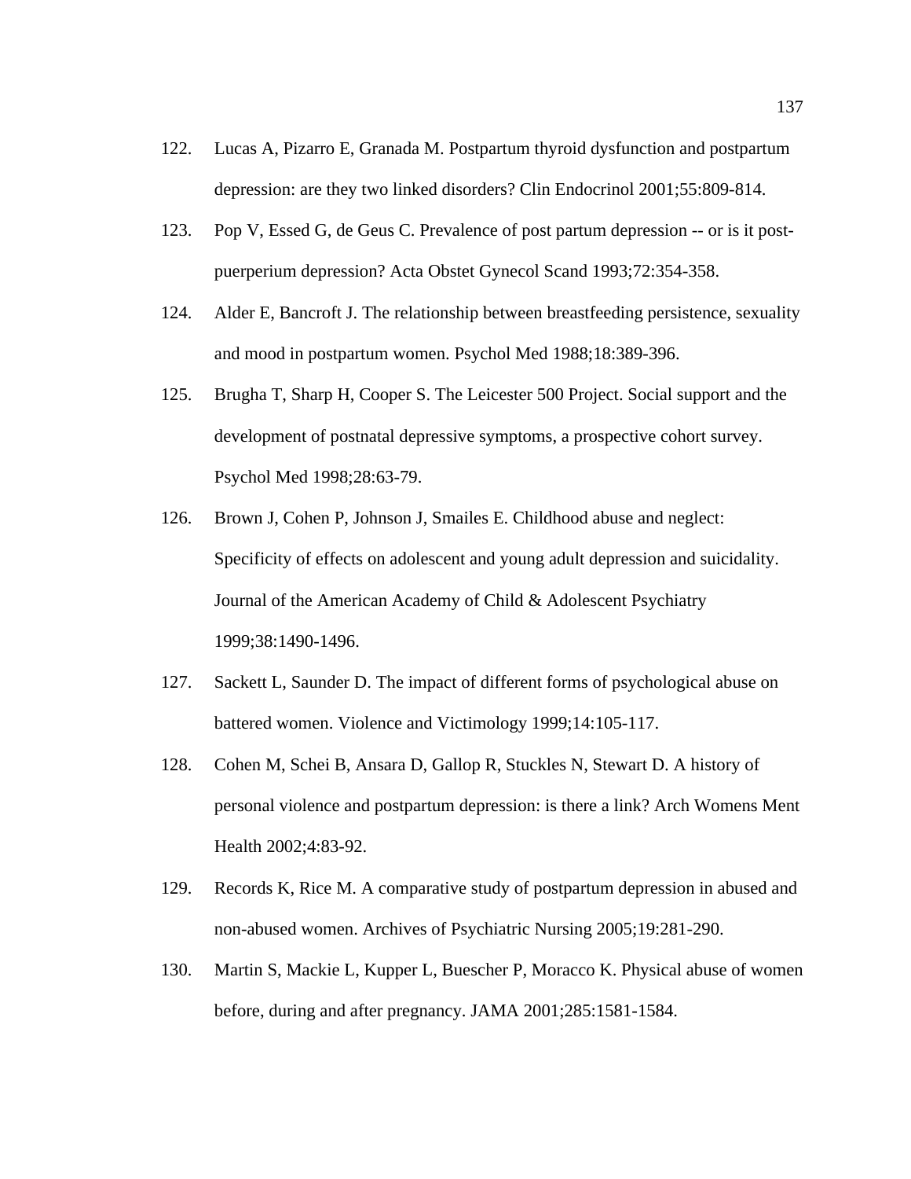122. Lucas A, Pizarro E, Granada M. Postpartum thyroid dysfunction and postpartum depression: are they two linked disorders? Clin Endocrinol 2001;55:809-814.

123. Pop V, Essed G, de Geus C. Prevalence of post partum depression -- or is it post-puerperium depression? Acta Obstet Gynecol Scand 1993;72:354-358.

124. Alder E, Bancroft J. The relationship between breastfeeding persistence, sexuality and mood in postpartum women. Psychol Med 1988;18:389-396.

125. Brugha T, Sharp H, Cooper S. The Leicester 500 Project. Social support and the development of postnatal depressive symptoms, a prospective cohort survey. Psychol Med 1998;28:63-79.

126. Brown J, Cohen P, Johnson J, Smailes E. Childhood abuse and neglect: Specificity of effects on adolescent and young adult depression and suicidality. Journal of the American Academy of Child & Adolescent Psychiatry 1999;38:1490-1496.

127. Sackett L, Saunder D. The impact of different forms of psychological abuse on battered women. Violence and Victimology 1999;14:105-117.

128. Cohen M, Schei B, Ansara D, Gallop R, Stuckles N, Stewart D. A history of personal violence and postpartum depression: is there a link? Arch Womens Ment Health 2002;4:83-92.

129. Records K, Rice M. A comparative study of postpartum depression in abused and non-abused women. Archives of Psychiatric Nursing 2005;19:281-290.

130. Martin S, Mackie L, Kupper L, Buescher P, Moracco K. Physical abuse of women before, during and after pregnancy. JAMA 2001;285:1581-1584.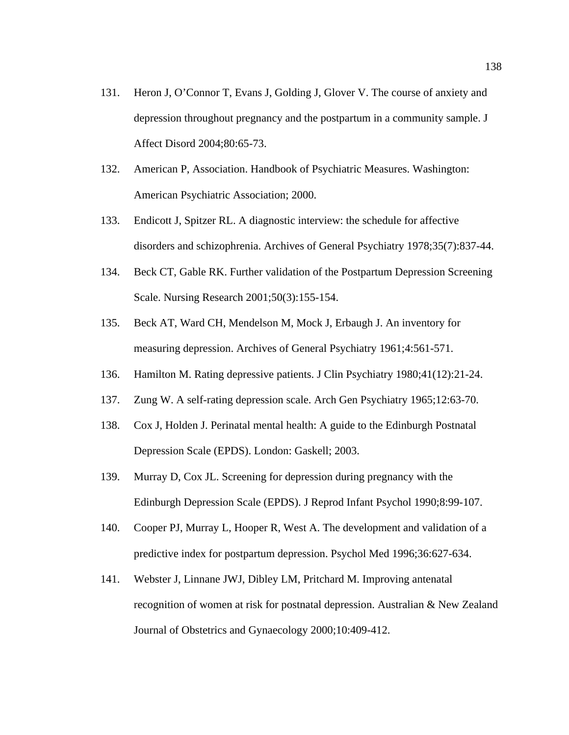131. Heron J, O'Connor T, Evans J, Golding J, Glover V. The course of anxiety and depression throughout pregnancy and the postpartum in a community sample. J Affect Disord 2004;80:65-73.

132. American P, Association. Handbook of Psychiatric Measures. Washington: American Psychiatric Association; 2000.

133. Endicott J, Spitzer RL. A diagnostic interview: the schedule for affective disorders and schizophrenia. Archives of General Psychiatry 1978;35(7):837-44.

134. Beck CT, Gable RK. Further validation of the Postpartum Depression Screening Scale. Nursing Research 2001;50(3):155-154.

135. Beck AT, Ward CH, Mendelson M, Mock J, Erbaugh J. An inventory for measuring depression. Archives of General Psychiatry 1961;4:561-571.

136. Hamilton M. Rating depressive patients. J Clin Psychiatry 1980;41(12):21-24.

137. Zung W. A self-rating depression scale. Arch Gen Psychiatry 1965;12:63-70.

138. Cox J, Holden J. Perinatal mental health: A guide to the Edinburgh Postnatal Depression Scale (EPDS). London: Gaskell; 2003.

139. Murray D, Cox JL. Screening for depression during pregnancy with the Edinburgh Depression Scale (EPDS). J Reprod Infant Psychol 1990;8:99-107.

140. Cooper PJ, Murray L, Hooper R, West A. The development and validation of a predictive index for postpartum depression. Psychol Med 1996;36:627-634.

141. Webster J, Linnane JWJ, Dibley LM, Pritchard M. Improving antenatal recognition of women at risk for postnatal depression. Australian & New Zealand Journal of Obstetrics and Gynaecology 2000;10:409-412.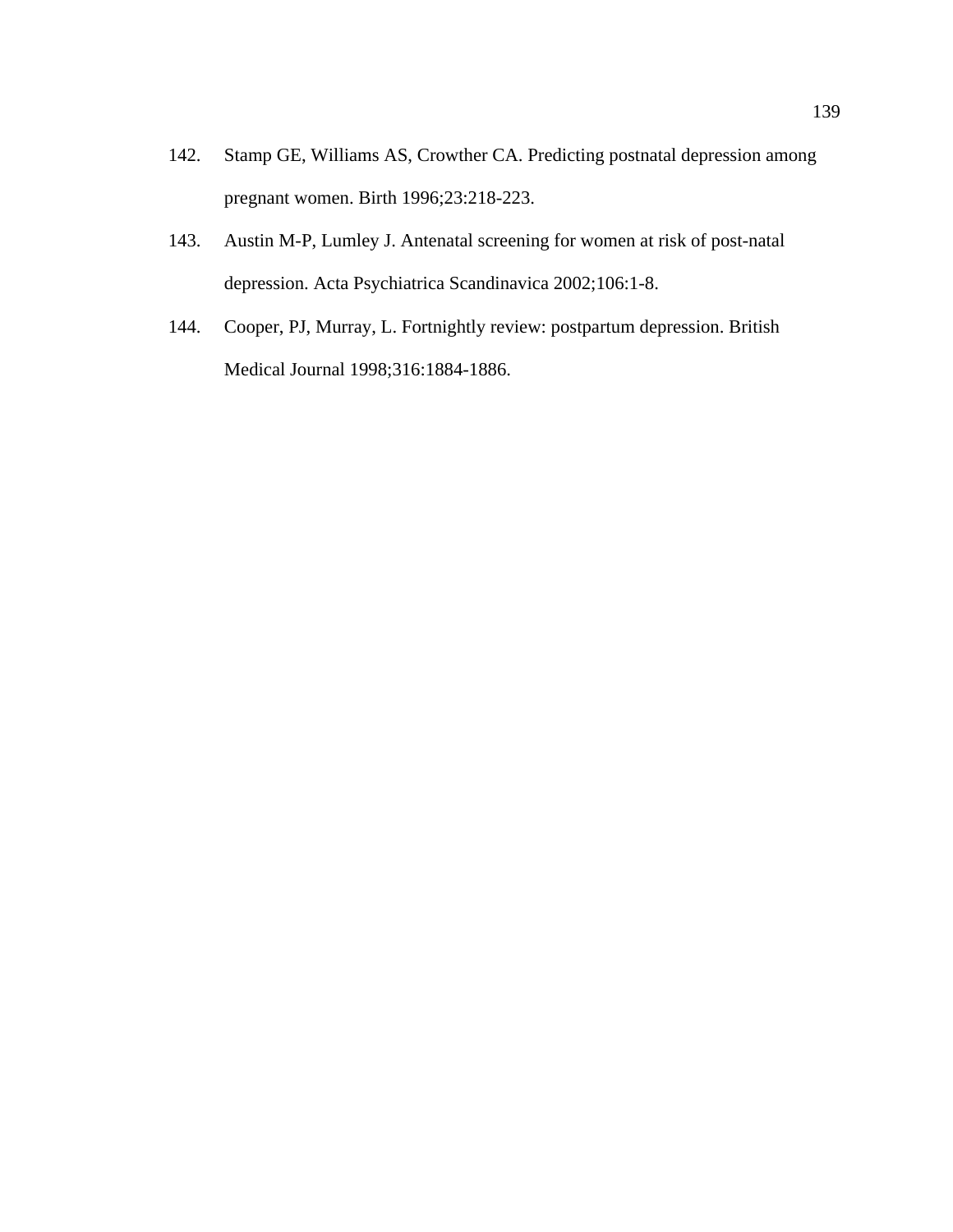142. Stamp GE, Williams AS, Crowther CA. Predicting postnatal depression among pregnant women. Birth 1996;23:218-223.

143. Austin M-P, Lumley J. Antenatal screening for women at risk of post-natal depression. Acta Psychiatrica Scandinavica 2002;106:1-8.

144. Cooper, PJ, Murray, L. Fortnightly review: postpartum depression. British Medical Journal 1998;316:1884-1886.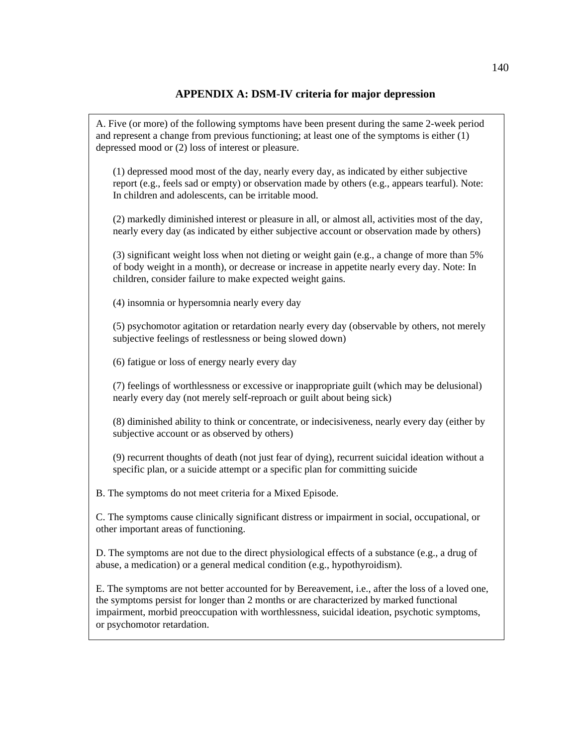## APPENDIX A: DSM-IV criteria for major depression

A. Five (or more) of the following symptoms have been present during the same 2-week period and represent a change from previous functioning; at least one of the symptoms is either (1) depressed mood or (2) loss of interest or pleasure.

(1) depressed mood most of the day, nearly every day, as indicated by either subjective report (e.g., feels sad or empty) or observation made by others (e.g., appears tearful). Note: In children and adolescents, can be irritable mood.

(2) markedly diminished interest or pleasure in all, or almost all, activities most of the day, nearly every day (as indicated by either subjective account or observation made by others)

(3) significant weight loss when not dieting or weight gain (e.g., a change of more than 5% of body weight in a month), or decrease or increase in appetite nearly every day. Note: In children, consider failure to make expected weight gains.

(4) insomnia or hypersomnia nearly every day

(5) psychomotor agitation or retardation nearly every day (observable by others, not merely subjective feelings of restlessness or being slowed down)

(6) fatigue or loss of energy nearly every day

(7) feelings of worthlessness or excessive or inappropriate guilt (which may be delusional) nearly every day (not merely self-reproach or guilt about being sick)

(8) diminished ability to think or concentrate, or indecisiveness, nearly every day (either by subjective account or as observed by others)

(9) recurrent thoughts of death (not just fear of dying), recurrent suicidal ideation without a specific plan, or a suicide attempt or a specific plan for committing suicide

B. The symptoms do not meet criteria for a Mixed Episode.

C. The symptoms cause clinically significant distress or impairment in social, occupational, or other important areas of functioning.

D. The symptoms are not due to the direct physiological effects of a substance (e.g., a drug of abuse, a medication) or a general medical condition (e.g., hypothyroidism).

E. The symptoms are not better accounted for by Bereavement, i.e., after the loss of a loved one, the symptoms persist for longer than 2 months or are characterized by marked functional impairment, morbid preoccupation with worthlessness, suicidal ideation, psychotic symptoms, or psychomotor retardation.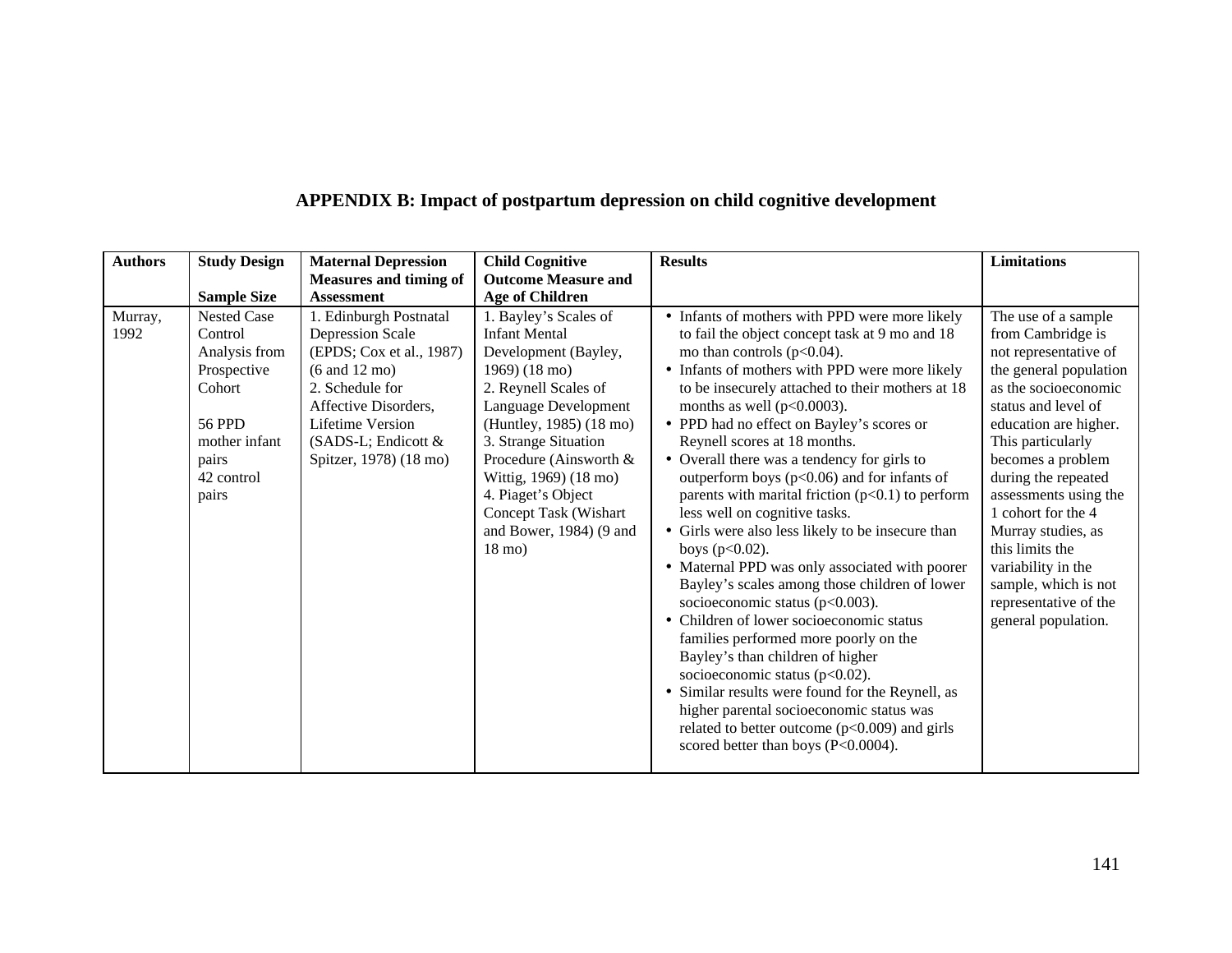## APPENDIX B: Impact of postpartum depression on child cognitive development

| Authors | Study Design<br><br>Sample Size | Maternal Depression Measures and timing of Assessment | Child Cognitive Outcome Measure and Age of Children | Results | Limitations |
|---|---|---|---|---|---|
| Murray, 1992 | Nested Case Control Analysis from Prospective Cohort<br><br>56 PPD mother infant pairs<br>42 control pairs | 1. Edinburgh Postnatal Depression Scale (EPDS; Cox et al., 1987) (6 and 12 mo)<br>2. Schedule for Affective Disorders, Lifetime Version (SADS-L; Endicott & Spitzer, 1978) (18 mo) | 1. Bayley's Scales of Infant Mental Development (Bayley, 1969) (18 mo)<br>2. Reynell Scales of Language Development (Huntley, 1985) (18 mo)<br>3. Strange Situation Procedure (Ainsworth & Wittig, 1969) (18 mo)<br>4. Piaget's Object Concept Task (Wishart and Bower, 1984) (9 and 18 mo) | • Infants of mothers with PPD were more likely to fail the object concept task at 9 mo and 18 mo than controls ($p<0.04$).<br>• Infants of mothers with PPD were more likely to be insecurely attached to their mothers at 18 months as well ($p<0.0003$).<br>• PPD had no effect on Bayley's scores or Reynell scores at 18 months.<br>• Overall there was a tendency for girls to outperform boys ($p<0.06$) and for infants of parents with marital friction ($p<0.1$) to perform less well on cognitive tasks.<br>• Girls were also less likely to be insecure than boys ($p<0.02$).<br>• Maternal PPD was only associated with poorer Bayley's scales among those children of lower socioeconomic status ($p<0.003$).<br>• Children of lower socioeconomic status families performed more poorly on the Bayley's than children of higher socioeconomic status ($p<0.02$).<br>• Similar results were found for the Reynell, as higher parental socioeconomic status was related to better outcome ($p<0.009$) and girls scored better than boys ($P<0.0004$). | The use of a sample from Cambridge is not representative of the general population as the socioeconomic status and level of education are higher. This particularly becomes a problem during the repeated assessments using the 1 cohort for the 4 Murray studies, as this limits the variability in the sample, which is not representative of the general population. |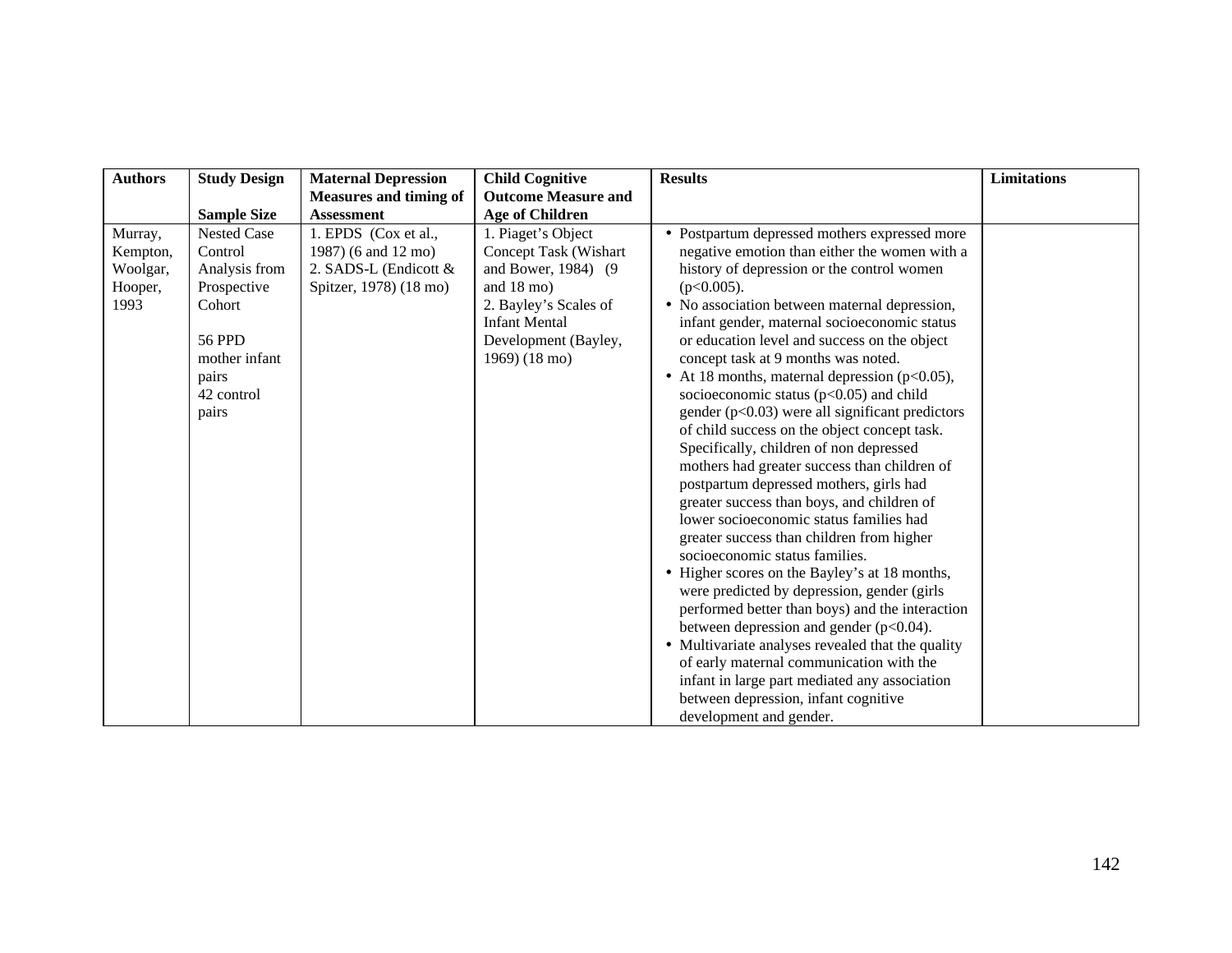| Authors | Study Design<br><br>Sample Size | Maternal Depression Measures and timing of Assessment | Child Cognitive Outcome Measure and Age of Children | Results | Limitations |
|---|---|---|---|---|---|
| Murray, Kempton, Woolgar, Hooper, 1993 | Nested Case Control Analysis from Prospective Cohort<br><br>56 PPD mother infant pairs<br>42 control pairs | 1. EPDS (Cox et al., 1987) (6 and 12 mo)<br>2. SADS-L (Endicott & Spitzer, 1978) (18 mo) | 1. Piaget's Object Concept Task (Wishart and Bower, 1984) (9 and 18 mo)<br>2. Bayley's Scales of Infant Mental Development (Bayley, 1969) (18 mo) | • Postpartum depressed mothers expressed more negative emotion than either the women with a history of depression or the control women ($p<0.005$).<br>• No association between maternal depression, infant gender, maternal socioeconomic status or education level and success on the object concept task at 9 months was noted.<br>• At 18 months, maternal depression ($p<0.05$), socioeconomic status ($p<0.05$) and child gender ($p<0.03$) were all significant predictors of child success on the object concept task. Specifically, children of non depressed mothers had greater success than children of postpartum depressed mothers, girls had greater success than boys, and children of lower socioeconomic status families had greater success than children from higher socioeconomic status families.<br>• Higher scores on the Bayley's at 18 months, were predicted by depression, gender (girls performed better than boys) and the interaction between depression and gender ($p<0.04$).<br>• Multivariate analyses revealed that the quality of early maternal communication with the infant in large part mediated any association between depression, infant cognitive development and gender. | |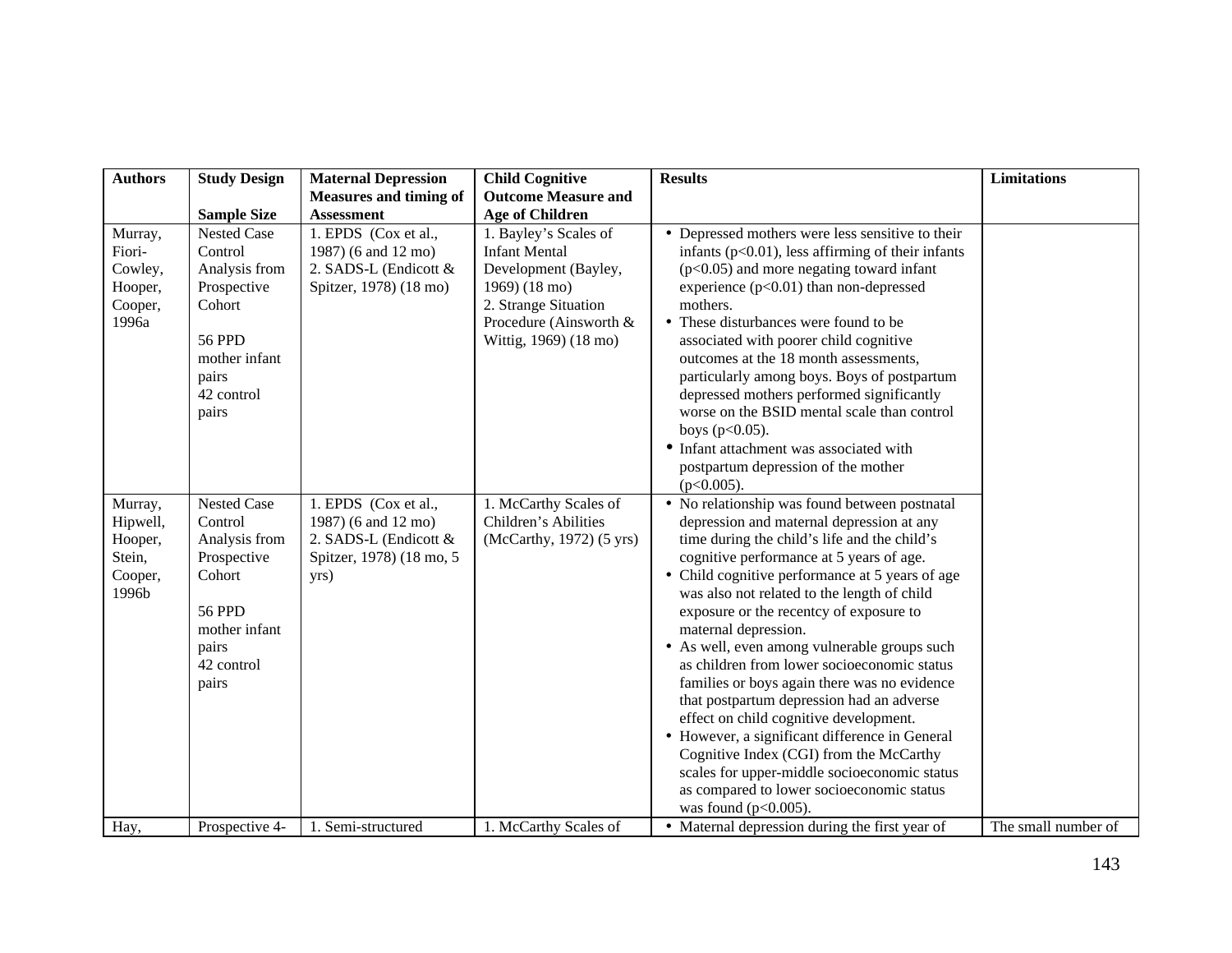| Authors | Study Design<br><br>Sample Size | Maternal Depression Measures and timing of Assessment | Child Cognitive Outcome Measure and Age of Children | Results | Limitations |
|---|---|---|---|---|---|
| Murray, Fiori-Cowley, Hooper, Cooper, 1996a | Nested Case Control Analysis from Prospective Cohort<br><br>56 PPD mother infant pairs<br>42 control pairs | 1. EPDS (Cox et al., 1987) (6 and 12 mo)<br>2. SADS-L (Endicott & Spitzer, 1978) (18 mo) | 1. Bayley's Scales of Infant Mental Development (Bayley, 1969) (18 mo)<br>2. Strange Situation Procedure (Ainsworth & Wittig, 1969) (18 mo) | • Depressed mothers were less sensitive to their infants ($p<0.01$), less affirming of their infants ($p<0.05$) and more negating toward infant experience ($p<0.01$) than non-depressed mothers.<br>• These disturbances were found to be associated with poorer child cognitive outcomes at the 18 month assessments, particularly among boys. Boys of postpartum depressed mothers performed significantly worse on the BSID mental scale than control boys ($p<0.05$).<br>• Infant attachment was associated with postpartum depression of the mother ($p<0.005$). | |
| Murray, Hipwell, Hooper, Stein, Cooper, 1996b | Nested Case Control Analysis from Prospective Cohort<br><br>56 PPD mother infant pairs<br>42 control pairs | 1. EPDS (Cox et al., 1987) (6 and 12 mo)<br>2. SADS-L (Endicott & Spitzer, 1978) (18 mo, 5 yrs) | 1. McCarthy Scales of Children's Abilities (McCarthy, 1972) (5 yrs) | • No relationship was found between postnatal depression and maternal depression at any time during the child's life and the child's cognitive performance at 5 years of age.<br>• Child cognitive performance at 5 years of age was also not related to the length of child exposure or the recentcy of exposure to maternal depression.<br>• As well, even among vulnerable groups such as children from lower socioeconomic status families or boys again there was no evidence that postpartum depression had an adverse effect on child cognitive development.<br>• However, a significant difference in General Cognitive Index (CGI) from the McCarthy scales for upper-middle socioeconomic status as compared to lower socioeconomic status was found ($p<0.005$). | |
| Hay, | Prospective 4- | 1. Semi-structured | 1. McCarthy Scales of | • Maternal depression during the first year of | The small number of |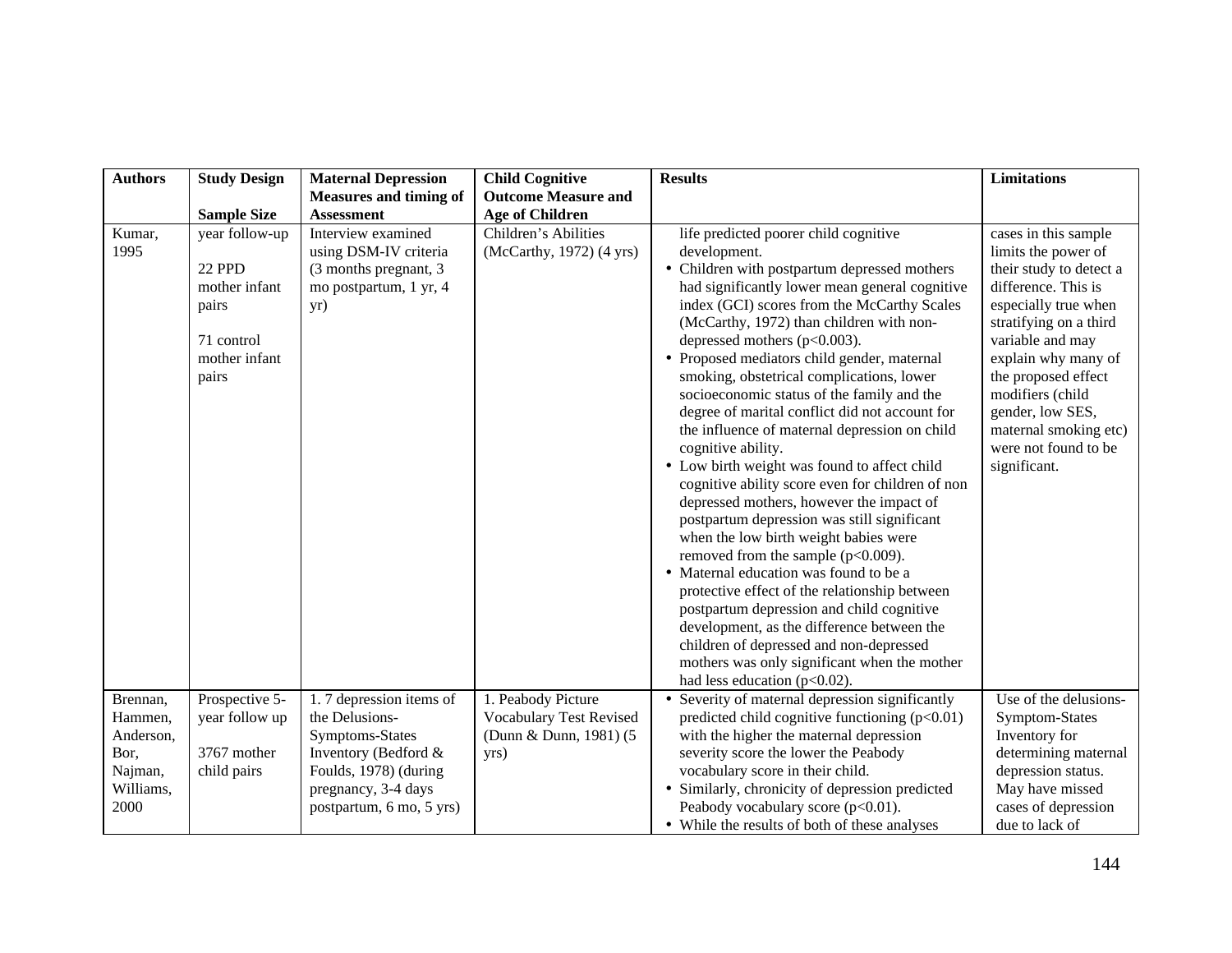| Authors | Study Design<br><br>Sample Size | Maternal Depression Measures and timing of Assessment | Child Cognitive Outcome Measure and Age of Children | Results | Limitations |
|---|---|---|---|---|---|
| Kumar, 1995 | year follow-up<br><br>22 PPD mother infant pairs<br><br>71 control mother infant pairs | Interview examined using DSM-IV criteria (3 months pregnant, 3 mo postpartum, 1 yr, 4 yr) | Children's Abilities (McCarthy, 1972) (4 yrs) | life predicted poorer child cognitive development.<br>• Children with postpartum depressed mothers had significantly lower mean general cognitive index (GCI) scores from the McCarthy Scales (McCarthy, 1972) than children with non-depressed mothers ($p<0.003$).<br>• Proposed mediators child gender, maternal smoking, obstetrical complications, lower socioeconomic status of the family and the degree of marital conflict did not account for the influence of maternal depression on child cognitive ability.<br>• Low birth weight was found to affect child cognitive ability score even for children of non depressed mothers, however the impact of postpartum depression was still significant when the low birth weight babies were removed from the sample ($p<0.009$).<br>• Maternal education was found to be a protective effect of the relationship between postpartum depression and child cognitive development, as the difference between the children of depressed and non-depressed mothers was only significant when the mother had less education ($p<0.02$). | cases in this sample limits the power of their study to detect a difference. This is especially true when stratifying on a third variable and may explain why many of the proposed effect modifiers (child gender, low SES, maternal smoking etc) were not found to be significant. |
| Brennan, Hammen, Anderson, Bor, Najman, Williams, 2000 | Prospective 5-year follow up<br><br>3767 mother child pairs | 1. 7 depression items of the Delusions-Symptoms-States Inventory (Bedford & Foulds, 1978) (during pregnancy, 3-4 days postpartum, 6 mo, 5 yrs) | 1. Peabody Picture Vocabulary Test Revised (Dunn & Dunn, 1981) (5 yrs) | • Severity of maternal depression significantly predicted child cognitive functioning ($p<0.01$) with the higher the maternal depression severity score the lower the Peabody vocabulary score in their child.<br>• Similarly, chronicity of depression predicted Peabody vocabulary score ($p<0.01$).<br>• While the results of both of these analyses | Use of the delusions-Symptom-States Inventory for determining maternal depression status. May have missed cases of depression due to lack of |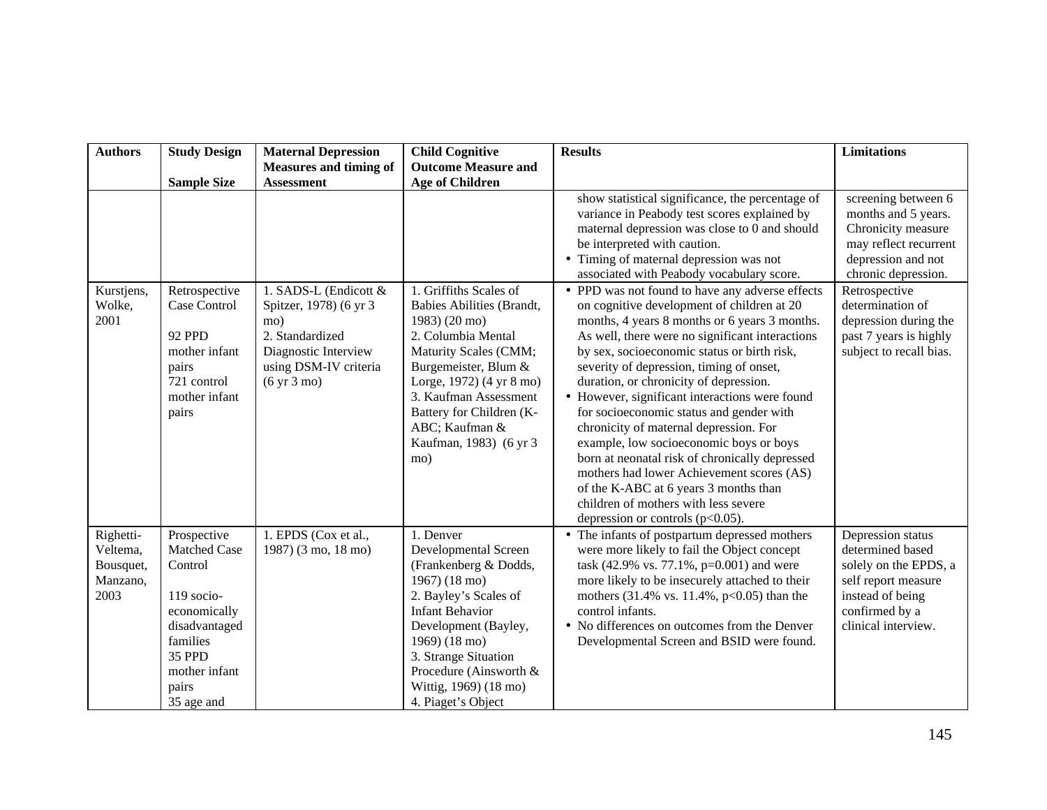| Authors | Study Design<br><br>Sample Size | Maternal Depression Measures and timing of Assessment | Child Cognitive Outcome Measure and Age of Children | Results | Limitations |
|---|---|---|---|---|---|
| | | | | show statistical significance, the percentage of variance in Peabody test scores explained by maternal depression was close to 0 and should be interpreted with caution.<br>• Timing of maternal depression was not associated with Peabody vocabulary score. | screening between 6 months and 5 years. Chronicity measure may reflect recurrent depression and not chronic depression. |
| Kurstjens, Wolke, 2001 | Retrospective Case Control<br><br>92 PPD mother infant pairs<br>721 control mother infant pairs | 1. SADS-L (Endicott & Spitzer, 1978) (6 yr 3 mo)<br>2. Standardized Diagnostic Interview using DSM-IV criteria (6 yr 3 mo) | 1. Griffiths Scales of Babies Abilities (Brandt, 1983) (20 mo)<br>2. Columbia Mental Maturity Scales (CMM; Burgemeister, Blum & Lorge, 1972) (4 yr 8 mo)<br>3. Kaufman Assessment Battery for Children (K-ABC; Kaufman & Kaufman, 1983) (6 yr 3 mo) | • PPD was not found to have any adverse effects on cognitive development of children at 20 months, 4 years 8 months or 6 years 3 months. As well, there were no significant interactions by sex, socioeconomic status or birth risk, severity of depression, timing of onset, duration, or chronicity of depression.<br>• However, significant interactions were found for socioeconomic status and gender with chronicity of maternal depression. For example, low socioeconomic boys or boys born at neonatal risk of chronically depressed mothers had lower Achievement scores (AS) of the K-ABC at 6 years 3 months than children of mothers with less severe depression or controls ($p<0.05$). | Retrospective determination of depression during the past 7 years is highly subject to recall bias. |
| Righetti-Veltema, Bousquet, Manzano, 2003 | Prospective Matched Case Control<br><br>119 socio-economically disadvantaged families<br>35 PPD mother infant pairs<br>35 age and | 1. EPDS (Cox et al., 1987) (3 mo, 18 mo) | 1. Denver Developmental Screen (Frankenberg & Dodds, 1967) (18 mo)<br>2. Bayley's Scales of Infant Behavior Development (Bayley, 1969) (18 mo)<br>3. Strange Situation Procedure (Ainsworth & Wittig, 1969) (18 mo)<br>4. Piaget's Object | • The infants of postpartum depressed mothers were more likely to fail the Object concept task (42.9% vs. 77.1%, $p=0.001$) and were more likely to be insecurely attached to their mothers (31.4% vs. 11.4%, $p<0.05$) than the control infants.<br>• No differences on outcomes from the Denver Developmental Screen and BSID were found. | Depression status determined based solely on the EPDS, a self report measure instead of being confirmed by a clinical interview. |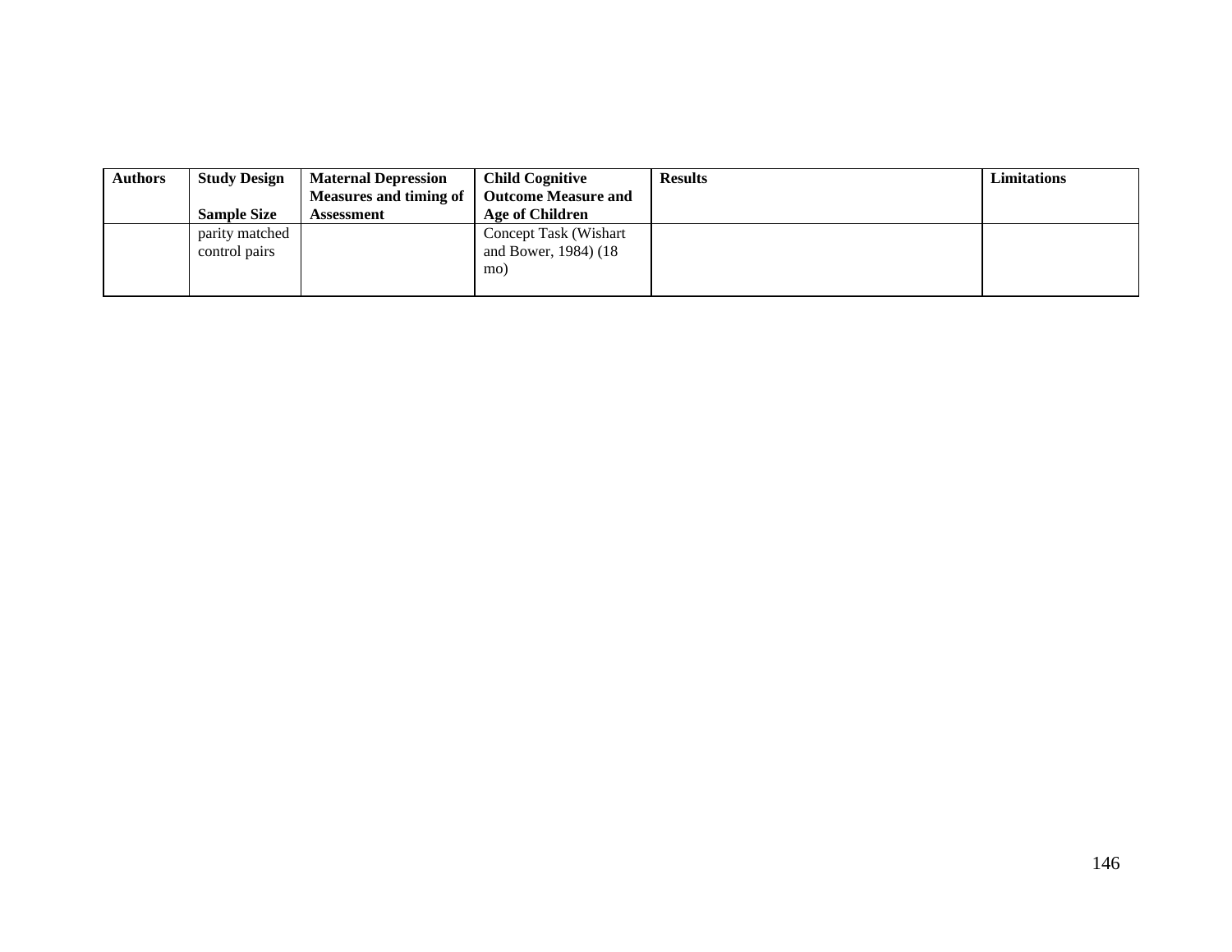| Authors | Study Design<br><br>Sample Size | Maternal Depression Measures and timing of Assessment | Child Cognitive Outcome Measure and Age of Children | Results | Limitations |
|---|---|---|---|---|---|
| | parity matched control pairs | | Concept Task (Wishart and Bower, 1984) (18 mo) | | |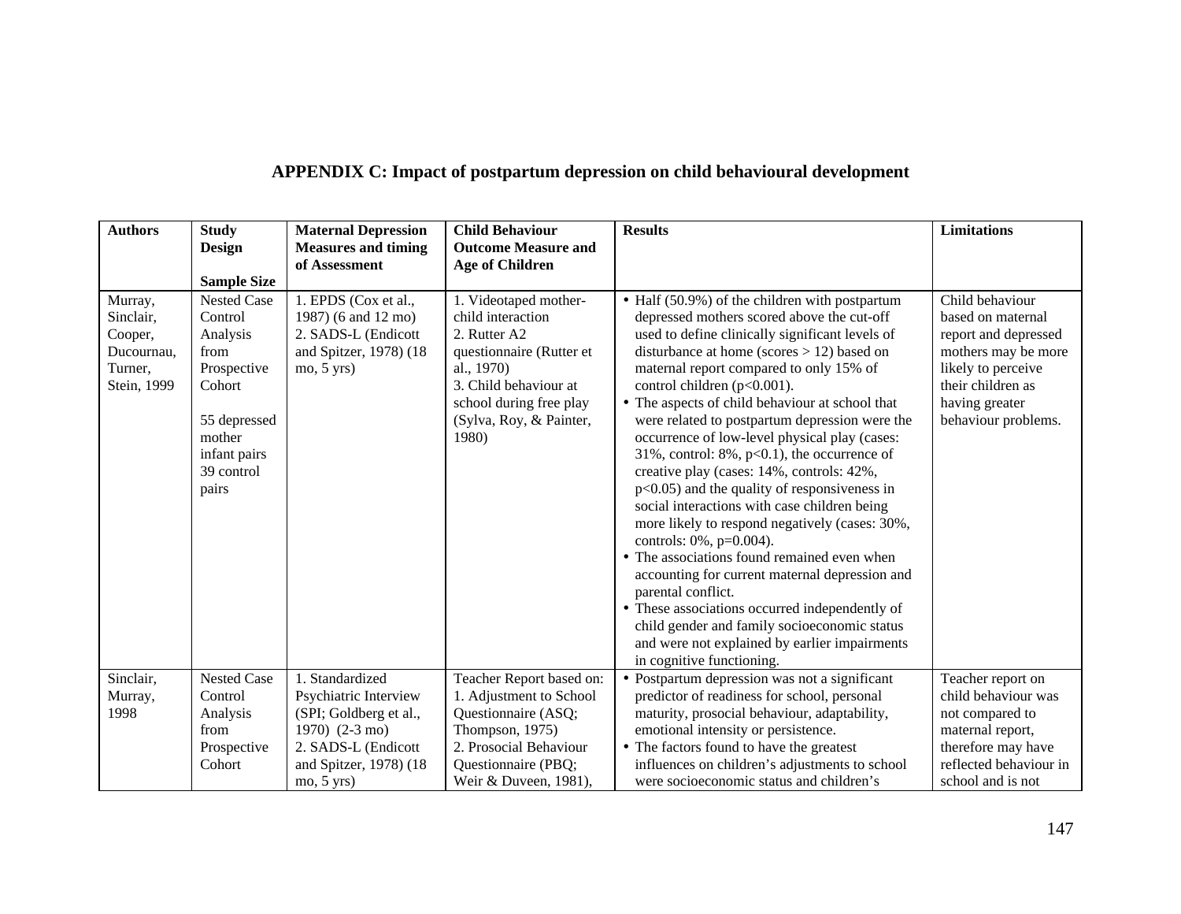# APPENDIX C: Impact of postpartum depression on child behavioural development

| Authors | Study Design<br><br>Sample Size | Maternal Depression Measures and timing of Assessment | Child Behaviour Outcome Measure and Age of Children | Results | Limitations |
|---|---|---|---|---|---|
| Murray, Sinclair, Cooper, Ducournau, Turner, Stein, 1999 | Nested Case Control Analysis from Prospective Cohort<br><br>55 depressed mother infant pairs<br>39 control pairs | 1. EPDS (Cox et al., 1987) (6 and 12 mo)<br>2. SADS-L (Endicott and Spitzer, 1978) (18 mo, 5 yrs) | 1. Videotaped mother-child interaction<br>2. Rutter A2 questionnaire (Rutter et al., 1970)<br>3. Child behaviour at school during free play (Sylva, Roy, & Painter, 1980) | • Half (50.9%) of the children with postpartum depressed mothers scored above the cut-off used to define clinically significant levels of disturbance at home (scores > 12) based on maternal report compared to only 15% of control children ($p<0.001$).<br>• The aspects of child behaviour at school that were related to postpartum depression were the occurrence of low-level physical play (cases: 31%, control: 8%, $p<0.1$), the occurrence of creative play (cases: 14%, controls: 42%, $p<0.05$) and the quality of responsiveness in social interactions with case children being more likely to respond negatively (cases: 30%, controls: 0%, $p=0.004$).<br>• The associations found remained even when accounting for current maternal depression and parental conflict.<br>• These associations occurred independently of child gender and family socioeconomic status and were not explained by earlier impairments in cognitive functioning. | Child behaviour based on maternal report and depressed mothers may be more likely to perceive their children as having greater behaviour problems. |
| Sinclair, Murray, 1998 | Nested Case Control Analysis from Prospective Cohort | 1. Standardized Psychiatric Interview (SPI; Goldberg et al., 1970) (2-3 mo)<br>2. SADS-L (Endicott and Spitzer, 1978) (18 mo, 5 yrs) | Teacher Report based on:<br>1. Adjustment to School Questionnaire (ASQ; Thompson, 1975)<br>2. Prosocial Behaviour Questionnaire (PBQ; Weir & Duveen, 1981), | • Postpartum depression was not a significant predictor of readiness for school, personal maturity, prosocial behaviour, adaptability, emotional intensity or persistence.<br>• The factors found to have the greatest influences on children's adjustments to school were socioeconomic status and children's | Teacher report on child behaviour was not compared to maternal report, therefore may have reflected behaviour in school and is not |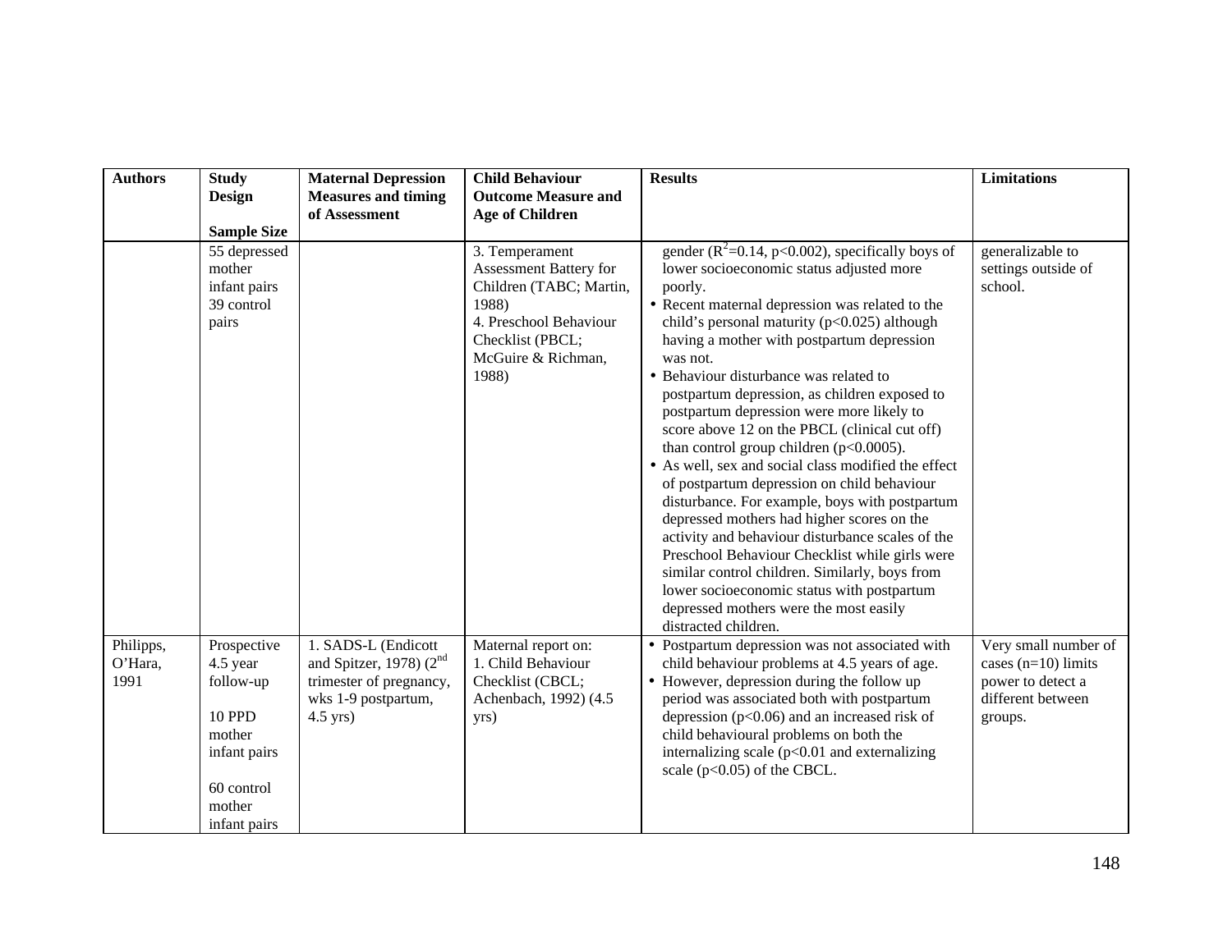| Authors | Study Design<br><br>Sample Size | Maternal Depression Measures and timing of Assessment | Child Behaviour Outcome Measure and Age of Children | Results | Limitations |
|---|---|---|---|---|---|
| | 55 depressed mother infant pairs<br>39 control pairs | | 3. Temperament Assessment Battery for Children (TABC; Martin, 1988)<br>4. Preschool Behaviour Checklist (PBCL; McGuire & Richman, 1988) | gender ($R^2$=0.14, $p<0.002$), specifically boys of lower socioeconomic status adjusted more poorly.<br>• Recent maternal depression was related to the child's personal maturity ($p<0.025$) although having a mother with postpartum depression was not.<br>• Behaviour disturbance was related to postpartum depression, as children exposed to postpartum depression were more likely to score above 12 on the PBCL (clinical cut off) than control group children ($p<0.0005$).<br>• As well, sex and social class modified the effect of postpartum depression on child behaviour disturbance. For example, boys with postpartum depressed mothers had higher scores on the activity and behaviour disturbance scales of the Preschool Behaviour Checklist while girls were similar control children. Similarly, boys from lower socioeconomic status with postpartum depressed mothers were the most easily distracted children. | generalizable to settings outside of school. |
| Philipps, O'Hara, 1991 | Prospective 4.5 year follow-up<br><br>10 PPD mother infant pairs<br><br>60 control mother infant pairs | 1. SADS-L (Endicott and Spitzer, 1978) (2nd trimester of pregnancy, wks 1-9 postpartum, 4.5 yrs) | Maternal report on:<br>1. Child Behaviour Checklist (CBCL; Achenbach, 1992) (4.5 yrs) | • Postpartum depression was not associated with child behaviour problems at 4.5 years of age.<br>• However, depression during the follow up period was associated both with postpartum depression ($p<0.06$) and an increased risk of child behavioural problems on both the internalizing scale ($p<0.01$ and externalizing scale ($p<0.05$) of the CBCL. | Very small number of cases (n=10) limits power to detect a different between groups. |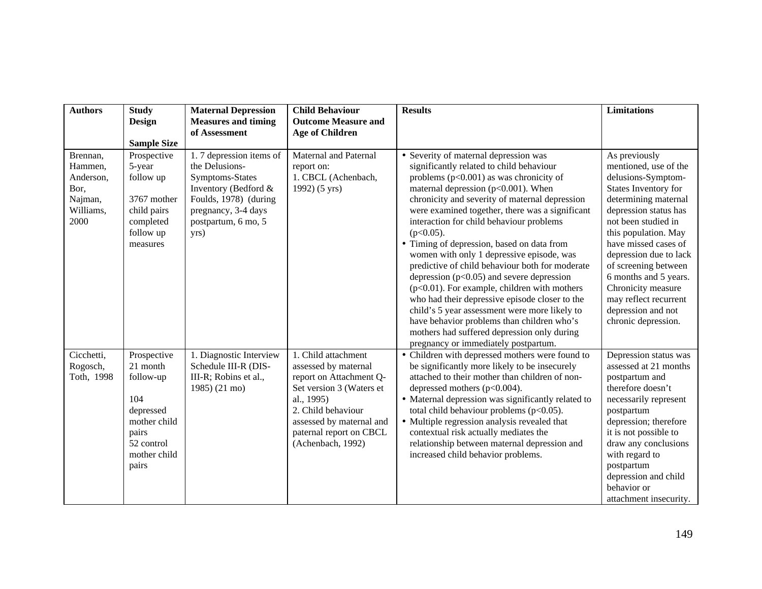| Authors | Study Design<br><br>Sample Size | Maternal Depression Measures and timing of Assessment | Child Behaviour Outcome Measure and Age of Children | Results | Limitations |
|---|---|---|---|---|---|
| Brennan, Hammen, Anderson, Bor, Najman, Williams, 2000 | Prospective 5-year follow up<br><br>3767 mother child pairs completed follow up measures | 1. 7 depression items of the Delusions-Symptoms-States Inventory (Bedford & Foulds, 1978) (during pregnancy, 3-4 days postpartum, 6 mo, 5 yrs) | Maternal and Paternal report on:<br>1. CBCL (Achenbach, 1992) (5 yrs) | • Severity of maternal depression was significantly related to child behaviour problems ($p<0.001$) as was chronicity of maternal depression ($p<0.001$). When chronicity and severity of maternal depression were examined together, there was a significant interaction for child behaviour problems ($p<0.05$).<br>• Timing of depression, based on data from women with only 1 depressive episode, was predictive of child behaviour both for moderate depression ($p<0.05$) and severe depression ($p<0.01$). For example, children with mothers who had their depressive episode closer to the child's 5 year assessment were more likely to have behavior problems than children who's mothers had suffered depression only during pregnancy or immediately postpartum. | As previously mentioned, use of the delusions-Symptom-States Inventory for determining maternal depression status has not been studied in this population. May have missed cases of depression due to lack of screening between 6 months and 5 years. Chronicity measure may reflect recurrent depression and not chronic depression. |
| Cicchetti, Rogosch, Toth, 1998 | Prospective 21 month follow-up<br><br>104 depressed mother child pairs<br>52 control mother child pairs | 1. Diagnostic Interview Schedule III-R (DIS-III-R; Robins et al., 1985) (21 mo) | 1. Child attachment assessed by maternal report on Attachment Q-Set version 3 (Waters et al., 1995)<br>2. Child behaviour assessed by maternal and paternal report on CBCL (Achenbach, 1992) | • Children with depressed mothers were found to be significantly more likely to be insecurely attached to their mother than children of non-depressed mothers ($p<0.004$).<br>• Maternal depression was significantly related to total child behaviour problems ($p<0.05$).<br>• Multiple regression analysis revealed that contextual risk actually mediates the relationship between maternal depression and increased child behavior problems. | Depression status was assessed at 21 months postpartum and therefore doesn't necessarily represent postpartum depression; therefore it is not possible to draw any conclusions with regard to postpartum depression and child behavior or attachment insecurity. |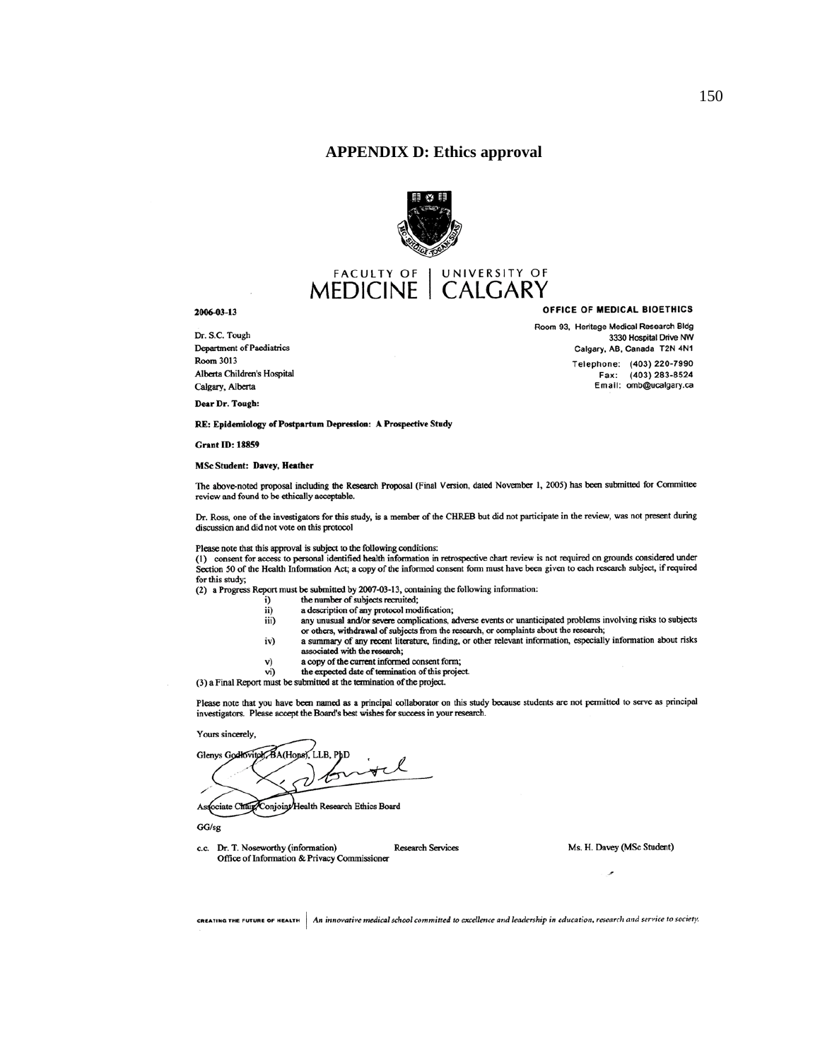## APPENDIX D: Ethics approval

FACULTY OF MEDICINE | UNIVERSITY OF CALGARY

2006-03-13

**OFFICE OF MEDICAL BIOETHICS**

Room 93, Heritage Medical Research Bldg
3330 Hospital Drive NW
Calgary, AB, Canada T2N 4N1
Telephone: (403) 220-7990
Fax: (403) 283-8524
Email: omb@ucalgary.ca

Dr. S.C. Tough
Department of Paediatrics
Room 3013
Alberta Children's Hospital
Calgary, Alberta

**Dear Dr. Tough:**

**RE: Epidemiology of Postpartum Depression: A Prospective Study**

**Grant ID: 18859**

**MSc Student: Davey, Heather**

The above-noted proposal including the Research Proposal (Final Version, dated November 1, 2005) has been submitted for Committee review and found to be ethically acceptable.

Dr. Ross, one of the investigators for this study, is a member of the CHREB but did not participate in the review, was not present during discussion and did not vote on this protocol

Please note that this approval is subject to the following conditions:
(1) consent for access to personal identified health information in retrospective chart review is not required on grounds considered under Section 50 of the Health Information Act; a copy of the informed consent form must have been given to each research subject, if required for this study;
(2) a Progress Report must be submitted by 2007-03-13, containing the following information:

i) the number of subjects recruited;
ii) a description of any protocol modification;
iii) any unusual and/or severe complications, adverse events or unanticipated problems involving risks to subjects or others, withdrawal of subjects from the research, or complaints about the research;
iv) a summary of any recent literature, finding, or other relevant information, especially information about risks associated with the research;
v) a copy of the current informed consent form;
vi) the expected date of termination of this project.

(3) a Final Report must be submitted at the termination of the project.

Please note that you have been named as a principal collaborator on this study because students are not permitted to serve as principal investigators. Please accept the Board's best wishes for success in your research.

Yours sincerely,

Glenys Godlovitch, BA(Hons), LLB, PhD

Associate Chair, Conjoint Health Research Ethics Board

GG/sg

c.c. Dr. T. Noseworthy (information) Research Services Ms. H. Davey (MSc Student)
Office of Information & Privacy Commissioner

CREATING THE FUTURE OF HEALTH | *An innovative medical school committed to excellence and leadership in education, research and service to society.*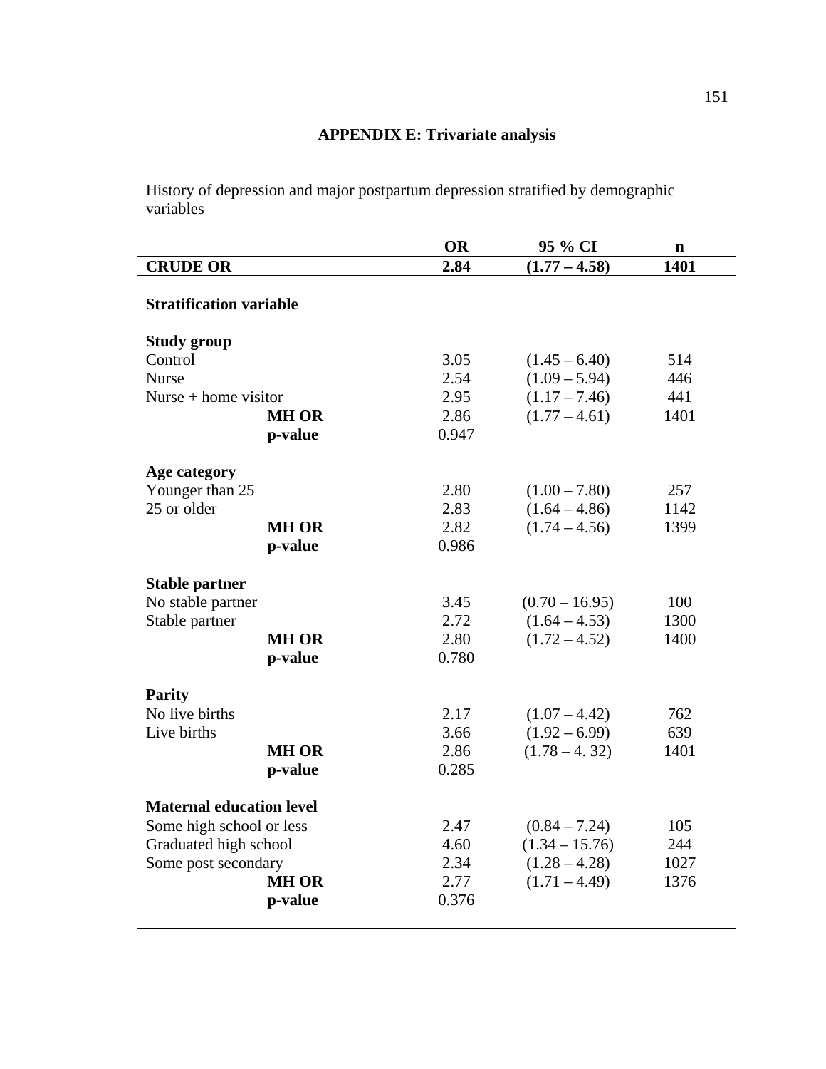## APPENDIX E: Trivariate analysis

History of depression and major postpartum depression stratified by demographic variables

| | OR | 95 % CI | n |
|---|---|---|---|
| **CRUDE OR** | **2.84** | **(1.77 – 4.58)** | **1401** |
| **Stratification variable** | | | |
| **Study group** | | | |
| Control | 3.05 | (1.45 – 6.40) | 514 |
| Nurse | 2.54 | (1.09 – 5.94) | 446 |
| Nurse + home visitor | 2.95 | (1.17 – 7.46) | 441 |
| **MH OR** | 2.86 | (1.77 – 4.61) | 1401 |
| **p-value** | 0.947 | | |
| **Age category** | | | |
| Younger than 25 | 2.80 | (1.00 – 7.80) | 257 |
| 25 or older | 2.83 | (1.64 – 4.86) | 1142 |
| **MH OR** | 2.82 | (1.74 – 4.56) | 1399 |
| **p-value** | 0.986 | | |
| **Stable partner** | | | |
| No stable partner | 3.45 | (0.70 – 16.95) | 100 |
| Stable partner | 2.72 | (1.64 – 4.53) | 1300 |
| **MH OR** | 2.80 | (1.72 – 4.52) | 1400 |
| **p-value** | 0.780 | | |
| **Parity** | | | |
| No live births | 2.17 | (1.07 – 4.42) | 762 |
| Live births | 3.66 | (1.92 – 6.99) | 639 |
| **MH OR** | 2.86 | (1.78 – 4. 32) | 1401 |
| **p-value** | 0.285 | | |
| **Maternal education level** | | | |
| Some high school or less | 2.47 | (0.84 – 7.24) | 105 |
| Graduated high school | 4.60 | (1.34 – 15.76) | 244 |
| Some post secondary | 2.34 | (1.28 – 4.28) | 1027 |
| **MH OR** | 2.77 | (1.71 – 4.49) | 1376 |
| **p-value** | 0.376 | | |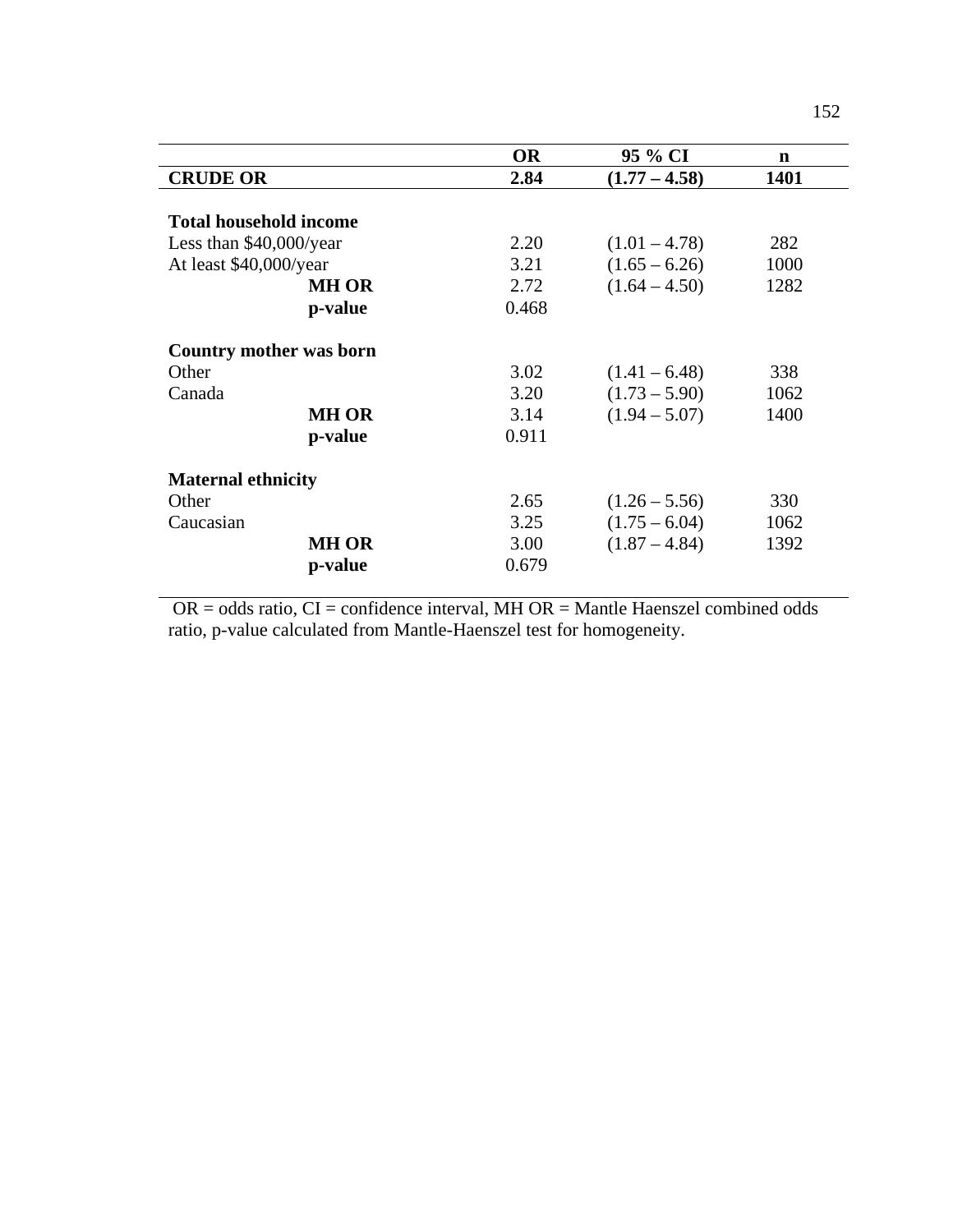| | OR | 95 % CI | n |
|---|---|---|---|
| **CRUDE OR** | **2.84** | **(1.77 – 4.58)** | **1401** |
| | | | |
| **Total household income** | | | |
| Less than $40,000/year | 2.20 | (1.01 – 4.78) | 282 |
| At least $40,000/year | 3.21 | (1.65 – 6.26) | 1000 |
| **MH OR** | 2.72 | (1.64 – 4.50) | 1282 |
| **p-value** | 0.468 | | |
| | | | |
| **Country mother was born** | | | |
| Other | 3.02 | (1.41 – 6.48) | 338 |
| Canada | 3.20 | (1.73 – 5.90) | 1062 |
| **MH OR** | 3.14 | (1.94 – 5.07) | 1400 |
| **p-value** | 0.911 | | |
| | | | |
| **Maternal ethnicity** | | | |
| Other | 2.65 | (1.26 – 5.56) | 330 |
| Caucasian | 3.25 | (1.75 – 6.04) | 1062 |
| **MH OR** | 3.00 | (1.87 – 4.84) | 1392 |
| **p-value** | 0.679 | | |

OR = odds ratio, CI = confidence interval, MH OR = Mantle Haenszel combined odds ratio, p-value calculated from Mantle-Haenszel test for homogeneity.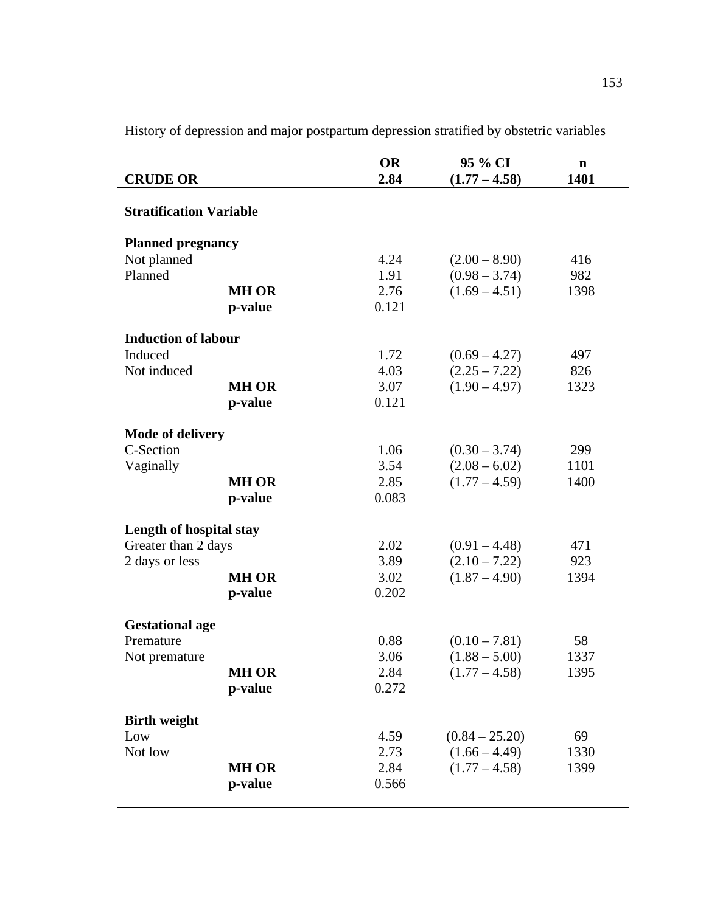History of depression and major postpartum depression stratified by obstetric variables

| | | OR | 95 % CI | n |
|---|---|---|---|---|
| **CRUDE OR** | | **2.84** | **(1.77 – 4.58)** | **1401** |
| **Stratification Variable** | | | | |
| **Planned pregnancy** | | | | |
| Not planned | | 4.24 | (2.00 – 8.90) | 416 |
| Planned | | 1.91 | (0.98 – 3.74) | 982 |
| | **MH OR** | 2.76 | (1.69 – 4.51) | 1398 |
| | **p-value** | 0.121 | | |
| **Induction of labour** | | | | |
| Induced | | 1.72 | (0.69 – 4.27) | 497 |
| Not induced | | 4.03 | (2.25 – 7.22) | 826 |
| | **MH OR** | 3.07 | (1.90 – 4.97) | 1323 |
| | **p-value** | 0.121 | | |
| **Mode of delivery** | | | | |
| C-Section | | 1.06 | (0.30 – 3.74) | 299 |
| Vaginally | | 3.54 | (2.08 – 6.02) | 1101 |
| | **MH OR** | 2.85 | (1.77 – 4.59) | 1400 |
| | **p-value** | 0.083 | | |
| **Length of hospital stay** | | | | |
| Greater than 2 days | | 2.02 | (0.91 – 4.48) | 471 |
| 2 days or less | | 3.89 | (2.10 – 7.22) | 923 |
| | **MH OR** | 3.02 | (1.87 – 4.90) | 1394 |
| | **p-value** | 0.202 | | |
| **Gestational age** | | | | |
| Premature | | 0.88 | (0.10 – 7.81) | 58 |
| Not premature | | 3.06 | (1.88 – 5.00) | 1337 |
| | **MH OR** | 2.84 | (1.77 – 4.58) | 1395 |
| | **p-value** | 0.272 | | |
| **Birth weight** | | | | |
| Low | | 4.59 | (0.84 – 25.20) | 69 |
| Not low | | 2.73 | (1.66 – 4.49) | 1330 |
| | **MH OR** | 2.84 | (1.77 – 4.58) | 1399 |
| | **p-value** | 0.566 | | |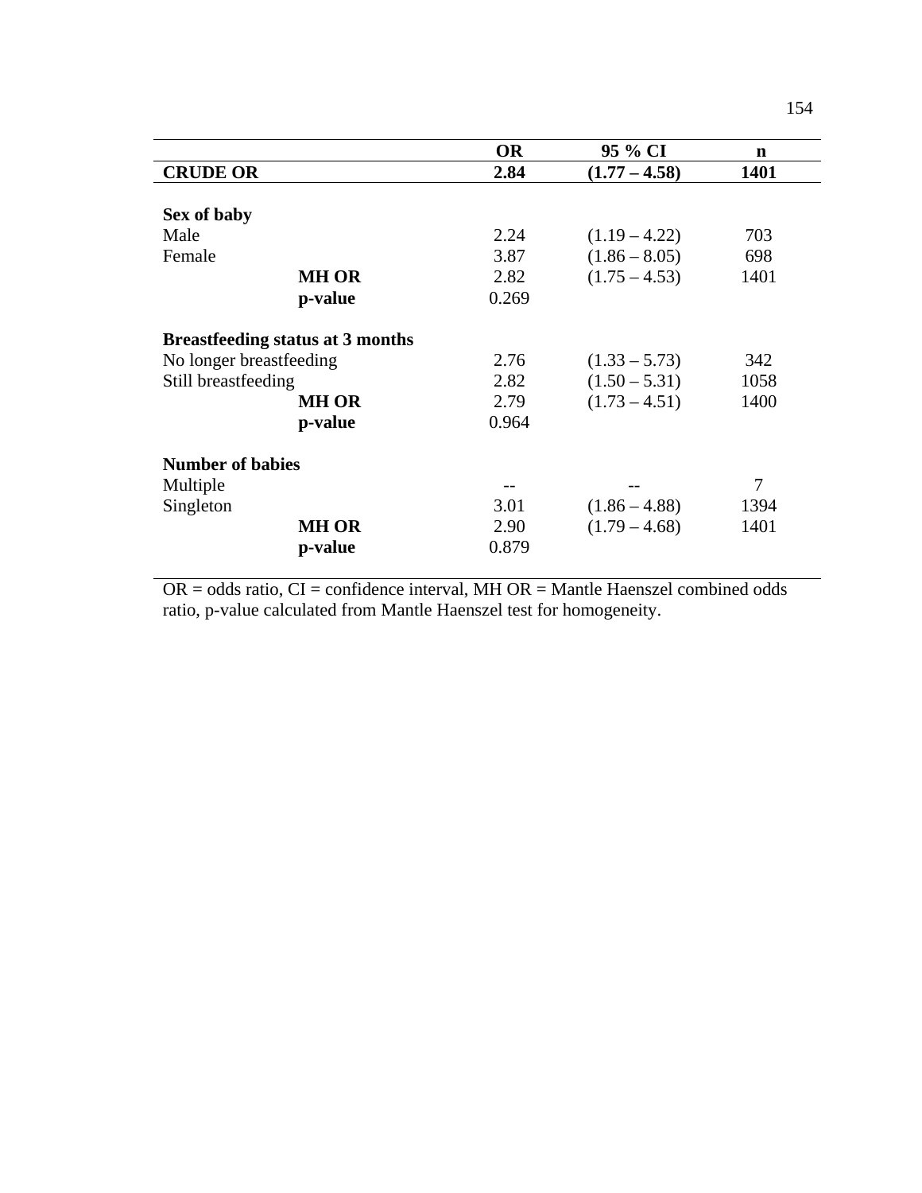| | OR | 95 % CI | n |
|---|---|---|---|
| **CRUDE OR** | **2.84** | **(1.77 – 4.58)** | **1401** |
| | | | |
| **Sex of baby** | | | |
| Male | 2.24 | (1.19 – 4.22) | 703 |
| Female | 3.87 | (1.86 – 8.05) | 698 |
| **MH OR** | 2.82 | (1.75 – 4.53) | 1401 |
| **p-value** | 0.269 | | |
| | | | |
| **Breastfeeding status at 3 months** | | | |
| No longer breastfeeding | 2.76 | (1.33 – 5.73) | 342 |
| Still breastfeeding | 2.82 | (1.50 – 5.31) | 1058 |
| **MH OR** | 2.79 | (1.73 – 4.51) | 1400 |
| **p-value** | 0.964 | | |
| | | | |
| **Number of babies** | | | |
| Multiple | -- | -- | 7 |
| Singleton | 3.01 | (1.86 – 4.88) | 1394 |
| **MH OR** | 2.90 | (1.79 – 4.68) | 1401 |
| **p-value** | 0.879 | | |

OR = odds ratio, CI = confidence interval, MH OR = Mantle Haenszel combined odds ratio, p-value calculated from Mantle Haenszel test for homogeneity.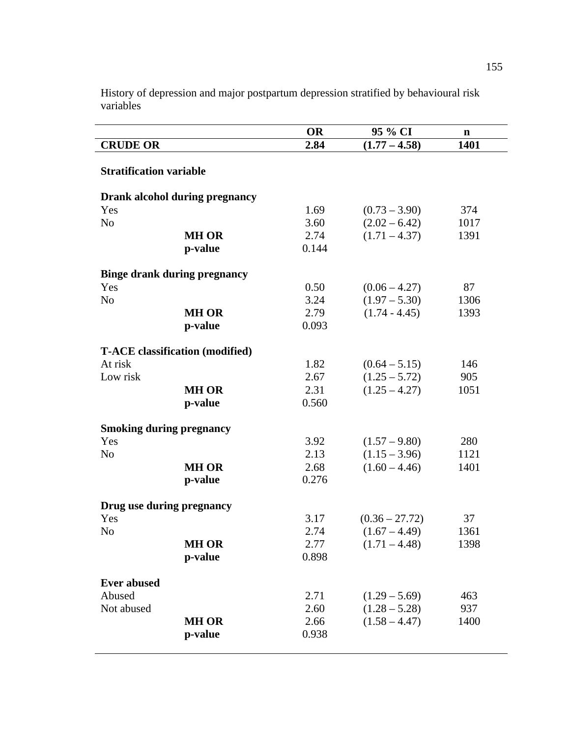History of depression and major postpartum depression stratified by behavioural risk variables

| | OR | 95 % CI | n |
|---|---|---|---|
| **CRUDE OR** | **2.84** | **(1.77 – 4.58)** | **1401** |
| **Stratification variable** | | | |
| **Drank alcohol during pregnancy** | | | |
| Yes | 1.69 | (0.73 – 3.90) | 374 |
| No | 3.60 | (2.02 – 6.42) | 1017 |
| **MH OR** | 2.74 | (1.71 – 4.37) | 1391 |
| **p-value** | 0.144 | | |
| **Binge drank during pregnancy** | | | |
| Yes | 0.50 | (0.06 – 4.27) | 87 |
| No | 3.24 | (1.97 – 5.30) | 1306 |
| **MH OR** | 2.79 | (1.74 - 4.45) | 1393 |
| **p-value** | 0.093 | | |
| **T-ACE classification (modified)** | | | |
| At risk | 1.82 | (0.64 – 5.15) | 146 |
| Low risk | 2.67 | (1.25 – 5.72) | 905 |
| **MH OR** | 2.31 | (1.25 – 4.27) | 1051 |
| **p-value** | 0.560 | | |
| **Smoking during pregnancy** | | | |
| Yes | 3.92 | (1.57 – 9.80) | 280 |
| No | 2.13 | (1.15 – 3.96) | 1121 |
| **MH OR** | 2.68 | (1.60 – 4.46) | 1401 |
| **p-value** | 0.276 | | |
| **Drug use during pregnancy** | | | |
| Yes | 3.17 | (0.36 – 27.72) | 37 |
| No | 2.74 | (1.67 – 4.49) | 1361 |
| **MH OR** | 2.77 | (1.71 – 4.48) | 1398 |
| **p-value** | 0.898 | | |
| **Ever abused** | | | |
| Abused | 2.71 | (1.29 – 5.69) | 463 |
| Not abused | 2.60 | (1.28 – 5.28) | 937 |
| **MH OR** | 2.66 | (1.58 – 4.47) | 1400 |
| **p-value** | 0.938 | | |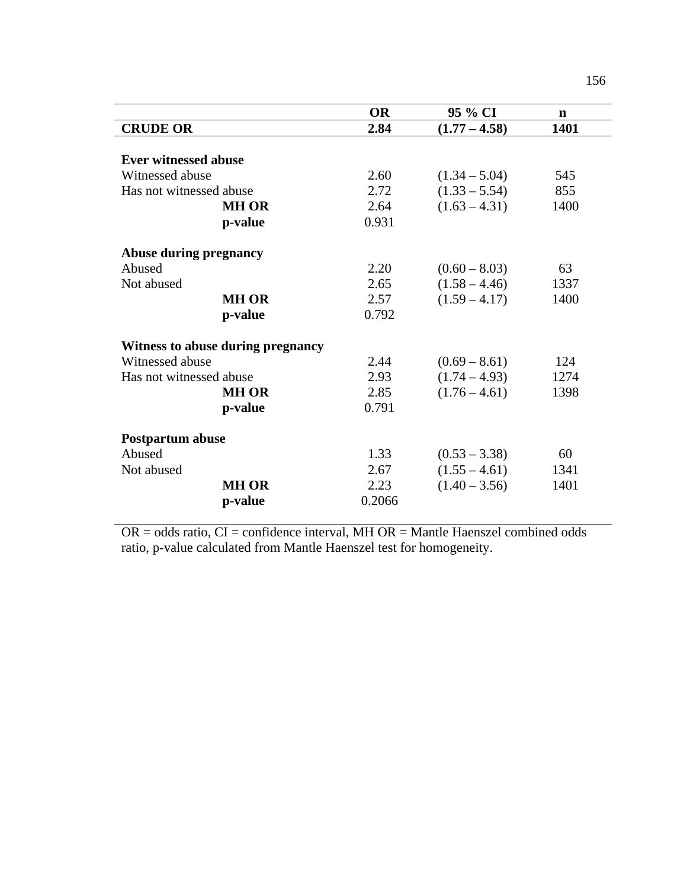| | OR | 95 % CI | n |
|---|---|---|---|
| **CRUDE OR** | **2.84** | **(1.77 – 4.58)** | **1401** |
| | | | |
| **Ever witnessed abuse** | | | |
| Witnessed abuse | 2.60 | (1.34 – 5.04) | 545 |
| Has not witnessed abuse | 2.72 | (1.33 – 5.54) | 855 |
| **MH OR** | 2.64 | (1.63 – 4.31) | 1400 |
| **p-value** | 0.931 | | |
| | | | |
| **Abuse during pregnancy** | | | |
| Abused | 2.20 | (0.60 – 8.03) | 63 |
| Not abused | 2.65 | (1.58 – 4.46) | 1337 |
| **MH OR** | 2.57 | (1.59 – 4.17) | 1400 |
| **p-value** | 0.792 | | |
| | | | |
| **Witness to abuse during pregnancy** | | | |
| Witnessed abuse | 2.44 | (0.69 – 8.61) | 124 |
| Has not witnessed abuse | 2.93 | (1.74 – 4.93) | 1274 |
| **MH OR** | 2.85 | (1.76 – 4.61) | 1398 |
| **p-value** | 0.791 | | |
| | | | |
| **Postpartum abuse** | | | |
| Abused | 1.33 | (0.53 – 3.38) | 60 |
| Not abused | 2.67 | (1.55 – 4.61) | 1341 |
| **MH OR** | 2.23 | (1.40 – 3.56) | 1401 |
| **p-value** | 0.2066 | | |

OR = odds ratio, CI = confidence interval, MH OR = Mantle Haenszel combined odds ratio, p-value calculated from Mantle Haenszel test for homogeneity.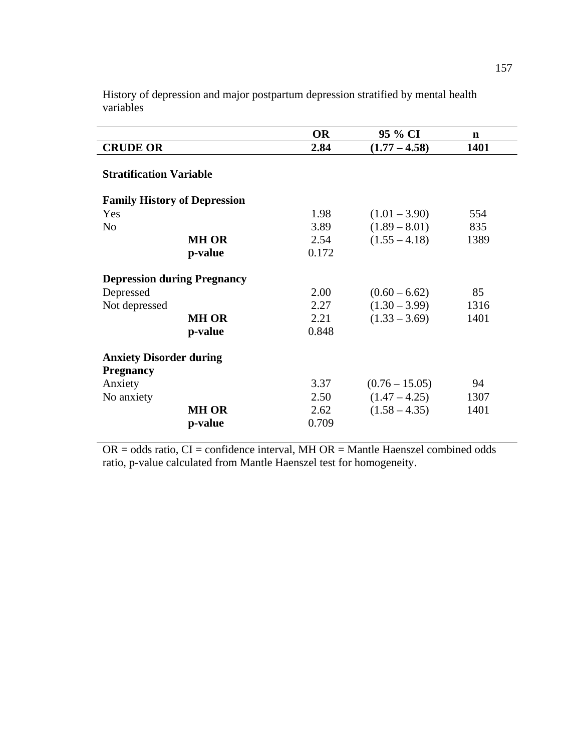History of depression and major postpartum depression stratified by mental health variables

| | | OR | 95 % CI | n |
|---|---|---|---|---|
| **CRUDE OR** | | **2.84** | **(1.77 – 4.58)** | **1401** |
| **Stratification Variable** | | | | |
| **Family History of Depression** | | | | |
| Yes | | 1.98 | (1.01 – 3.90) | 554 |
| No | | 3.89 | (1.89 – 8.01) | 835 |
| | **MH OR** | 2.54 | (1.55 – 4.18) | 1389 |
| | **p-value** | 0.172 | | |
| **Depression during Pregnancy** | | | | |
| Depressed | | 2.00 | (0.60 – 6.62) | 85 |
| Not depressed | | 2.27 | (1.30 – 3.99) | 1316 |
| | **MH OR** | 2.21 | (1.33 – 3.69) | 1401 |
| | **p-value** | 0.848 | | |
| **Anxiety Disorder during Pregnancy** | | | | |
| Anxiety | | 3.37 | (0.76 – 15.05) | 94 |
| No anxiety | | 2.50 | (1.47 – 4.25) | 1307 |
| | **MH OR** | 2.62 | (1.58 – 4.35) | 1401 |
| | **p-value** | 0.709 | | |

OR = odds ratio, CI = confidence interval, MH OR = Mantle Haenszel combined odds ratio, p-value calculated from Mantle Haenszel test for homogeneity.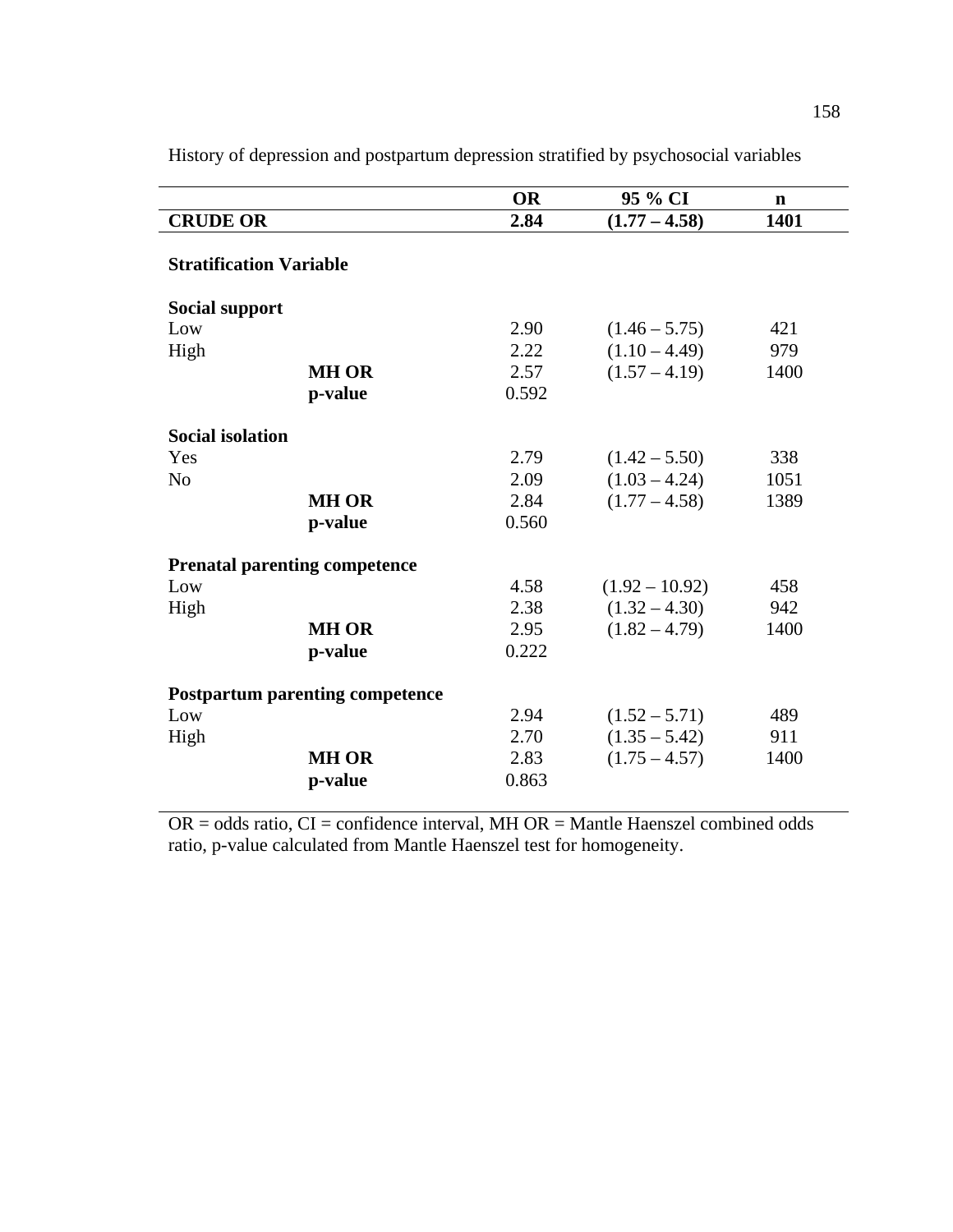History of depression and postpartum depression stratified by psychosocial variables

| | | OR | 95 % CI | n |
|---|---|---|---|---|
| **CRUDE OR** | | **2.84** | **(1.77 – 4.58)** | **1401** |
| **Stratification Variable** | | | | |
| **Social support** | | | | |
| Low | | 2.90 | (1.46 – 5.75) | 421 |
| High | | 2.22 | (1.10 – 4.49) | 979 |
| | **MH OR** | 2.57 | (1.57 – 4.19) | 1400 |
| | **p-value** | 0.592 | | |
| **Social isolation** | | | | |
| Yes | | 2.79 | (1.42 – 5.50) | 338 |
| No | | 2.09 | (1.03 – 4.24) | 1051 |
| | **MH OR** | 2.84 | (1.77 – 4.58) | 1389 |
| | **p-value** | 0.560 | | |
| **Prenatal parenting competence** | | | | |
| Low | | 4.58 | (1.92 – 10.92) | 458 |
| High | | 2.38 | (1.32 – 4.30) | 942 |
| | **MH OR** | 2.95 | (1.82 – 4.79) | 1400 |
| | **p-value** | 0.222 | | |
| **Postpartum parenting competence** | | | | |
| Low | | 2.94 | (1.52 – 5.71) | 489 |
| High | | 2.70 | (1.35 – 5.42) | 911 |
| | **MH OR** | 2.83 | (1.75 – 4.57) | 1400 |
| | **p-value** | 0.863 | | |

OR = odds ratio, CI = confidence interval, MH OR = Mantle Haenszel combined odds ratio, p-value calculated from Mantle Haenszel test for homogeneity.